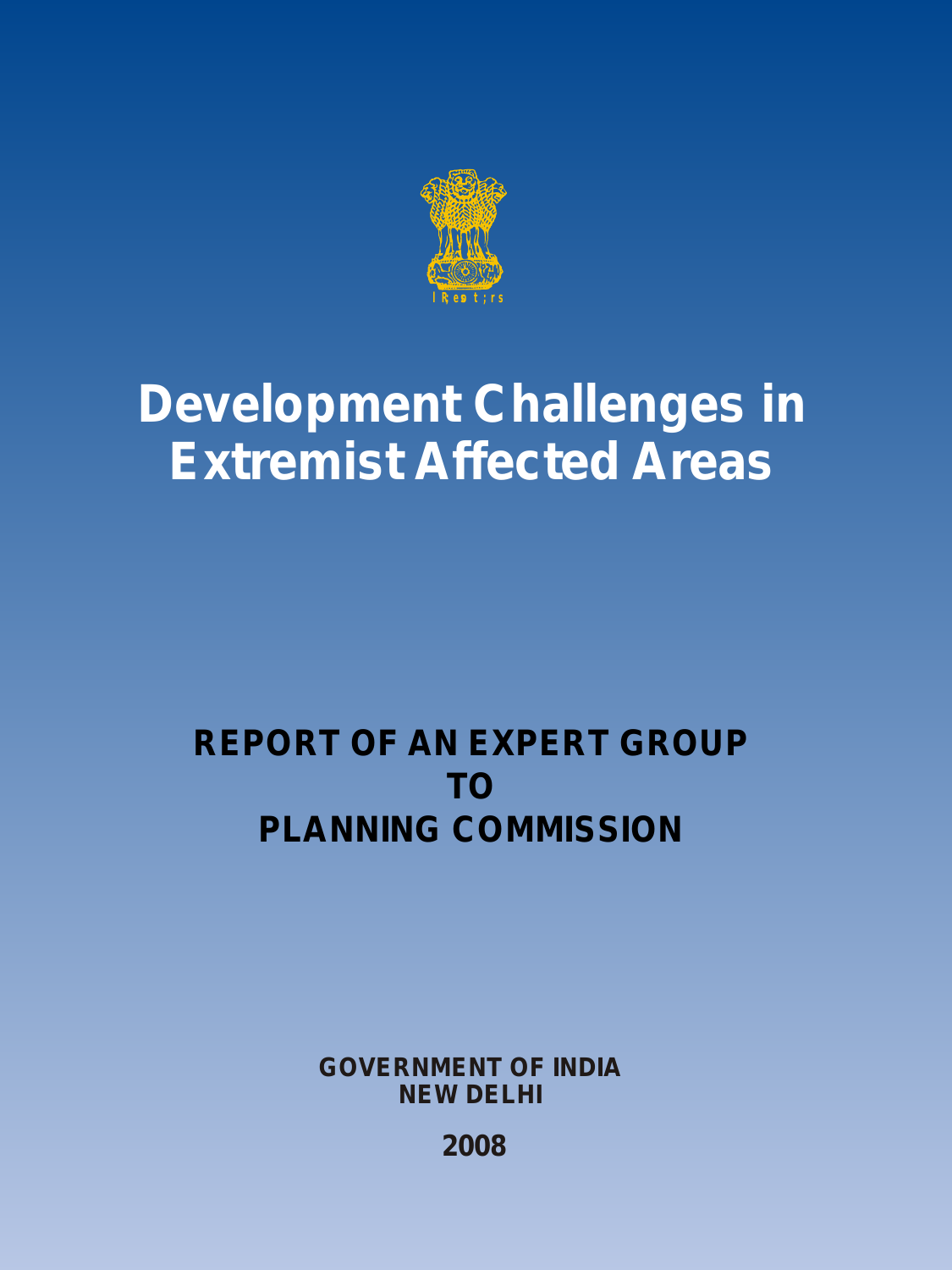# Development Challenges in Extremist Affected Areas

## REPORT OF AN EXPERT GROUP TO PLANNING COMMISSION

**GOVERNMENT OF INDIA**
**NEW DELHI**

**2008**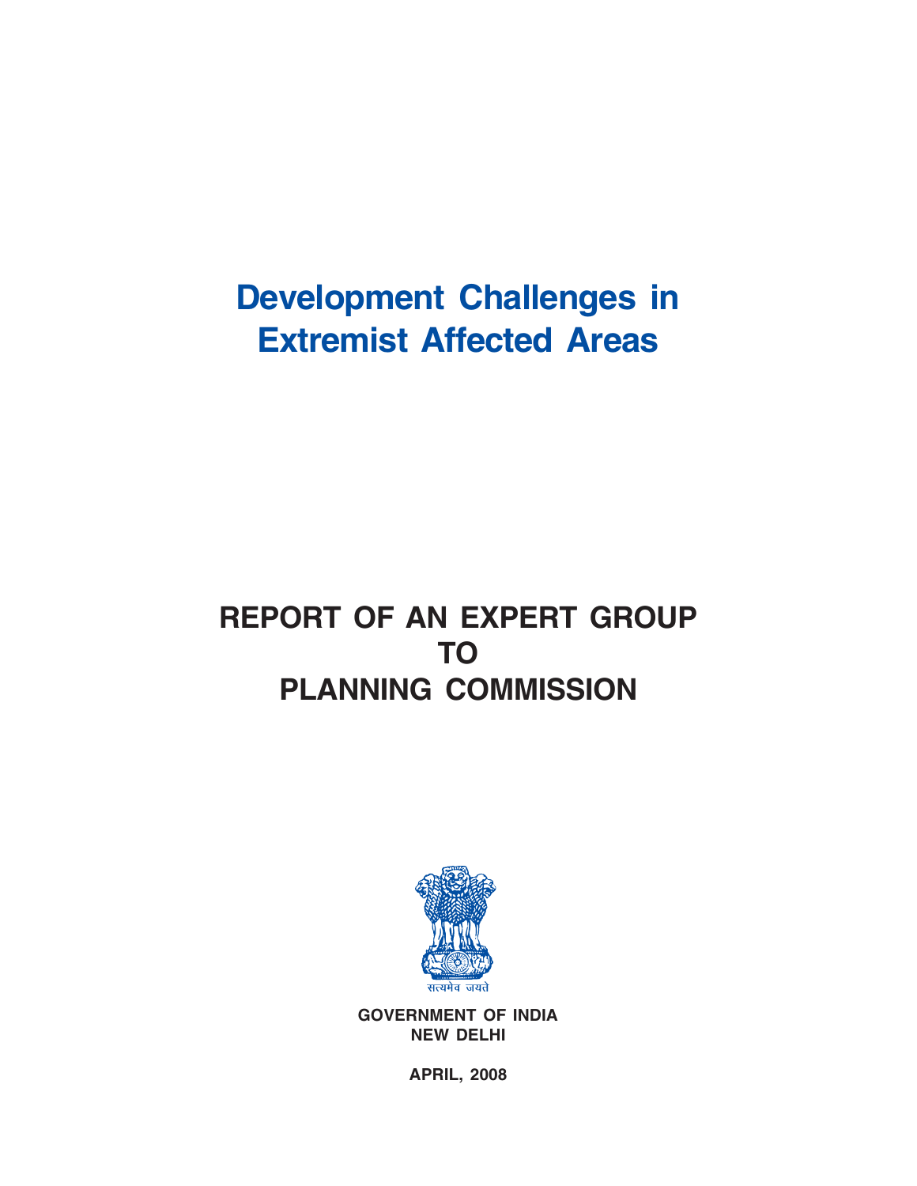# Development Challenges in Extremist Affected Areas

## REPORT OF AN EXPERT GROUP TO PLANNING COMMISSION

सत्यमेव जयते

**GOVERNMENT OF INDIA**
**NEW DELHI**

**APRIL, 2008**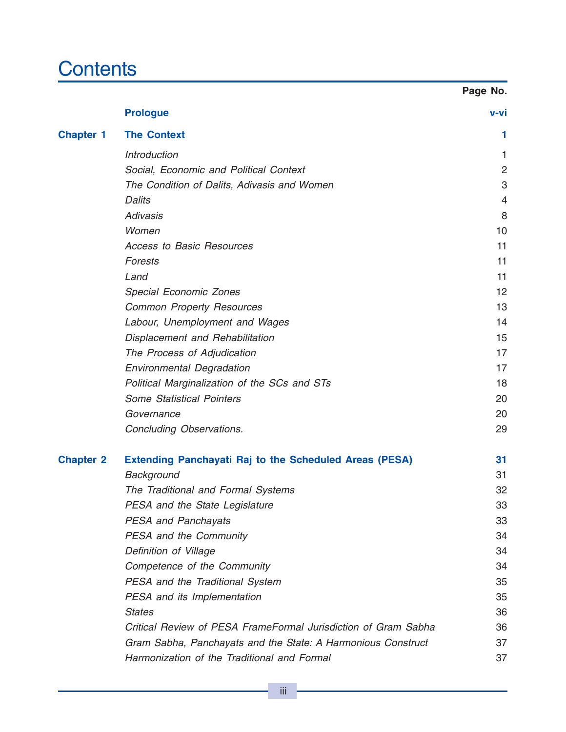# Contents

| | | Page No. |
|---|---|---|
| | **Prologue** | **v-vi** |
| **Chapter 1** | **The Context** | **1** |
| | *Introduction* | 1 |
| | *Social, Economic and Political Context* | 2 |
| | *The Condition of Dalits, Adivasis and Women* | 3 |
| | *Dalits* | 4 |
| | *Adivasis* | 8 |
| | *Women* | 10 |
| | *Access to Basic Resources* | 11 |
| | *Forests* | 11 |
| | *Land* | 11 |
| | *Special Economic Zones* | 12 |
| | *Common Property Resources* | 13 |
| | *Labour, Unemployment and Wages* | 14 |
| | *Displacement and Rehabilitation* | 15 |
| | *The Process of Adjudication* | 17 |
| | *Environmental Degradation* | 17 |
| | *Political Marginalization of the SCs and STs* | 18 |
| | *Some Statistical Pointers* | 20 |
| | *Governance* | 20 |
| | *Concluding Observations.* | 29 |
| **Chapter 2** | **Extending Panchayati Raj to the Scheduled Areas (PESA)** | **31** |
| | *Background* | 31 |
| | *The Traditional and Formal Systems* | 32 |
| | *PESA and the State Legislature* | 33 |
| | *PESA and Panchayats* | 33 |
| | *PESA and the Community* | 34 |
| | *Definition of Village* | 34 |
| | *Competence of the Community* | 34 |
| | *PESA and the Traditional System* | 35 |
| | *PESA and its Implementation* | 35 |
| | *States* | 36 |
| | *Critical Review of PESA FrameFormal Jurisdiction of Gram Sabha* | 36 |
| | *Gram Sabha, Panchayats and the State: A Harmonious Construct* | 37 |
| | *Harmonization of the Traditional and Formal* | 37 |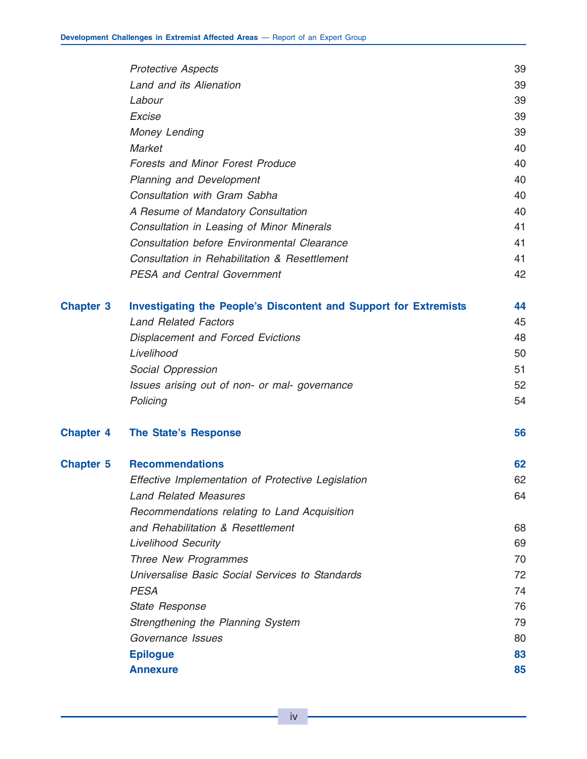| | | |
|---|---|---|
| | *Protective Aspects* | 39 |
| | *Land and its Alienation* | 39 |
| | *Labour* | 39 |
| | *Excise* | 39 |
| | *Money Lending* | 39 |
| | *Market* | 40 |
| | *Forests and Minor Forest Produce* | 40 |
| | *Planning and Development* | 40 |
| | *Consultation with Gram Sabha* | 40 |
| | *A Resume of Mandatory Consultation* | 40 |
| | *Consultation in Leasing of Minor Minerals* | 41 |
| | *Consultation before Environmental Clearance* | 41 |
| | *Consultation in Rehabilitation & Resettlement* | 41 |
| | *PESA and Central Government* | 42 |
| **Chapter 3** | **Investigating the People's Discontent and Support for Extremists** | **44** |
| | *Land Related Factors* | 45 |
| | *Displacement and Forced Evictions* | 48 |
| | *Livelihood* | 50 |
| | *Social Oppression* | 51 |
| | *Issues arising out of non- or mal- governance* | 52 |
| | *Policing* | 54 |
| **Chapter 4** | **The State's Response** | **56** |
| **Chapter 5** | **Recommendations** | **62** |
| | *Effective Implementation of Protective Legislation* | 62 |
| | *Land Related Measures* | 64 |
| | *Recommendations relating to Land Acquisition and Rehabilitation & Resettlement* | 68 |
| | *Livelihood Security* | 69 |
| | *Three New Programmes* | 70 |
| | *Universalise Basic Social Services to Standards* | 72 |
| | *PESA* | 74 |
| | *State Response* | 76 |
| | *Strengthening the Planning System* | 79 |
| | *Governance Issues* | 80 |
| | **Epilogue** | **83** |
| | **Annexure** | **85** |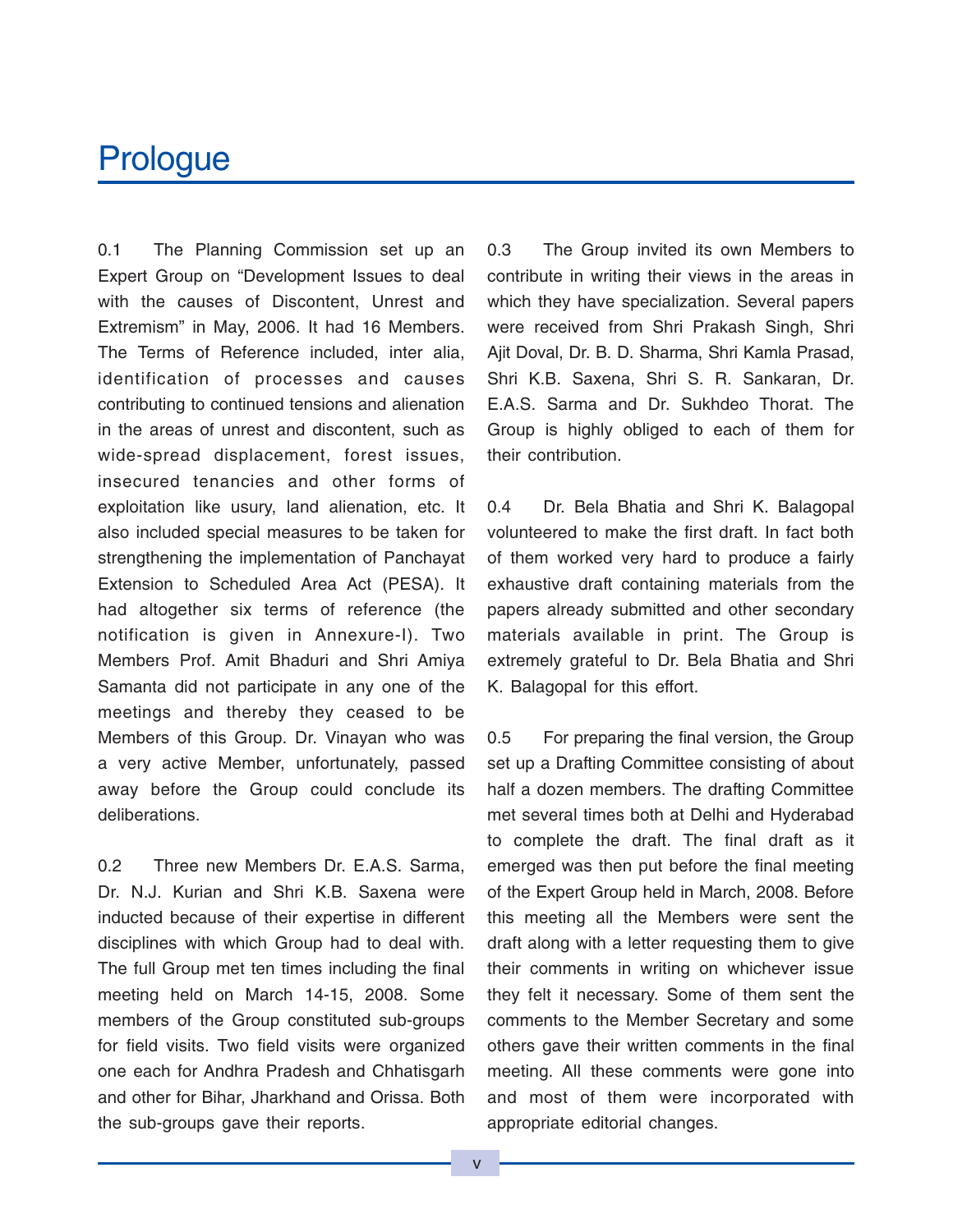# Prologue

0.1 The Planning Commission set up an Expert Group on "Development Issues to deal with the causes of Discontent, Unrest and Extremism" in May, 2006. It had 16 Members. The Terms of Reference included, inter alia, identification of processes and causes contributing to continued tensions and alienation in the areas of unrest and discontent, such as wide-spread displacement, forest issues, insecured tenancies and other forms of exploitation like usury, land alienation, etc. It also included special measures to be taken for strengthening the implementation of Panchayat Extension to Scheduled Area Act (PESA). It had altogether six terms of reference (the notification is given in Annexure-I). Two Members Prof. Amit Bhaduri and Shri Amiya Samanta did not participate in any one of the meetings and thereby they ceased to be Members of this Group. Dr. Vinayan who was a very active Member, unfortunately, passed away before the Group could conclude its deliberations.

0.2 Three new Members Dr. E.A.S. Sarma, Dr. N.J. Kurian and Shri K.B. Saxena were inducted because of their expertise in different disciplines with which Group had to deal with. The full Group met ten times including the final meeting held on March 14-15, 2008. Some members of the Group constituted sub-groups for field visits. Two field visits were organized one each for Andhra Pradesh and Chhatisgarh and other for Bihar, Jharkhand and Orissa. Both the sub-groups gave their reports.

0.3 The Group invited its own Members to contribute in writing their views in the areas in which they have specialization. Several papers were received from Shri Prakash Singh, Shri Ajit Doval, Dr. B. D. Sharma, Shri Kamla Prasad, Shri K.B. Saxena, Shri S. R. Sankaran, Dr. E.A.S. Sarma and Dr. Sukhdeo Thorat. The Group is highly obliged to each of them for their contribution.

0.4 Dr. Bela Bhatia and Shri K. Balagopal volunteered to make the first draft. In fact both of them worked very hard to produce a fairly exhaustive draft containing materials from the papers already submitted and other secondary materials available in print. The Group is extremely grateful to Dr. Bela Bhatia and Shri K. Balagopal for this effort.

0.5 For preparing the final version, the Group set up a Drafting Committee consisting of about half a dozen members. The drafting Committee met several times both at Delhi and Hyderabad to complete the draft. The final draft as it emerged was then put before the final meeting of the Expert Group held in March, 2008. Before this meeting all the Members were sent the draft along with a letter requesting them to give their comments in writing on whichever issue they felt it necessary. Some of them sent the comments to the Member Secretary and some others gave their written comments in the final meeting. All these comments were gone into and most of them were incorporated with appropriate editorial changes.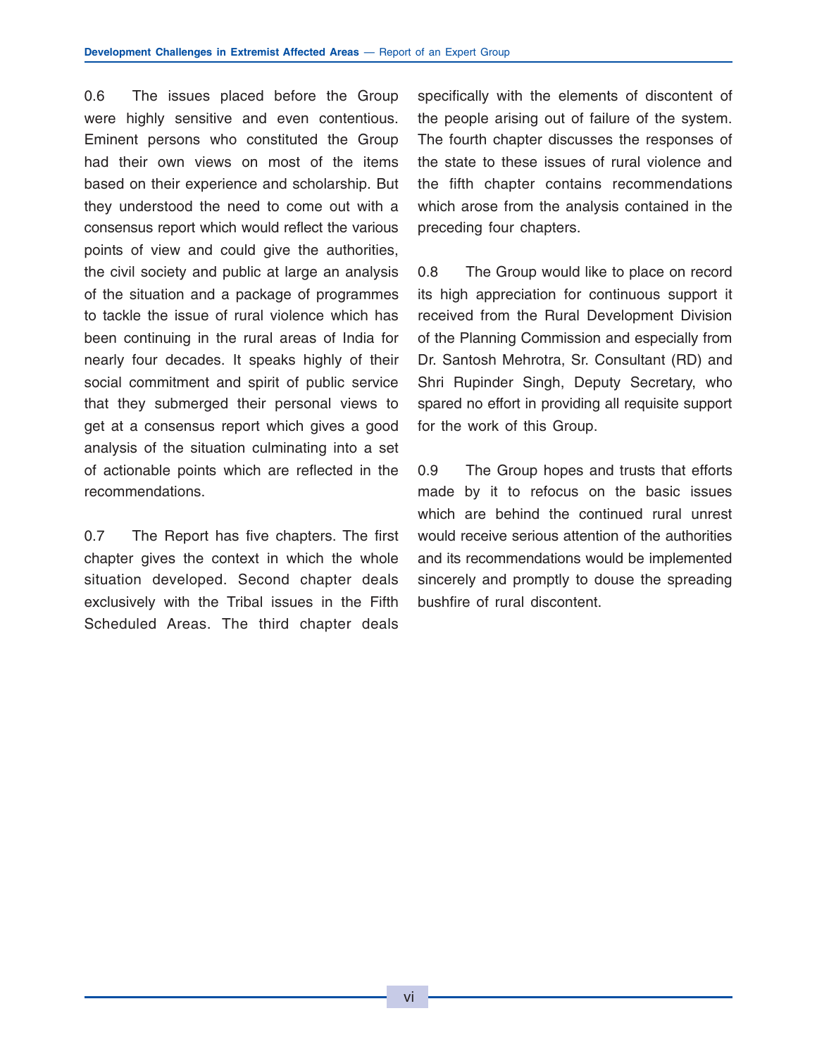0.6 The issues placed before the Group were highly sensitive and even contentious. Eminent persons who constituted the Group had their own views on most of the items based on their experience and scholarship. But they understood the need to come out with a consensus report which would reflect the various points of view and could give the authorities, the civil society and public at large an analysis of the situation and a package of programmes to tackle the issue of rural violence which has been continuing in the rural areas of India for nearly four decades. It speaks highly of their social commitment and spirit of public service that they submerged their personal views to get at a consensus report which gives a good analysis of the situation culminating into a set of actionable points which are reflected in the recommendations.

0.7 The Report has five chapters. The first chapter gives the context in which the whole situation developed. Second chapter deals exclusively with the Tribal issues in the Fifth Scheduled Areas. The third chapter deals specifically with the elements of discontent of the people arising out of failure of the system. The fourth chapter discusses the responses of the state to these issues of rural violence and the fifth chapter contains recommendations which arose from the analysis contained in the preceding four chapters.

0.8 The Group would like to place on record its high appreciation for continuous support it received from the Rural Development Division of the Planning Commission and especially from Dr. Santosh Mehrotra, Sr. Consultant (RD) and Shri Rupinder Singh, Deputy Secretary, who spared no effort in providing all requisite support for the work of this Group.

0.9 The Group hopes and trusts that efforts made by it to refocus on the basic issues which are behind the continued rural unrest would receive serious attention of the authorities and its recommendations would be implemented sincerely and promptly to douse the spreading bushfire of rural discontent.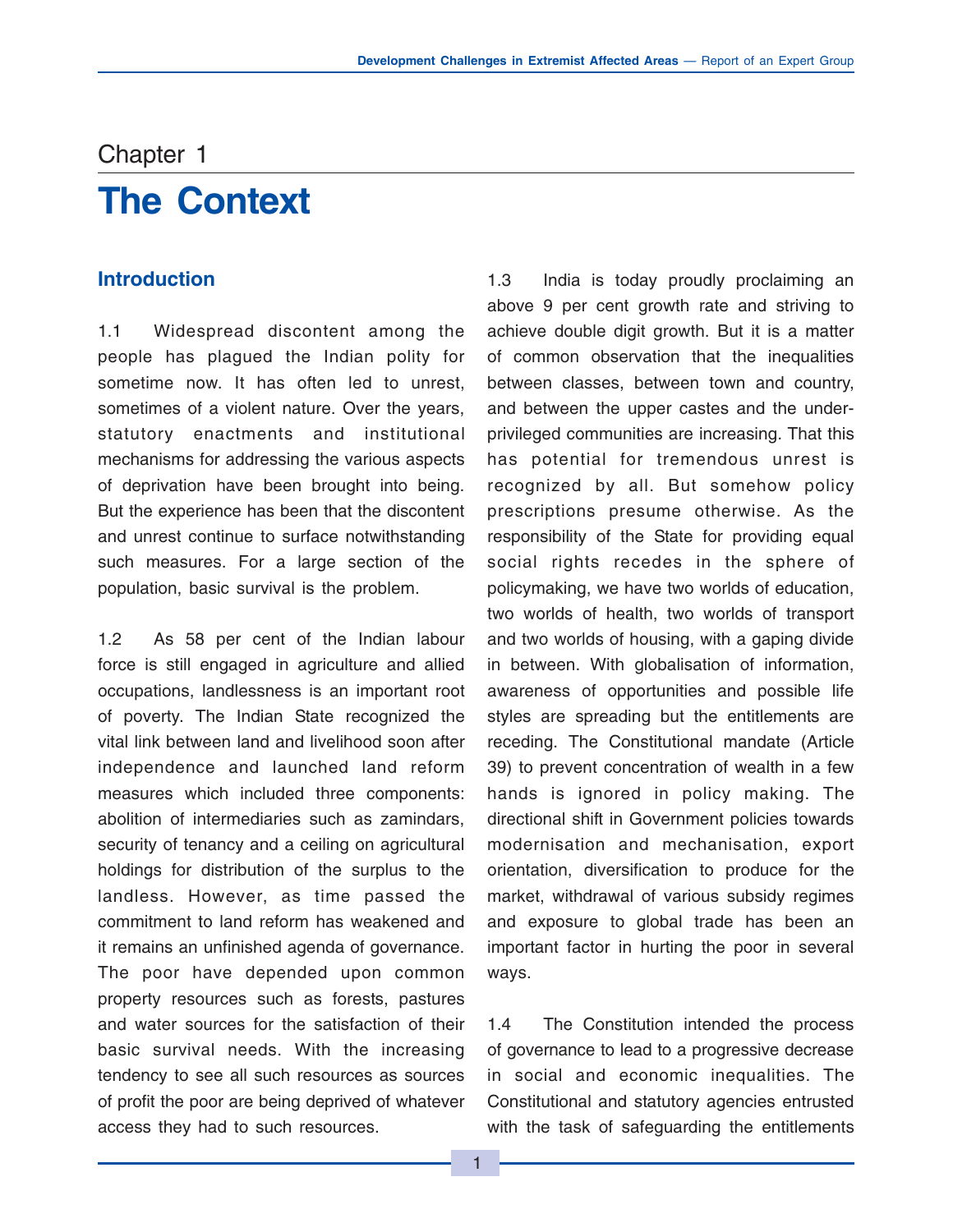# Chapter 1

# The Context

## Introduction

1.1 Widespread discontent among the people has plagued the Indian polity for sometime now. It has often led to unrest, sometimes of a violent nature. Over the years, statutory enactments and institutional mechanisms for addressing the various aspects of deprivation have been brought into being. But the experience has been that the discontent and unrest continue to surface notwithstanding such measures. For a large section of the population, basic survival is the problem.

1.2 As 58 per cent of the Indian labour force is still engaged in agriculture and allied occupations, landlessness is an important root of poverty. The Indian State recognized the vital link between land and livelihood soon after independence and launched land reform measures which included three components: abolition of intermediaries such as zamindars, security of tenancy and a ceiling on agricultural holdings for distribution of the surplus to the landless. However, as time passed the commitment to land reform has weakened and it remains an unfinished agenda of governance. The poor have depended upon common property resources such as forests, pastures and water sources for the satisfaction of their basic survival needs. With the increasing tendency to see all such resources as sources of profit the poor are being deprived of whatever access they had to such resources.

1.3 India is today proudly proclaiming an above 9 per cent growth rate and striving to achieve double digit growth. But it is a matter of common observation that the inequalities between classes, between town and country, and between the upper castes and the under-privileged communities are increasing. That this has potential for tremendous unrest is recognized by all. But somehow policy prescriptions presume otherwise. As the responsibility of the State for providing equal social rights recedes in the sphere of policymaking, we have two worlds of education, two worlds of health, two worlds of transport and two worlds of housing, with a gaping divide in between. With globalisation of information, awareness of opportunities and possible life styles are spreading but the entitlements are receding. The Constitutional mandate (Article 39) to prevent concentration of wealth in a few hands is ignored in policy making. The directional shift in Government policies towards modernisation and mechanisation, export orientation, diversification to produce for the market, withdrawal of various subsidy regimes and exposure to global trade has been an important factor in hurting the poor in several ways.

1.4 The Constitution intended the process of governance to lead to a progressive decrease in social and economic inequalities. The Constitutional and statutory agencies entrusted with the task of safeguarding the entitlements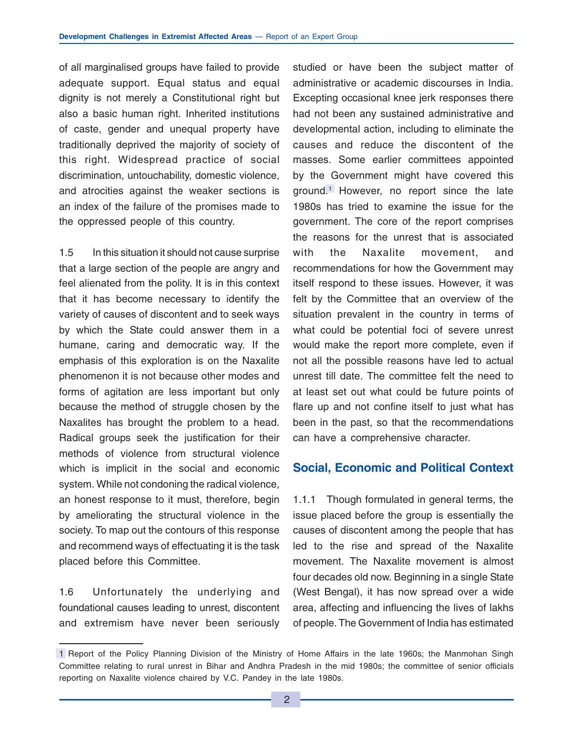of all marginalised groups have failed to provide adequate support. Equal status and equal dignity is not merely a Constitutional right but also a basic human right. Inherited institutions of caste, gender and unequal property have traditionally deprived the majority of society of this right. Widespread practice of social discrimination, untouchability, domestic violence, and atrocities against the weaker sections is an index of the failure of the promises made to the oppressed people of this country.

1.5 In this situation it should not cause surprise that a large section of the people are angry and feel alienated from the polity. It is in this context that it has become necessary to identify the variety of causes of discontent and to seek ways by which the State could answer them in a humane, caring and democratic way. If the emphasis of this exploration is on the Naxalite phenomenon it is not because other modes and forms of agitation are less important but only because the method of struggle chosen by the Naxalites has brought the problem to a head. Radical groups seek the justification for their methods of violence from structural violence which is implicit in the social and economic system. While not condoning the radical violence, an honest response to it must, therefore, begin by ameliorating the structural violence in the society. To map out the contours of this response and recommend ways of effectuating it is the task placed before this Committee.

1.6 Unfortunately the underlying and foundational causes leading to unrest, discontent and extremism have never been seriously studied or have been the subject matter of administrative or academic discourses in India. Excepting occasional knee jerk responses there had not been any sustained administrative and developmental action, including to eliminate the causes and reduce the discontent of the masses. Some earlier committees appointed by the Government might have covered this ground.[1] However, no report since the late 1980s has tried to examine the issue for the government. The core of the report comprises the reasons for the unrest that is associated with the Naxalite movement, and recommendations for how the Government may itself respond to these issues. However, it was felt by the Committee that an overview of the situation prevalent in the country in terms of what could be potential foci of severe unrest would make the report more complete, even if not all the possible reasons have led to actual unrest till date. The committee felt the need to at least set out what could be future points of flare up and not confine itself to just what has been in the past, so that the recommendations can have a comprehensive character.

## Social, Economic and Political Context

1.1.1 Though formulated in general terms, the issue placed before the group is essentially the causes of discontent among the people that has led to the rise and spread of the Naxalite movement. The Naxalite movement is almost four decades old now. Beginning in a single State (West Bengal), it has now spread over a wide area, affecting and influencing the lives of lakhs of people. The Government of India has estimated

---

[1] Report of the Policy Planning Division of the Ministry of Home Affairs in the late 1960s; the Manmohan Singh Committee relating to rural unrest in Bihar and Andhra Pradesh in the mid 1980s; the committee of senior officials reporting on Naxalite violence chaired by V.C. Pandey in the late 1980s.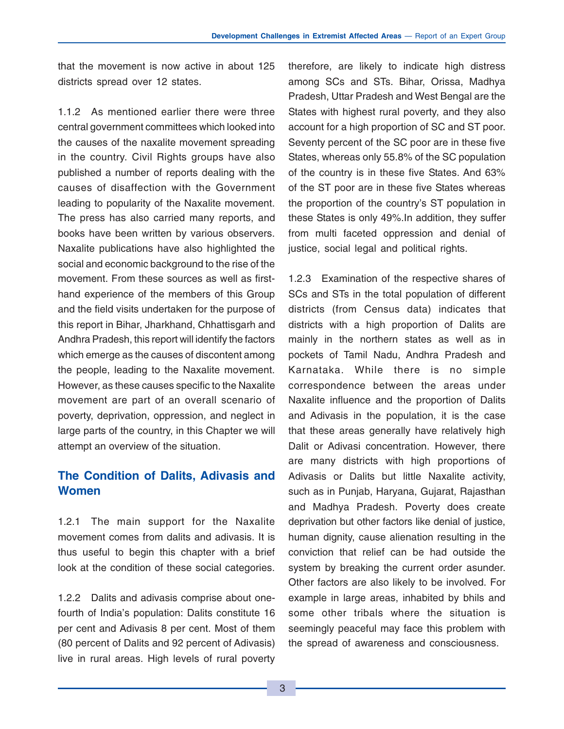that the movement is now active in about 125 districts spread over 12 states.

1.1.2 As mentioned earlier there were three central government committees which looked into the causes of the naxalite movement spreading in the country. Civil Rights groups have also published a number of reports dealing with the causes of disaffection with the Government leading to popularity of the Naxalite movement. The press has also carried many reports, and books have been written by various observers. Naxalite publications have also highlighted the social and economic background to the rise of the movement. From these sources as well as first-hand experience of the members of this Group and the field visits undertaken for the purpose of this report in Bihar, Jharkhand, Chhattisgarh and Andhra Pradesh, this report will identify the factors which emerge as the causes of discontent among the people, leading to the Naxalite movement. However, as these causes specific to the Naxalite movement are part of an overall scenario of poverty, deprivation, oppression, and neglect in large parts of the country, in this Chapter we will attempt an overview of the situation.

## The Condition of Dalits, Adivasis and Women

1.2.1 The main support for the Naxalite movement comes from dalits and adivasis. It is thus useful to begin this chapter with a brief look at the condition of these social categories.

1.2.2 Dalits and adivasis comprise about one-fourth of India's population: Dalits constitute 16 per cent and Adivasis 8 per cent. Most of them (80 percent of Dalits and 92 percent of Adivasis) live in rural areas. High levels of rural poverty therefore, are likely to indicate high distress among SCs and STs. Bihar, Orissa, Madhya Pradesh, Uttar Pradesh and West Bengal are the States with highest rural poverty, and they also account for a high proportion of SC and ST poor. Seventy percent of the SC poor are in these five States, whereas only 55.8% of the SC population of the country is in these five States. And 63% of the ST poor are in these five States whereas the proportion of the country's ST population in these States is only 49%.In addition, they suffer from multi faceted oppression and denial of justice, social legal and political rights.

1.2.3 Examination of the respective shares of SCs and STs in the total population of different districts (from Census data) indicates that districts with a high proportion of Dalits are mainly in the northern states as well as in pockets of Tamil Nadu, Andhra Pradesh and Karnataka. While there is no simple correspondence between the areas under Naxalite influence and the proportion of Dalits and Adivasis in the population, it is the case that these areas generally have relatively high Dalit or Adivasi concentration. However, there are many districts with high proportions of Adivasis or Dalits but little Naxalite activity, such as in Punjab, Haryana, Gujarat, Rajasthan and Madhya Pradesh. Poverty does create deprivation but other factors like denial of justice, human dignity, cause alienation resulting in the conviction that relief can be had outside the system by breaking the current order asunder. Other factors are also likely to be involved. For example in large areas, inhabited by bhils and some other tribals where the situation is seemingly peaceful may face this problem with the spread of awareness and consciousness.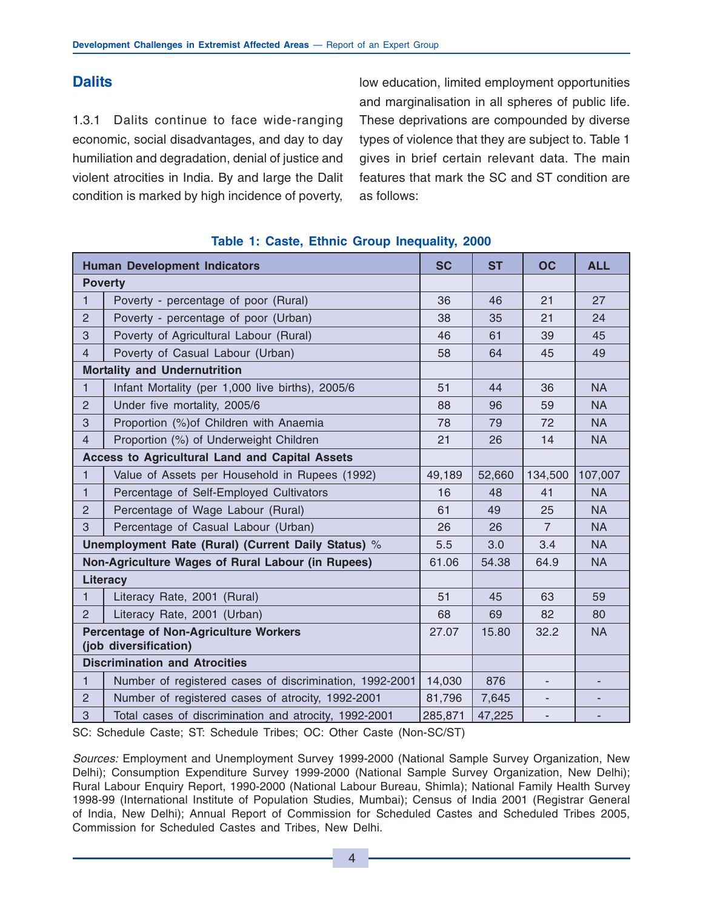## Dalits

1.3.1 Dalits continue to face wide-ranging economic, social disadvantages, and day to day humiliation and degradation, denial of justice and violent atrocities in India. By and large the Dalit condition is marked by high incidence of poverty, low education, limited employment opportunities and marginalisation in all spheres of public life. These deprivations are compounded by diverse types of violence that they are subject to. Table 1 gives in brief certain relevant data. The main features that mark the SC and ST condition are as follows:

**Table 1: Caste, Ethnic Group Inequality, 2000**

| Human Development Indicators | | SC | ST | OC | ALL |
|---|---|---|---|---|---|
| **Poverty** | | | | | |
| 1 | Poverty - percentage of poor (Rural) | 36 | 46 | 21 | 27 |
| 2 | Poverty - percentage of poor (Urban) | 38 | 35 | 21 | 24 |
| 3 | Poverty of Agricultural Labour (Rural) | 46 | 61 | 39 | 45 |
| 4 | Poverty of Casual Labour (Urban) | 58 | 64 | 45 | 49 |
| **Mortality and Undernutrition** | | | | | |
| 1 | Infant Mortality (per 1,000 live births), 2005/6 | 51 | 44 | 36 | NA |
| 2 | Under five mortality, 2005/6 | 88 | 96 | 59 | NA |
| 3 | Proportion (%)of Children with Anaemia | 78 | 79 | 72 | NA |
| 4 | Proportion (%) of Underweight Children | 21 | 26 | 14 | NA |
| **Access to Agricultural Land and Capital Assets** | | | | | |
| 1 | Value of Assets per Household in Rupees (1992) | 49,189 | 52,660 | 134,500 | 107,007 |
| 1 | Percentage of Self-Employed Cultivators | 16 | 48 | 41 | NA |
| 2 | Percentage of Wage Labour (Rural) | 61 | 49 | 25 | NA |
| 3 | Percentage of Casual Labour (Urban) | 26 | 26 | 7 | NA |
| **Unemployment Rate (Rural) (Current Daily Status) %** | | 5.5 | 3.0 | 3.4 | NA |
| **Non-Agriculture Wages of Rural Labour (in Rupees)** | | 61.06 | 54.38 | 64.9 | NA |
| **Literacy** | | | | | |
| 1 | Literacy Rate, 2001 (Rural) | 51 | 45 | 63 | 59 |
| 2 | Literacy Rate, 2001 (Urban) | 68 | 69 | 82 | 80 |
| **Percentage of Non-Agriculture Workers (job diversification)** | | 27.07 | 15.80 | 32.2 | NA |
| **Discrimination and Atrocities** | | | | | |
| 1 | Number of registered cases of discrimination, 1992-2001 | 14,030 | 876 | - | - |
| 2 | Number of registered cases of atrocity, 1992-2001 | 81,796 | 7,645 | - | - |
| 3 | Total cases of discrimination and atrocity, 1992-2001 | 285,871 | 47,225 | - | - |

SC: Schedule Caste; ST: Schedule Tribes; OC: Other Caste (Non-SC/ST)

*Sources:* Employment and Unemployment Survey 1999-2000 (National Sample Survey Organization, New Delhi); Consumption Expenditure Survey 1999-2000 (National Sample Survey Organization, New Delhi); Rural Labour Enquiry Report, 1990-2000 (National Labour Bureau, Shimla); National Family Health Survey 1998-99 (International Institute of Population Studies, Mumbai); Census of India 2001 (Registrar General of India, New Delhi); Annual Report of Commission for Scheduled Castes and Scheduled Tribes 2005, Commission for Scheduled Castes and Tribes, New Delhi.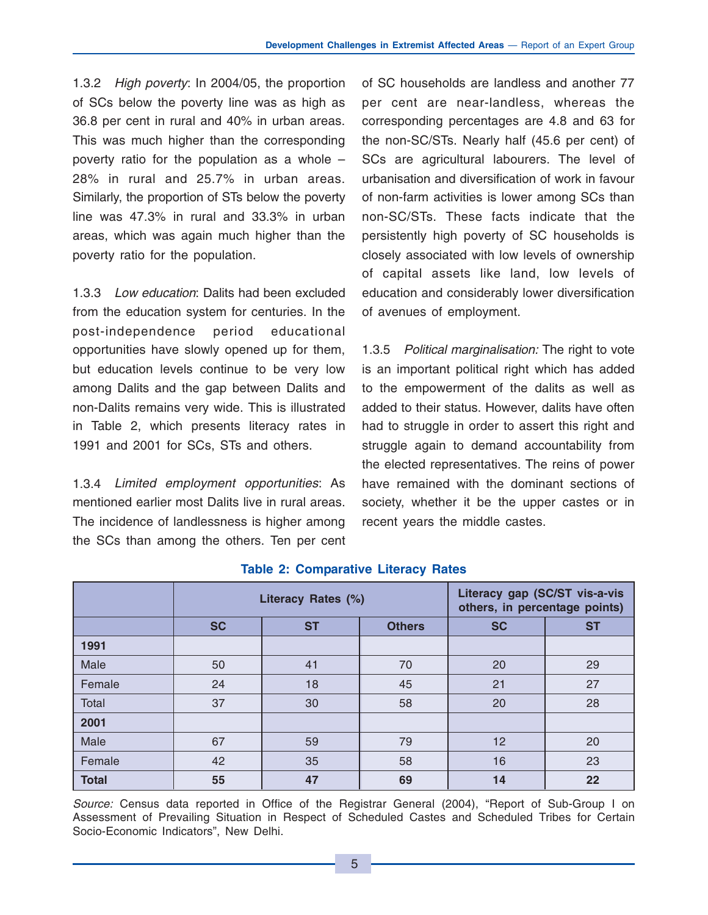1.3.2 *High poverty*: In 2004/05, the proportion of SCs below the poverty line was as high as 36.8 per cent in rural and 40% in urban areas. This was much higher than the corresponding poverty ratio for the population as a whole – 28% in rural and 25.7% in urban areas. Similarly, the proportion of STs below the poverty line was 47.3% in rural and 33.3% in urban areas, which was again much higher than the poverty ratio for the population.

1.3.3 *Low education*: Dalits had been excluded from the education system for centuries. In the post-independence period educational opportunities have slowly opened up for them, but education levels continue to be very low among Dalits and the gap between Dalits and non-Dalits remains very wide. This is illustrated in Table 2, which presents literacy rates in 1991 and 2001 for SCs, STs and others.

1.3.4 *Limited employment opportunities*: As mentioned earlier most Dalits live in rural areas. The incidence of landlessness is higher among the SCs than among the others. Ten per cent of SC households are landless and another 77 per cent are near-landless, whereas the corresponding percentages are 4.8 and 63 for the non-SC/STs. Nearly half (45.6 per cent) of SCs are agricultural labourers. The level of urbanisation and diversification of work in favour of non-farm activities is lower among SCs than non-SC/STs. These facts indicate that the persistently high poverty of SC households is closely associated with low levels of ownership of capital assets like land, low levels of education and considerably lower diversification of avenues of employment.

1.3.5 *Political marginalisation:* The right to vote is an important political right which has added to the empowerment of the dalits as well as added to their status. However, dalits have often had to struggle in order to assert this right and struggle again to demand accountability from the elected representatives. The reins of power have remained with the dominant sections of society, whether it be the upper castes or in recent years the middle castes.

**Table 2: Comparative Literacy Rates**

| | Literacy Rates (%) | | | Literacy gap (SC/ST vis-a-vis others, in percentage points) | |
|---|---|---|---|---|---|
| | SC | ST | Others | SC | ST |
| **1991** | | | | | |
| Male | 50 | 41 | 70 | 20 | 29 |
| Female | 24 | 18 | 45 | 21 | 27 |
| Total | 37 | 30 | 58 | 20 | 28 |
| **2001** | | | | | |
| Male | 67 | 59 | 79 | 12 | 20 |
| Female | 42 | 35 | 58 | 16 | 23 |
| **Total** | **55** | **47** | **69** | **14** | **22** |

*Source:* Census data reported in Office of the Registrar General (2004), "Report of Sub-Group I on Assessment of Prevailing Situation in Respect of Scheduled Castes and Scheduled Tribes for Certain Socio-Economic Indicators", New Delhi.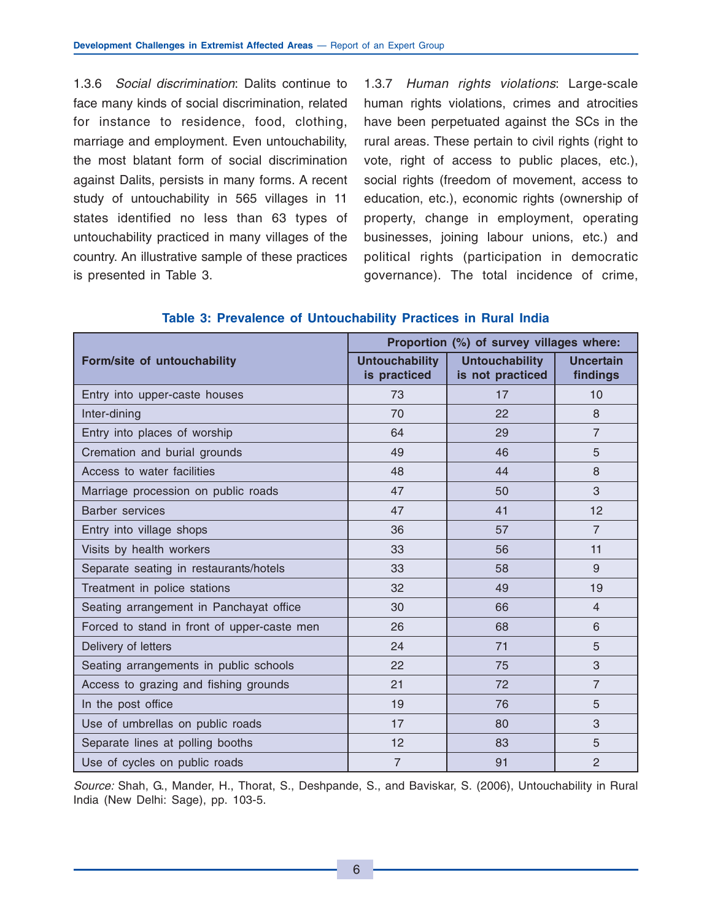1.3.6 *Social discrimination*: Dalits continue to face many kinds of social discrimination, related for instance to residence, food, clothing, marriage and employment. Even untouchability, the most blatant form of social discrimination against Dalits, persists in many forms. A recent study of untouchability in 565 villages in 11 states identified no less than 63 types of untouchability practiced in many villages of the country. An illustrative sample of these practices is presented in Table 3.

1.3.7 *Human rights violations*: Large-scale human rights violations, crimes and atrocities have been perpetuated against the SCs in the rural areas. These pertain to civil rights (right to vote, right of access to public places, etc.), social rights (freedom of movement, access to education, etc.), economic rights (ownership of property, change in employment, operating businesses, joining labour unions, etc.) and political rights (participation in democratic governance). The total incidence of crime,

**Table 3: Prevalence of Untouchability Practices in Rural India**

| Form/site of untouchability | Proportion (%) of survey villages where: | | |
|---|---|---|---|
| | Untouchability is practiced | Untouchability is not practiced | Uncertain findings |
| Entry into upper-caste houses | 73 | 17 | 10 |
| Inter-dining | 70 | 22 | 8 |
| Entry into places of worship | 64 | 29 | 7 |
| Cremation and burial grounds | 49 | 46 | 5 |
| Access to water facilities | 48 | 44 | 8 |
| Marriage procession on public roads | 47 | 50 | 3 |
| Barber services | 47 | 41 | 12 |
| Entry into village shops | 36 | 57 | 7 |
| Visits by health workers | 33 | 56 | 11 |
| Separate seating in restaurants/hotels | 33 | 58 | 9 |
| Treatment in police stations | 32 | 49 | 19 |
| Seating arrangement in Panchayat office | 30 | 66 | 4 |
| Forced to stand in front of upper-caste men | 26 | 68 | 6 |
| Delivery of letters | 24 | 71 | 5 |
| Seating arrangements in public schools | 22 | 75 | 3 |
| Access to grazing and fishing grounds | 21 | 72 | 7 |
| In the post office | 19 | 76 | 5 |
| Use of umbrellas on public roads | 17 | 80 | 3 |
| Separate lines at polling booths | 12 | 83 | 5 |
| Use of cycles on public roads | 7 | 91 | 2 |

*Source:* Shah, G., Mander, H., Thorat, S., Deshpande, S., and Baviskar, S. (2006), Untouchability in Rural India (New Delhi: Sage), pp. 103-5.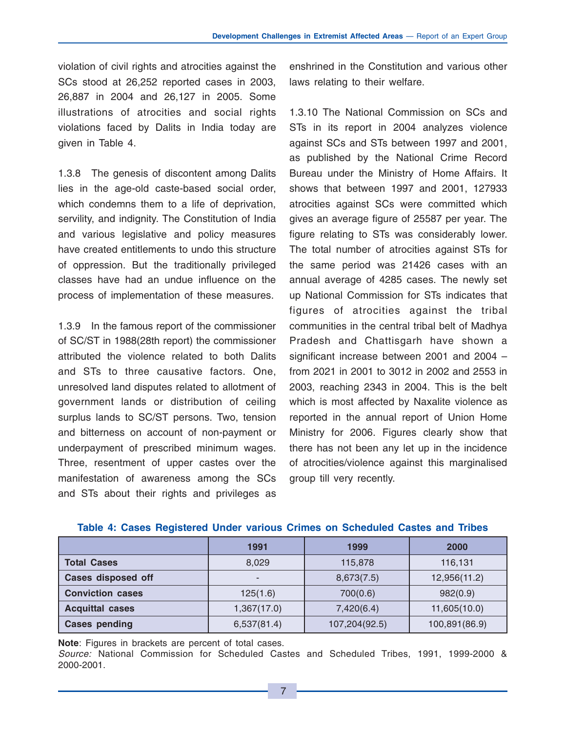violation of civil rights and atrocities against the SCs stood at 26,252 reported cases in 2003, 26,887 in 2004 and 26,127 in 2005. Some illustrations of atrocities and social rights violations faced by Dalits in India today are given in Table 4.

1.3.8 The genesis of discontent among Dalits lies in the age-old caste-based social order, which condemns them to a life of deprivation, servility, and indignity. The Constitution of India and various legislative and policy measures have created entitlements to undo this structure of oppression. But the traditionally privileged classes have had an undue influence on the process of implementation of these measures.

1.3.9 In the famous report of the commissioner of SC/ST in 1988(28th report) the commissioner attributed the violence related to both Dalits and STs to three causative factors. One, unresolved land disputes related to allotment of government lands or distribution of ceiling surplus lands to SC/ST persons. Two, tension and bitterness on account of non-payment or underpayment of prescribed minimum wages. Three, resentment of upper castes over the manifestation of awareness among the SCs and STs about their rights and privileges as enshrined in the Constitution and various other laws relating to their welfare.

1.3.10 The National Commission on SCs and STs in its report in 2004 analyzes violence against SCs and STs between 1997 and 2001, as published by the National Crime Record Bureau under the Ministry of Home Affairs. It shows that between 1997 and 2001, 127933 atrocities against SCs were committed which gives an average figure of 25587 per year. The figure relating to STs was considerably lower. The total number of atrocities against STs for the same period was 21426 cases with an annual average of 4285 cases. The newly set up National Commission for STs indicates that figures of atrocities against the tribal communities in the central tribal belt of Madhya Pradesh and Chattisgarh have shown a significant increase between 2001 and 2004 – from 2021 in 2001 to 3012 in 2002 and 2553 in 2003, reaching 2343 in 2004. This is the belt which is most affected by Naxalite violence as reported in the annual report of Union Home Ministry for 2006. Figures clearly show that there has not been any let up in the incidence of atrocities/violence against this marginalised group till very recently.

**Table 4: Cases Registered Under various Crimes on Scheduled Castes and Tribes**

| | 1991 | 1999 | 2000 |
|---|---|---|---|
| **Total Cases** | 8,029 | 115,878 | 116,131 |
| **Cases disposed off** | - | 8,673(7.5) | 12,956(11.2) |
| **Conviction cases** | 125(1.6) | 700(0.6) | 982(0.9) |
| **Acquittal cases** | 1,367(17.0) | 7,420(6.4) | 11,605(10.0) |
| **Cases pending** | 6,537(81.4) | 107,204(92.5) | 100,891(86.9) |

**Note**: Figures in brackets are percent of total cases.
*Source:* National Commission for Scheduled Castes and Scheduled Tribes, 1991, 1999-2000 & 2000-2001.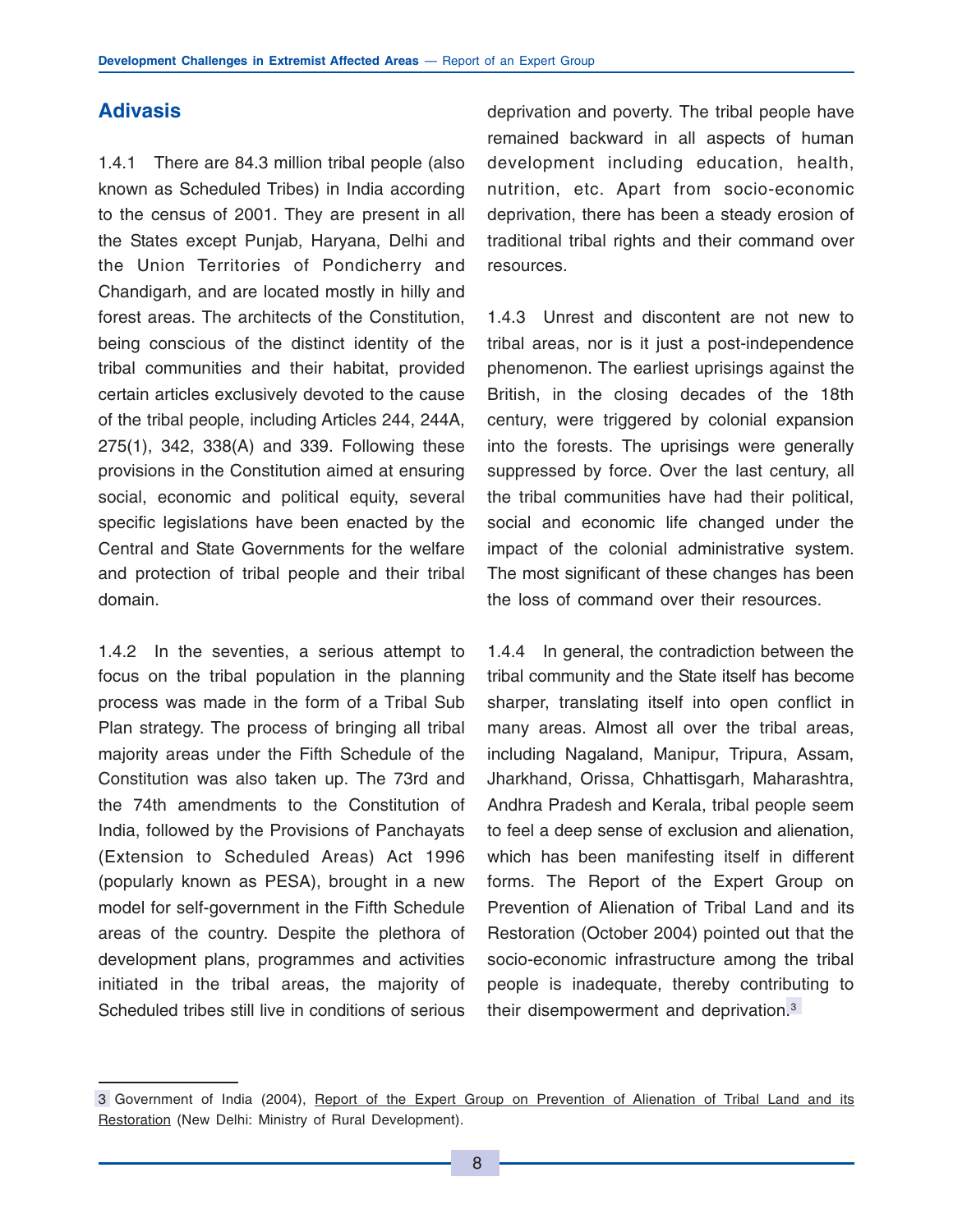## Adivasis

1.4.1 There are 84.3 million tribal people (also known as Scheduled Tribes) in India according to the census of 2001. They are present in all the States except Punjab, Haryana, Delhi and the Union Territories of Pondicherry and Chandigarh, and are located mostly in hilly and forest areas. The architects of the Constitution, being conscious of the distinct identity of the tribal communities and their habitat, provided certain articles exclusively devoted to the cause of the tribal people, including Articles 244, 244A, 275(1), 342, 338(A) and 339. Following these provisions in the Constitution aimed at ensuring social, economic and political equity, several specific legislations have been enacted by the Central and State Governments for the welfare and protection of tribal people and their tribal domain.

1.4.2 In the seventies, a serious attempt to focus on the tribal population in the planning process was made in the form of a Tribal Sub Plan strategy. The process of bringing all tribal majority areas under the Fifth Schedule of the Constitution was also taken up. The 73rd and the 74th amendments to the Constitution of India, followed by the Provisions of Panchayats (Extension to Scheduled Areas) Act 1996 (popularly known as PESA), brought in a new model for self-government in the Fifth Schedule areas of the country. Despite the plethora of development plans, programmes and activities initiated in the tribal areas, the majority of Scheduled tribes still live in conditions of serious deprivation and poverty. The tribal people have remained backward in all aspects of human development including education, health, nutrition, etc. Apart from socio-economic deprivation, there has been a steady erosion of traditional tribal rights and their command over resources.

1.4.3 Unrest and discontent are not new to tribal areas, nor is it just a post-independence phenomenon. The earliest uprisings against the British, in the closing decades of the 18th century, were triggered by colonial expansion into the forests. The uprisings were generally suppressed by force. Over the last century, all the tribal communities have had their political, social and economic life changed under the impact of the colonial administrative system. The most significant of these changes has been the loss of command over their resources.

1.4.4 In general, the contradiction between the tribal community and the State itself has become sharper, translating itself into open conflict in many areas. Almost all over the tribal areas, including Nagaland, Manipur, Tripura, Assam, Jharkhand, Orissa, Chhattisgarh, Maharashtra, Andhra Pradesh and Kerala, tribal people seem to feel a deep sense of exclusion and alienation, which has been manifesting itself in different forms. The Report of the Expert Group on Prevention of Alienation of Tribal Land and its Restoration (October 2004) pointed out that the socio-economic infrastructure among the tribal people is inadequate, thereby contributing to their disempowerment and deprivation.[3]

---

[3] Government of India (2004), Report of the Expert Group on Prevention of Alienation of Tribal Land and its Restoration (New Delhi: Ministry of Rural Development).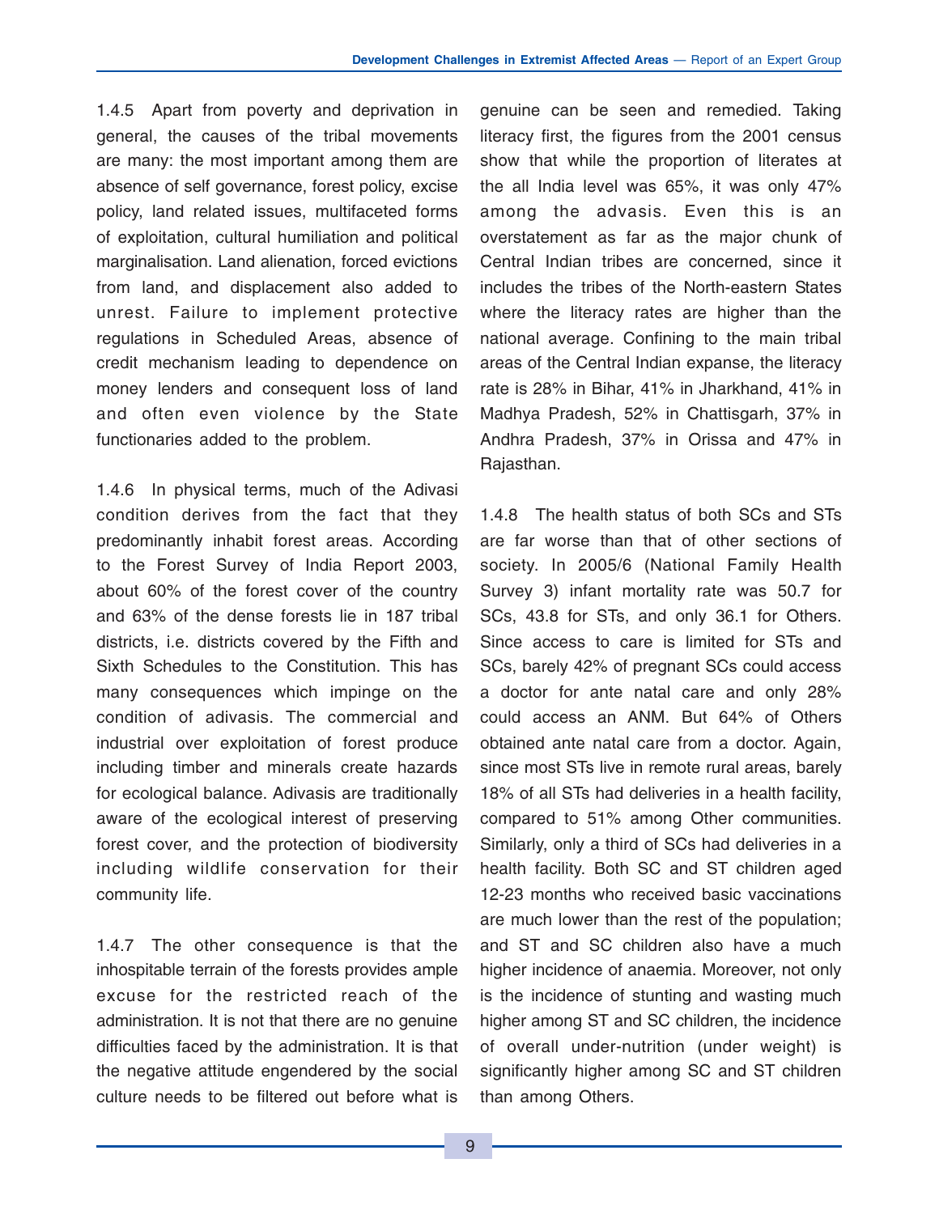1.4.5 Apart from poverty and deprivation in general, the causes of the tribal movements are many: the most important among them are absence of self governance, forest policy, excise policy, land related issues, multifaceted forms of exploitation, cultural humiliation and political marginalisation. Land alienation, forced evictions from land, and displacement also added to unrest. Failure to implement protective regulations in Scheduled Areas, absence of credit mechanism leading to dependence on money lenders and consequent loss of land and often even violence by the State functionaries added to the problem.

1.4.6 In physical terms, much of the Adivasi condition derives from the fact that they predominantly inhabit forest areas. According to the Forest Survey of India Report 2003, about 60% of the forest cover of the country and 63% of the dense forests lie in 187 tribal districts, i.e. districts covered by the Fifth and Sixth Schedules to the Constitution. This has many consequences which impinge on the condition of adivasis. The commercial and industrial over exploitation of forest produce including timber and minerals create hazards for ecological balance. Adivasis are traditionally aware of the ecological interest of preserving forest cover, and the protection of biodiversity including wildlife conservation for their community life.

1.4.7 The other consequence is that the inhospitable terrain of the forests provides ample excuse for the restricted reach of the administration. It is not that there are no genuine difficulties faced by the administration. It is that the negative attitude engendered by the social culture needs to be filtered out before what is genuine can be seen and remedied. Taking literacy first, the figures from the 2001 census show that while the proportion of literates at the all India level was 65%, it was only 47% among the advasis. Even this is an overstatement as far as the major chunk of Central Indian tribes are concerned, since it includes the tribes of the North-eastern States where the literacy rates are higher than the national average. Confining to the main tribal areas of the Central Indian expanse, the literacy rate is 28% in Bihar, 41% in Jharkhand, 41% in Madhya Pradesh, 52% in Chattisgarh, 37% in Andhra Pradesh, 37% in Orissa and 47% in Rajasthan.

1.4.8 The health status of both SCs and STs are far worse than that of other sections of society. In 2005/6 (National Family Health Survey 3) infant mortality rate was 50.7 for SCs, 43.8 for STs, and only 36.1 for Others. Since access to care is limited for STs and SCs, barely 42% of pregnant SCs could access a doctor for ante natal care and only 28% could access an ANM. But 64% of Others obtained ante natal care from a doctor. Again, since most STs live in remote rural areas, barely 18% of all STs had deliveries in a health facility, compared to 51% among Other communities. Similarly, only a third of SCs had deliveries in a health facility. Both SC and ST children aged 12-23 months who received basic vaccinations are much lower than the rest of the population; and ST and SC children also have a much higher incidence of anaemia. Moreover, not only is the incidence of stunting and wasting much higher among ST and SC children, the incidence of overall under-nutrition (under weight) is significantly higher among SC and ST children than among Others.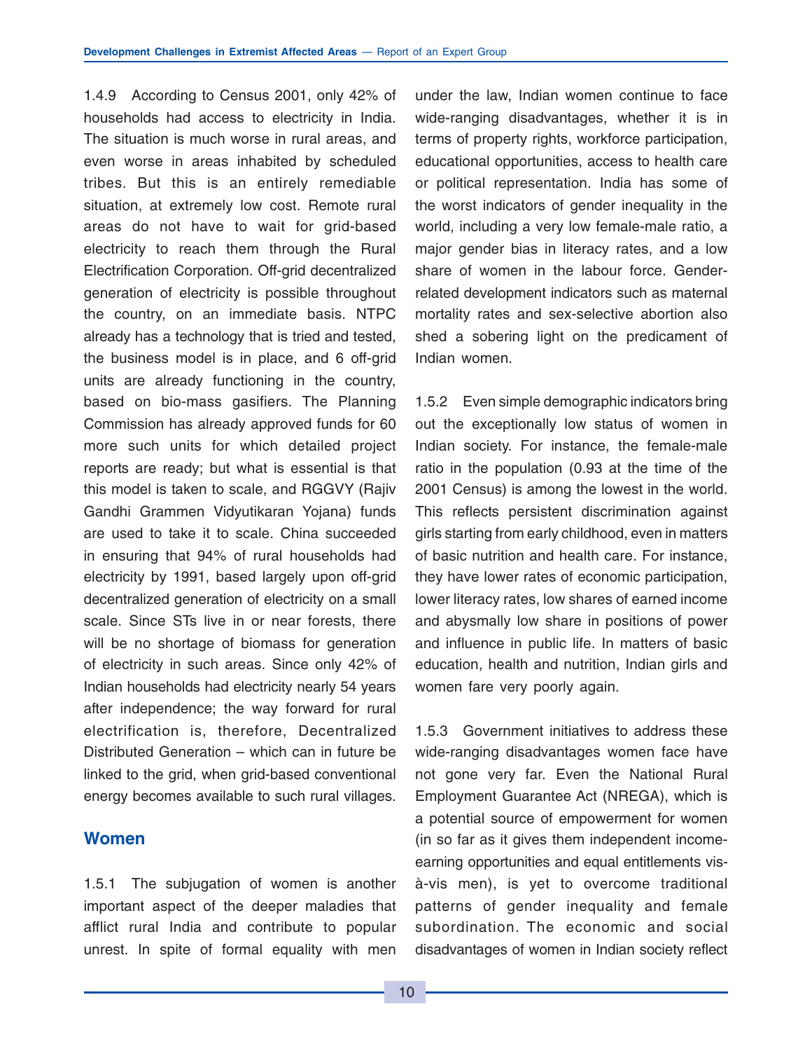1.4.9 According to Census 2001, only 42% of households had access to electricity in India. The situation is much worse in rural areas, and even worse in areas inhabited by scheduled tribes. But this is an entirely remediable situation, at extremely low cost. Remote rural areas do not have to wait for grid-based electricity to reach them through the Rural Electrification Corporation. Off-grid decentralized generation of electricity is possible throughout the country, on an immediate basis. NTPC already has a technology that is tried and tested, the business model is in place, and 6 off-grid units are already functioning in the country, based on bio-mass gasifiers. The Planning Commission has already approved funds for 60 more such units for which detailed project reports are ready; but what is essential is that this model is taken to scale, and RGGVY (Rajiv Gandhi Grammen Vidyutikaran Yojana) funds are used to take it to scale. China succeeded in ensuring that 94% of rural households had electricity by 1991, based largely upon off-grid decentralized generation of electricity on a small scale. Since STs live in or near forests, there will be no shortage of biomass for generation of electricity in such areas. Since only 42% of Indian households had electricity nearly 54 years after independence; the way forward for rural electrification is, therefore, Decentralized Distributed Generation – which can in future be linked to the grid, when grid-based conventional energy becomes available to such rural villages.

## Women

1.5.1 The subjugation of women is another important aspect of the deeper maladies that afflict rural India and contribute to popular unrest. In spite of formal equality with men under the law, Indian women continue to face wide-ranging disadvantages, whether it is in terms of property rights, workforce participation, educational opportunities, access to health care or political representation. India has some of the worst indicators of gender inequality in the world, including a very low female-male ratio, a major gender bias in literacy rates, and a low share of women in the labour force. Gender-related development indicators such as maternal mortality rates and sex-selective abortion also shed a sobering light on the predicament of Indian women.

1.5.2 Even simple demographic indicators bring out the exceptionally low status of women in Indian society. For instance, the female-male ratio in the population (0.93 at the time of the 2001 Census) is among the lowest in the world. This reflects persistent discrimination against girls starting from early childhood, even in matters of basic nutrition and health care. For instance, they have lower rates of economic participation, lower literacy rates, low shares of earned income and abysmally low share in positions of power and influence in public life. In matters of basic education, health and nutrition, Indian girls and women fare very poorly again.

1.5.3 Government initiatives to address these wide-ranging disadvantages women face have not gone very far. Even the National Rural Employment Guarantee Act (NREGA), which is a potential source of empowerment for women (in so far as it gives them independent income-earning opportunities and equal entitlements vis-à-vis men), is yet to overcome traditional patterns of gender inequality and female subordination. The economic and social disadvantages of women in Indian society reflect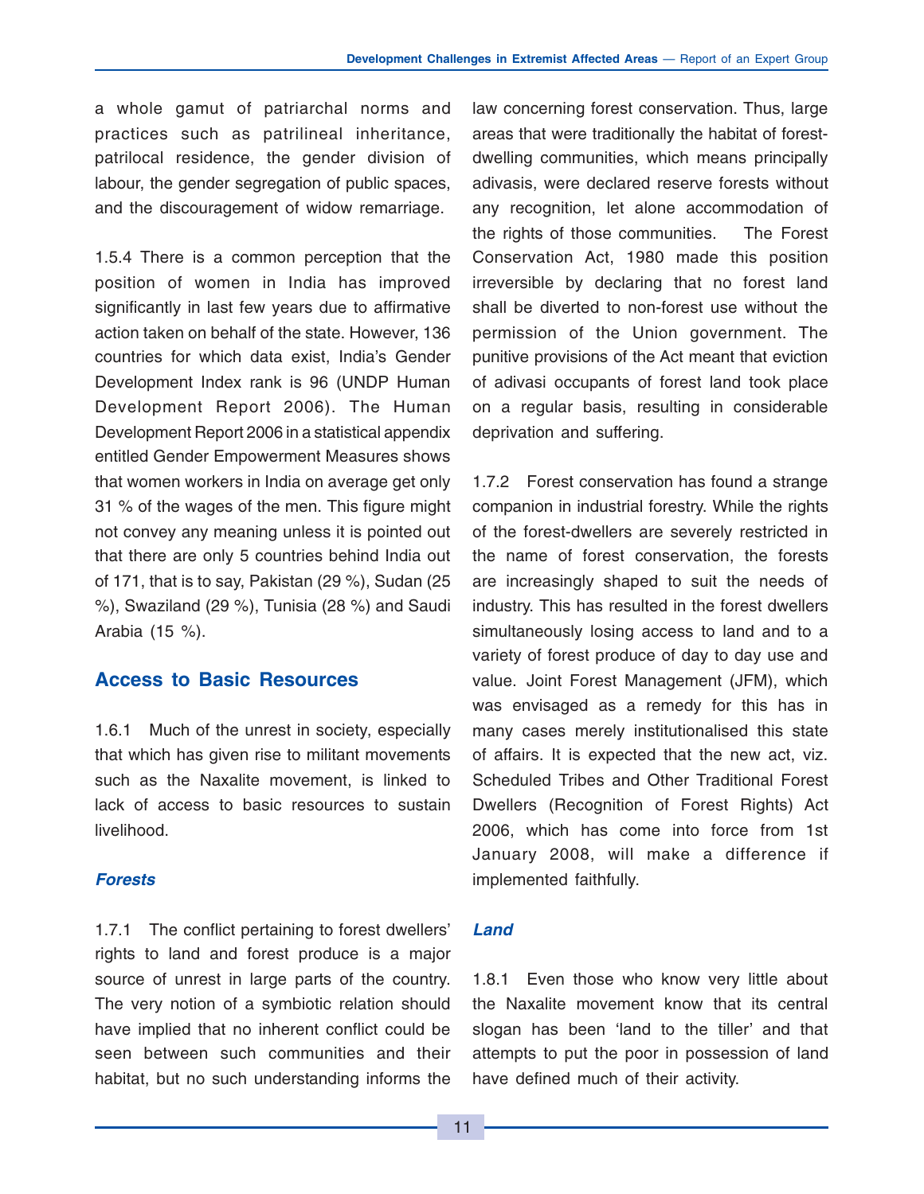a whole gamut of patriarchal norms and practices such as patrilineal inheritance, patrilocal residence, the gender division of labour, the gender segregation of public spaces, and the discouragement of widow remarriage.

1.5.4 There is a common perception that the position of women in India has improved significantly in last few years due to affirmative action taken on behalf of the state. However, 136 countries for which data exist, India's Gender Development Index rank is 96 (UNDP Human Development Report 2006). The Human Development Report 2006 in a statistical appendix entitled Gender Empowerment Measures shows that women workers in India on average get only 31 % of the wages of the men. This figure might not convey any meaning unless it is pointed out that there are only 5 countries behind India out of 171, that is to say, Pakistan (29 %), Sudan (25 %), Swaziland (29 %), Tunisia (28 %) and Saudi Arabia (15 %).

## Access to Basic Resources

1.6.1 Much of the unrest in society, especially that which has given rise to militant movements such as the Naxalite movement, is linked to lack of access to basic resources to sustain livelihood.

### *Forests*

1.7.1 The conflict pertaining to forest dwellers' rights to land and forest produce is a major source of unrest in large parts of the country. The very notion of a symbiotic relation should have implied that no inherent conflict could be seen between such communities and their habitat, but no such understanding informs the law concerning forest conservation. Thus, large areas that were traditionally the habitat of forest-dwelling communities, which means principally adivasis, were declared reserve forests without any recognition, let alone accommodation of the rights of those communities. The Forest Conservation Act, 1980 made this position irreversible by declaring that no forest land shall be diverted to non-forest use without the permission of the Union government. The punitive provisions of the Act meant that eviction of adivasi occupants of forest land took place on a regular basis, resulting in considerable deprivation and suffering.

1.7.2 Forest conservation has found a strange companion in industrial forestry. While the rights of the forest-dwellers are severely restricted in the name of forest conservation, the forests are increasingly shaped to suit the needs of industry. This has resulted in the forest dwellers simultaneously losing access to land and to a variety of forest produce of day to day use and value. Joint Forest Management (JFM), which was envisaged as a remedy for this has in many cases merely institutionalised this state of affairs. It is expected that the new act, viz. Scheduled Tribes and Other Traditional Forest Dwellers (Recognition of Forest Rights) Act 2006, which has come into force from 1st January 2008, will make a difference if implemented faithfully.

### *Land*

1.8.1 Even those who know very little about the Naxalite movement know that its central slogan has been 'land to the tiller' and that attempts to put the poor in possession of land have defined much of their activity.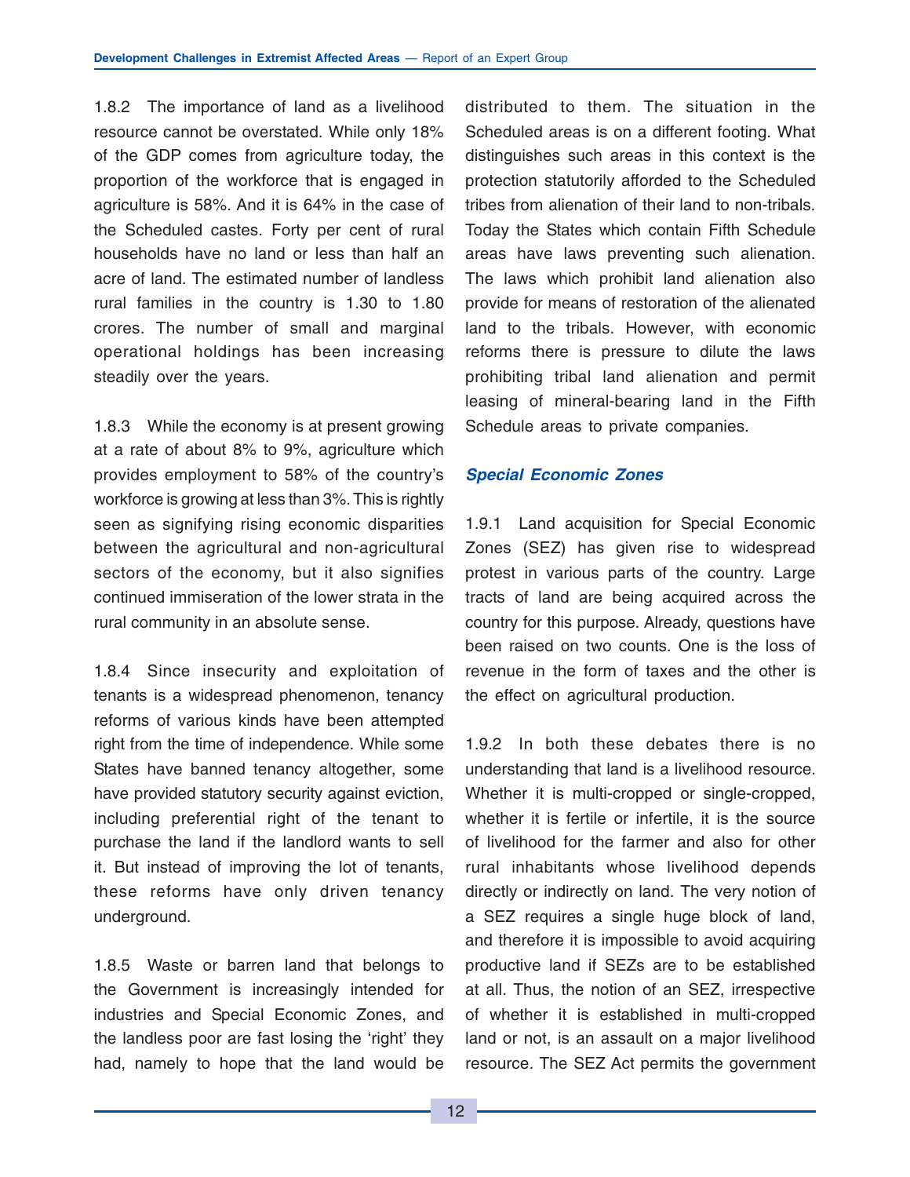1.8.2 The importance of land as a livelihood resource cannot be overstated. While only 18% of the GDP comes from agriculture today, the proportion of the workforce that is engaged in agriculture is 58%. And it is 64% in the case of the Scheduled castes. Forty per cent of rural households have no land or less than half an acre of land. The estimated number of landless rural families in the country is 1.30 to 1.80 crores. The number of small and marginal operational holdings has been increasing steadily over the years.

1.8.3 While the economy is at present growing at a rate of about 8% to 9%, agriculture which provides employment to 58% of the country's workforce is growing at less than 3%. This is rightly seen as signifying rising economic disparities between the agricultural and non-agricultural sectors of the economy, but it also signifies continued immiseration of the lower strata in the rural community in an absolute sense.

1.8.4 Since insecurity and exploitation of tenants is a widespread phenomenon, tenancy reforms of various kinds have been attempted right from the time of independence. While some States have banned tenancy altogether, some have provided statutory security against eviction, including preferential right of the tenant to purchase the land if the landlord wants to sell it. But instead of improving the lot of tenants, these reforms have only driven tenancy underground.

1.8.5 Waste or barren land that belongs to the Government is increasingly intended for industries and Special Economic Zones, and the landless poor are fast losing the 'right' they had, namely to hope that the land would be distributed to them. The situation in the Scheduled areas is on a different footing. What distinguishes such areas in this context is the protection statutorily afforded to the Scheduled tribes from alienation of their land to non-tribals. Today the States which contain Fifth Schedule areas have laws preventing such alienation. The laws which prohibit land alienation also provide for means of restoration of the alienated land to the tribals. However, with economic reforms there is pressure to dilute the laws prohibiting tribal land alienation and permit leasing of mineral-bearing land in the Fifth Schedule areas to private companies.

### *Special Economic Zones*

1.9.1 Land acquisition for Special Economic Zones (SEZ) has given rise to widespread protest in various parts of the country. Large tracts of land are being acquired across the country for this purpose. Already, questions have been raised on two counts. One is the loss of revenue in the form of taxes and the other is the effect on agricultural production.

1.9.2 In both these debates there is no understanding that land is a livelihood resource. Whether it is multi-cropped or single-cropped, whether it is fertile or infertile, it is the source of livelihood for the farmer and also for other rural inhabitants whose livelihood depends directly or indirectly on land. The very notion of a SEZ requires a single huge block of land, and therefore it is impossible to avoid acquiring productive land if SEZs are to be established at all. Thus, the notion of an SEZ, irrespective of whether it is established in multi-cropped land or not, is an assault on a major livelihood resource. The SEZ Act permits the government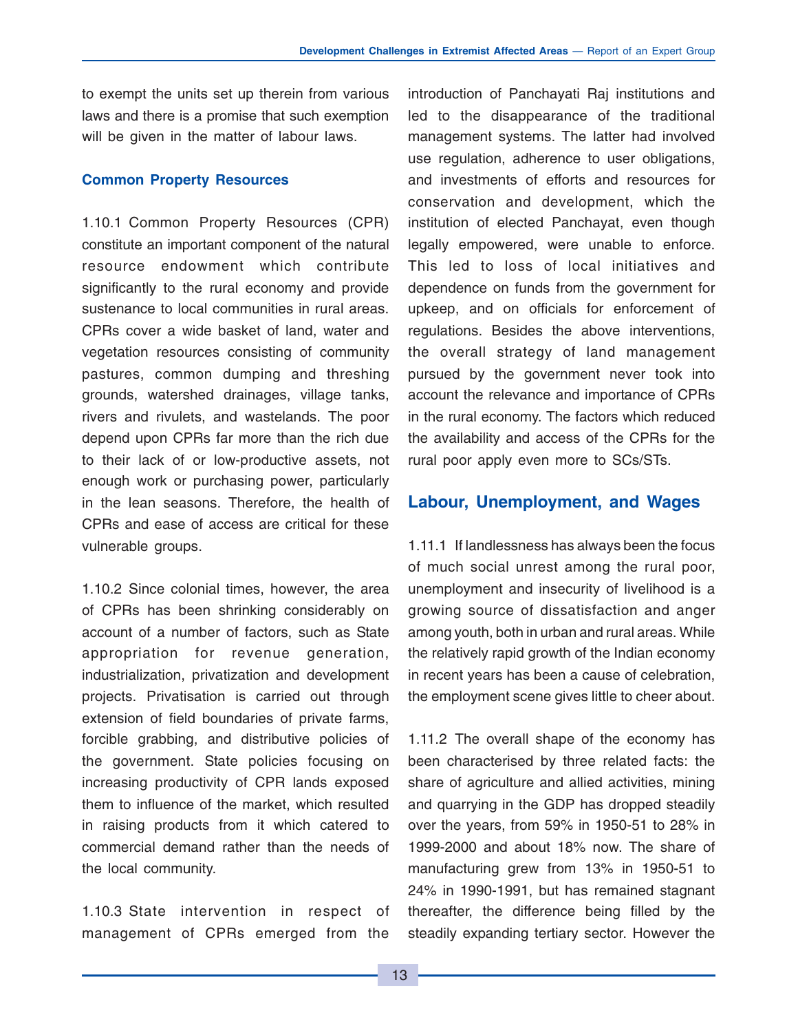to exempt the units set up therein from various laws and there is a promise that such exemption will be given in the matter of labour laws.

### Common Property Resources

1.10.1 Common Property Resources (CPR) constitute an important component of the natural resource endowment which contribute significantly to the rural economy and provide sustenance to local communities in rural areas. CPRs cover a wide basket of land, water and vegetation resources consisting of community pastures, common dumping and threshing grounds, watershed drainages, village tanks, rivers and rivulets, and wastelands. The poor depend upon CPRs far more than the rich due to their lack of or low-productive assets, not enough work or purchasing power, particularly in the lean seasons. Therefore, the health of CPRs and ease of access are critical for these vulnerable groups.

1.10.2 Since colonial times, however, the area of CPRs has been shrinking considerably on account of a number of factors, such as State appropriation for revenue generation, industrialization, privatization and development projects. Privatisation is carried out through extension of field boundaries of private farms, forcible grabbing, and distributive policies of the government. State policies focusing on increasing productivity of CPR lands exposed them to influence of the market, which resulted in raising products from it which catered to commercial demand rather than the needs of the local community.

1.10.3 State intervention in respect of management of CPRs emerged from the introduction of Panchayati Raj institutions and led to the disappearance of the traditional management systems. The latter had involved use regulation, adherence to user obligations, and investments of efforts and resources for conservation and development, which the institution of elected Panchayat, even though legally empowered, were unable to enforce. This led to loss of local initiatives and dependence on funds from the government for upkeep, and on officials for enforcement of regulations. Besides the above interventions, the overall strategy of land management pursued by the government never took into account the relevance and importance of CPRs in the rural economy. The factors which reduced the availability and access of the CPRs for the rural poor apply even more to SCs/STs.

## Labour, Unemployment, and Wages

1.11.1 If landlessness has always been the focus of much social unrest among the rural poor, unemployment and insecurity of livelihood is a growing source of dissatisfaction and anger among youth, both in urban and rural areas. While the relatively rapid growth of the Indian economy in recent years has been a cause of celebration, the employment scene gives little to cheer about.

1.11.2 The overall shape of the economy has been characterised by three related facts: the share of agriculture and allied activities, mining and quarrying in the GDP has dropped steadily over the years, from 59% in 1950-51 to 28% in 1999-2000 and about 18% now. The share of manufacturing grew from 13% in 1950-51 to 24% in 1990-1991, but has remained stagnant thereafter, the difference being filled by the steadily expanding tertiary sector. However the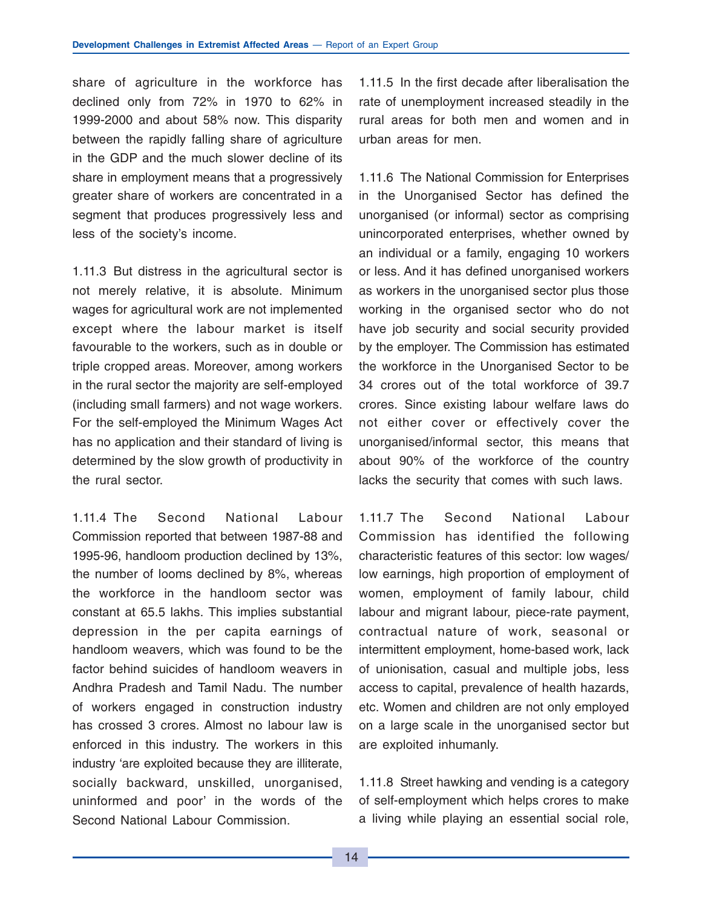share of agriculture in the workforce has declined only from 72% in 1970 to 62% in 1999-2000 and about 58% now. This disparity between the rapidly falling share of agriculture in the GDP and the much slower decline of its share in employment means that a progressively greater share of workers are concentrated in a segment that produces progressively less and less of the society's income.

1.11.3 But distress in the agricultural sector is not merely relative, it is absolute. Minimum wages for agricultural work are not implemented except where the labour market is itself favourable to the workers, such as in double or triple cropped areas. Moreover, among workers in the rural sector the majority are self-employed (including small farmers) and not wage workers. For the self-employed the Minimum Wages Act has no application and their standard of living is determined by the slow growth of productivity in the rural sector.

1.11.4 The Second National Labour Commission reported that between 1987-88 and 1995-96, handloom production declined by 13%, the number of looms declined by 8%, whereas the workforce in the handloom sector was constant at 65.5 lakhs. This implies substantial depression in the per capita earnings of handloom weavers, which was found to be the factor behind suicides of handloom weavers in Andhra Pradesh and Tamil Nadu. The number of workers engaged in construction industry has crossed 3 crores. Almost no labour law is enforced in this industry. The workers in this industry 'are exploited because they are illiterate, socially backward, unskilled, unorganised, uninformed and poor' in the words of the Second National Labour Commission.

1.11.5 In the first decade after liberalisation the rate of unemployment increased steadily in the rural areas for both men and women and in urban areas for men.

1.11.6 The National Commission for Enterprises in the Unorganised Sector has defined the unorganised (or informal) sector as comprising unincorporated enterprises, whether owned by an individual or a family, engaging 10 workers or less. And it has defined unorganised workers as workers in the unorganised sector plus those working in the organised sector who do not have job security and social security provided by the employer. The Commission has estimated the workforce in the Unorganised Sector to be 34 crores out of the total workforce of 39.7 crores. Since existing labour welfare laws do not either cover or effectively cover the unorganised/informal sector, this means that about 90% of the workforce of the country lacks the security that comes with such laws.

1.11.7 The Second National Labour Commission has identified the following characteristic features of this sector: low wages/ low earnings, high proportion of employment of women, employment of family labour, child labour and migrant labour, piece-rate payment, contractual nature of work, seasonal or intermittent employment, home-based work, lack of unionisation, casual and multiple jobs, less access to capital, prevalence of health hazards, etc. Women and children are not only employed on a large scale in the unorganised sector but are exploited inhumanly.

1.11.8 Street hawking and vending is a category of self-employment which helps crores to make a living while playing an essential social role,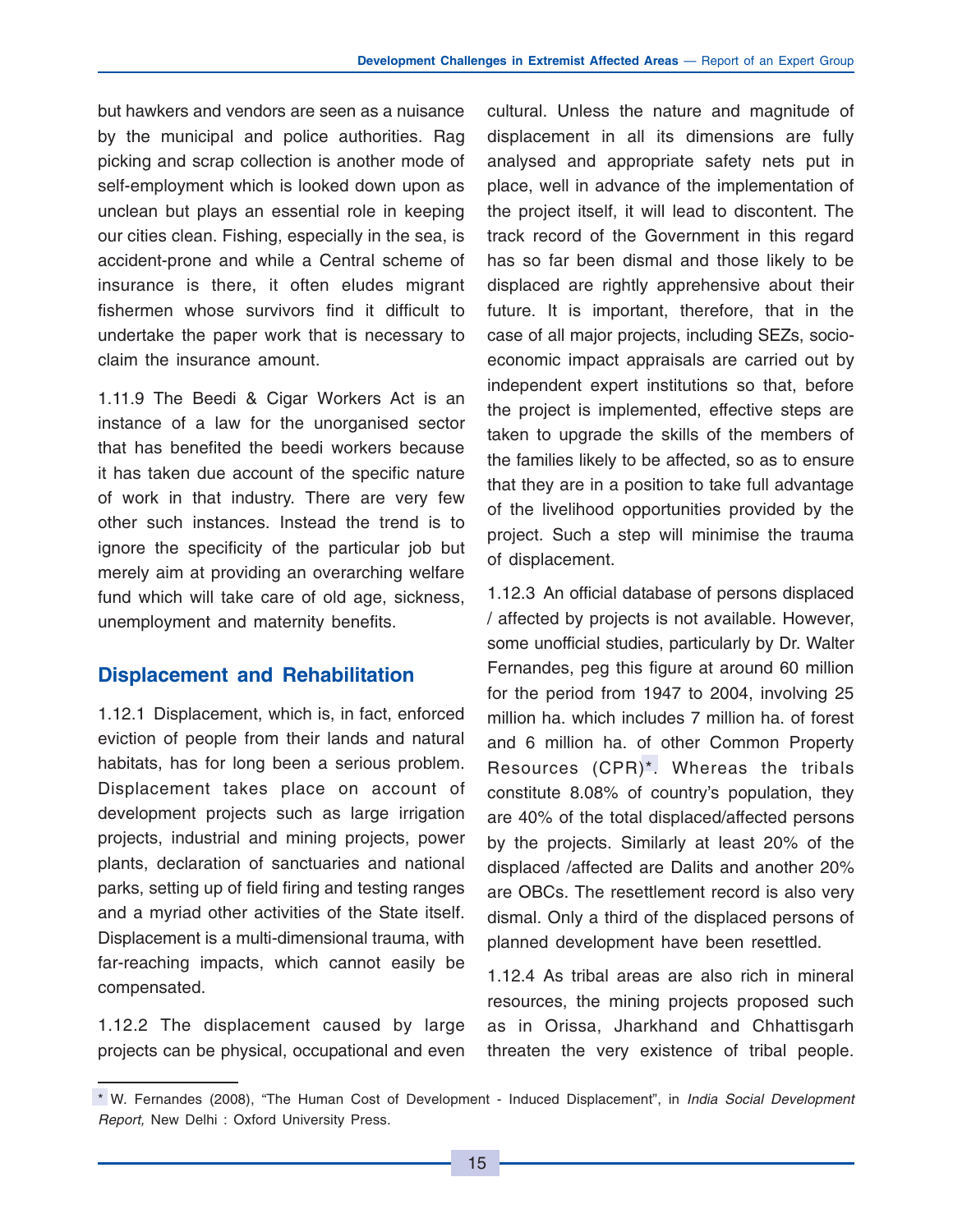but hawkers and vendors are seen as a nuisance by the municipal and police authorities. Rag picking and scrap collection is another mode of self-employment which is looked down upon as unclean but plays an essential role in keeping our cities clean. Fishing, especially in the sea, is accident-prone and while a Central scheme of insurance is there, it often eludes migrant fishermen whose survivors find it difficult to undertake the paper work that is necessary to claim the insurance amount.

1.11.9 The Beedi & Cigar Workers Act is an instance of a law for the unorganised sector that has benefited the beedi workers because it has taken due account of the specific nature of work in that industry. There are very few other such instances. Instead the trend is to ignore the specificity of the particular job but merely aim at providing an overarching welfare fund which will take care of old age, sickness, unemployment and maternity benefits.

## Displacement and Rehabilitation

1.12.1 Displacement, which is, in fact, enforced eviction of people from their lands and natural habitats, has for long been a serious problem. Displacement takes place on account of development projects such as large irrigation projects, industrial and mining projects, power plants, declaration of sanctuaries and national parks, setting up of field firing and testing ranges and a myriad other activities of the State itself. Displacement is a multi-dimensional trauma, with far-reaching impacts, which cannot easily be compensated.

1.12.2 The displacement caused by large projects can be physical, occupational and even cultural. Unless the nature and magnitude of displacement in all its dimensions are fully analysed and appropriate safety nets put in place, well in advance of the implementation of the project itself, it will lead to discontent. The track record of the Government in this regard has so far been dismal and those likely to be displaced are rightly apprehensive about their future. It is important, therefore, that in the case of all major projects, including SEZs, socio-economic impact appraisals are carried out by independent expert institutions so that, before the project is implemented, effective steps are taken to upgrade the skills of the members of the families likely to be affected, so as to ensure that they are in a position to take full advantage of the livelihood opportunities provided by the project. Such a step will minimise the trauma of displacement.

1.12.3 An official database of persons displaced / affected by projects is not available. However, some unofficial studies, particularly by Dr. Walter Fernandes, peg this figure at around 60 million for the period from 1947 to 2004, involving 25 million ha. which includes 7 million ha. of forest and 6 million ha. of other Common Property Resources (CPR)*. Whereas the tribals constitute 8.08% of country's population, they are 40% of the total displaced/affected persons by the projects. Similarly at least 20% of the displaced /affected are Dalits and another 20% are OBCs. The resettlement record is also very dismal. Only a third of the displaced persons of planned development have been resettled.

1.12.4 As tribal areas are also rich in mineral resources, the mining projects proposed such as in Orissa, Jharkhand and Chhattisgarh threaten the very existence of tribal people.

---

* W. Fernandes (2008), "The Human Cost of Development - Induced Displacement", in *India Social Development Report,* New Delhi : Oxford University Press.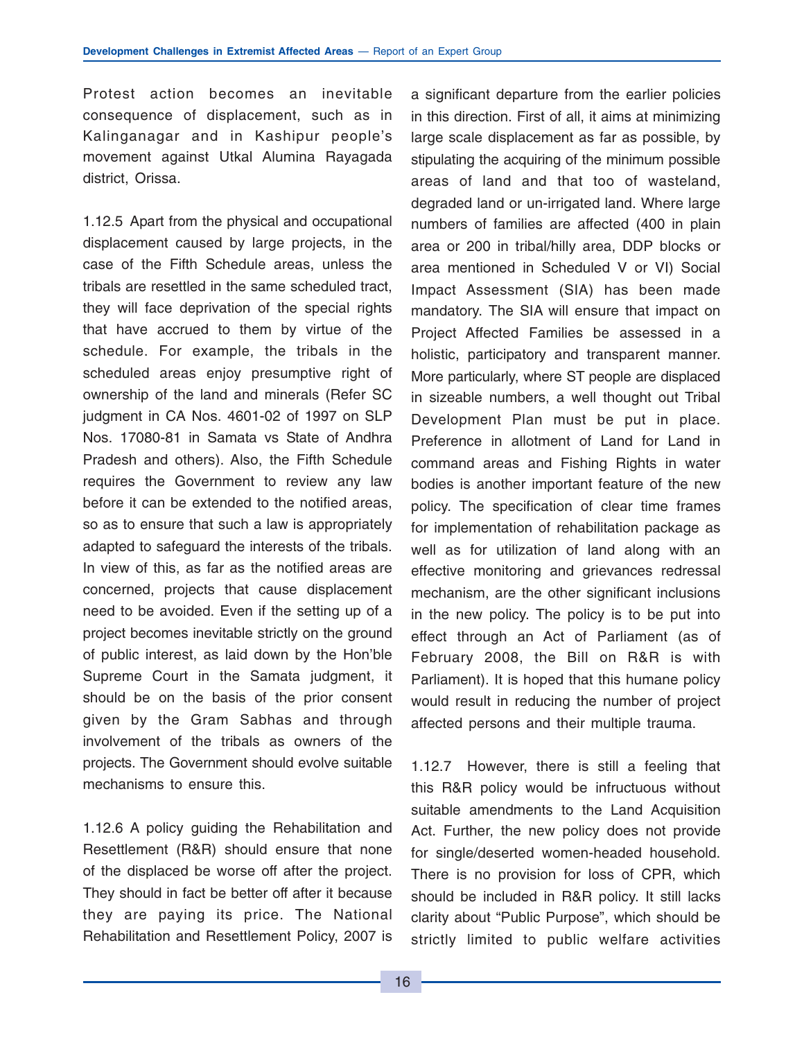Protest action becomes an inevitable consequence of displacement, such as in Kalinganagar and in Kashipur people's movement against Utkal Alumina Rayagada district, Orissa.

1.12.5 Apart from the physical and occupational displacement caused by large projects, in the case of the Fifth Schedule areas, unless the tribals are resettled in the same scheduled tract, they will face deprivation of the special rights that have accrued to them by virtue of the schedule. For example, the tribals in the scheduled areas enjoy presumptive right of ownership of the land and minerals (Refer SC judgment in CA Nos. 4601-02 of 1997 on SLP Nos. 17080-81 in Samata vs State of Andhra Pradesh and others). Also, the Fifth Schedule requires the Government to review any law before it can be extended to the notified areas, so as to ensure that such a law is appropriately adapted to safeguard the interests of the tribals. In view of this, as far as the notified areas are concerned, projects that cause displacement need to be avoided. Even if the setting up of a project becomes inevitable strictly on the ground of public interest, as laid down by the Hon'ble Supreme Court in the Samata judgment, it should be on the basis of the prior consent given by the Gram Sabhas and through involvement of the tribals as owners of the projects. The Government should evolve suitable mechanisms to ensure this.

1.12.6 A policy guiding the Rehabilitation and Resettlement (R&R) should ensure that none of the displaced be worse off after the project. They should in fact be better off after it because they are paying its price. The National Rehabilitation and Resettlement Policy, 2007 is a significant departure from the earlier policies in this direction. First of all, it aims at minimizing large scale displacement as far as possible, by stipulating the acquiring of the minimum possible areas of land and that too of wasteland, degraded land or un-irrigated land. Where large numbers of families are affected (400 in plain area or 200 in tribal/hilly area, DDP blocks or area mentioned in Scheduled V or VI) Social Impact Assessment (SIA) has been made mandatory. The SIA will ensure that impact on Project Affected Families be assessed in a holistic, participatory and transparent manner. More particularly, where ST people are displaced in sizeable numbers, a well thought out Tribal Development Plan must be put in place. Preference in allotment of Land for Land in command areas and Fishing Rights in water bodies is another important feature of the new policy. The specification of clear time frames for implementation of rehabilitation package as well as for utilization of land along with an effective monitoring and grievances redressal mechanism, are the other significant inclusions in the new policy. The policy is to be put into effect through an Act of Parliament (as of February 2008, the Bill on R&R is with Parliament). It is hoped that this humane policy would result in reducing the number of project affected persons and their multiple trauma.

1.12.7 However, there is still a feeling that this R&R policy would be infructuous without suitable amendments to the Land Acquisition Act. Further, the new policy does not provide for single/deserted women-headed household. There is no provision for loss of CPR, which should be included in R&R policy. It still lacks clarity about "Public Purpose", which should be strictly limited to public welfare activities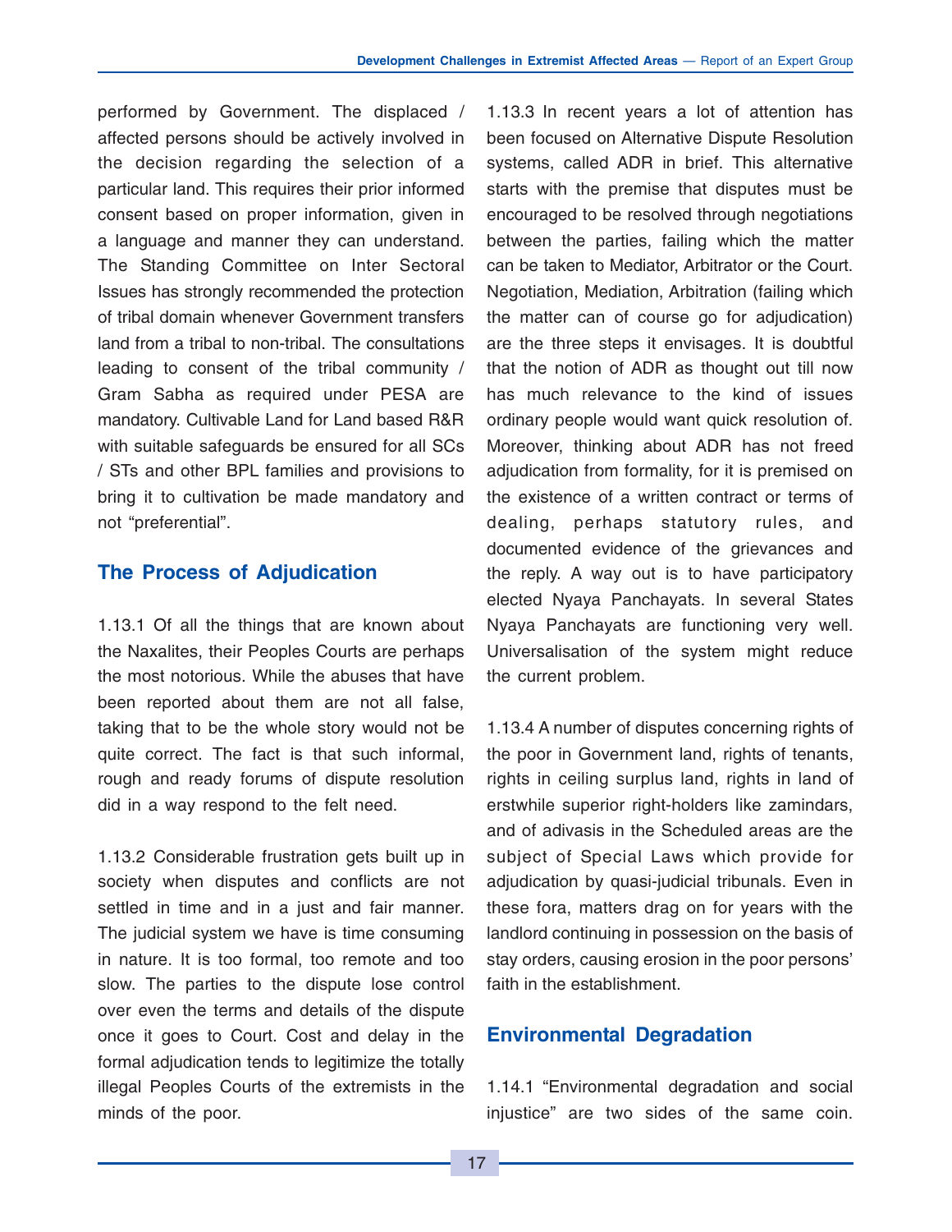performed by Government. The displaced / affected persons should be actively involved in the decision regarding the selection of a particular land. This requires their prior informed consent based on proper information, given in a language and manner they can understand. The Standing Committee on Inter Sectoral Issues has strongly recommended the protection of tribal domain whenever Government transfers land from a tribal to non-tribal. The consultations leading to consent of the tribal community / Gram Sabha as required under PESA are mandatory. Cultivable Land for Land based R&R with suitable safeguards be ensured for all SCs / STs and other BPL families and provisions to bring it to cultivation be made mandatory and not "preferential".

## The Process of Adjudication

1.13.1 Of all the things that are known about the Naxalites, their Peoples Courts are perhaps the most notorious. While the abuses that have been reported about them are not all false, taking that to be the whole story would not be quite correct. The fact is that such informal, rough and ready forums of dispute resolution did in a way respond to the felt need.

1.13.2 Considerable frustration gets built up in society when disputes and conflicts are not settled in time and in a just and fair manner. The judicial system we have is time consuming in nature. It is too formal, too remote and too slow. The parties to the dispute lose control over even the terms and details of the dispute once it goes to Court. Cost and delay in the formal adjudication tends to legitimize the totally illegal Peoples Courts of the extremists in the minds of the poor.

1.13.3 In recent years a lot of attention has been focused on Alternative Dispute Resolution systems, called ADR in brief. This alternative starts with the premise that disputes must be encouraged to be resolved through negotiations between the parties, failing which the matter can be taken to Mediator, Arbitrator or the Court. Negotiation, Mediation, Arbitration (failing which the matter can of course go for adjudication) are the three steps it envisages. It is doubtful that the notion of ADR as thought out till now has much relevance to the kind of issues ordinary people would want quick resolution of. Moreover, thinking about ADR has not freed adjudication from formality, for it is premised on the existence of a written contract or terms of dealing, perhaps statutory rules, and documented evidence of the grievances and the reply. A way out is to have participatory elected Nyaya Panchayats. In several States Nyaya Panchayats are functioning very well. Universalisation of the system might reduce the current problem.

1.13.4 A number of disputes concerning rights of the poor in Government land, rights of tenants, rights in ceiling surplus land, rights in land of erstwhile superior right-holders like zamindars, and of adivasis in the Scheduled areas are the subject of Special Laws which provide for adjudication by quasi-judicial tribunals. Even in these fora, matters drag on for years with the landlord continuing in possession on the basis of stay orders, causing erosion in the poor persons' faith in the establishment.

## Environmental Degradation

1.14.1 "Environmental degradation and social injustice" are two sides of the same coin.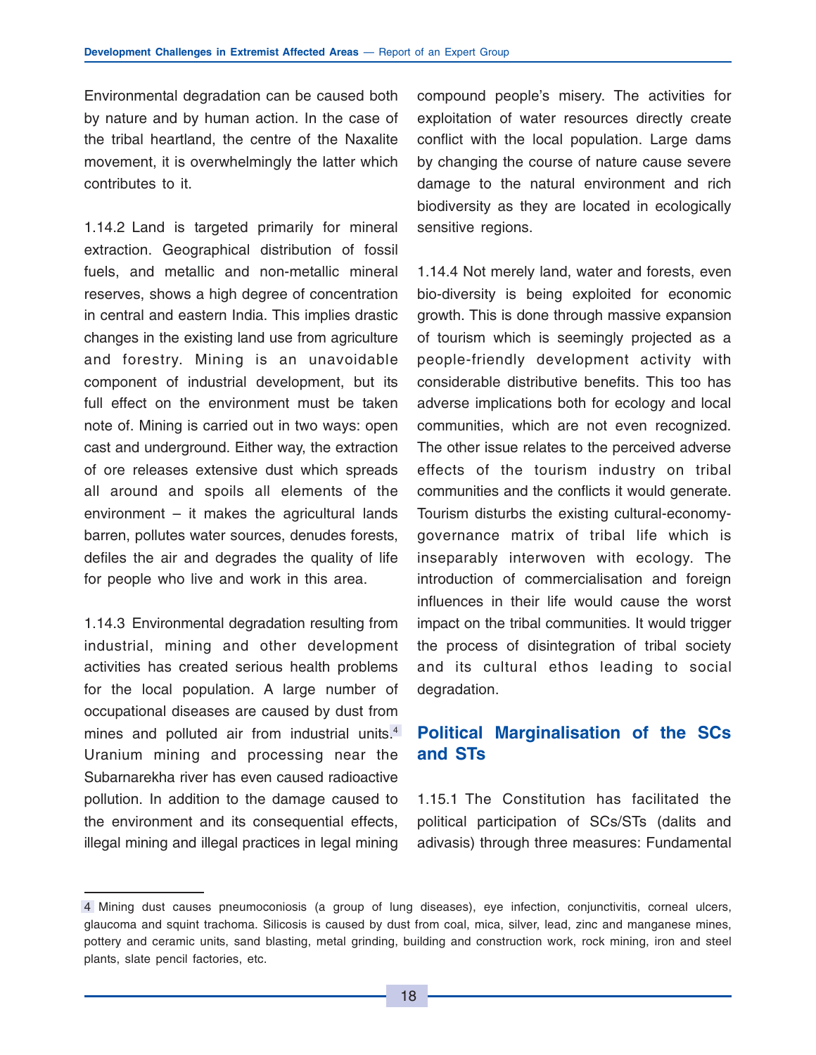Environmental degradation can be caused both by nature and by human action. In the case of the tribal heartland, the centre of the Naxalite movement, it is overwhelmingly the latter which contributes to it.

1.14.2 Land is targeted primarily for mineral extraction. Geographical distribution of fossil fuels, and metallic and non-metallic mineral reserves, shows a high degree of concentration in central and eastern India. This implies drastic changes in the existing land use from agriculture and forestry. Mining is an unavoidable component of industrial development, but its full effect on the environment must be taken note of. Mining is carried out in two ways: open cast and underground. Either way, the extraction of ore releases extensive dust which spreads all around and spoils all elements of the environment – it makes the agricultural lands barren, pollutes water sources, denudes forests, defiles the air and degrades the quality of life for people who live and work in this area.

1.14.3 Environmental degradation resulting from industrial, mining and other development activities has created serious health problems for the local population. A large number of occupational diseases are caused by dust from mines and polluted air from industrial units.[4] Uranium mining and processing near the Subarnarekha river has even caused radioactive pollution. In addition to the damage caused to the environment and its consequential effects, illegal mining and illegal practices in legal mining compound people's misery. The activities for exploitation of water resources directly create conflict with the local population. Large dams by changing the course of nature cause severe damage to the natural environment and rich biodiversity as they are located in ecologically sensitive regions.

1.14.4 Not merely land, water and forests, even bio-diversity is being exploited for economic growth. This is done through massive expansion of tourism which is seemingly projected as a people-friendly development activity with considerable distributive benefits. This too has adverse implications both for ecology and local communities, which are not even recognized. The other issue relates to the perceived adverse effects of the tourism industry on tribal communities and the conflicts it would generate. Tourism disturbs the existing cultural-economy-governance matrix of tribal life which is inseparably interwoven with ecology. The introduction of commercialisation and foreign influences in their life would cause the worst impact on the tribal communities. It would trigger the process of disintegration of tribal society and its cultural ethos leading to social degradation.

## Political Marginalisation of the SCs and STs

1.15.1 The Constitution has facilitated the political participation of SCs/STs (dalits and adivasis) through three measures: Fundamental

---

[4] Mining dust causes pneumoconiosis (a group of lung diseases), eye infection, conjunctivitis, corneal ulcers, glaucoma and squint trachoma. Silicosis is caused by dust from coal, mica, silver, lead, zinc and manganese mines, pottery and ceramic units, sand blasting, metal grinding, building and construction work, rock mining, iron and steel plants, slate pencil factories, etc.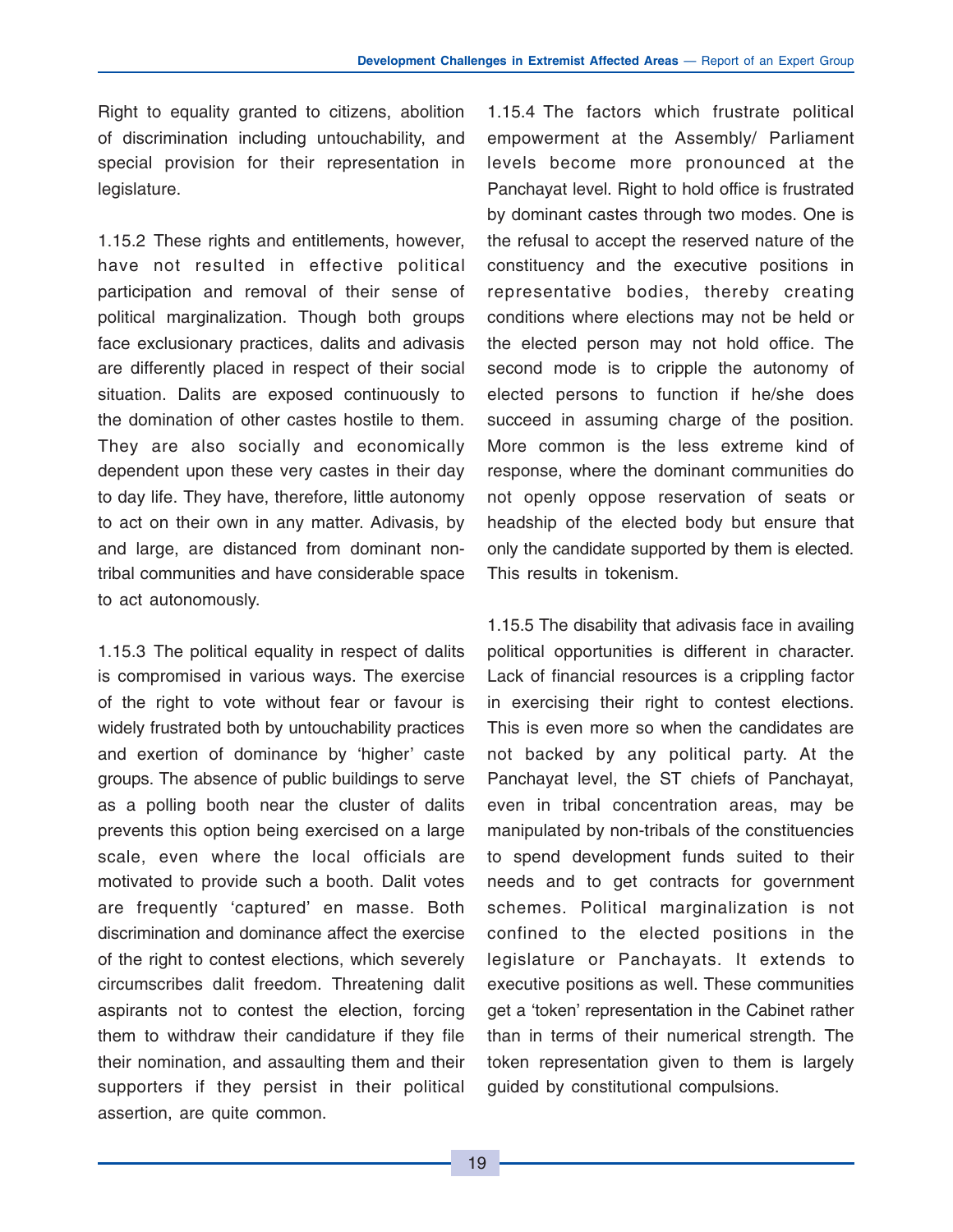Right to equality granted to citizens, abolition of discrimination including untouchability, and special provision for their representation in legislature.

1.15.2 These rights and entitlements, however, have not resulted in effective political participation and removal of their sense of political marginalization. Though both groups face exclusionary practices, dalits and adivasis are differently placed in respect of their social situation. Dalits are exposed continuously to the domination of other castes hostile to them. They are also socially and economically dependent upon these very castes in their day to day life. They have, therefore, little autonomy to act on their own in any matter. Adivasis, by and large, are distanced from dominant non-tribal communities and have considerable space to act autonomously.

1.15.3 The political equality in respect of dalits is compromised in various ways. The exercise of the right to vote without fear or favour is widely frustrated both by untouchability practices and exertion of dominance by 'higher' caste groups. The absence of public buildings to serve as a polling booth near the cluster of dalits prevents this option being exercised on a large scale, even where the local officials are motivated to provide such a booth. Dalit votes are frequently 'captured' en masse. Both discrimination and dominance affect the exercise of the right to contest elections, which severely circumscribes dalit freedom. Threatening dalit aspirants not to contest the election, forcing them to withdraw their candidature if they file their nomination, and assaulting them and their supporters if they persist in their political assertion, are quite common.

1.15.4 The factors which frustrate political empowerment at the Assembly/ Parliament levels become more pronounced at the Panchayat level. Right to hold office is frustrated by dominant castes through two modes. One is the refusal to accept the reserved nature of the constituency and the executive positions in representative bodies, thereby creating conditions where elections may not be held or the elected person may not hold office. The second mode is to cripple the autonomy of elected persons to function if he/she does succeed in assuming charge of the position. More common is the less extreme kind of response, where the dominant communities do not openly oppose reservation of seats or headship of the elected body but ensure that only the candidate supported by them is elected. This results in tokenism.

1.15.5 The disability that adivasis face in availing political opportunities is different in character. Lack of financial resources is a crippling factor in exercising their right to contest elections. This is even more so when the candidates are not backed by any political party. At the Panchayat level, the ST chiefs of Panchayat, even in tribal concentration areas, may be manipulated by non-tribals of the constituencies to spend development funds suited to their needs and to get contracts for government schemes. Political marginalization is not confined to the elected positions in the legislature or Panchayats. It extends to executive positions as well. These communities get a 'token' representation in the Cabinet rather than in terms of their numerical strength. The token representation given to them is largely guided by constitutional compulsions.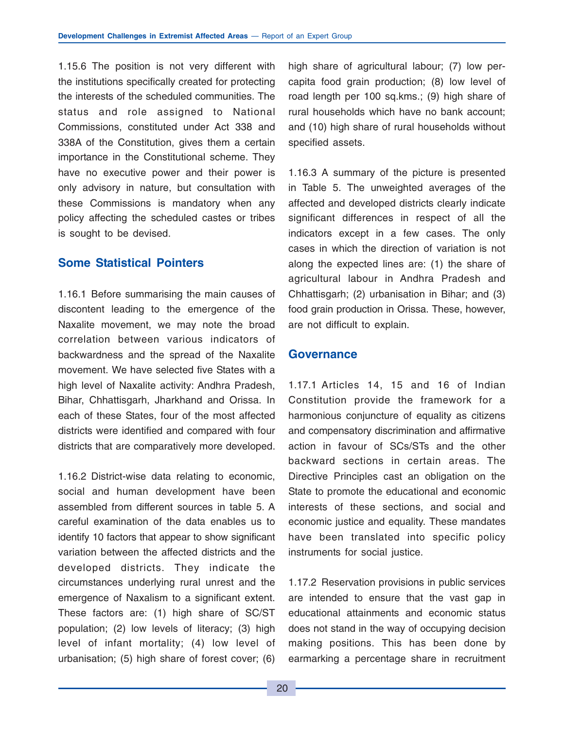1.15.6 The position is not very different with the institutions specifically created for protecting the interests of the scheduled communities. The status and role assigned to National Commissions, constituted under Act 338 and 338A of the Constitution, gives them a certain importance in the Constitutional scheme. They have no executive power and their power is only advisory in nature, but consultation with these Commissions is mandatory when any policy affecting the scheduled castes or tribes is sought to be devised.

## Some Statistical Pointers

1.16.1 Before summarising the main causes of discontent leading to the emergence of the Naxalite movement, we may note the broad correlation between various indicators of backwardness and the spread of the Naxalite movement. We have selected five States with a high level of Naxalite activity: Andhra Pradesh, Bihar, Chhattisgarh, Jharkhand and Orissa. In each of these States, four of the most affected districts were identified and compared with four districts that are comparatively more developed.

1.16.2 District-wise data relating to economic, social and human development have been assembled from different sources in table 5. A careful examination of the data enables us to identify 10 factors that appear to show significant variation between the affected districts and the developed districts. They indicate the circumstances underlying rural unrest and the emergence of Naxalism to a significant extent. These factors are: (1) high share of SC/ST population; (2) low levels of literacy; (3) high level of infant mortality; (4) low level of urbanisation; (5) high share of forest cover; (6) high share of agricultural labour; (7) low per-capita food grain production; (8) low level of road length per 100 sq.kms.; (9) high share of rural households which have no bank account; and (10) high share of rural households without specified assets.

1.16.3 A summary of the picture is presented in Table 5. The unweighted averages of the affected and developed districts clearly indicate significant differences in respect of all the indicators except in a few cases. The only cases in which the direction of variation is not along the expected lines are: (1) the share of agricultural labour in Andhra Pradesh and Chhattisgarh; (2) urbanisation in Bihar; and (3) food grain production in Orissa. These, however, are not difficult to explain.

## Governance

1.17.1 Articles 14, 15 and 16 of Indian Constitution provide the framework for a harmonious conjuncture of equality as citizens and compensatory discrimination and affirmative action in favour of SCs/STs and the other backward sections in certain areas. The Directive Principles cast an obligation on the State to promote the educational and economic interests of these sections, and social and economic justice and equality. These mandates have been translated into specific policy instruments for social justice.

1.17.2 Reservation provisions in public services are intended to ensure that the vast gap in educational attainments and economic status does not stand in the way of occupying decision making positions. This has been done by earmarking a percentage share in recruitment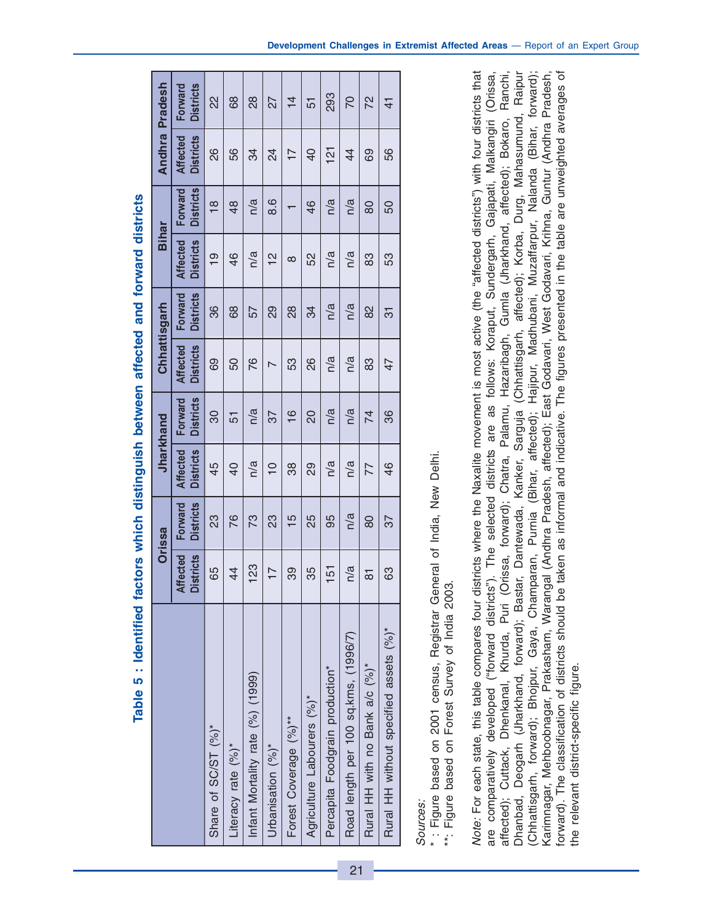## Table 5 : Identified factors which distinguish between affected and forward districts

| | Orissa | | Jharkhand | | Chhattisgarh | | Bihar | | Andhra Pradesh | |
|---|---|---|---|---|---|---|---|---|---|---|
| | Affected Districts | Forward Districts | Affected Districts | Forward Districts | Affected Districts | Forward Districts | Affected Districts | Forward Districts | Affected Districts | Forward Districts |
| Share of SC/ST (%)* | 65 | 23 | 45 | 30 | 69 | 36 | 19 | 18 | 26 | 22 |
| Literacy rate (%)* | 44 | 76 | 40 | 51 | 50 | 68 | 46 | 48 | 56 | 68 |
| Infant Mortality rate (%) (1999) | 123 | 73 | n/a | n/a | 76 | 57 | n/a | n/a | 34 | 28 |
| Urbanisation (%)* | 17 | 23 | 10 | 37 | 7 | 29 | 12 | 8.6 | 24 | 27 |
| Forest Coverage (%)** | 39 | 15 | 38 | 16 | 53 | 28 | 8 | 1 | 17 | 14 |
| Agriculture Labourers (%)* | 35 | 25 | 29 | 20 | 26 | 34 | 52 | 46 | 40 | 51 |
| Percapita Foodgrain production* | 151 | 95 | n/a | n/a | n/a | n/a | n/a | n/a | 121 | 293 |
| Road length per 100 sq.kms, (1996/7) | n/a | n/a | n/a | n/a | n/a | n/a | n/a | n/a | 44 | 70 |
| Rural HH with no Bank a/c (%)* | 81 | 80 | 77 | 74 | 83 | 82 | 83 | 80 | 69 | 72 |
| Rural HH without specified assets (%)* | 63 | 37 | 46 | 36 | 47 | 31 | 53 | 50 | 56 | 41 |

*Sources:*
* : Figure based on 2001 census, Registrar General of India, New Delhi.
**: Figure based on Forest Survey of India 2003.

*Note*: For each state, this table compares four districts where the Naxalite movement is most active (the "affected districts") with four districts that are comparatively developed ("forward districts"). The selected districts are as follows: Koraput, Sundergarh, Gajapati, Malkangiri (Orissa, affected); Cuttack, Dhenkanal, Khurda, Puri (Orissa, forward); Chatra, Palamu, Hazaribagh, Gumla (Jharkhand, affected); Bokaro, Ranchi, Dhanbad, Deogarh (Jharkhand, forward); Bastar, Dantewada, Kanker, Sarguja (Chhattisgarh, affected); Korba, Durg, Mahasumund, Raipur (Chhattisgarh, forward); Bhojpur, Gaya, Champaran, Purnia (Bihar, affected); Hajipur, Madhubani, Muzaffarpur, Nalanda (Bihar, forward); Karimnagar, Mehboobnagar, Prakasham, Warangal (Andhra Pradesh, affected); East Godavari, West Godavari, Krihna, Guntur (Andhra Pradesh, forward). The classification of districts should be taken as informal and indicative. The figures presented in the table are unweighted averages of the relevant district-specific figure.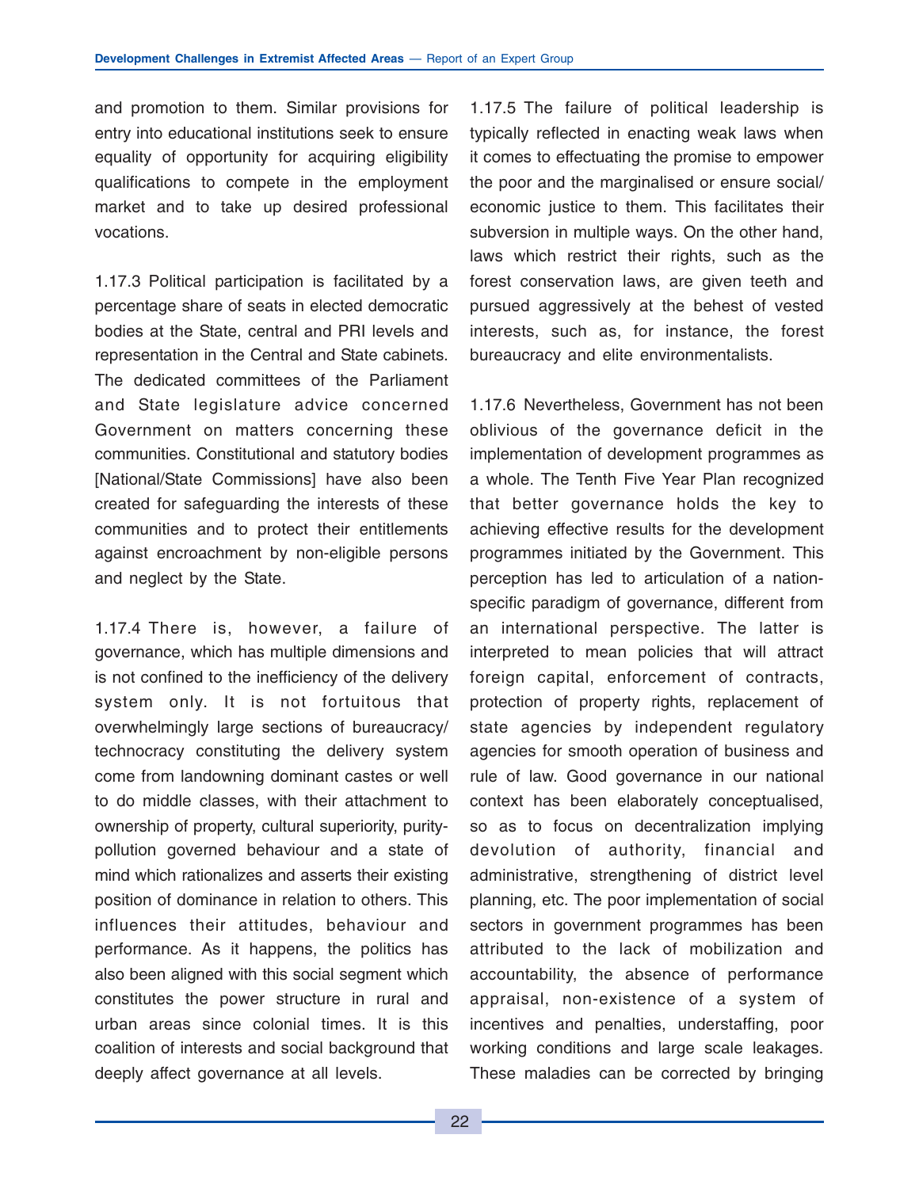and promotion to them. Similar provisions for entry into educational institutions seek to ensure equality of opportunity for acquiring eligibility qualifications to compete in the employment market and to take up desired professional vocations.

1.17.3 Political participation is facilitated by a percentage share of seats in elected democratic bodies at the State, central and PRI levels and representation in the Central and State cabinets. The dedicated committees of the Parliament and State legislature advice concerned Government on matters concerning these communities. Constitutional and statutory bodies [National/State Commissions] have also been created for safeguarding the interests of these communities and to protect their entitlements against encroachment by non-eligible persons and neglect by the State.

1.17.4 There is, however, a failure of governance, which has multiple dimensions and is not confined to the inefficiency of the delivery system only. It is not fortuitous that overwhelmingly large sections of bureaucracy/ technocracy constituting the delivery system come from landowning dominant castes or well to do middle classes, with their attachment to ownership of property, cultural superiority, purity-pollution governed behaviour and a state of mind which rationalizes and asserts their existing position of dominance in relation to others. This influences their attitudes, behaviour and performance. As it happens, the politics has also been aligned with this social segment which constitutes the power structure in rural and urban areas since colonial times. It is this coalition of interests and social background that deeply affect governance at all levels.

1.17.5 The failure of political leadership is typically reflected in enacting weak laws when it comes to effectuating the promise to empower the poor and the marginalised or ensure social/ economic justice to them. This facilitates their subversion in multiple ways. On the other hand, laws which restrict their rights, such as the forest conservation laws, are given teeth and pursued aggressively at the behest of vested interests, such as, for instance, the forest bureaucracy and elite environmentalists.

1.17.6 Nevertheless, Government has not been oblivious of the governance deficit in the implementation of development programmes as a whole. The Tenth Five Year Plan recognized that better governance holds the key to achieving effective results for the development programmes initiated by the Government. This perception has led to articulation of a nation-specific paradigm of governance, different from an international perspective. The latter is interpreted to mean policies that will attract foreign capital, enforcement of contracts, protection of property rights, replacement of state agencies by independent regulatory agencies for smooth operation of business and rule of law. Good governance in our national context has been elaborately conceptualised, so as to focus on decentralization implying devolution of authority, financial and administrative, strengthening of district level planning, etc. The poor implementation of social sectors in government programmes has been attributed to the lack of mobilization and accountability, the absence of performance appraisal, non-existence of a system of incentives and penalties, understaffing, poor working conditions and large scale leakages. These maladies can be corrected by bringing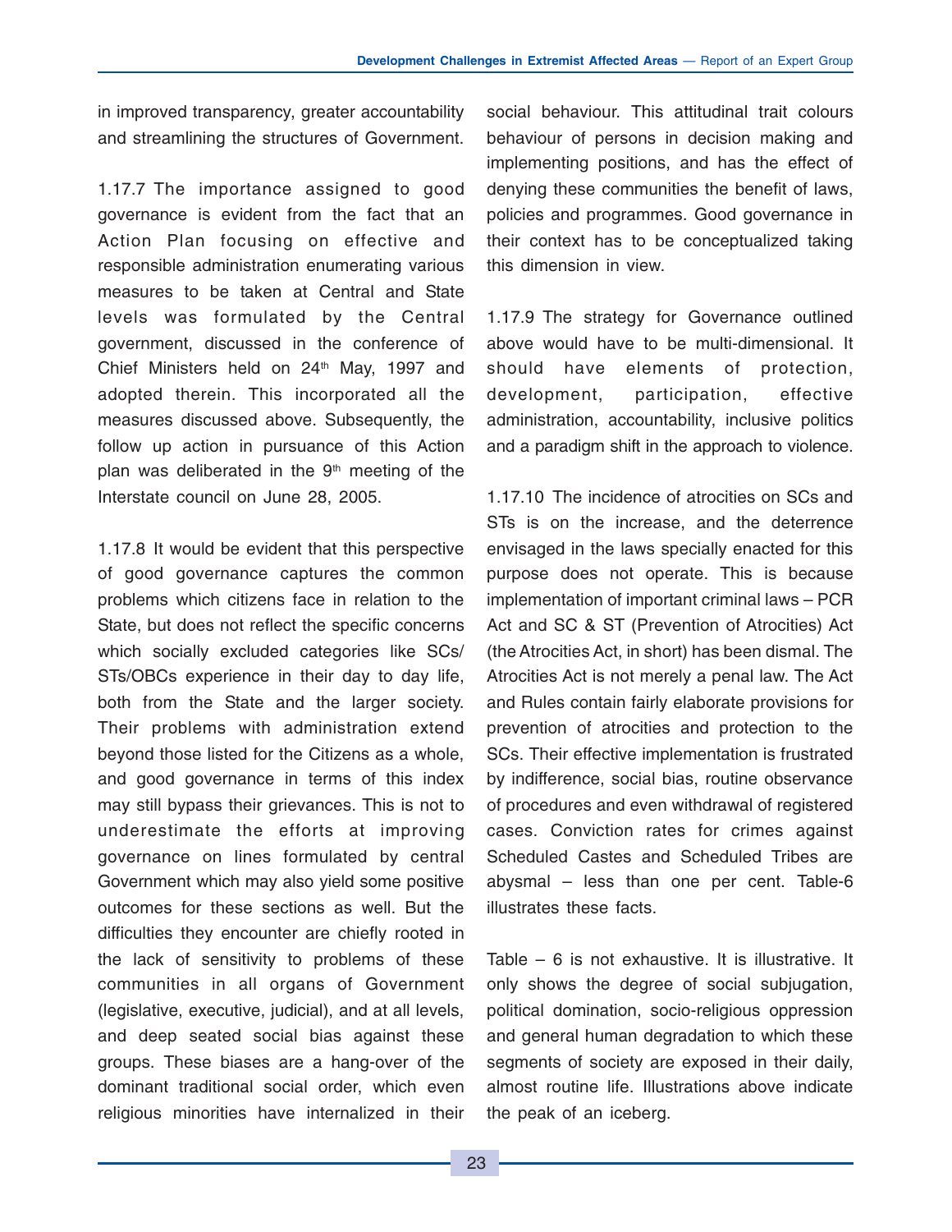in improved transparency, greater accountability and streamlining the structures of Government.

1.17.7 The importance assigned to good governance is evident from the fact that an Action Plan focusing on effective and responsible administration enumerating various measures to be taken at Central and State levels was formulated by the Central government, discussed in the conference of Chief Ministers held on 24th May, 1997 and adopted therein. This incorporated all the measures discussed above. Subsequently, the follow up action in pursuance of this Action plan was deliberated in the 9th meeting of the Interstate council on June 28, 2005.

1.17.8 It would be evident that this perspective of good governance captures the common problems which citizens face in relation to the State, but does not reflect the specific concerns which socially excluded categories like SCs/ STs/OBCs experience in their day to day life, both from the State and the larger society. Their problems with administration extend beyond those listed for the Citizens as a whole, and good governance in terms of this index may still bypass their grievances. This is not to underestimate the efforts at improving governance on lines formulated by central Government which may also yield some positive outcomes for these sections as well. But the difficulties they encounter are chiefly rooted in the lack of sensitivity to problems of these communities in all organs of Government (legislative, executive, judicial), and at all levels, and deep seated social bias against these groups. These biases are a hang-over of the dominant traditional social order, which even religious minorities have internalized in their social behaviour. This attitudinal trait colours behaviour of persons in decision making and implementing positions, and has the effect of denying these communities the benefit of laws, policies and programmes. Good governance in their context has to be conceptualized taking this dimension in view.

1.17.9 The strategy for Governance outlined above would have to be multi-dimensional. It should have elements of protection, development, participation, effective administration, accountability, inclusive politics and a paradigm shift in the approach to violence.

1.17.10 The incidence of atrocities on SCs and STs is on the increase, and the deterrence envisaged in the laws specially enacted for this purpose does not operate. This is because implementation of important criminal laws – PCR Act and SC & ST (Prevention of Atrocities) Act (the Atrocities Act, in short) has been dismal. The Atrocities Act is not merely a penal law. The Act and Rules contain fairly elaborate provisions for prevention of atrocities and protection to the SCs. Their effective implementation is frustrated by indifference, social bias, routine observance of procedures and even withdrawal of registered cases. Conviction rates for crimes against Scheduled Castes and Scheduled Tribes are abysmal – less than one per cent. Table-6 illustrates these facts.

Table – 6 is not exhaustive. It is illustrative. It only shows the degree of social subjugation, political domination, socio-religious oppression and general human degradation to which these segments of society are exposed in their daily, almost routine life. Illustrations above indicate the peak of an iceberg.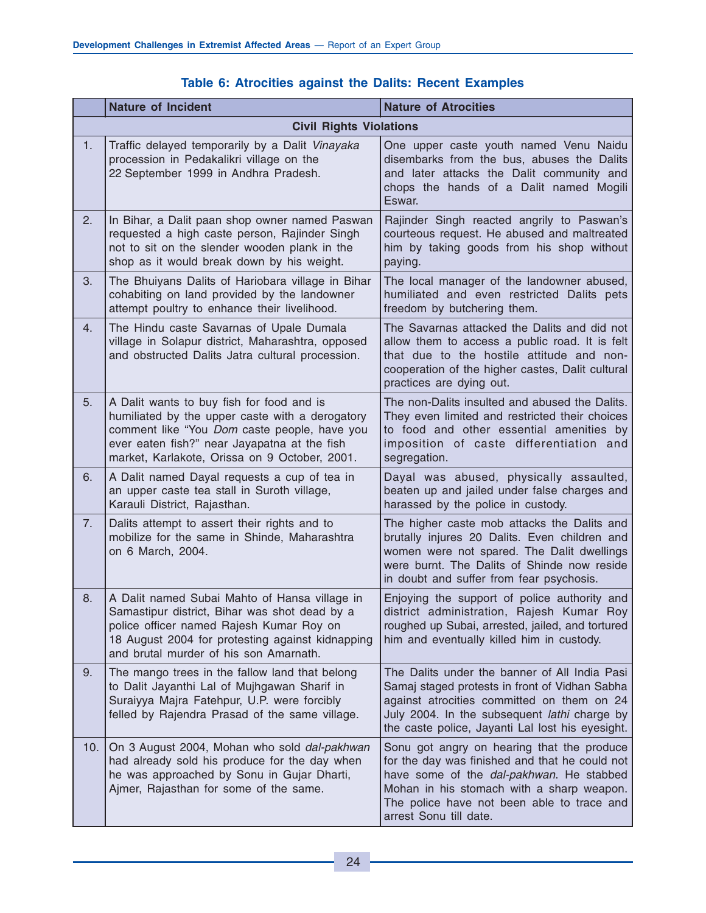**Table 6: Atrocities against the Dalits: Recent Examples**

| | Nature of Incident | Nature of Atrocities |
|---|---|---|
| | **Civil Rights Violations** | |
| 1. | Traffic delayed temporarily by a Dalit *Vinayaka* procession in Pedakalikri village on the 22 September 1999 in Andhra Pradesh. | One upper caste youth named Venu Naidu disembarks from the bus, abuses the Dalits and later attacks the Dalit community and chops the hands of a Dalit named Mogili Eswar. |
| 2. | In Bihar, a Dalit paan shop owner named Paswan requested a high caste person, Rajinder Singh not to sit on the slender wooden plank in the shop as it would break down by his weight. | Rajinder Singh reacted angrily to Paswan's courteous request. He abused and maltreated him by taking goods from his shop without paying. |
| 3. | The Bhuiyans Dalits of Hariobara village in Bihar cohabiting on land provided by the landowner attempt poultry to enhance their livelihood. | The local manager of the landowner abused, humiliated and even restricted Dalits pets freedom by butchering them. |
| 4. | The Hindu caste Savarnas of Upale Dumala village in Solapur district, Maharashtra, opposed and obstructed Dalits Jatra cultural procession. | The Savarnas attacked the Dalits and did not allow them to access a public road. It is felt that due to the hostile attitude and non-cooperation of the higher castes, Dalit cultural practices are dying out. |
| 5. | A Dalit wants to buy fish for food and is humiliated by the upper caste with a derogatory comment like "You *Dom* caste people, have you ever eaten fish?" near Jayapatna at the fish market, Karlakote, Orissa on 9 October, 2001. | The non-Dalits insulted and abused the Dalits. They even limited and restricted their choices to food and other essential amenities by imposition of caste differentiation and segregation. |
| 6. | A Dalit named Dayal requests a cup of tea in an upper caste tea stall in Suroth village, Karauli District, Rajasthan. | Dayal was abused, physically assaulted, beaten up and jailed under false charges and harassed by the police in custody. |
| 7. | Dalits attempt to assert their rights and to mobilize for the same in Shinde, Maharashtra on 6 March, 2004. | The higher caste mob attacks the Dalits and brutally injures 20 Dalits. Even children and women were not spared. The Dalit dwellings were burnt. The Dalits of Shinde now reside in doubt and suffer from fear psychosis. |
| 8. | A Dalit named Subai Mahto of Hansa village in Samastipur district, Bihar was shot dead by a police officer named Rajesh Kumar Roy on 18 August 2004 for protesting against kidnapping and brutal murder of his son Amarnath. | Enjoying the support of police authority and district administration, Rajesh Kumar Roy roughed up Subai, arrested, jailed, and tortured him and eventually killed him in custody. |
| 9. | The mango trees in the fallow land that belong to Dalit Jayanthi Lal of Mujhgawan Sharif in Suraiyya Majra Fatehpur, U.P. were forcibly felled by Rajendra Prasad of the same village. | The Dalits under the banner of All India Pasi Samaj staged protests in front of Vidhan Sabha against atrocities committed on them on 24 July 2004. In the subsequent *lathi* charge by the caste police, Jayanti Lal lost his eyesight. |
| 10. | On 3 August 2004, Mohan who sold *dal-pakhwan* had already sold his produce for the day when he was approached by Sonu in Gujar Dharti, Ajmer, Rajasthan for some of the same. | Sonu got angry on hearing that the produce for the day was finished and that he could not have some of the *dal-pakhwan*. He stabbed Mohan in his stomach with a sharp weapon. The police have not been able to trace and arrest Sonu till date. |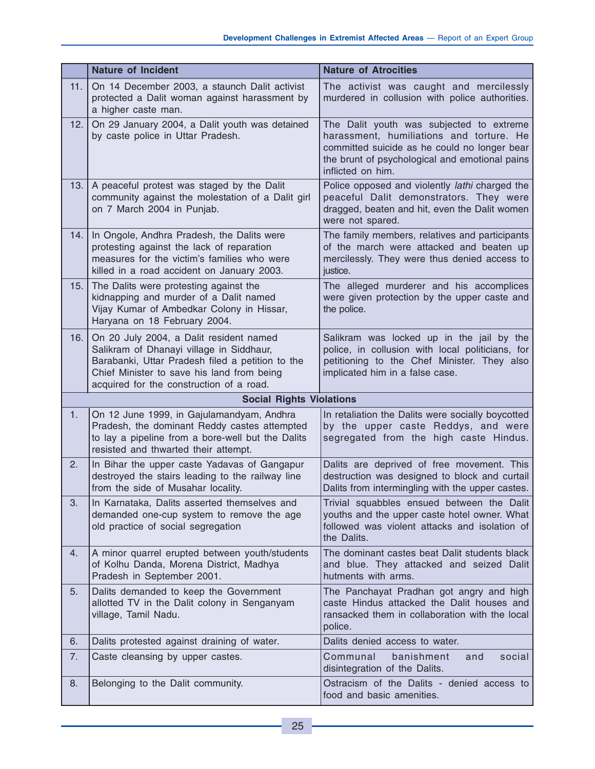|  | Nature of Incident | Nature of Atrocities |
|---|---|---|
| 11. | On 14 December 2003, a staunch Dalit activist protected a Dalit woman against harassment by a higher caste man. | The activist was caught and mercilessly murdered in collusion with police authorities. |
| 12. | On 29 January 2004, a Dalit youth was detained by caste police in Uttar Pradesh. | The Dalit youth was subjected to extreme harassment, humiliations and torture. He committed suicide as he could no longer bear the brunt of psychological and emotional pains inflicted on him. |
| 13. | A peaceful protest was staged by the Dalit community against the molestation of a Dalit girl on 7 March 2004 in Punjab. | Police opposed and violently *lathi* charged the peaceful Dalit demonstrators. They were dragged, beaten and hit, even the Dalit women were not spared. |
| 14. | In Ongole, Andhra Pradesh, the Dalits were protesting against the lack of reparation measures for the victim's families who were killed in a road accident on January 2003. | The family members, relatives and participants of the march were attacked and beaten up mercilessly. They were thus denied access to justice. |
| 15. | The Dalits were protesting against the kidnapping and murder of a Dalit named Vijay Kumar of Ambedkar Colony in Hissar, Haryana on 18 February 2004. | The alleged murderer and his accomplices were given protection by the upper caste and the police. |
| 16. | On 20 July 2004, a Dalit resident named Salikram of Dhanayi village in Siddhaur, Barabanki, Uttar Pradesh filed a petition to the Chief Minister to save his land from being acquired for the construction of a road. | Salikram was locked up in the jail by the police, in collusion with local politicians, for petitioning to the Chef Minister. They also implicated him in a false case. |
| | **Social Rights Violations** | |
| 1. | On 12 June 1999, in Gajulamandyam, Andhra Pradesh, the dominant Reddy castes attempted to lay a pipeline from a bore-well but the Dalits resisted and thwarted their attempt. | In retaliation the Dalits were socially boycotted by the upper caste Reddys, and were segregated from the high caste Hindus. |
| 2. | In Bihar the upper caste Yadavas of Gangapur destroyed the stairs leading to the railway line from the side of Musahar locality. | Dalits are deprived of free movement. This destruction was designed to block and curtail Dalits from intermingling with the upper castes. |
| 3. | In Karnataka, Dalits asserted themselves and demanded one-cup system to remove the age old practice of social segregation | Trivial squabbles ensued between the Dalit youths and the upper caste hotel owner. What followed was violent attacks and isolation of the Dalits. |
| 4. | A minor quarrel erupted between youth/students of Kolhu Danda, Morena District, Madhya Pradesh in September 2001. | The dominant castes beat Dalit students black and blue. They attacked and seized Dalit hutments with arms. |
| 5. | Dalits demanded to keep the Government allotted TV in the Dalit colony in Senganyam village, Tamil Nadu. | The Panchayat Pradhan got angry and high caste Hindus attacked the Dalit houses and ransacked them in collaboration with the local police. |
| 6. | Dalits protested against draining of water. | Dalits denied access to water. |
| 7. | Caste cleansing by upper castes. | Communal banishment and social disintegration of the Dalits. |
| 8. | Belonging to the Dalit community. | Ostracism of the Dalits - denied access to food and basic amenities. |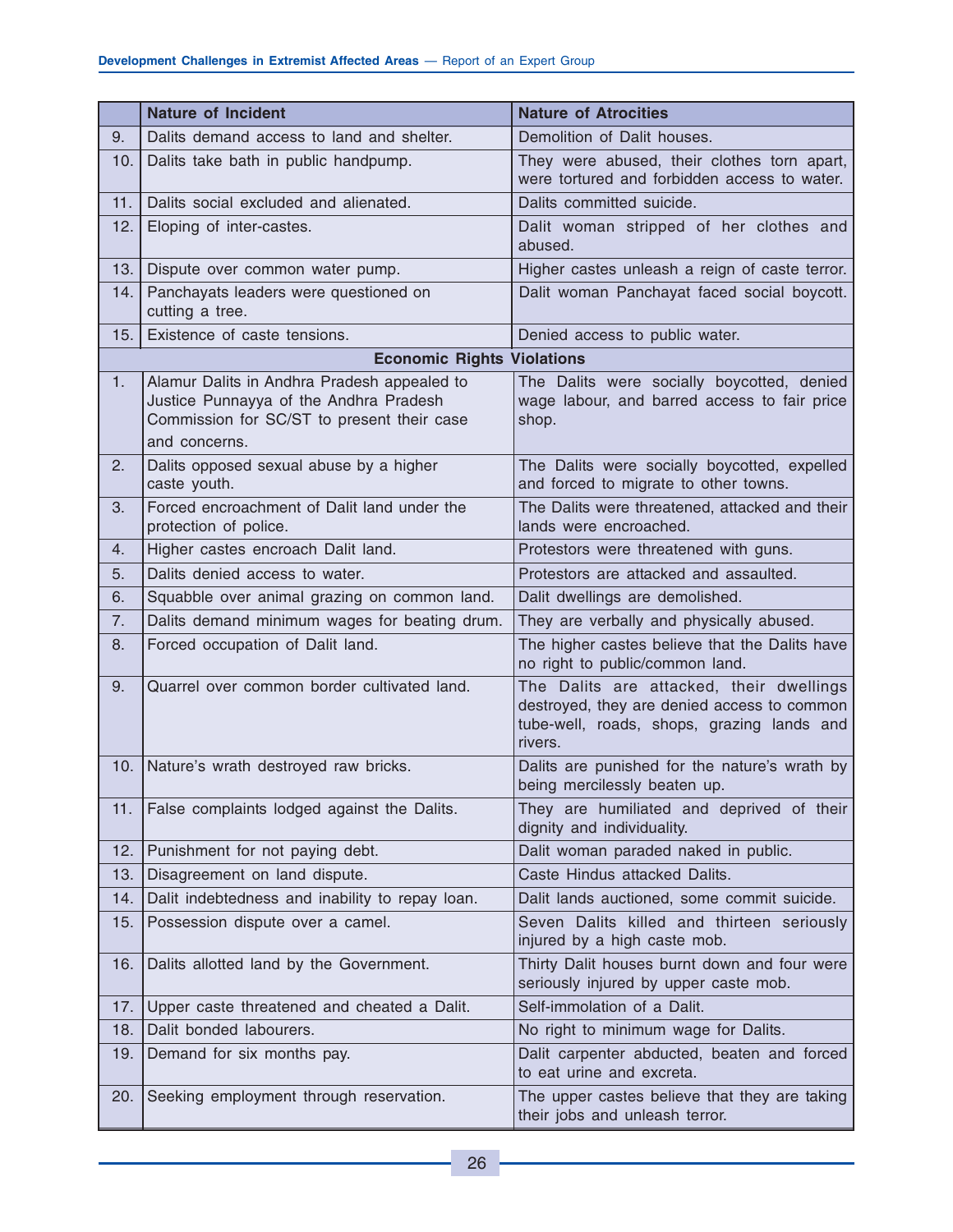|  | Nature of Incident | Nature of Atrocities |
|---|---|---|
| 9. | Dalits demand access to land and shelter. | Demolition of Dalit houses. |
| 10. | Dalits take bath in public handpump. | They were abused, their clothes torn apart, were tortured and forbidden access to water. |
| 11. | Dalits social excluded and alienated. | Dalits committed suicide. |
| 12. | Eloping of inter-castes. | Dalit woman stripped of her clothes and abused. |
| 13. | Dispute over common water pump. | Higher castes unleash a reign of caste terror. |
| 14. | Panchayats leaders were questioned on cutting a tree. | Dalit woman Panchayat faced social boycott. |
| 15. | Existence of caste tensions. | Denied access to public water. |
| **Economic Rights Violations** | | |
| 1. | Alamur Dalits in Andhra Pradesh appealed to Justice Punnayya of the Andhra Pradesh Commission for SC/ST to present their case and concerns. | The Dalits were socially boycotted, denied wage labour, and barred access to fair price shop. |
| 2. | Dalits opposed sexual abuse by a higher caste youth. | The Dalits were socially boycotted, expelled and forced to migrate to other towns. |
| 3. | Forced encroachment of Dalit land under the protection of police. | The Dalits were threatened, attacked and their lands were encroached. |
| 4. | Higher castes encroach Dalit land. | Protestors were threatened with guns. |
| 5. | Dalits denied access to water. | Protestors are attacked and assaulted. |
| 6. | Squabble over animal grazing on common land. | Dalit dwellings are demolished. |
| 7. | Dalits demand minimum wages for beating drum. | They are verbally and physically abused. |
| 8. | Forced occupation of Dalit land. | The higher castes believe that the Dalits have no right to public/common land. |
| 9. | Quarrel over common border cultivated land. | The Dalits are attacked, their dwellings destroyed, they are denied access to common tube-well, roads, shops, grazing lands and rivers. |
| 10. | Nature's wrath destroyed raw bricks. | Dalits are punished for the nature's wrath by being mercilessly beaten up. |
| 11. | False complaints lodged against the Dalits. | They are humiliated and deprived of their dignity and individuality. |
| 12. | Punishment for not paying debt. | Dalit woman paraded naked in public. |
| 13. | Disagreement on land dispute. | Caste Hindus attacked Dalits. |
| 14. | Dalit indebtedness and inability to repay loan. | Dalit lands auctioned, some commit suicide. |
| 15. | Possession dispute over a camel. | Seven Dalits killed and thirteen seriously injured by a high caste mob. |
| 16. | Dalits allotted land by the Government. | Thirty Dalit houses burnt down and four were seriously injured by upper caste mob. |
| 17. | Upper caste threatened and cheated a Dalit. | Self-immolation of a Dalit. |
| 18. | Dalit bonded labourers. | No right to minimum wage for Dalits. |
| 19. | Demand for six months pay. | Dalit carpenter abducted, beaten and forced to eat urine and excreta. |
| 20. | Seeking employment through reservation. | The upper castes believe that they are taking their jobs and unleash terror. |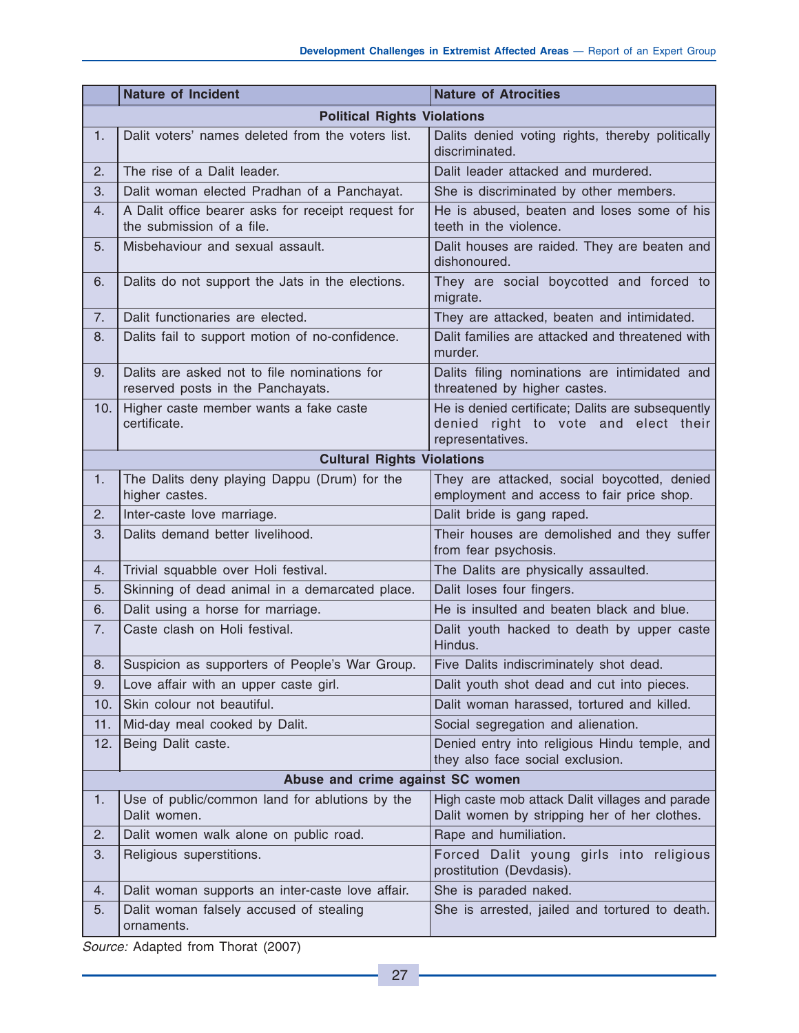| | Nature of Incident | Nature of Atrocities |
|---|---|---|
| | **Political Rights Violations** | |
| 1. | Dalit voters' names deleted from the voters list. | Dalits denied voting rights, thereby politically discriminated. |
| 2. | The rise of a Dalit leader. | Dalit leader attacked and murdered. |
| 3. | Dalit woman elected Pradhan of a Panchayat. | She is discriminated by other members. |
| 4. | A Dalit office bearer asks for receipt request for the submission of a file. | He is abused, beaten and loses some of his teeth in the violence. |
| 5. | Misbehaviour and sexual assault. | Dalit houses are raided. They are beaten and dishonoured. |
| 6. | Dalits do not support the Jats in the elections. | They are social boycotted and forced to migrate. |
| 7. | Dalit functionaries are elected. | They are attacked, beaten and intimidated. |
| 8. | Dalits fail to support motion of no-confidence. | Dalit families are attacked and threatened with murder. |
| 9. | Dalits are asked not to file nominations for reserved posts in the Panchayats. | Dalits filing nominations are intimidated and threatened by higher castes. |
| 10. | Higher caste member wants a fake caste certificate. | He is denied certificate; Dalits are subsequently denied right to vote and elect their representatives. |
| | **Cultural Rights Violations** | |
| 1. | The Dalits deny playing Dappu (Drum) for the higher castes. | They are attacked, social boycotted, denied employment and access to fair price shop. |
| 2. | Inter-caste love marriage. | Dalit bride is gang raped. |
| 3. | Dalits demand better livelihood. | Their houses are demolished and they suffer from fear psychosis. |
| 4. | Trivial squabble over Holi festival. | The Dalits are physically assaulted. |
| 5. | Skinning of dead animal in a demarcated place. | Dalit loses four fingers. |
| 6. | Dalit using a horse for marriage. | He is insulted and beaten black and blue. |
| 7. | Caste clash on Holi festival. | Dalit youth hacked to death by upper caste Hindus. |
| 8. | Suspicion as supporters of People's War Group. | Five Dalits indiscriminately shot dead. |
| 9. | Love affair with an upper caste girl. | Dalit youth shot dead and cut into pieces. |
| 10. | Skin colour not beautiful. | Dalit woman harassed, tortured and killed. |
| 11. | Mid-day meal cooked by Dalit. | Social segregation and alienation. |
| 12. | Being Dalit caste. | Denied entry into religious Hindu temple, and they also face social exclusion. |
| | **Abuse and crime against SC women** | |
| 1. | Use of public/common land for ablutions by the Dalit women. | High caste mob attack Dalit villages and parade Dalit women by stripping her of her clothes. |
| 2. | Dalit women walk alone on public road. | Rape and humiliation. |
| 3. | Religious superstitions. | Forced Dalit young girls into religious prostitution (Devdasis). |
| 4. | Dalit woman supports an inter-caste love affair. | She is paraded naked. |
| 5. | Dalit woman falsely accused of stealing ornaments. | She is arrested, jailed and tortured to death. |

*Source:* Adapted from Thorat (2007)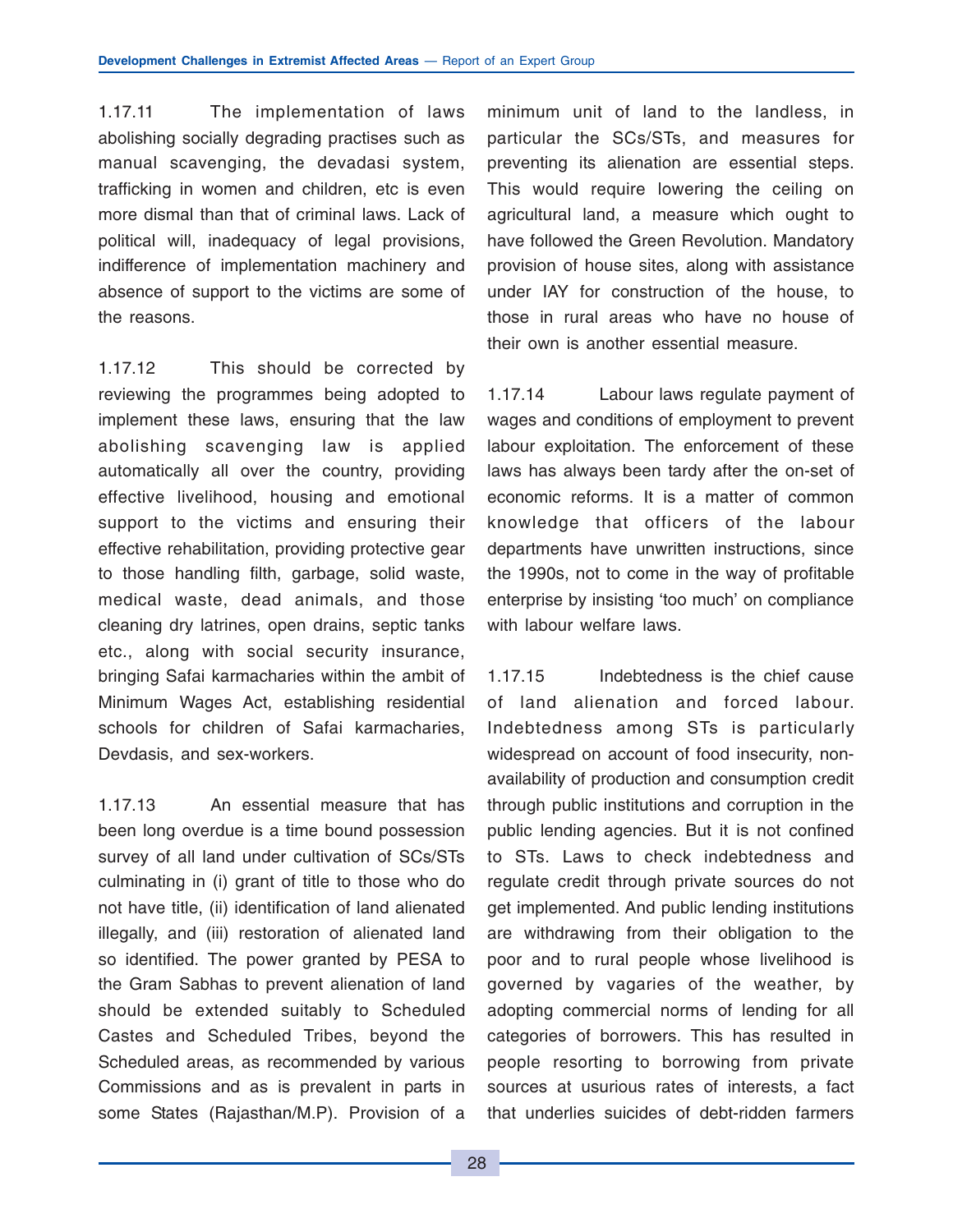1.17.11 The implementation of laws abolishing socially degrading practises such as manual scavenging, the devadasi system, trafficking in women and children, etc is even more dismal than that of criminal laws. Lack of political will, inadequacy of legal provisions, indifference of implementation machinery and absence of support to the victims are some of the reasons.

1.17.12 This should be corrected by reviewing the programmes being adopted to implement these laws, ensuring that the law abolishing scavenging law is applied automatically all over the country, providing effective livelihood, housing and emotional support to the victims and ensuring their effective rehabilitation, providing protective gear to those handling filth, garbage, solid waste, medical waste, dead animals, and those cleaning dry latrines, open drains, septic tanks etc., along with social security insurance, bringing Safai karmacharies within the ambit of Minimum Wages Act, establishing residential schools for children of Safai karmacharies, Devdasis, and sex-workers.

1.17.13 An essential measure that has been long overdue is a time bound possession survey of all land under cultivation of SCs/STs culminating in (i) grant of title to those who do not have title, (ii) identification of land alienated illegally, and (iii) restoration of alienated land so identified. The power granted by PESA to the Gram Sabhas to prevent alienation of land should be extended suitably to Scheduled Castes and Scheduled Tribes, beyond the Scheduled areas, as recommended by various Commissions and as is prevalent in parts in some States (Rajasthan/M.P). Provision of a minimum unit of land to the landless, in particular the SCs/STs, and measures for preventing its alienation are essential steps. This would require lowering the ceiling on agricultural land, a measure which ought to have followed the Green Revolution. Mandatory provision of house sites, along with assistance under IAY for construction of the house, to those in rural areas who have no house of their own is another essential measure.

1.17.14 Labour laws regulate payment of wages and conditions of employment to prevent labour exploitation. The enforcement of these laws has always been tardy after the on-set of economic reforms. It is a matter of common knowledge that officers of the labour departments have unwritten instructions, since the 1990s, not to come in the way of profitable enterprise by insisting 'too much' on compliance with labour welfare laws.

1.17.15 Indebtedness is the chief cause of land alienation and forced labour. Indebtedness among STs is particularly widespread on account of food insecurity, non-availability of production and consumption credit through public institutions and corruption in the public lending agencies. But it is not confined to STs. Laws to check indebtedness and regulate credit through private sources do not get implemented. And public lending institutions are withdrawing from their obligation to the poor and to rural people whose livelihood is governed by vagaries of the weather, by adopting commercial norms of lending for all categories of borrowers. This has resulted in people resorting to borrowing from private sources at usurious rates of interests, a fact that underlies suicides of debt-ridden farmers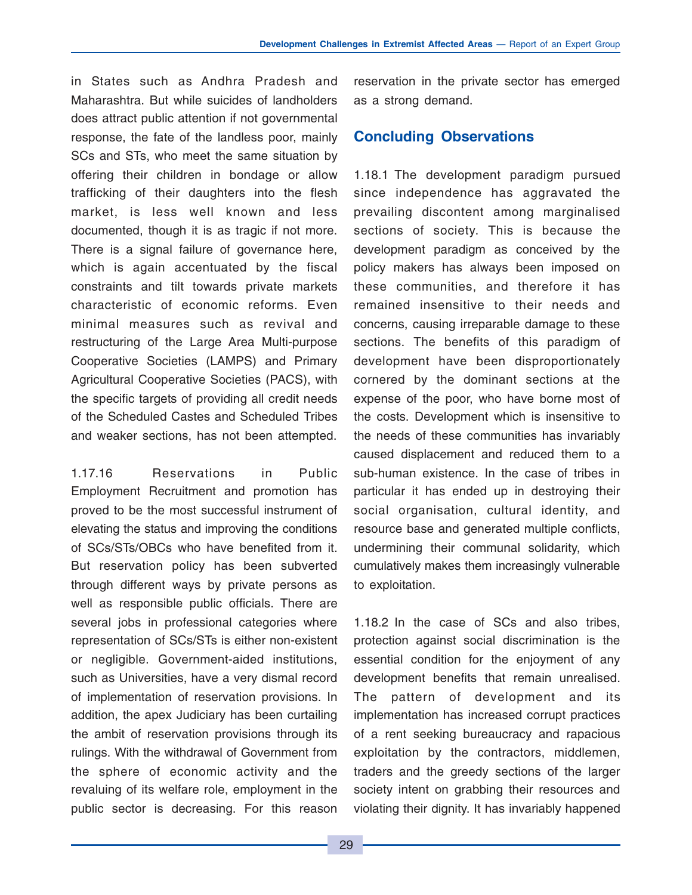in States such as Andhra Pradesh and Maharashtra. But while suicides of landholders does attract public attention if not governmental response, the fate of the landless poor, mainly SCs and STs, who meet the same situation by offering their children in bondage or allow trafficking of their daughters into the flesh market, is less well known and less documented, though it is as tragic if not more. There is a signal failure of governance here, which is again accentuated by the fiscal constraints and tilt towards private markets characteristic of economic reforms. Even minimal measures such as revival and restructuring of the Large Area Multi-purpose Cooperative Societies (LAMPS) and Primary Agricultural Cooperative Societies (PACS), with the specific targets of providing all credit needs of the Scheduled Castes and Scheduled Tribes and weaker sections, has not been attempted.

1.17.16 Reservations in Public Employment Recruitment and promotion has proved to be the most successful instrument of elevating the status and improving the conditions of SCs/STs/OBCs who have benefited from it. But reservation policy has been subverted through different ways by private persons as well as responsible public officials. There are several jobs in professional categories where representation of SCs/STs is either non-existent or negligible. Government-aided institutions, such as Universities, have a very dismal record of implementation of reservation provisions. In addition, the apex Judiciary has been curtailing the ambit of reservation provisions through its rulings. With the withdrawal of Government from the sphere of economic activity and the revaluing of its welfare role, employment in the public sector is decreasing. For this reason reservation in the private sector has emerged as a strong demand.

## Concluding Observations

1.18.1 The development paradigm pursued since independence has aggravated the prevailing discontent among marginalised sections of society. This is because the development paradigm as conceived by the policy makers has always been imposed on these communities, and therefore it has remained insensitive to their needs and concerns, causing irreparable damage to these sections. The benefits of this paradigm of development have been disproportionately cornered by the dominant sections at the expense of the poor, who have borne most of the costs. Development which is insensitive to the needs of these communities has invariably caused displacement and reduced them to a sub-human existence. In the case of tribes in particular it has ended up in destroying their social organisation, cultural identity, and resource base and generated multiple conflicts, undermining their communal solidarity, which cumulatively makes them increasingly vulnerable to exploitation.

1.18.2 In the case of SCs and also tribes, protection against social discrimination is the essential condition for the enjoyment of any development benefits that remain unrealised. The pattern of development and its implementation has increased corrupt practices of a rent seeking bureaucracy and rapacious exploitation by the contractors, middlemen, traders and the greedy sections of the larger society intent on grabbing their resources and violating their dignity. It has invariably happened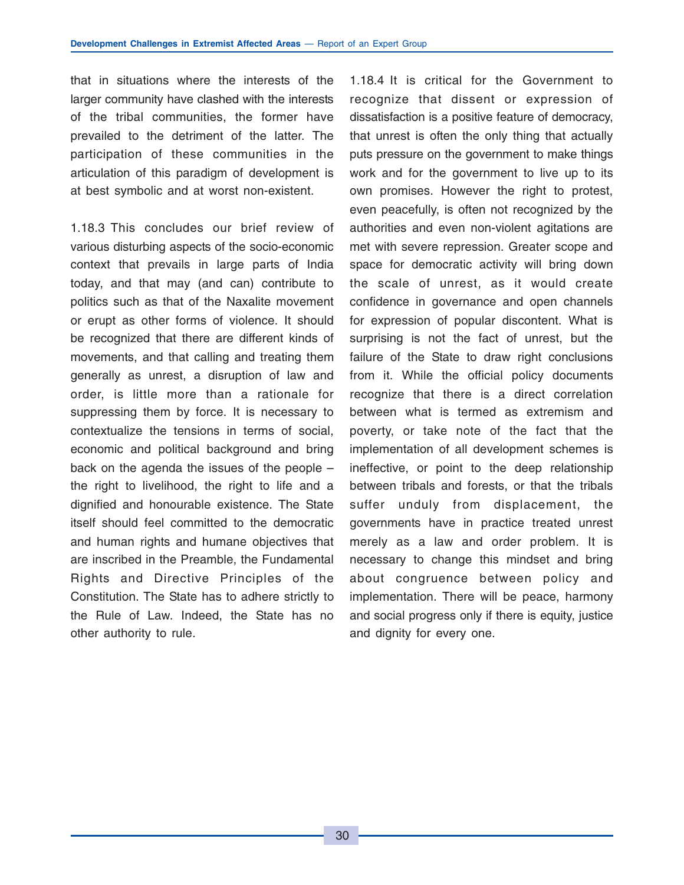that in situations where the interests of the larger community have clashed with the interests of the tribal communities, the former have prevailed to the detriment of the latter. The participation of these communities in the articulation of this paradigm of development is at best symbolic and at worst non-existent.

1.18.3 This concludes our brief review of various disturbing aspects of the socio-economic context that prevails in large parts of India today, and that may (and can) contribute to politics such as that of the Naxalite movement or erupt as other forms of violence. It should be recognized that there are different kinds of movements, and that calling and treating them generally as unrest, a disruption of law and order, is little more than a rationale for suppressing them by force. It is necessary to contextualize the tensions in terms of social, economic and political background and bring back on the agenda the issues of the people – the right to livelihood, the right to life and a dignified and honourable existence. The State itself should feel committed to the democratic and human rights and humane objectives that are inscribed in the Preamble, the Fundamental Rights and Directive Principles of the Constitution. The State has to adhere strictly to the Rule of Law. Indeed, the State has no other authority to rule.

1.18.4 It is critical for the Government to recognize that dissent or expression of dissatisfaction is a positive feature of democracy, that unrest is often the only thing that actually puts pressure on the government to make things work and for the government to live up to its own promises. However the right to protest, even peacefully, is often not recognized by the authorities and even non-violent agitations are met with severe repression. Greater scope and space for democratic activity will bring down the scale of unrest, as it would create confidence in governance and open channels for expression of popular discontent. What is surprising is not the fact of unrest, but the failure of the State to draw right conclusions from it. While the official policy documents recognize that there is a direct correlation between what is termed as extremism and poverty, or take note of the fact that the implementation of all development schemes is ineffective, or point to the deep relationship between tribals and forests, or that the tribals suffer unduly from displacement, the governments have in practice treated unrest merely as a law and order problem. It is necessary to change this mindset and bring about congruence between policy and implementation. There will be peace, harmony and social progress only if there is equity, justice and dignity for every one.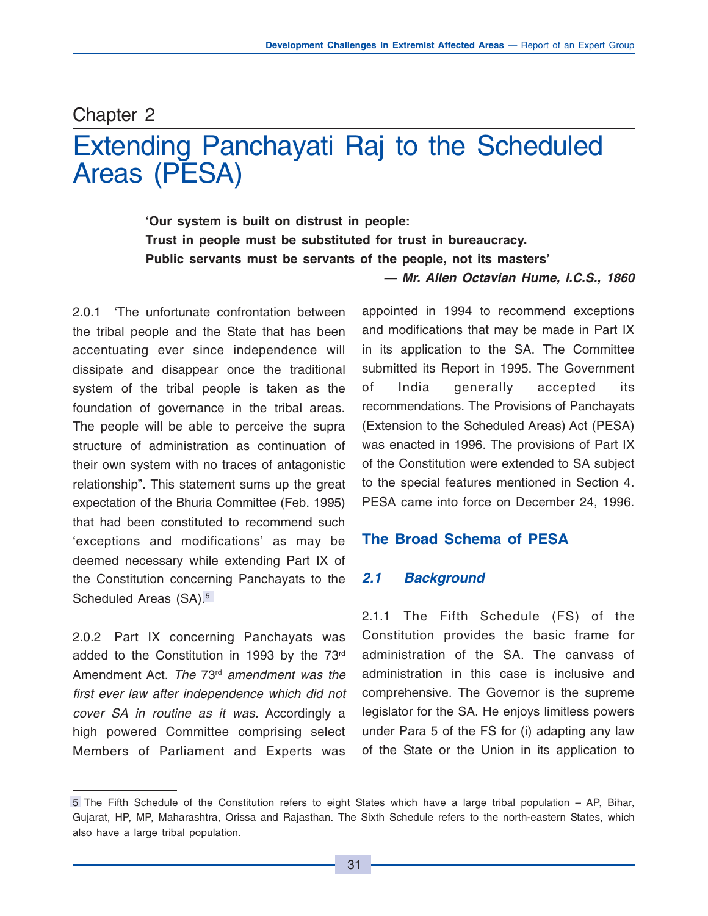Chapter 2

# Extending Panchayati Raj to the Scheduled Areas (PESA)

> **'Our system is built on distrust in people:**
> **Trust in people must be substituted for trust in bureaucracy.**
> **Public servants must be servants of the people, not its masters'**
>
> ***— Mr. Allen Octavian Hume, I.C.S., 1860***

2.0.1 'The unfortunate confrontation between the tribal people and the State that has been accentuating ever since independence will dissipate and disappear once the traditional system of the tribal people is taken as the foundation of governance in the tribal areas. The people will be able to perceive the supra structure of administration as continuation of their own system with no traces of antagonistic relationship". This statement sums up the great expectation of the Bhuria Committee (Feb. 1995) that had been constituted to recommend such 'exceptions and modifications' as may be deemed necessary while extending Part IX of the Constitution concerning Panchayats to the Scheduled Areas (SA).[5]

2.0.2 Part IX concerning Panchayats was added to the Constitution in 1993 by the 73rd Amendment Act. *The 73rd amendment was the first ever law after independence which did not cover SA in routine as it was.* Accordingly a high powered Committee comprising select Members of Parliament and Experts was appointed in 1994 to recommend exceptions and modifications that may be made in Part IX in its application to the SA. The Committee submitted its Report in 1995. The Government of India generally accepted its recommendations. The Provisions of Panchayats (Extension to the Scheduled Areas) Act (PESA) was enacted in 1996. The provisions of Part IX of the Constitution were extended to SA subject to the special features mentioned in Section 4. PESA came into force on December 24, 1996.

## The Broad Schema of PESA

### *2.1 Background*

2.1.1 The Fifth Schedule (FS) of the Constitution provides the basic frame for administration of the SA. The canvass of administration in this case is inclusive and comprehensive. The Governor is the supreme legislator for the SA. He enjoys limitless powers under Para 5 of the FS for (i) adapting any law of the State or the Union in its application to

[5] The Fifth Schedule of the Constitution refers to eight States which have a large tribal population – AP, Bihar, Gujarat, HP, MP, Maharashtra, Orissa and Rajasthan. The Sixth Schedule refers to the north-eastern States, which also have a large tribal population.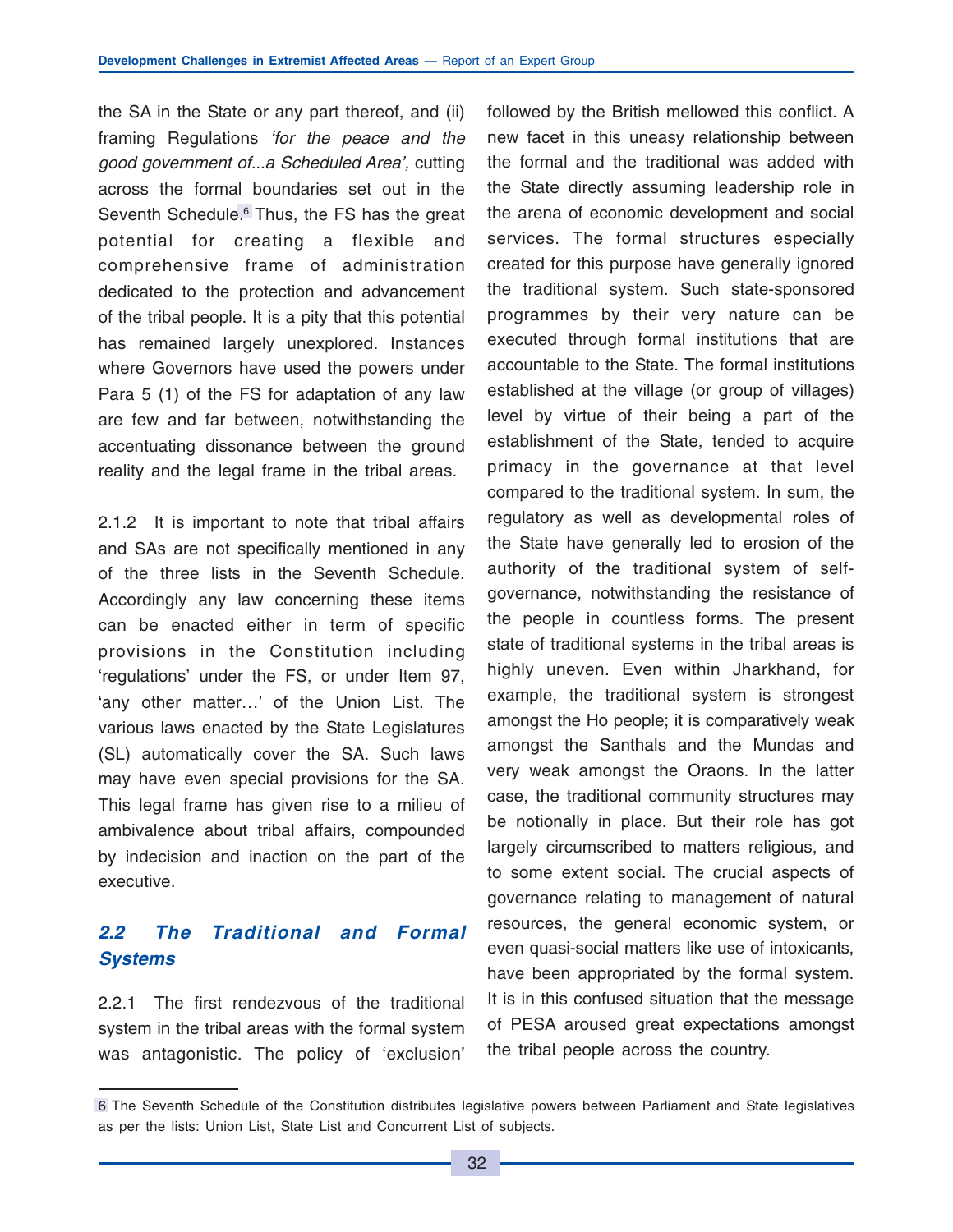the SA in the State or any part thereof, and (ii) framing Regulations *'for the peace and the good government of...a Scheduled Area',* cutting across the formal boundaries set out in the Seventh Schedule.[6] Thus, the FS has the great potential for creating a flexible and comprehensive frame of administration dedicated to the protection and advancement of the tribal people. It is a pity that this potential has remained largely unexplored. Instances where Governors have used the powers under Para 5 (1) of the FS for adaptation of any law are few and far between, notwithstanding the accentuating dissonance between the ground reality and the legal frame in the tribal areas.

2.1.2 It is important to note that tribal affairs and SAs are not specifically mentioned in any of the three lists in the Seventh Schedule. Accordingly any law concerning these items can be enacted either in term of specific provisions in the Constitution including 'regulations' under the FS, or under Item 97, 'any other matter…' of the Union List. The various laws enacted by the State Legislatures (SL) automatically cover the SA. Such laws may have even special provisions for the SA. This legal frame has given rise to a milieu of ambivalence about tribal affairs, compounded by indecision and inaction on the part of the executive.

## *2.2 The Traditional and Formal Systems*

2.2.1 The first rendezvous of the traditional system in the tribal areas with the formal system was antagonistic. The policy of 'exclusion' followed by the British mellowed this conflict. A new facet in this uneasy relationship between the formal and the traditional was added with the State directly assuming leadership role in the arena of economic development and social services. The formal structures especially created for this purpose have generally ignored the traditional system. Such state-sponsored programmes by their very nature can be executed through formal institutions that are accountable to the State. The formal institutions established at the village (or group of villages) level by virtue of their being a part of the establishment of the State, tended to acquire primacy in the governance at that level compared to the traditional system. In sum, the regulatory as well as developmental roles of the State have generally led to erosion of the authority of the traditional system of self-governance, notwithstanding the resistance of the people in countless forms. The present state of traditional systems in the tribal areas is highly uneven. Even within Jharkhand, for example, the traditional system is strongest amongst the Ho people; it is comparatively weak amongst the Santhals and the Mundas and very weak amongst the Oraons. In the latter case, the traditional community structures may be notionally in place. But their role has got largely circumscribed to matters religious, and to some extent social. The crucial aspects of governance relating to management of natural resources, the general economic system, or even quasi-social matters like use of intoxicants, have been appropriated by the formal system. It is in this confused situation that the message of PESA aroused great expectations amongst the tribal people across the country.

---

[6] The Seventh Schedule of the Constitution distributes legislative powers between Parliament and State legislatives as per the lists: Union List, State List and Concurrent List of subjects.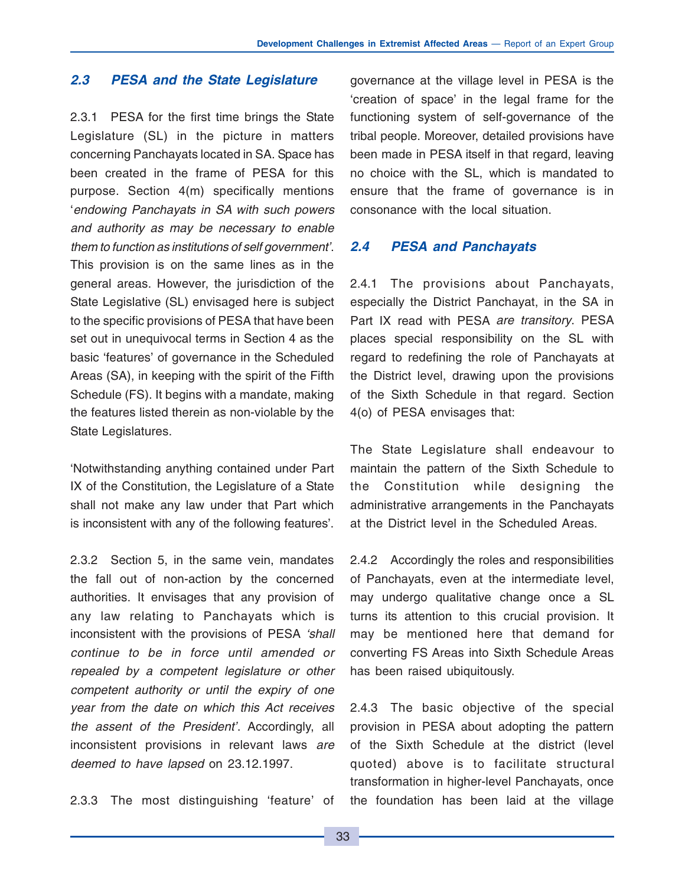### *2.3 PESA and the State Legislature*

2.3.1 PESA for the first time brings the State Legislature (SL) in the picture in matters concerning Panchayats located in SA. Space has been created in the frame of PESA for this purpose. Section 4(m) specifically mentions '*endowing Panchayats in SA with such powers and authority as may be necessary to enable them to function as institutions of self government*'. This provision is on the same lines as in the general areas. However, the jurisdiction of the State Legislative (SL) envisaged here is subject to the specific provisions of PESA that have been set out in unequivocal terms in Section 4 as the basic 'features' of governance in the Scheduled Areas (SA), in keeping with the spirit of the Fifth Schedule (FS). It begins with a mandate, making the features listed therein as non-violable by the State Legislatures.

'Notwithstanding anything contained under Part IX of the Constitution, the Legislature of a State shall not make any law under that Part which is inconsistent with any of the following features'.

2.3.2 Section 5, in the same vein, mandates the fall out of non-action by the concerned authorities. It envisages that any provision of any law relating to Panchayats which is inconsistent with the provisions of PESA *'shall continue to be in force until amended or repealed by a competent legislature or other competent authority or until the expiry of one year from the date on which this Act receives the assent of the President'*. Accordingly, all inconsistent provisions in relevant laws *are deemed to have lapsed* on 23.12.1997.

2.3.3 The most distinguishing 'feature' of governance at the village level in PESA is the 'creation of space' in the legal frame for the functioning system of self-governance of the tribal people. Moreover, detailed provisions have been made in PESA itself in that regard, leaving no choice with the SL, which is mandated to ensure that the frame of governance is in consonance with the local situation.

### *2.4 PESA and Panchayats*

2.4.1 The provisions about Panchayats, especially the District Panchayat, in the SA in Part IX read with PESA *are transitory*. PESA places special responsibility on the SL with regard to redefining the role of Panchayats at the District level, drawing upon the provisions of the Sixth Schedule in that regard. Section 4(o) of PESA envisages that:

The State Legislature shall endeavour to maintain the pattern of the Sixth Schedule to the Constitution while designing the administrative arrangements in the Panchayats at the District level in the Scheduled Areas.

2.4.2 Accordingly the roles and responsibilities of Panchayats, even at the intermediate level, may undergo qualitative change once a SL turns its attention to this crucial provision. It may be mentioned here that demand for converting FS Areas into Sixth Schedule Areas has been raised ubiquitously.

2.4.3 The basic objective of the special provision in PESA about adopting the pattern of the Sixth Schedule at the district (level quoted) above is to facilitate structural transformation in higher-level Panchayats, once the foundation has been laid at the village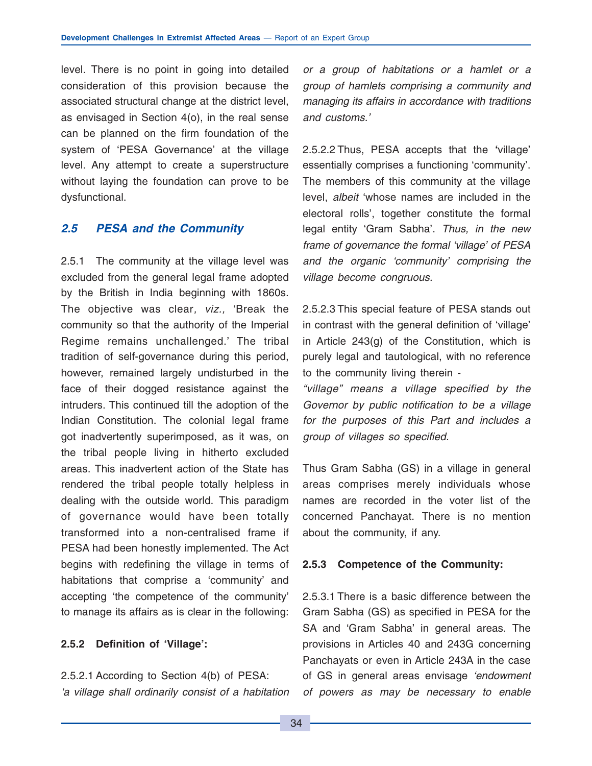level. There is no point in going into detailed consideration of this provision because the associated structural change at the district level, as envisaged in Section 4(o), in the real sense can be planned on the firm foundation of the system of 'PESA Governance' at the village level. Any attempt to create a superstructure without laying the foundation can prove to be dysfunctional.

## *2.5 PESA and the Community*

2.5.1 The community at the village level was excluded from the general legal frame adopted by the British in India beginning with 1860s. The objective was clear*, viz.,* 'Break the community so that the authority of the Imperial Regime remains unchallenged.' The tribal tradition of self-governance during this period, however, remained largely undisturbed in the face of their dogged resistance against the intruders. This continued till the adoption of the Indian Constitution. The colonial legal frame got inadvertently superimposed, as it was, on the tribal people living in hitherto excluded areas. This inadvertent action of the State has rendered the tribal people totally helpless in dealing with the outside world. This paradigm of governance would have been totally transformed into a non-centralised frame if PESA had been honestly implemented. The Act begins with redefining the village in terms of habitations that comprise a 'community' and accepting 'the competence of the community' to manage its affairs as is clear in the following:

### 2.5.2 Definition of 'Village':

2.5.2.1 According to Section 4(b) of PESA: *'a village shall ordinarily consist of a habitation or a group of habitations or a hamlet or a group of hamlets comprising a community and managing its affairs in accordance with traditions and customs.'*

2.5.2.2 Thus, PESA accepts that the 'village' essentially comprises a functioning 'community'. The members of this community at the village level, *albeit* 'whose names are included in the electoral rolls', together constitute the formal legal entity 'Gram Sabha'. *Thus, in the new frame of governance the formal 'village' of PESA and the organic 'community' comprising the village become congruous*.

2.5.2.3 This special feature of PESA stands out in contrast with the general definition of 'village' in Article 243(g) of the Constitution, which is purely legal and tautological, with no reference to the community living therein -

*"village" means a village specified by the Governor by public notification to be a village for the purposes of this Part and includes a group of villages so specified*.

Thus Gram Sabha (GS) in a village in general areas comprises merely individuals whose names are recorded in the voter list of the concerned Panchayat. There is no mention about the community, if any.

### 2.5.3 Competence of the Community:

2.5.3.1 There is a basic difference between the Gram Sabha (GS) as specified in PESA for the SA and 'Gram Sabha' in general areas. The provisions in Articles 40 and 243G concerning Panchayats or even in Article 243A in the case of GS in general areas envisage *'endowment of powers as may be necessary to enable*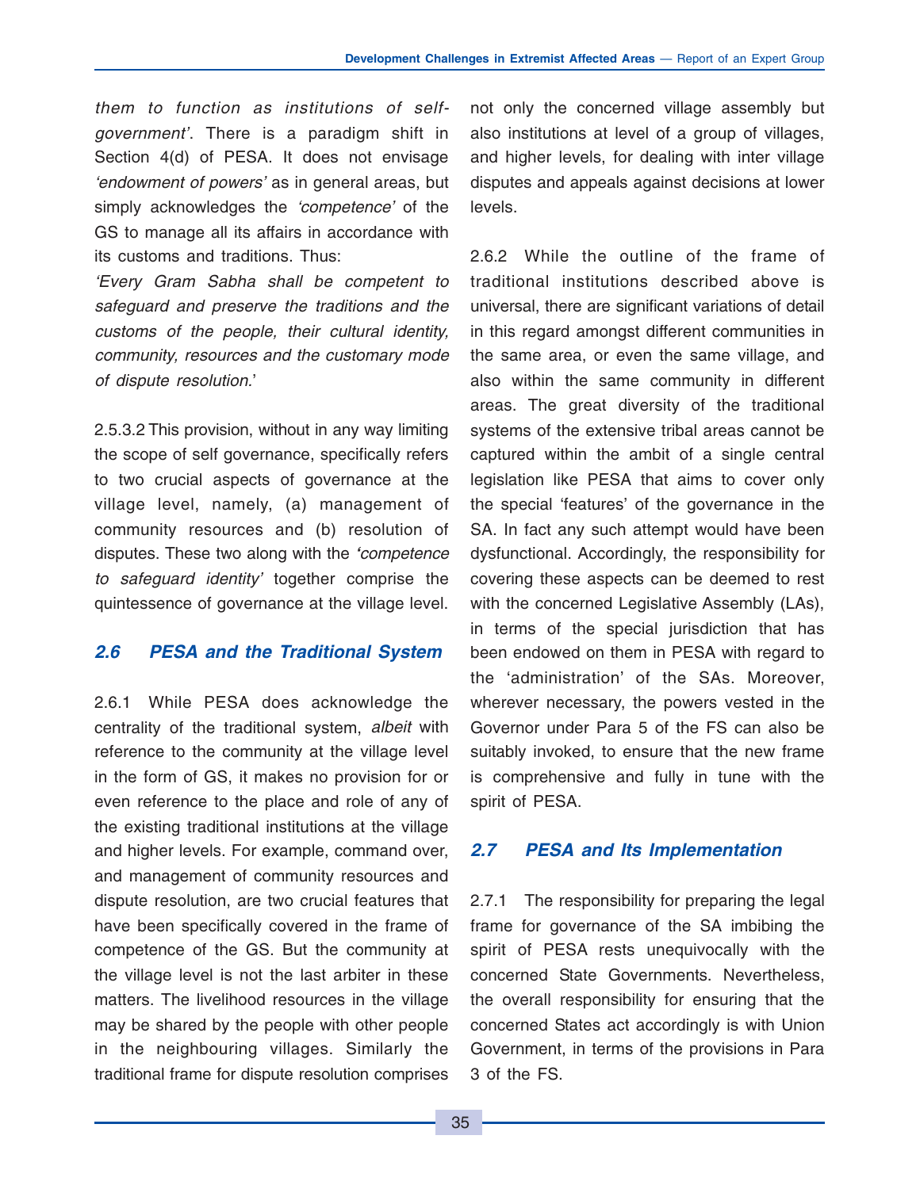*them to function as institutions of self-government'*. There is a paradigm shift in Section 4(d) of PESA. It does not envisage *'endowment of powers'* as in general areas, but simply acknowledges the *'competence'* of the GS to manage all its affairs in accordance with its customs and traditions. Thus:

*'Every Gram Sabha shall be competent to safeguard and preserve the traditions and the customs of the people, their cultural identity, community, resources and the customary mode of dispute resolution.'*

2.5.3.2 This provision, without in any way limiting the scope of self governance, specifically refers to two crucial aspects of governance at the village level, namely, (a) management of community resources and (b) resolution of disputes. These two along with the *'competence to safeguard identity'* together comprise the quintessence of governance at the village level.

## *2.6 PESA and the Traditional System*

2.6.1 While PESA does acknowledge the centrality of the traditional system, *albeit* with reference to the community at the village level in the form of GS, it makes no provision for or even reference to the place and role of any of the existing traditional institutions at the village and higher levels. For example, command over, and management of community resources and dispute resolution, are two crucial features that have been specifically covered in the frame of competence of the GS. But the community at the village level is not the last arbiter in these matters. The livelihood resources in the village may be shared by the people with other people in the neighbouring villages. Similarly the traditional frame for dispute resolution comprises not only the concerned village assembly but also institutions at level of a group of villages, and higher levels, for dealing with inter village disputes and appeals against decisions at lower levels.

2.6.2 While the outline of the frame of traditional institutions described above is universal, there are significant variations of detail in this regard amongst different communities in the same area, or even the same village, and also within the same community in different areas. The great diversity of the traditional systems of the extensive tribal areas cannot be captured within the ambit of a single central legislation like PESA that aims to cover only the special 'features' of the governance in the SA. In fact any such attempt would have been dysfunctional. Accordingly, the responsibility for covering these aspects can be deemed to rest with the concerned Legislative Assembly (LAs), in terms of the special jurisdiction that has been endowed on them in PESA with regard to the 'administration' of the SAs. Moreover, wherever necessary, the powers vested in the Governor under Para 5 of the FS can also be suitably invoked, to ensure that the new frame is comprehensive and fully in tune with the spirit of PESA.

## *2.7 PESA and Its Implementation*

2.7.1 The responsibility for preparing the legal frame for governance of the SA imbibing the spirit of PESA rests unequivocally with the concerned State Governments. Nevertheless, the overall responsibility for ensuring that the concerned States act accordingly is with Union Government, in terms of the provisions in Para 3 of the FS.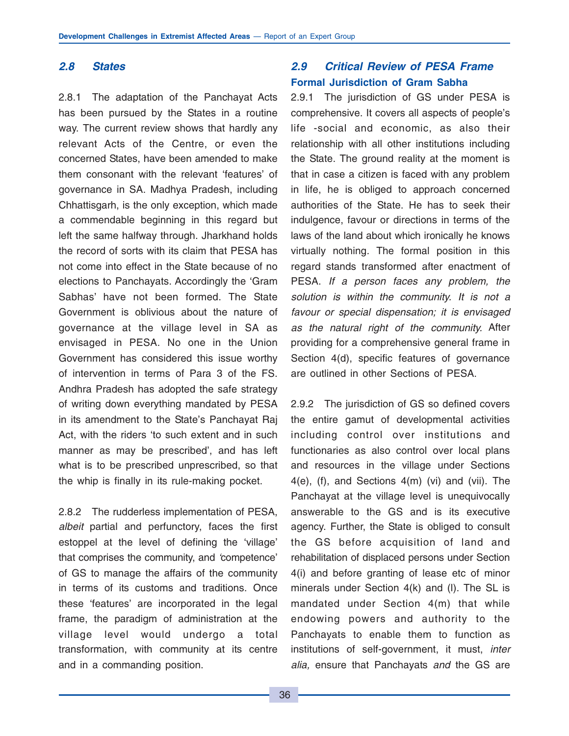## *2.8 States*

2.8.1 The adaptation of the Panchayat Acts has been pursued by the States in a routine way. The current review shows that hardly any relevant Acts of the Centre, or even the concerned States, have been amended to make them consonant with the relevant 'features' of governance in SA. Madhya Pradesh, including Chhattisgarh, is the only exception, which made a commendable beginning in this regard but left the same halfway through. Jharkhand holds the record of sorts with its claim that PESA has not come into effect in the State because of no elections to Panchayats. Accordingly the 'Gram Sabhas' have not been formed. The State Government is oblivious about the nature of governance at the village level in SA as envisaged in PESA. No one in the Union Government has considered this issue worthy of intervention in terms of Para 3 of the FS. Andhra Pradesh has adopted the safe strategy of writing down everything mandated by PESA in its amendment to the State's Panchayat Raj Act, with the riders 'to such extent and in such manner as may be prescribed', and has left what is to be prescribed unprescribed, so that the whip is finally in its rule-making pocket.

2.8.2 The rudderless implementation of PESA, *albeit* partial and perfunctory, faces the first estoppel at the level of defining the 'village' that comprises the community, and 'competence' of GS to manage the affairs of the community in terms of its customs and traditions. Once these 'features' are incorporated in the legal frame, the paradigm of administration at the village level would undergo a total transformation, with community at its centre and in a commanding position.

## *2.9 Critical Review of PESA Frame*

### Formal Jurisdiction of Gram Sabha

2.9.1 The jurisdiction of GS under PESA is comprehensive. It covers all aspects of people's life -social and economic, as also their relationship with all other institutions including the State. The ground reality at the moment is that in case a citizen is faced with any problem in life, he is obliged to approach concerned authorities of the State. He has to seek their indulgence, favour or directions in terms of the laws of the land about which ironically he knows virtually nothing. The formal position in this regard stands transformed after enactment of PESA. *If a person faces any problem, the solution is within the community. It is not a favour or special dispensation; it is envisaged as the natural right of the community.* After providing for a comprehensive general frame in Section 4(d), specific features of governance are outlined in other Sections of PESA.

2.9.2 The jurisdiction of GS so defined covers the entire gamut of developmental activities including control over institutions and functionaries as also control over local plans and resources in the village under Sections 4(e), (f), and Sections 4(m) (vi) and (vii). The Panchayat at the village level is unequivocally answerable to the GS and is its executive agency. Further, the State is obliged to consult the GS before acquisition of land and rehabilitation of displaced persons under Section 4(i) and before granting of lease etc of minor minerals under Section 4(k) and (l). The SL is mandated under Section 4(m) that while endowing powers and authority to the Panchayats to enable them to function as institutions of self-government, it must, *inter alia,* ensure that Panchayats *and* the GS are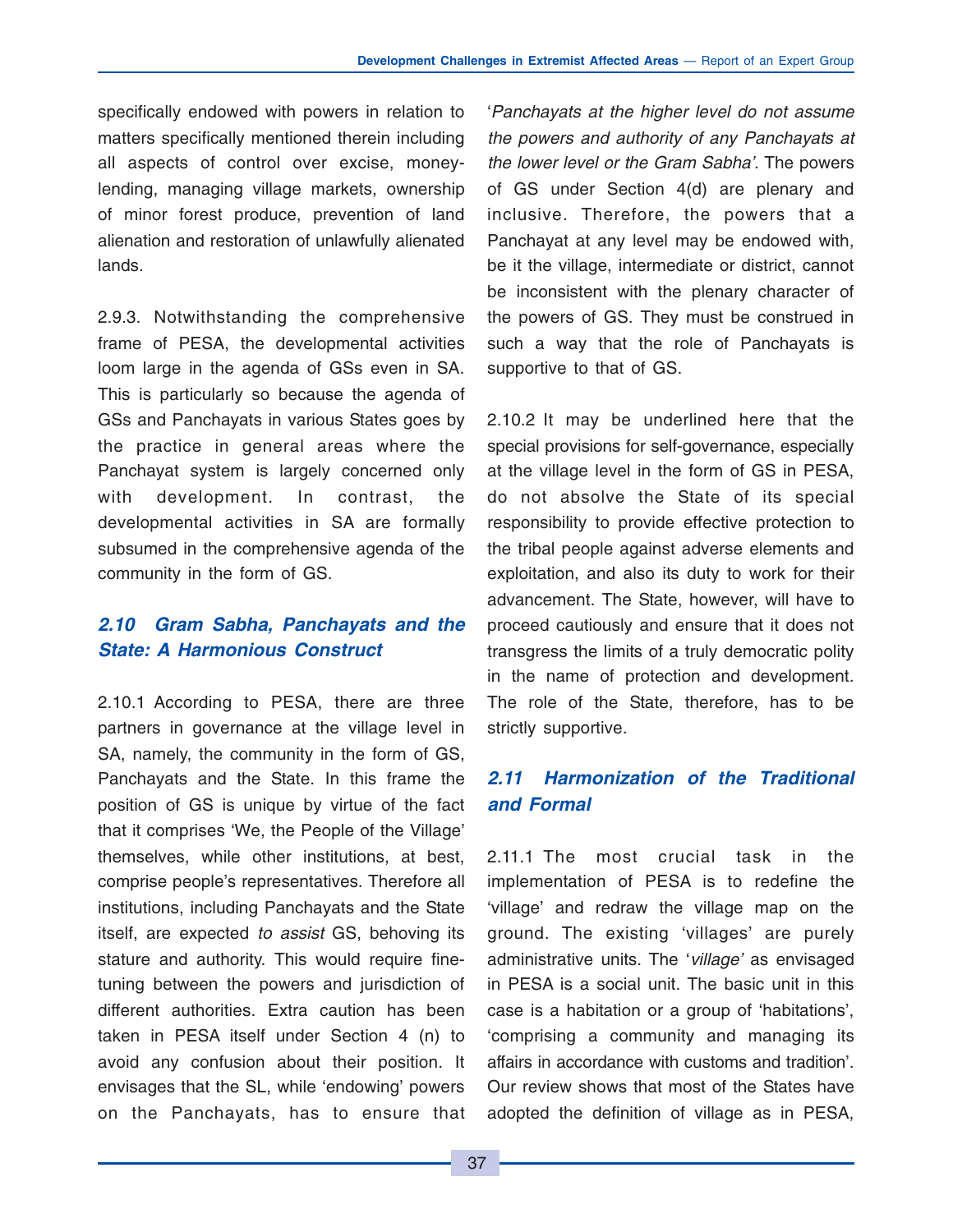specifically endowed with powers in relation to matters specifically mentioned therein including all aspects of control over excise, money-lending, managing village markets, ownership of minor forest produce, prevention of land alienation and restoration of unlawfully alienated lands.

2.9.3. Notwithstanding the comprehensive frame of PESA, the developmental activities loom large in the agenda of GSs even in SA. This is particularly so because the agenda of GSs and Panchayats in various States goes by the practice in general areas where the Panchayat system is largely concerned only with development. In contrast, the developmental activities in SA are formally subsumed in the comprehensive agenda of the community in the form of GS.

### *2.10 Gram Sabha, Panchayats and the State: A Harmonious Construct*

2.10.1 According to PESA, there are three partners in governance at the village level in SA, namely, the community in the form of GS, Panchayats and the State. In this frame the position of GS is unique by virtue of the fact that it comprises 'We, the People of the Village' themselves, while other institutions, at best, comprise people's representatives. Therefore all institutions, including Panchayats and the State itself, are expected *to assist* GS, behoving its stature and authority. This would require fine-tuning between the powers and jurisdiction of different authorities. Extra caution has been taken in PESA itself under Section 4 (n) to avoid any confusion about their position. It envisages that the SL, while 'endowing' powers on the Panchayats, has to ensure that '*Panchayats at the higher level do not assume the powers and authority of any Panchayats at the lower level or the Gram Sabha'*. The powers of GS under Section 4(d) are plenary and inclusive. Therefore, the powers that a Panchayat at any level may be endowed with, be it the village, intermediate or district, cannot be inconsistent with the plenary character of the powers of GS. They must be construed in such a way that the role of Panchayats is supportive to that of GS.

2.10.2 It may be underlined here that the special provisions for self-governance, especially at the village level in the form of GS in PESA, do not absolve the State of its special responsibility to provide effective protection to the tribal people against adverse elements and exploitation, and also its duty to work for their advancement. The State, however, will have to proceed cautiously and ensure that it does not transgress the limits of a truly democratic polity in the name of protection and development. The role of the State, therefore, has to be strictly supportive.

### *2.11 Harmonization of the Traditional and Formal*

2.11.1 The most crucial task in the implementation of PESA is to redefine the 'village' and redraw the village map on the ground. The existing 'villages' are purely administrative units. The '*village'* as envisaged in PESA is a social unit. The basic unit in this case is a habitation or a group of 'habitations', 'comprising a community and managing its affairs in accordance with customs and tradition'. Our review shows that most of the States have adopted the definition of village as in PESA,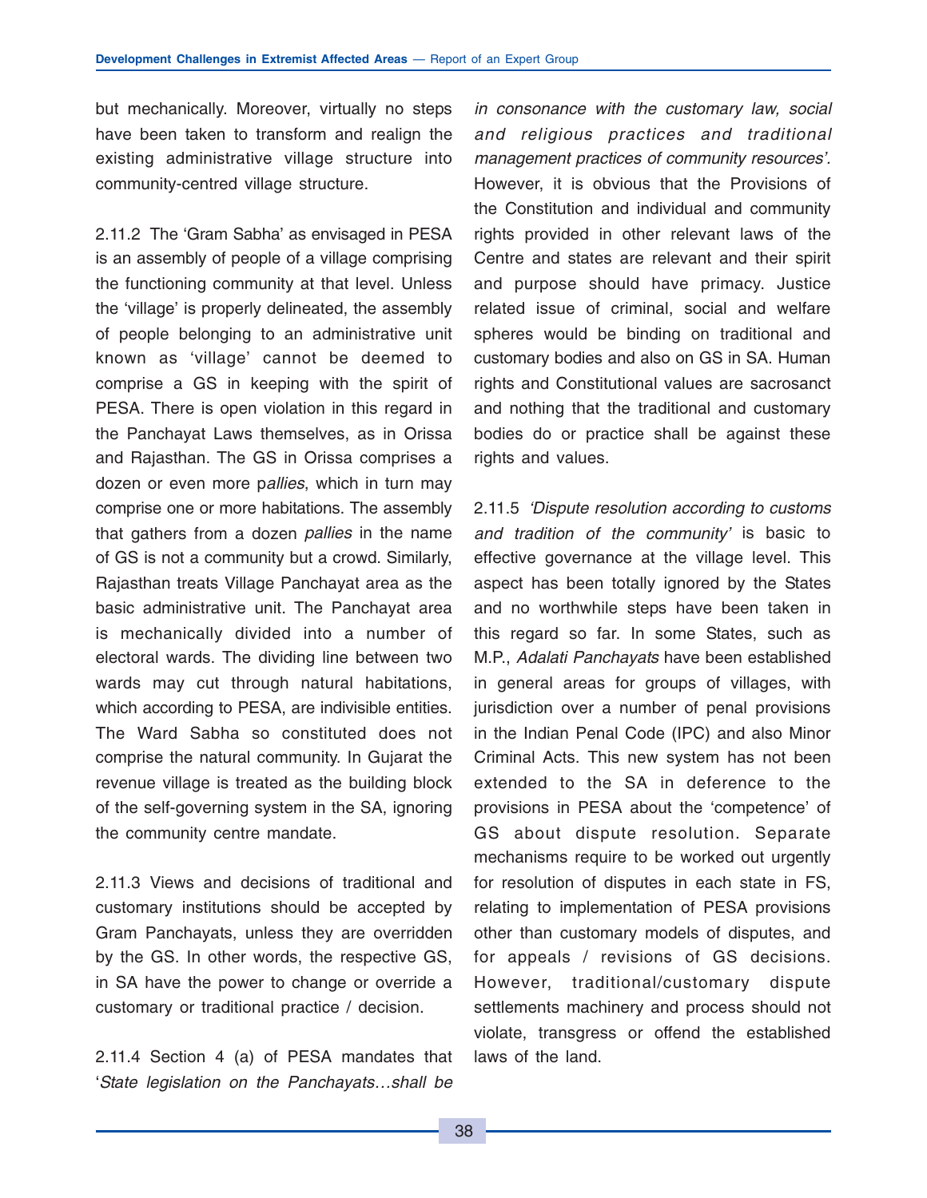but mechanically. Moreover, virtually no steps have been taken to transform and realign the existing administrative village structure into community-centred village structure.

2.11.2 The 'Gram Sabha' as envisaged in PESA is an assembly of people of a village comprising the functioning community at that level. Unless the 'village' is properly delineated, the assembly of people belonging to an administrative unit known as 'village' cannot be deemed to comprise a GS in keeping with the spirit of PESA. There is open violation in this regard in the Panchayat Laws themselves, as in Orissa and Rajasthan. The GS in Orissa comprises a dozen or even more p*allies*, which in turn may comprise one or more habitations. The assembly that gathers from a dozen *pallies* in the name of GS is not a community but a crowd. Similarly, Rajasthan treats Village Panchayat area as the basic administrative unit. The Panchayat area is mechanically divided into a number of electoral wards. The dividing line between two wards may cut through natural habitations, which according to PESA, are indivisible entities. The Ward Sabha so constituted does not comprise the natural community. In Gujarat the revenue village is treated as the building block of the self-governing system in the SA, ignoring the community centre mandate.

2.11.3 Views and decisions of traditional and customary institutions should be accepted by Gram Panchayats, unless they are overridden by the GS. In other words, the respective GS, in SA have the power to change or override a customary or traditional practice / decision.

2.11.4 Section 4 (a) of PESA mandates that '*State legislation on the Panchayats…shall be in consonance with the customary law, social and religious practices and traditional management practices of community resources'*. However, it is obvious that the Provisions of the Constitution and individual and community rights provided in other relevant laws of the Centre and states are relevant and their spirit and purpose should have primacy. Justice related issue of criminal, social and welfare spheres would be binding on traditional and customary bodies and also on GS in SA. Human rights and Constitutional values are sacrosanct and nothing that the traditional and customary bodies do or practice shall be against these rights and values.

2.11.5 *'Dispute resolution according to customs and tradition of the community'* is basic to effective governance at the village level. This aspect has been totally ignored by the States and no worthwhile steps have been taken in this regard so far. In some States, such as M.P., *Adalati Panchayats* have been established in general areas for groups of villages, with jurisdiction over a number of penal provisions in the Indian Penal Code (IPC) and also Minor Criminal Acts. This new system has not been extended to the SA in deference to the provisions in PESA about the 'competence' of GS about dispute resolution. Separate mechanisms require to be worked out urgently for resolution of disputes in each state in FS, relating to implementation of PESA provisions other than customary models of disputes, and for appeals / revisions of GS decisions. However, traditional/customary dispute settlements machinery and process should not violate, transgress or offend the established laws of the land.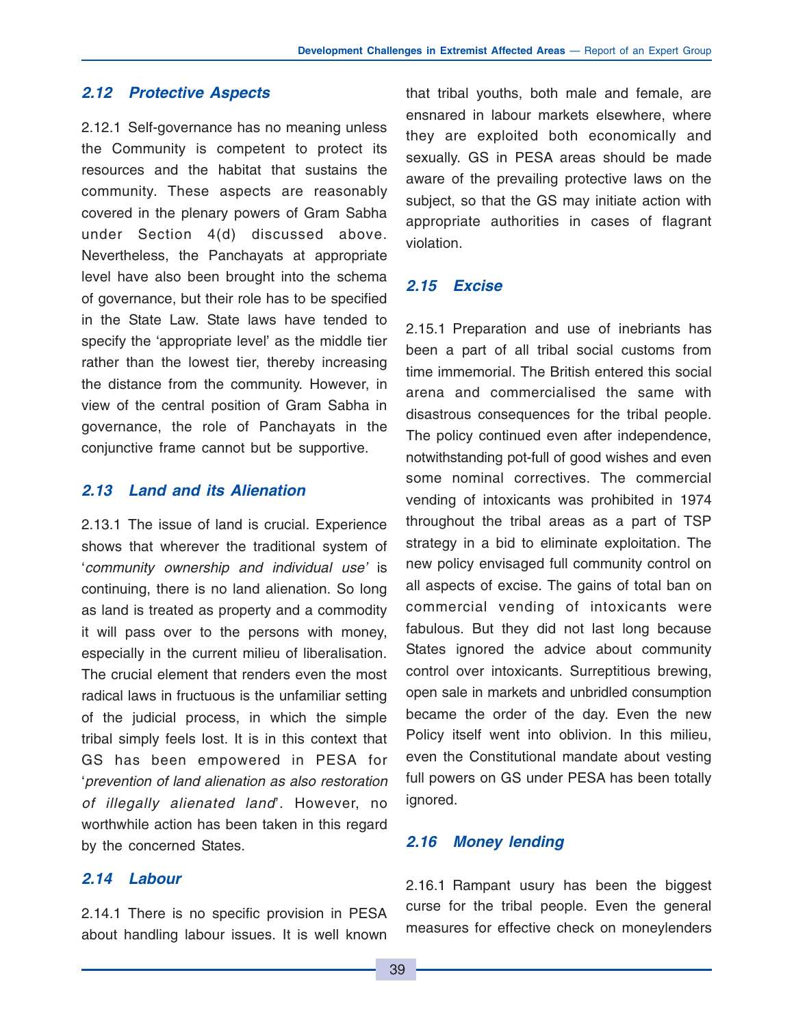### 2.12 Protective Aspects

2.12.1 Self-governance has no meaning unless the Community is competent to protect its resources and the habitat that sustains the community. These aspects are reasonably covered in the plenary powers of Gram Sabha under Section 4(d) discussed above. Nevertheless, the Panchayats at appropriate level have also been brought into the schema of governance, but their role has to be specified in the State Law. State laws have tended to specify the 'appropriate level' as the middle tier rather than the lowest tier, thereby increasing the distance from the community. However, in view of the central position of Gram Sabha in governance, the role of Panchayats in the conjunctive frame cannot but be supportive.

### 2.13 Land and its Alienation

2.13.1 The issue of land is crucial. Experience shows that wherever the traditional system of '*community ownership and individual use*' is continuing, there is no land alienation. So long as land is treated as property and a commodity it will pass over to the persons with money, especially in the current milieu of liberalisation. The crucial element that renders even the most radical laws in fructuous is the unfamiliar setting of the judicial process, in which the simple tribal simply feels lost. It is in this context that GS has been empowered in PESA for '*prevention of land alienation as also restoration of illegally alienated land*'. However, no worthwhile action has been taken in this regard by the concerned States.

### 2.14 Labour

2.14.1 There is no specific provision in PESA about handling labour issues. It is well known that tribal youths, both male and female, are ensnared in labour markets elsewhere, where they are exploited both economically and sexually. GS in PESA areas should be made aware of the prevailing protective laws on the subject, so that the GS may initiate action with appropriate authorities in cases of flagrant violation.

### 2.15 Excise

2.15.1 Preparation and use of inebriants has been a part of all tribal social customs from time immemorial. The British entered this social arena and commercialised the same with disastrous consequences for the tribal people. The policy continued even after independence, notwithstanding pot-full of good wishes and even some nominal correctives. The commercial vending of intoxicants was prohibited in 1974 throughout the tribal areas as a part of TSP strategy in a bid to eliminate exploitation. The new policy envisaged full community control on all aspects of excise. The gains of total ban on commercial vending of intoxicants were fabulous. But they did not last long because States ignored the advice about community control over intoxicants. Surreptitious brewing, open sale in markets and unbridled consumption became the order of the day. Even the new Policy itself went into oblivion. In this milieu, even the Constitutional mandate about vesting full powers on GS under PESA has been totally ignored.

### 2.16 Money lending

2.16.1 Rampant usury has been the biggest curse for the tribal people. Even the general measures for effective check on moneylenders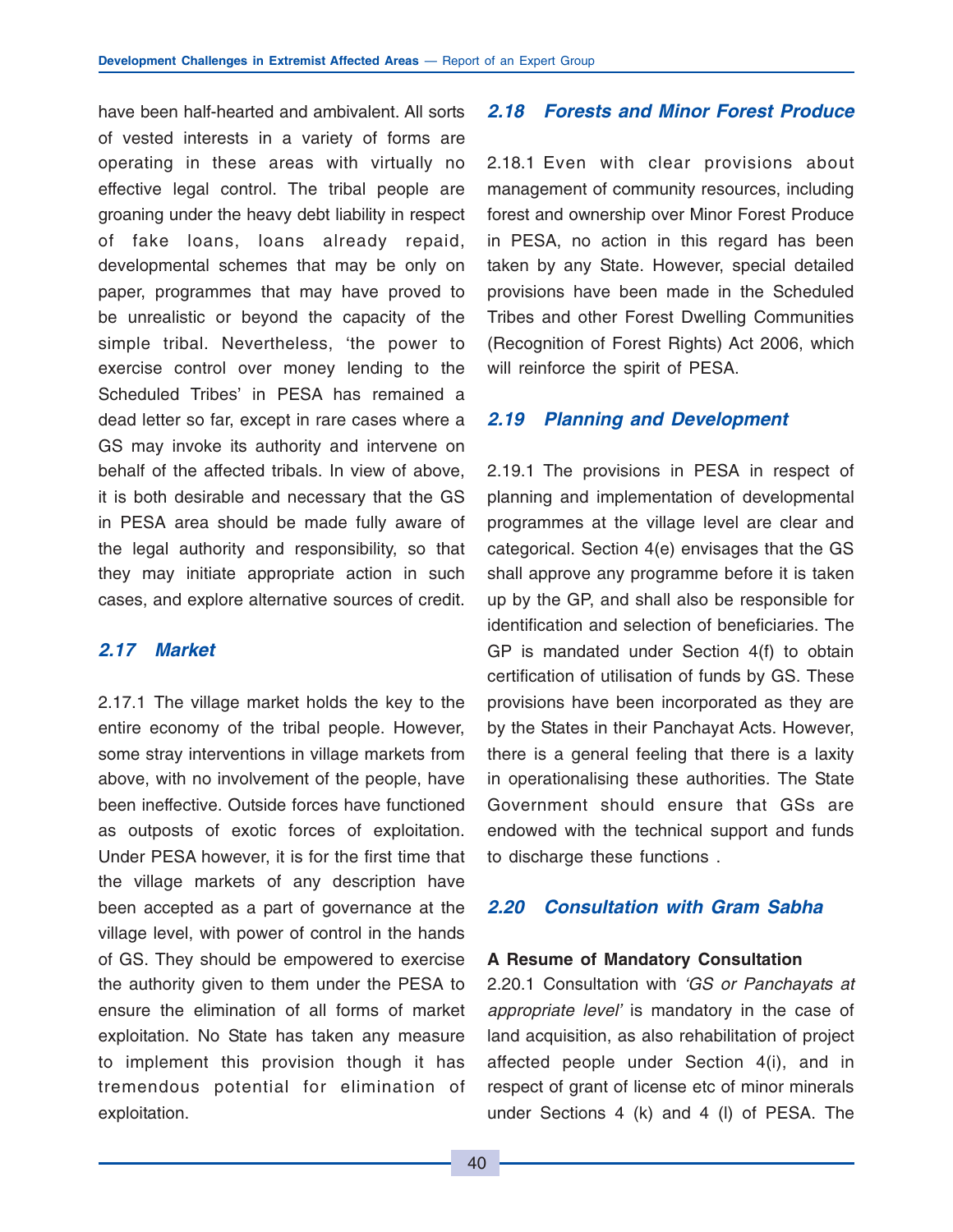have been half-hearted and ambivalent. All sorts of vested interests in a variety of forms are operating in these areas with virtually no effective legal control. The tribal people are groaning under the heavy debt liability in respect of fake loans, loans already repaid, developmental schemes that may be only on paper, programmes that may have proved to be unrealistic or beyond the capacity of the simple tribal. Nevertheless, 'the power to exercise control over money lending to the Scheduled Tribes' in PESA has remained a dead letter so far, except in rare cases where a GS may invoke its authority and intervene on behalf of the affected tribals. In view of above, it is both desirable and necessary that the GS in PESA area should be made fully aware of the legal authority and responsibility, so that they may initiate appropriate action in such cases, and explore alternative sources of credit.

### *2.17 Market*

2.17.1 The village market holds the key to the entire economy of the tribal people. However, some stray interventions in village markets from above, with no involvement of the people, have been ineffective. Outside forces have functioned as outposts of exotic forces of exploitation. Under PESA however, it is for the first time that the village markets of any description have been accepted as a part of governance at the village level, with power of control in the hands of GS. They should be empowered to exercise the authority given to them under the PESA to ensure the elimination of all forms of market exploitation. No State has taken any measure to implement this provision though it has tremendous potential for elimination of exploitation.

### *2.18 Forests and Minor Forest Produce*

2.18.1 Even with clear provisions about management of community resources, including forest and ownership over Minor Forest Produce in PESA, no action in this regard has been taken by any State. However, special detailed provisions have been made in the Scheduled Tribes and other Forest Dwelling Communities (Recognition of Forest Rights) Act 2006, which will reinforce the spirit of PESA.

### *2.19 Planning and Development*

2.19.1 The provisions in PESA in respect of planning and implementation of developmental programmes at the village level are clear and categorical. Section 4(e) envisages that the GS shall approve any programme before it is taken up by the GP, and shall also be responsible for identification and selection of beneficiaries. The GP is mandated under Section 4(f) to obtain certification of utilisation of funds by GS. These provisions have been incorporated as they are by the States in their Panchayat Acts. However, there is a general feeling that there is a laxity in operationalising these authorities. The State Government should ensure that GSs are endowed with the technical support and funds to discharge these functions .

### *2.20 Consultation with Gram Sabha*

**A Resume of Mandatory Consultation**

2.20.1 Consultation with *'GS or Panchayats at appropriate level'* is mandatory in the case of land acquisition, as also rehabilitation of project affected people under Section 4(i), and in respect of grant of license etc of minor minerals under Sections 4 (k) and 4 (l) of PESA. The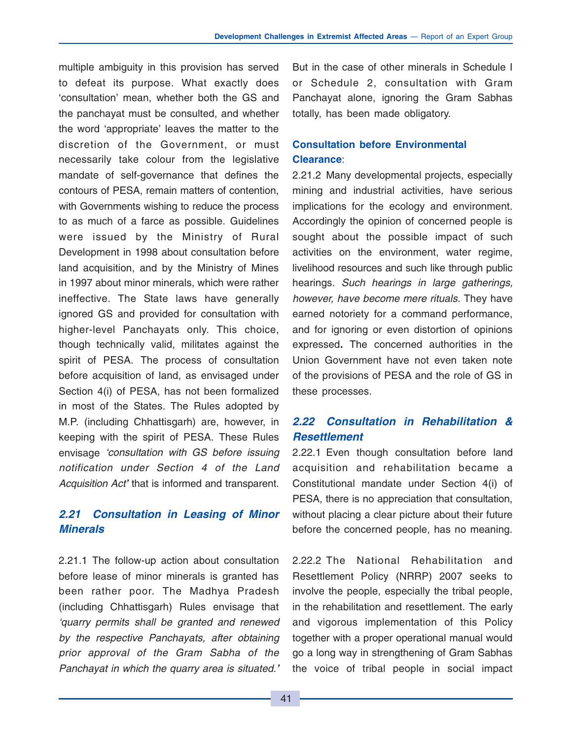multiple ambiguity in this provision has served to defeat its purpose. What exactly does 'consultation' mean, whether both the GS and the panchayat must be consulted, and whether the word 'appropriate' leaves the matter to the discretion of the Government, or must necessarily take colour from the legislative mandate of self-governance that defines the contours of PESA, remain matters of contention, with Governments wishing to reduce the process to as much of a farce as possible. Guidelines were issued by the Ministry of Rural Development in 1998 about consultation before land acquisition, and by the Ministry of Mines in 1997 about minor minerals, which were rather ineffective. The State laws have generally ignored GS and provided for consultation with higher-level Panchayats only. This choice, though technically valid, militates against the spirit of PESA. The process of consultation before acquisition of land, as envisaged under Section 4(i) of PESA, has not been formalized in most of the States. The Rules adopted by M.P. (including Chhattisgarh) are, however, in keeping with the spirit of PESA. These Rules envisage *'consultation with GS before issuing notification under Section 4 of the Land Acquisition Act'* that is informed and transparent.

## *2.21 Consultation in Leasing of Minor Minerals*

2.21.1 The follow-up action about consultation before lease of minor minerals is granted has been rather poor. The Madhya Pradesh (including Chhattisgarh) Rules envisage that *'quarry permits shall be granted and renewed by the respective Panchayats, after obtaining prior approval of the Gram Sabha of the Panchayat in which the quarry area is situated.'* But in the case of other minerals in Schedule I or Schedule 2, consultation with Gram Panchayat alone, ignoring the Gram Sabhas totally, has been made obligatory.

### Consultation before Environmental Clearance:

2.21.2 Many developmental projects, especially mining and industrial activities, have serious implications for the ecology and environment. Accordingly the opinion of concerned people is sought about the possible impact of such activities on the environment, water regime, livelihood resources and such like through public hearings. *Such hearings in large gatherings, however, have become mere rituals*. They have earned notoriety for a command performance, and for ignoring or even distortion of opinions expressed. The concerned authorities in the Union Government have not even taken note of the provisions of PESA and the role of GS in these processes.

## *2.22 Consultation in Rehabilitation & Resettlement*

2.22.1 Even though consultation before land acquisition and rehabilitation became a Constitutional mandate under Section 4(i) of PESA, there is no appreciation that consultation, without placing a clear picture about their future before the concerned people, has no meaning.

2.22.2 The National Rehabilitation and Resettlement Policy (NRRP) 2007 seeks to involve the people, especially the tribal people, in the rehabilitation and resettlement. The early and vigorous implementation of this Policy together with a proper operational manual would go a long way in strengthening of Gram Sabhas the voice of tribal people in social impact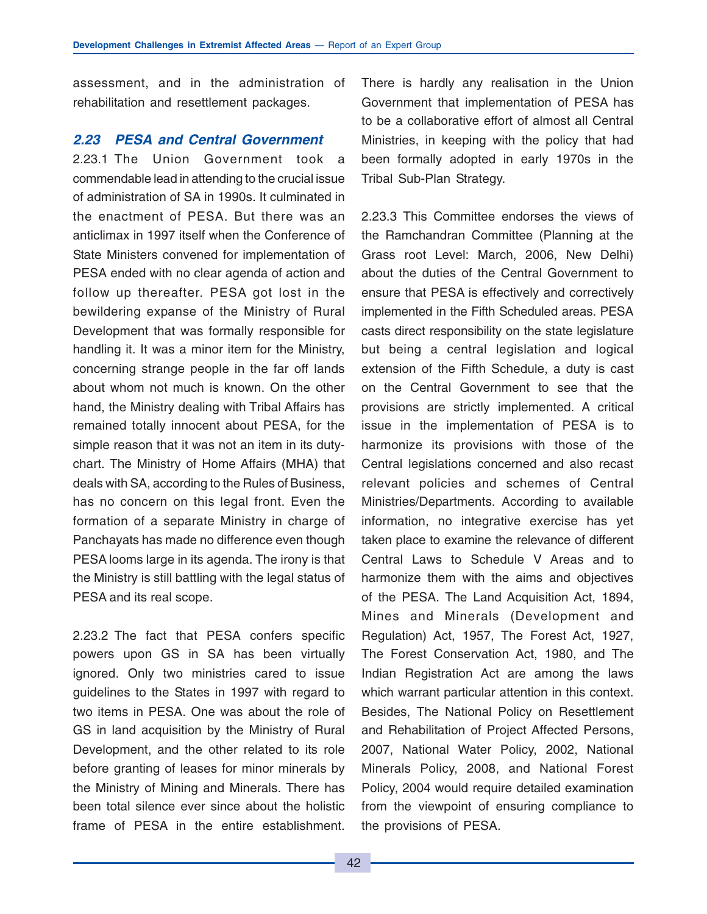assessment, and in the administration of rehabilitation and resettlement packages.

### *2.23 PESA and Central Government*

2.23.1 The Union Government took a commendable lead in attending to the crucial issue of administration of SA in 1990s. It culminated in the enactment of PESA. But there was an anticlimax in 1997 itself when the Conference of State Ministers convened for implementation of PESA ended with no clear agenda of action and follow up thereafter. PESA got lost in the bewildering expanse of the Ministry of Rural Development that was formally responsible for handling it. It was a minor item for the Ministry, concerning strange people in the far off lands about whom not much is known. On the other hand, the Ministry dealing with Tribal Affairs has remained totally innocent about PESA, for the simple reason that it was not an item in its duty-chart. The Ministry of Home Affairs (MHA) that deals with SA, according to the Rules of Business, has no concern on this legal front. Even the formation of a separate Ministry in charge of Panchayats has made no difference even though PESA looms large in its agenda. The irony is that the Ministry is still battling with the legal status of PESA and its real scope.

2.23.2 The fact that PESA confers specific powers upon GS in SA has been virtually ignored. Only two ministries cared to issue guidelines to the States in 1997 with regard to two items in PESA. One was about the role of GS in land acquisition by the Ministry of Rural Development, and the other related to its role before granting of leases for minor minerals by the Ministry of Mining and Minerals. There has been total silence ever since about the holistic frame of PESA in the entire establishment. There is hardly any realisation in the Union Government that implementation of PESA has to be a collaborative effort of almost all Central Ministries, in keeping with the policy that had been formally adopted in early 1970s in the Tribal Sub-Plan Strategy.

2.23.3 This Committee endorses the views of the Ramchandran Committee (Planning at the Grass root Level: March, 2006, New Delhi) about the duties of the Central Government to ensure that PESA is effectively and correctively implemented in the Fifth Scheduled areas. PESA casts direct responsibility on the state legislature but being a central legislation and logical extension of the Fifth Schedule, a duty is cast on the Central Government to see that the provisions are strictly implemented. A critical issue in the implementation of PESA is to harmonize its provisions with those of the Central legislations concerned and also recast relevant policies and schemes of Central Ministries/Departments. According to available information, no integrative exercise has yet taken place to examine the relevance of different Central Laws to Schedule V Areas and to harmonize them with the aims and objectives of the PESA. The Land Acquisition Act, 1894, Mines and Minerals (Development and Regulation) Act, 1957, The Forest Act, 1927, The Forest Conservation Act, 1980, and The Indian Registration Act are among the laws which warrant particular attention in this context. Besides, The National Policy on Resettlement and Rehabilitation of Project Affected Persons, 2007, National Water Policy, 2002, National Minerals Policy, 2008, and National Forest Policy, 2004 would require detailed examination from the viewpoint of ensuring compliance to the provisions of PESA.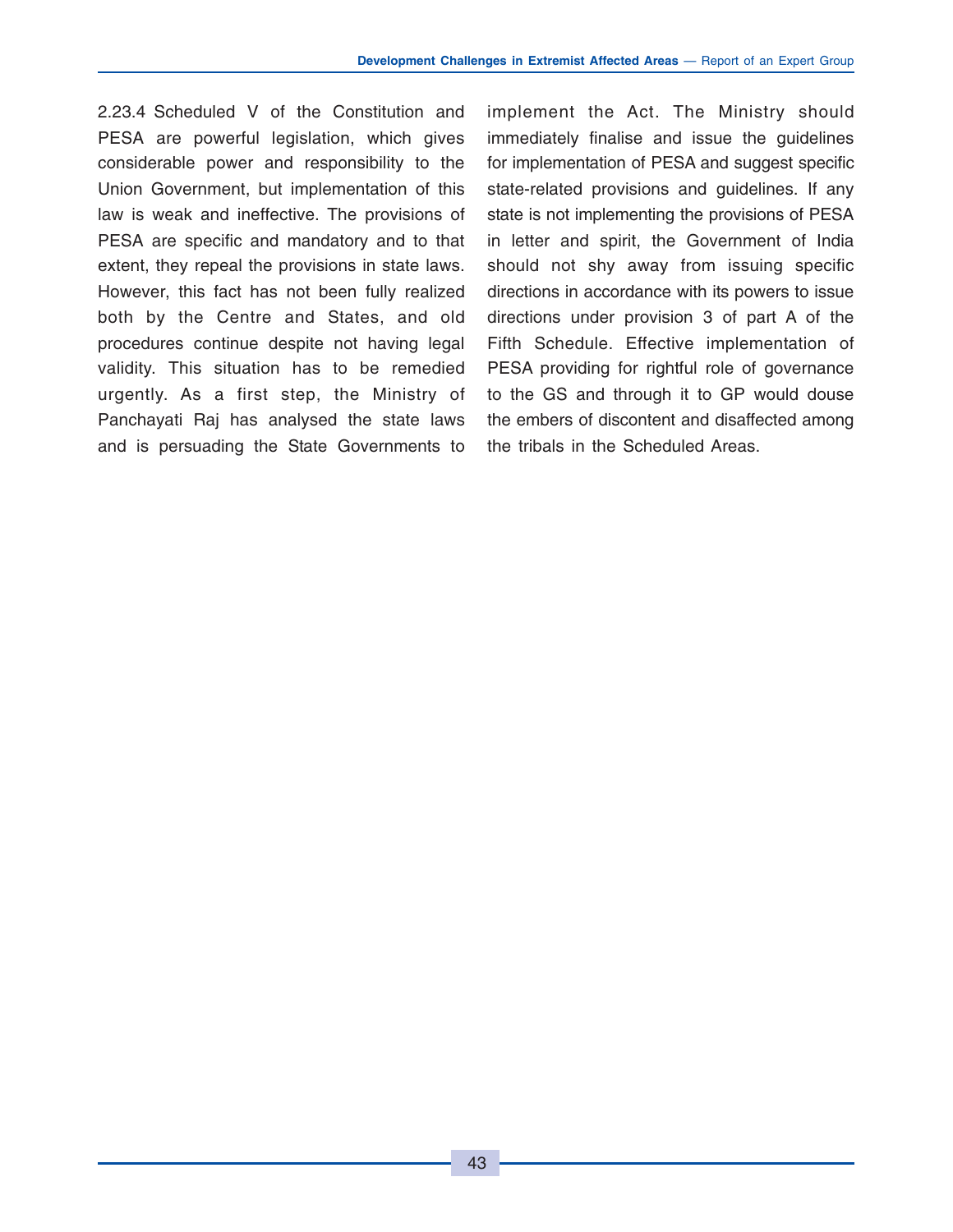2.23.4 Scheduled V of the Constitution and PESA are powerful legislation, which gives considerable power and responsibility to the Union Government, but implementation of this law is weak and ineffective. The provisions of PESA are specific and mandatory and to that extent, they repeal the provisions in state laws. However, this fact has not been fully realized both by the Centre and States, and old procedures continue despite not having legal validity. This situation has to be remedied urgently. As a first step, the Ministry of Panchayati Raj has analysed the state laws and is persuading the State Governments to implement the Act. The Ministry should immediately finalise and issue the guidelines for implementation of PESA and suggest specific state-related provisions and guidelines. If any state is not implementing the provisions of PESA in letter and spirit, the Government of India should not shy away from issuing specific directions in accordance with its powers to issue directions under provision 3 of part A of the Fifth Schedule. Effective implementation of PESA providing for rightful role of governance to the GS and through it to GP would douse the embers of discontent and disaffected among the tribals in the Scheduled Areas.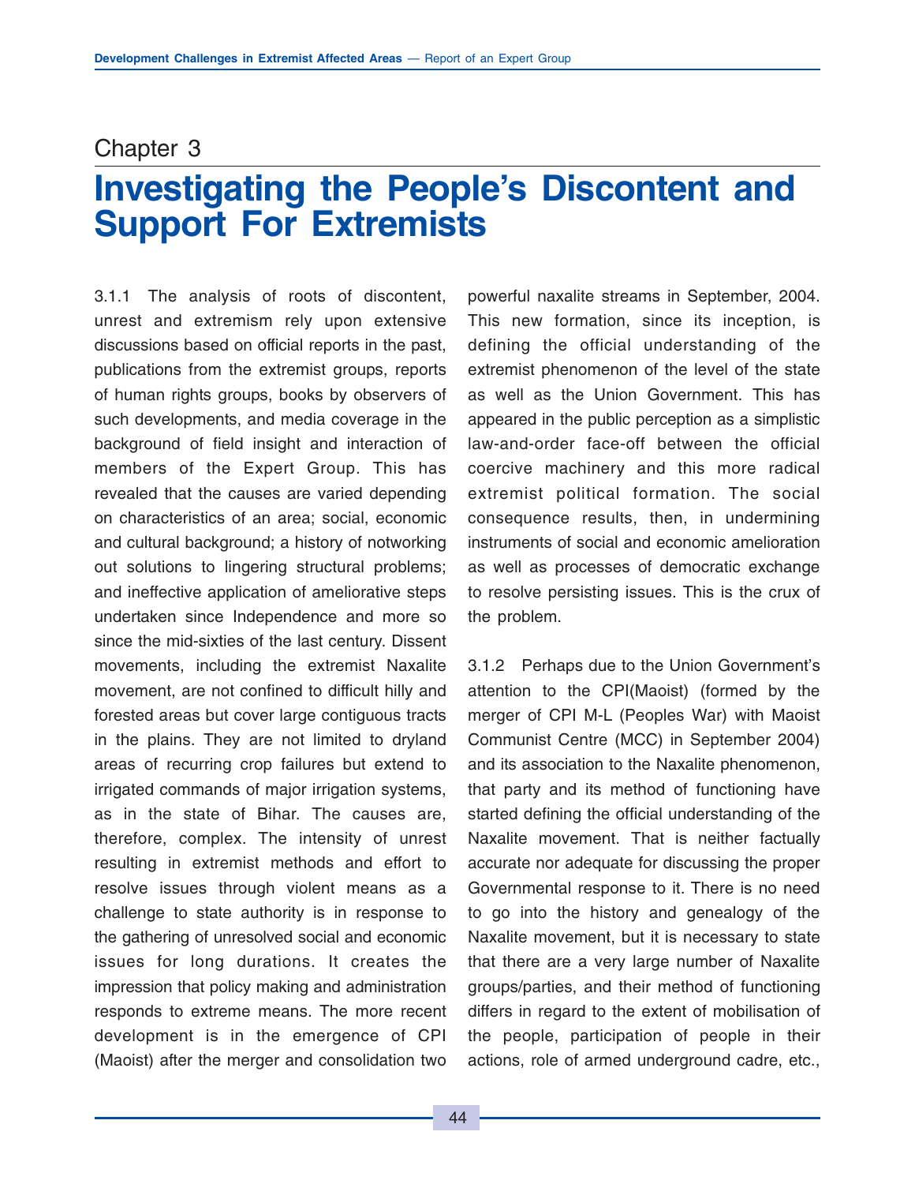# Chapter 3

# Investigating the People's Discontent and Support For Extremists

3.1.1 The analysis of roots of discontent, unrest and extremism rely upon extensive discussions based on official reports in the past, publications from the extremist groups, reports of human rights groups, books by observers of such developments, and media coverage in the background of field insight and interaction of members of the Expert Group. This has revealed that the causes are varied depending on characteristics of an area; social, economic and cultural background; a history of notworking out solutions to lingering structural problems; and ineffective application of ameliorative steps undertaken since Independence and more so since the mid-sixties of the last century. Dissent movements, including the extremist Naxalite movement, are not confined to difficult hilly and forested areas but cover large contiguous tracts in the plains. They are not limited to dryland areas of recurring crop failures but extend to irrigated commands of major irrigation systems, as in the state of Bihar. The causes are, therefore, complex. The intensity of unrest resulting in extremist methods and effort to resolve issues through violent means as a challenge to state authority is in response to the gathering of unresolved social and economic issues for long durations. It creates the impression that policy making and administration responds to extreme means. The more recent development is in the emergence of CPI (Maoist) after the merger and consolidation two powerful naxalite streams in September, 2004. This new formation, since its inception, is defining the official understanding of the extremist phenomenon of the level of the state as well as the Union Government. This has appeared in the public perception as a simplistic law-and-order face-off between the official coercive machinery and this more radical extremist political formation. The social consequence results, then, in undermining instruments of social and economic amelioration as well as processes of democratic exchange to resolve persisting issues. This is the crux of the problem.

3.1.2 Perhaps due to the Union Government's attention to the CPI(Maoist) (formed by the merger of CPI M-L (Peoples War) with Maoist Communist Centre (MCC) in September 2004) and its association to the Naxalite phenomenon, that party and its method of functioning have started defining the official understanding of the Naxalite movement. That is neither factually accurate nor adequate for discussing the proper Governmental response to it. There is no need to go into the history and genealogy of the Naxalite movement, but it is necessary to state that there are a very large number of Naxalite groups/parties, and their method of functioning differs in regard to the extent of mobilisation of the people, participation of people in their actions, role of armed underground cadre, etc.,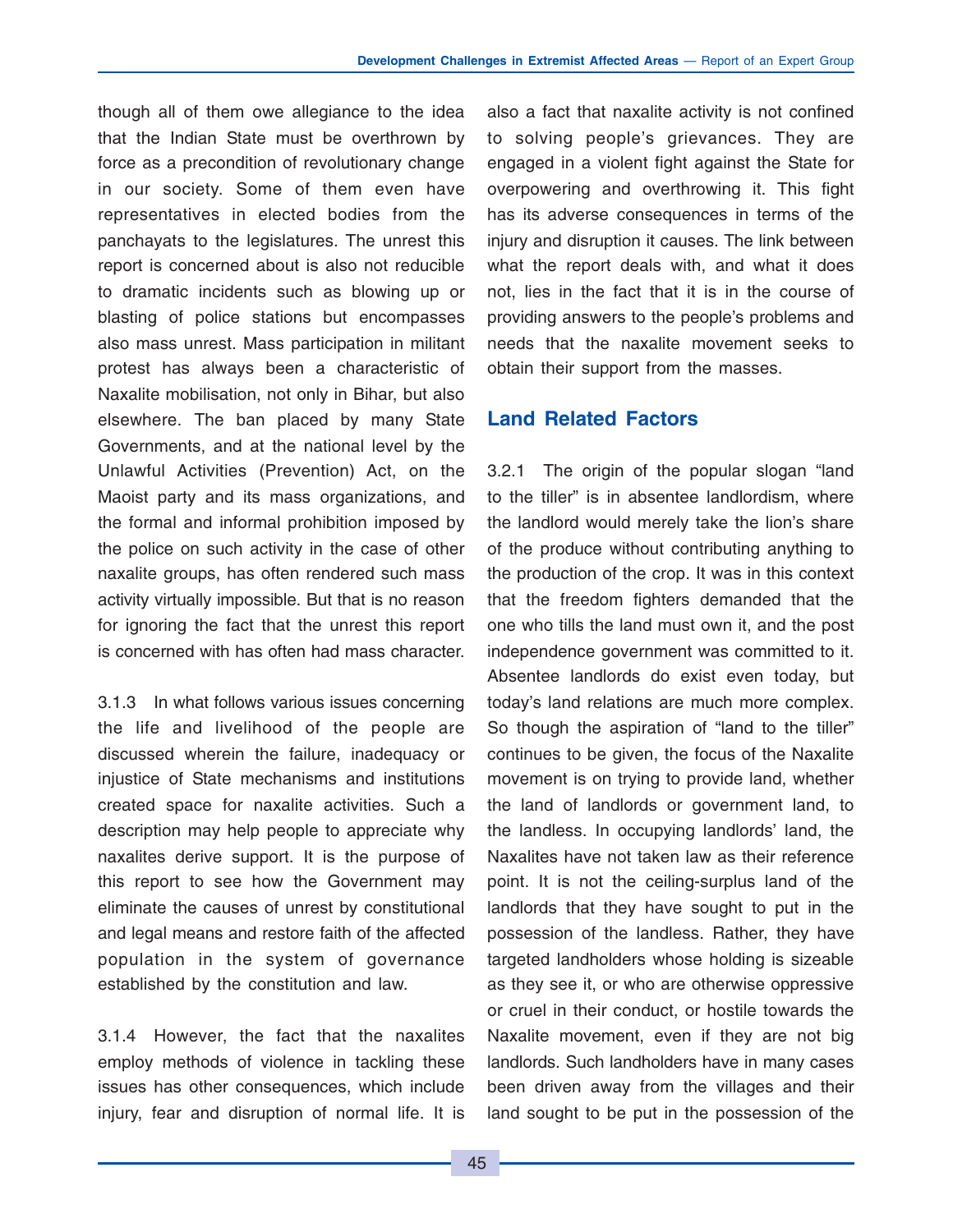though all of them owe allegiance to the idea that the Indian State must be overthrown by force as a precondition of revolutionary change in our society. Some of them even have representatives in elected bodies from the panchayats to the legislatures. The unrest this report is concerned about is also not reducible to dramatic incidents such as blowing up or blasting of police stations but encompasses also mass unrest. Mass participation in militant protest has always been a characteristic of Naxalite mobilisation, not only in Bihar, but also elsewhere. The ban placed by many State Governments, and at the national level by the Unlawful Activities (Prevention) Act, on the Maoist party and its mass organizations, and the formal and informal prohibition imposed by the police on such activity in the case of other naxalite groups, has often rendered such mass activity virtually impossible. But that is no reason for ignoring the fact that the unrest this report is concerned with has often had mass character.

3.1.3 In what follows various issues concerning the life and livelihood of the people are discussed wherein the failure, inadequacy or injustice of State mechanisms and institutions created space for naxalite activities. Such a description may help people to appreciate why naxalites derive support. It is the purpose of this report to see how the Government may eliminate the causes of unrest by constitutional and legal means and restore faith of the affected population in the system of governance established by the constitution and law.

3.1.4 However, the fact that the naxalites employ methods of violence in tackling these issues has other consequences, which include injury, fear and disruption of normal life. It is also a fact that naxalite activity is not confined to solving people's grievances. They are engaged in a violent fight against the State for overpowering and overthrowing it. This fight has its adverse consequences in terms of the injury and disruption it causes. The link between what the report deals with, and what it does not, lies in the fact that it is in the course of providing answers to the people's problems and needs that the naxalite movement seeks to obtain their support from the masses.

## Land Related Factors

3.2.1 The origin of the popular slogan "land to the tiller" is in absentee landlordism, where the landlord would merely take the lion's share of the produce without contributing anything to the production of the crop. It was in this context that the freedom fighters demanded that the one who tills the land must own it, and the post independence government was committed to it. Absentee landlords do exist even today, but today's land relations are much more complex. So though the aspiration of "land to the tiller" continues to be given, the focus of the Naxalite movement is on trying to provide land, whether the land of landlords or government land, to the landless. In occupying landlords' land, the Naxalites have not taken law as their reference point. It is not the ceiling-surplus land of the landlords that they have sought to put in the possession of the landless. Rather, they have targeted landholders whose holding is sizeable as they see it, or who are otherwise oppressive or cruel in their conduct, or hostile towards the Naxalite movement, even if they are not big landlords. Such landholders have in many cases been driven away from the villages and their land sought to be put in the possession of the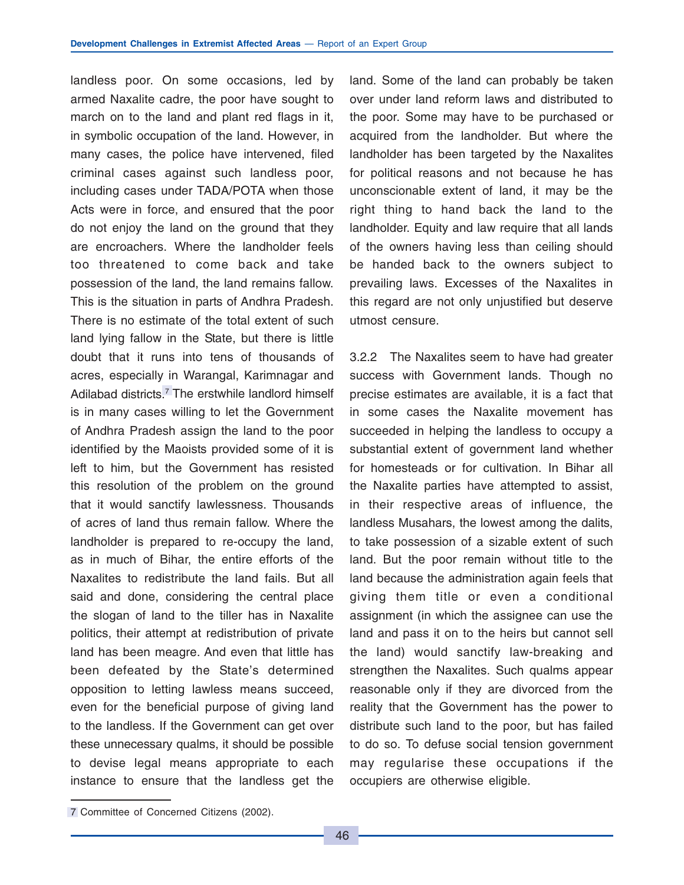landless poor. On some occasions, led by armed Naxalite cadre, the poor have sought to march on to the land and plant red flags in it, in symbolic occupation of the land. However, in many cases, the police have intervened, filed criminal cases against such landless poor, including cases under TADA/POTA when those Acts were in force, and ensured that the poor do not enjoy the land on the ground that they are encroachers. Where the landholder feels too threatened to come back and take possession of the land, the land remains fallow. This is the situation in parts of Andhra Pradesh. There is no estimate of the total extent of such land lying fallow in the State, but there is little doubt that it runs into tens of thousands of acres, especially in Warangal, Karimnagar and Adilabad districts.[7] The erstwhile landlord himself is in many cases willing to let the Government of Andhra Pradesh assign the land to the poor identified by the Maoists provided some of it is left to him, but the Government has resisted this resolution of the problem on the ground that it would sanctify lawlessness. Thousands of acres of land thus remain fallow. Where the landholder is prepared to re-occupy the land, as in much of Bihar, the entire efforts of the Naxalites to redistribute the land fails. But all said and done, considering the central place the slogan of land to the tiller has in Naxalite politics, their attempt at redistribution of private land has been meagre. And even that little has been defeated by the State's determined opposition to letting lawless means succeed, even for the beneficial purpose of giving land to the landless. If the Government can get over these unnecessary qualms, it should be possible to devise legal means appropriate to each instance to ensure that the landless get the land. Some of the land can probably be taken over under land reform laws and distributed to the poor. Some may have to be purchased or acquired from the landholder. But where the landholder has been targeted by the Naxalites for political reasons and not because he has unconscionable extent of land, it may be the right thing to hand back the land to the landholder. Equity and law require that all lands of the owners having less than ceiling should be handed back to the owners subject to prevailing laws. Excesses of the Naxalites in this regard are not only unjustified but deserve utmost censure.

3.2.2 The Naxalites seem to have had greater success with Government lands. Though no precise estimates are available, it is a fact that in some cases the Naxalite movement has succeeded in helping the landless to occupy a substantial extent of government land whether for homesteads or for cultivation. In Bihar all the Naxalite parties have attempted to assist, in their respective areas of influence, the landless Musahars, the lowest among the dalits, to take possession of a sizable extent of such land. But the poor remain without title to the land because the administration again feels that giving them title or even a conditional assignment (in which the assignee can use the land and pass it on to the heirs but cannot sell the land) would sanctify law-breaking and strengthen the Naxalites. Such qualms appear reasonable only if they are divorced from the reality that the Government has the power to distribute such land to the poor, but has failed to do so. To defuse social tension government may regularise these occupations if the occupiers are otherwise eligible.

---

7 Committee of Concerned Citizens (2002).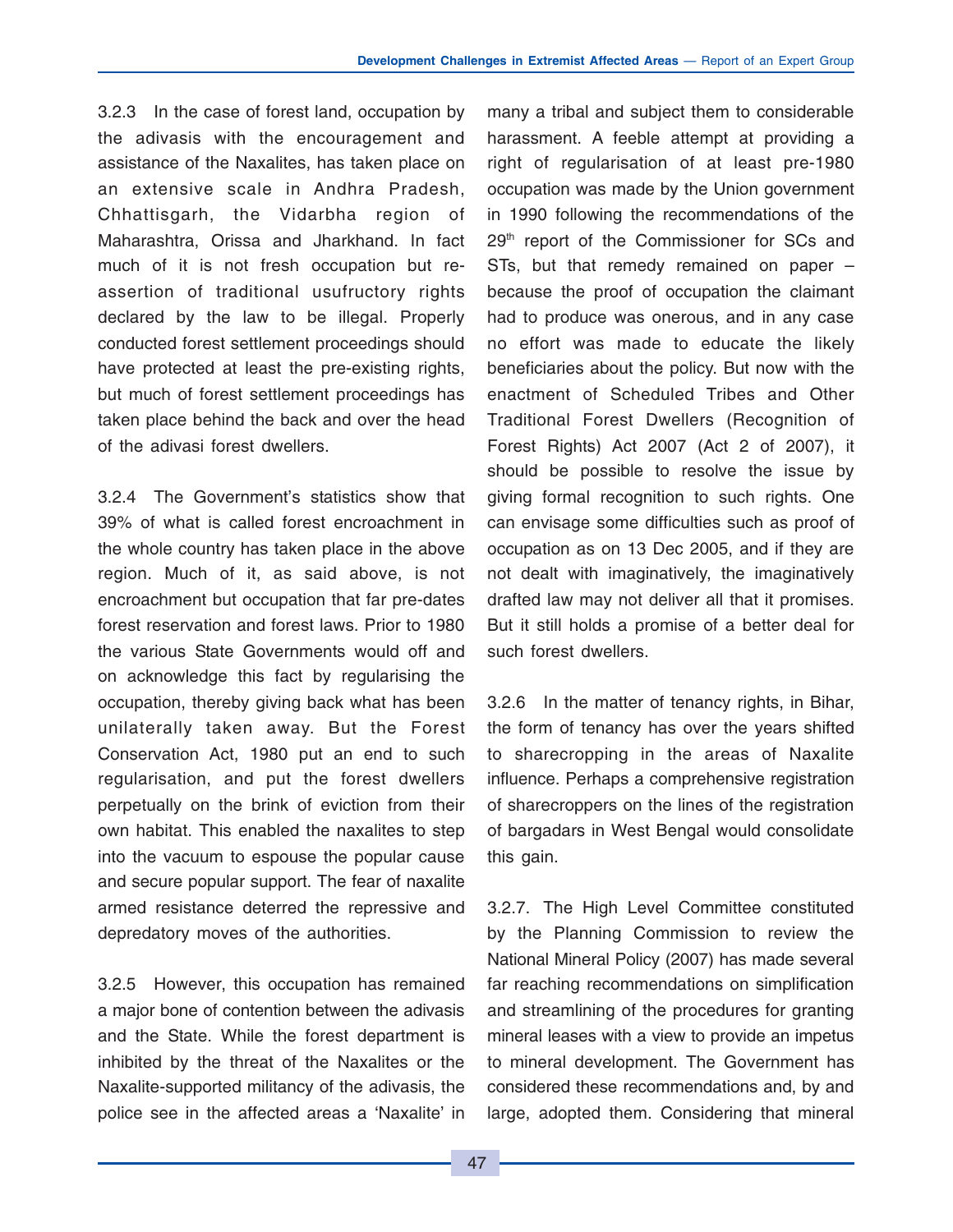3.2.3 In the case of forest land, occupation by the adivasis with the encouragement and assistance of the Naxalites, has taken place on an extensive scale in Andhra Pradesh, Chhattisgarh, the Vidarbha region of Maharashtra, Orissa and Jharkhand. In fact much of it is not fresh occupation but re-assertion of traditional usufructory rights declared by the law to be illegal. Properly conducted forest settlement proceedings should have protected at least the pre-existing rights, but much of forest settlement proceedings has taken place behind the back and over the head of the adivasi forest dwellers.

3.2.4 The Government's statistics show that 39% of what is called forest encroachment in the whole country has taken place in the above region. Much of it, as said above, is not encroachment but occupation that far pre-dates forest reservation and forest laws. Prior to 1980 the various State Governments would off and on acknowledge this fact by regularising the occupation, thereby giving back what has been unilaterally taken away. But the Forest Conservation Act, 1980 put an end to such regularisation, and put the forest dwellers perpetually on the brink of eviction from their own habitat. This enabled the naxalites to step into the vacuum to espouse the popular cause and secure popular support. The fear of naxalite armed resistance deterred the repressive and depredatory moves of the authorities.

3.2.5 However, this occupation has remained a major bone of contention between the adivasis and the State. While the forest department is inhibited by the threat of the Naxalites or the Naxalite-supported militancy of the adivasis, the police see in the affected areas a 'Naxalite' in many a tribal and subject them to considerable harassment. A feeble attempt at providing a right of regularisation of at least pre-1980 occupation was made by the Union government in 1990 following the recommendations of the 29th report of the Commissioner for SCs and STs, but that remedy remained on paper – because the proof of occupation the claimant had to produce was onerous, and in any case no effort was made to educate the likely beneficiaries about the policy. But now with the enactment of Scheduled Tribes and Other Traditional Forest Dwellers (Recognition of Forest Rights) Act 2007 (Act 2 of 2007), it should be possible to resolve the issue by giving formal recognition to such rights. One can envisage some difficulties such as proof of occupation as on 13 Dec 2005, and if they are not dealt with imaginatively, the imaginatively drafted law may not deliver all that it promises. But it still holds a promise of a better deal for such forest dwellers.

3.2.6 In the matter of tenancy rights, in Bihar, the form of tenancy has over the years shifted to sharecropping in the areas of Naxalite influence. Perhaps a comprehensive registration of sharecroppers on the lines of the registration of bargadars in West Bengal would consolidate this gain.

3.2.7. The High Level Committee constituted by the Planning Commission to review the National Mineral Policy (2007) has made several far reaching recommendations on simplification and streamlining of the procedures for granting mineral leases with a view to provide an impetus to mineral development. The Government has considered these recommendations and, by and large, adopted them. Considering that mineral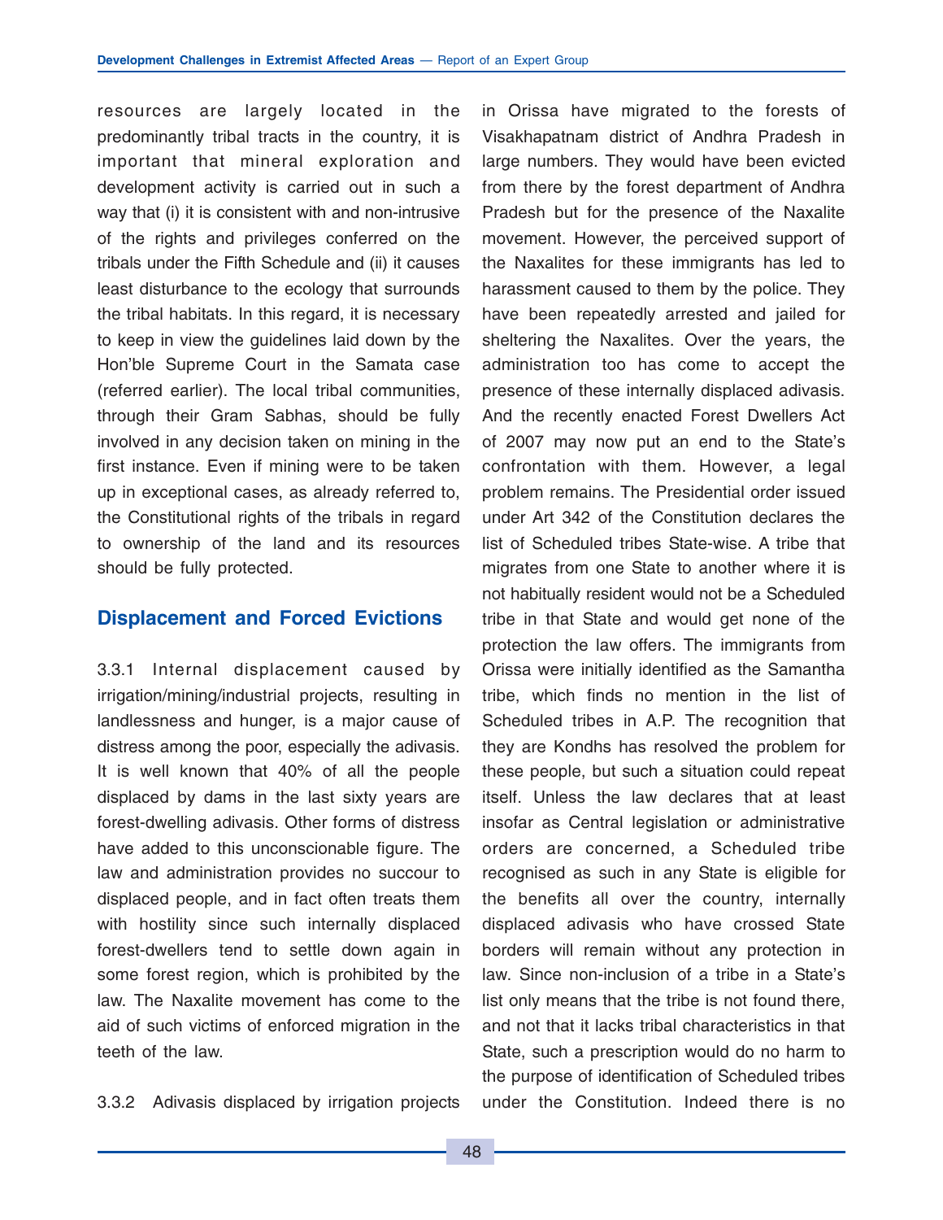resources are largely located in the predominantly tribal tracts in the country, it is important that mineral exploration and development activity is carried out in such a way that (i) it is consistent with and non-intrusive of the rights and privileges conferred on the tribals under the Fifth Schedule and (ii) it causes least disturbance to the ecology that surrounds the tribal habitats. In this regard, it is necessary to keep in view the guidelines laid down by the Hon'ble Supreme Court in the Samata case (referred earlier). The local tribal communities, through their Gram Sabhas, should be fully involved in any decision taken on mining in the first instance. Even if mining were to be taken up in exceptional cases, as already referred to, the Constitutional rights of the tribals in regard to ownership of the land and its resources should be fully protected.

## Displacement and Forced Evictions

3.3.1 Internal displacement caused by irrigation/mining/industrial projects, resulting in landlessness and hunger, is a major cause of distress among the poor, especially the adivasis. It is well known that 40% of all the people displaced by dams in the last sixty years are forest-dwelling adivasis. Other forms of distress have added to this unconscionable figure. The law and administration provides no succour to displaced people, and in fact often treats them with hostility since such internally displaced forest-dwellers tend to settle down again in some forest region, which is prohibited by the law. The Naxalite movement has come to the aid of such victims of enforced migration in the teeth of the law.

3.3.2 Adivasis displaced by irrigation projects in Orissa have migrated to the forests of Visakhapatnam district of Andhra Pradesh in large numbers. They would have been evicted from there by the forest department of Andhra Pradesh but for the presence of the Naxalite movement. However, the perceived support of the Naxalites for these immigrants has led to harassment caused to them by the police. They have been repeatedly arrested and jailed for sheltering the Naxalites. Over the years, the administration too has come to accept the presence of these internally displaced adivasis. And the recently enacted Forest Dwellers Act of 2007 may now put an end to the State's confrontation with them. However, a legal problem remains. The Presidential order issued under Art 342 of the Constitution declares the list of Scheduled tribes State-wise. A tribe that migrates from one State to another where it is not habitually resident would not be a Scheduled tribe in that State and would get none of the protection the law offers. The immigrants from Orissa were initially identified as the Samantha tribe, which finds no mention in the list of Scheduled tribes in A.P. The recognition that they are Kondhs has resolved the problem for these people, but such a situation could repeat itself. Unless the law declares that at least insofar as Central legislation or administrative orders are concerned, a Scheduled tribe recognised as such in any State is eligible for the benefits all over the country, internally displaced adivasis who have crossed State borders will remain without any protection in law. Since non-inclusion of a tribe in a State's list only means that the tribe is not found there, and not that it lacks tribal characteristics in that State, such a prescription would do no harm to the purpose of identification of Scheduled tribes under the Constitution. Indeed there is no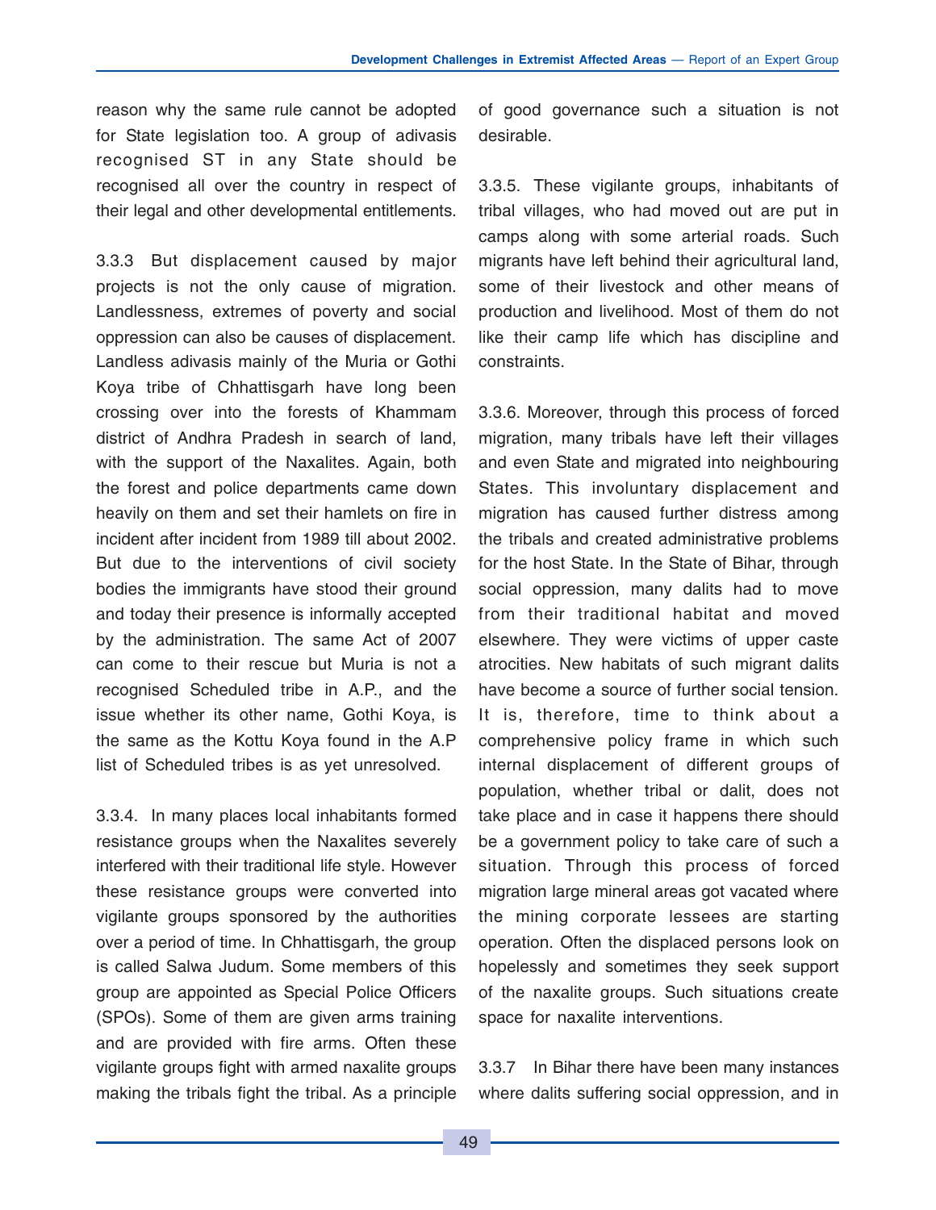reason why the same rule cannot be adopted for State legislation too. A group of adivasis recognised ST in any State should be recognised all over the country in respect of their legal and other developmental entitlements.

3.3.3 But displacement caused by major projects is not the only cause of migration. Landlessness, extremes of poverty and social oppression can also be causes of displacement. Landless adivasis mainly of the Muria or Gothi Koya tribe of Chhattisgarh have long been crossing over into the forests of Khammam district of Andhra Pradesh in search of land, with the support of the Naxalites. Again, both the forest and police departments came down heavily on them and set their hamlets on fire in incident after incident from 1989 till about 2002. But due to the interventions of civil society bodies the immigrants have stood their ground and today their presence is informally accepted by the administration. The same Act of 2007 can come to their rescue but Muria is not a recognised Scheduled tribe in A.P., and the issue whether its other name, Gothi Koya, is the same as the Kottu Koya found in the A.P list of Scheduled tribes is as yet unresolved.

3.3.4. In many places local inhabitants formed resistance groups when the Naxalites severely interfered with their traditional life style. However these resistance groups were converted into vigilante groups sponsored by the authorities over a period of time. In Chhattisgarh, the group is called Salwa Judum. Some members of this group are appointed as Special Police Officers (SPOs). Some of them are given arms training and are provided with fire arms. Often these vigilante groups fight with armed naxalite groups making the tribals fight the tribal. As a principle of good governance such a situation is not desirable.

3.3.5. These vigilante groups, inhabitants of tribal villages, who had moved out are put in camps along with some arterial roads. Such migrants have left behind their agricultural land, some of their livestock and other means of production and livelihood. Most of them do not like their camp life which has discipline and constraints.

3.3.6. Moreover, through this process of forced migration, many tribals have left their villages and even State and migrated into neighbouring States. This involuntary displacement and migration has caused further distress among the tribals and created administrative problems for the host State. In the State of Bihar, through social oppression, many dalits had to move from their traditional habitat and moved elsewhere. They were victims of upper caste atrocities. New habitats of such migrant dalits have become a source of further social tension. It is, therefore, time to think about a comprehensive policy frame in which such internal displacement of different groups of population, whether tribal or dalit, does not take place and in case it happens there should be a government policy to take care of such a situation. Through this process of forced migration large mineral areas got vacated where the mining corporate lessees are starting operation. Often the displaced persons look on hopelessly and sometimes they seek support of the naxalite groups. Such situations create space for naxalite interventions.

3.3.7 In Bihar there have been many instances where dalits suffering social oppression, and in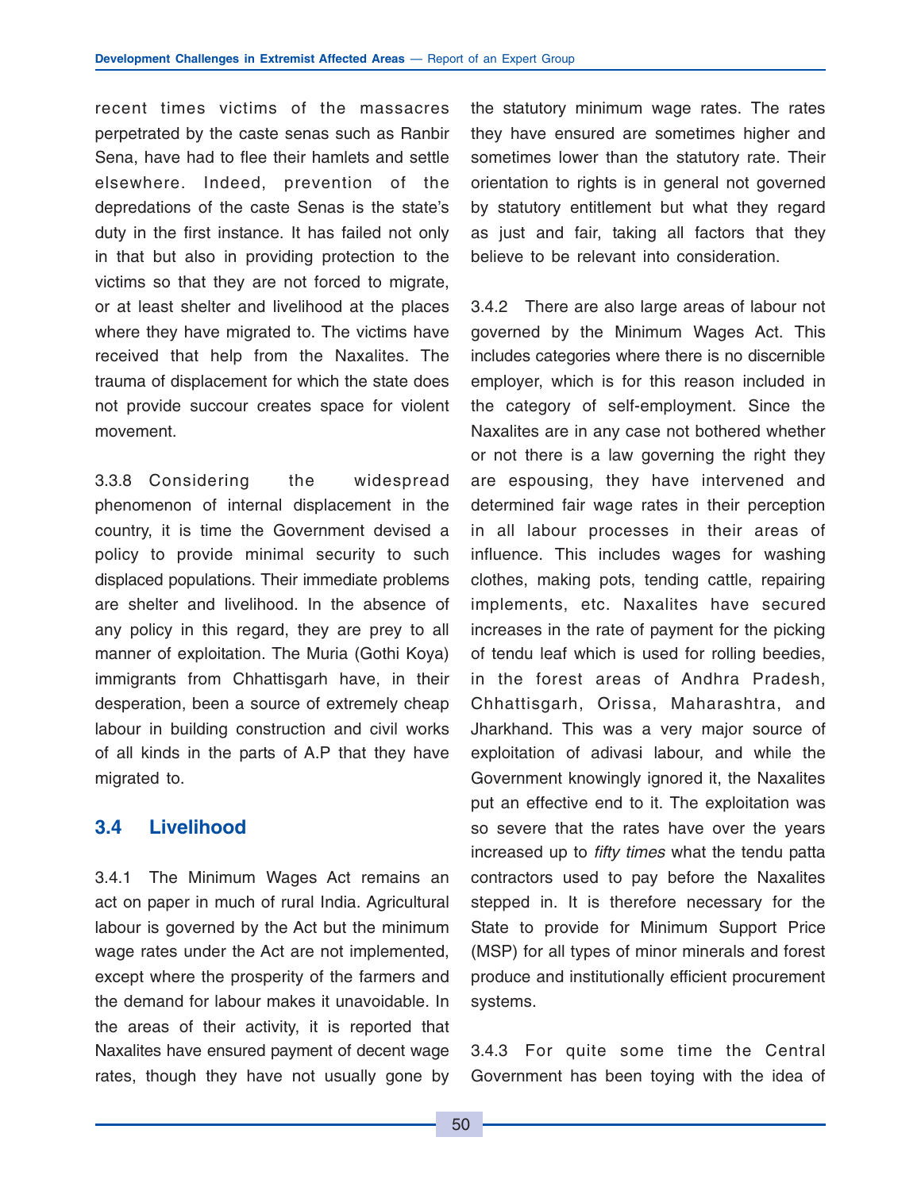recent times victims of the massacres perpetrated by the caste senas such as Ranbir Sena, have had to flee their hamlets and settle elsewhere. Indeed, prevention of the depredations of the caste Senas is the state's duty in the first instance. It has failed not only in that but also in providing protection to the victims so that they are not forced to migrate, or at least shelter and livelihood at the places where they have migrated to. The victims have received that help from the Naxalites. The trauma of displacement for which the state does not provide succour creates space for violent movement.

3.3.8 Considering the widespread phenomenon of internal displacement in the country, it is time the Government devised a policy to provide minimal security to such displaced populations. Their immediate problems are shelter and livelihood. In the absence of any policy in this regard, they are prey to all manner of exploitation. The Muria (Gothi Koya) immigrants from Chhattisgarh have, in their desperation, been a source of extremely cheap labour in building construction and civil works of all kinds in the parts of A.P that they have migrated to.

## 3.4 Livelihood

3.4.1 The Minimum Wages Act remains an act on paper in much of rural India. Agricultural labour is governed by the Act but the minimum wage rates under the Act are not implemented, except where the prosperity of the farmers and the demand for labour makes it unavoidable. In the areas of their activity, it is reported that Naxalites have ensured payment of decent wage rates, though they have not usually gone by the statutory minimum wage rates. The rates they have ensured are sometimes higher and sometimes lower than the statutory rate. Their orientation to rights is in general not governed by statutory entitlement but what they regard as just and fair, taking all factors that they believe to be relevant into consideration.

3.4.2 There are also large areas of labour not governed by the Minimum Wages Act. This includes categories where there is no discernible employer, which is for this reason included in the category of self-employment. Since the Naxalites are in any case not bothered whether or not there is a law governing the right they are espousing, they have intervened and determined fair wage rates in their perception in all labour processes in their areas of influence. This includes wages for washing clothes, making pots, tending cattle, repairing implements, etc. Naxalites have secured increases in the rate of payment for the picking of tendu leaf which is used for rolling beedies, in the forest areas of Andhra Pradesh, Chhattisgarh, Orissa, Maharashtra, and Jharkhand. This was a very major source of exploitation of adivasi labour, and while the Government knowingly ignored it, the Naxalites put an effective end to it. The exploitation was so severe that the rates have over the years increased up to *fifty times* what the tendu patta contractors used to pay before the Naxalites stepped in. It is therefore necessary for the State to provide for Minimum Support Price (MSP) for all types of minor minerals and forest produce and institutionally efficient procurement systems.

3.4.3 For quite some time the Central Government has been toying with the idea of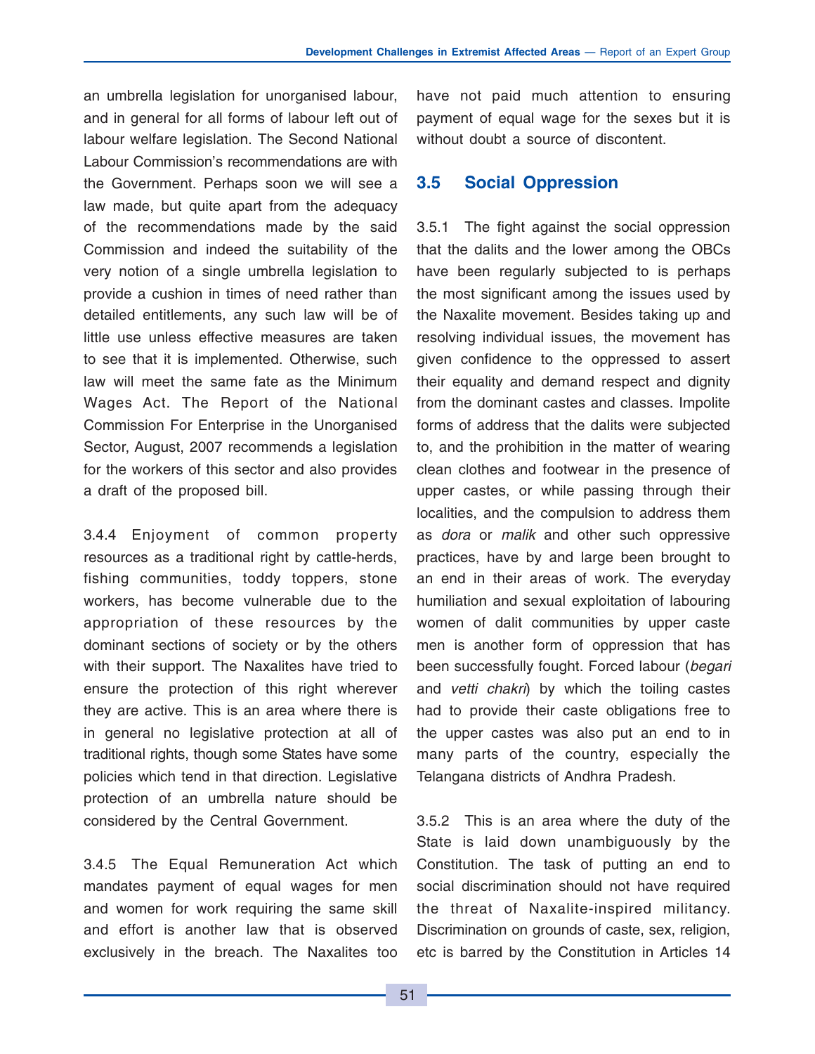an umbrella legislation for unorganised labour, and in general for all forms of labour left out of labour welfare legislation. The Second National Labour Commission's recommendations are with the Government. Perhaps soon we will see a law made, but quite apart from the adequacy of the recommendations made by the said Commission and indeed the suitability of the very notion of a single umbrella legislation to provide a cushion in times of need rather than detailed entitlements, any such law will be of little use unless effective measures are taken to see that it is implemented. Otherwise, such law will meet the same fate as the Minimum Wages Act. The Report of the National Commission For Enterprise in the Unorganised Sector, August, 2007 recommends a legislation for the workers of this sector and also provides a draft of the proposed bill.

3.4.4 Enjoyment of common property resources as a traditional right by cattle-herds, fishing communities, toddy toppers, stone workers, has become vulnerable due to the appropriation of these resources by the dominant sections of society or by the others with their support. The Naxalites have tried to ensure the protection of this right wherever they are active. This is an area where there is in general no legislative protection at all of traditional rights, though some States have some policies which tend in that direction. Legislative protection of an umbrella nature should be considered by the Central Government.

3.4.5 The Equal Remuneration Act which mandates payment of equal wages for men and women for work requiring the same skill and effort is another law that is observed exclusively in the breach. The Naxalites too have not paid much attention to ensuring payment of equal wage for the sexes but it is without doubt a source of discontent.

## 3.5 Social Oppression

3.5.1 The fight against the social oppression that the dalits and the lower among the OBCs have been regularly subjected to is perhaps the most significant among the issues used by the Naxalite movement. Besides taking up and resolving individual issues, the movement has given confidence to the oppressed to assert their equality and demand respect and dignity from the dominant castes and classes. Impolite forms of address that the dalits were subjected to, and the prohibition in the matter of wearing clean clothes and footwear in the presence of upper castes, or while passing through their localities, and the compulsion to address them as *dora* or *malik* and other such oppressive practices, have by and large been brought to an end in their areas of work. The everyday humiliation and sexual exploitation of labouring women of dalit communities by upper caste men is another form of oppression that has been successfully fought. Forced labour (*begari* and *vetti chakri*) by which the toiling castes had to provide their caste obligations free to the upper castes was also put an end to in many parts of the country, especially the Telangana districts of Andhra Pradesh.

3.5.2 This is an area where the duty of the State is laid down unambiguously by the Constitution. The task of putting an end to social discrimination should not have required the threat of Naxalite-inspired militancy. Discrimination on grounds of caste, sex, religion, etc is barred by the Constitution in Articles 14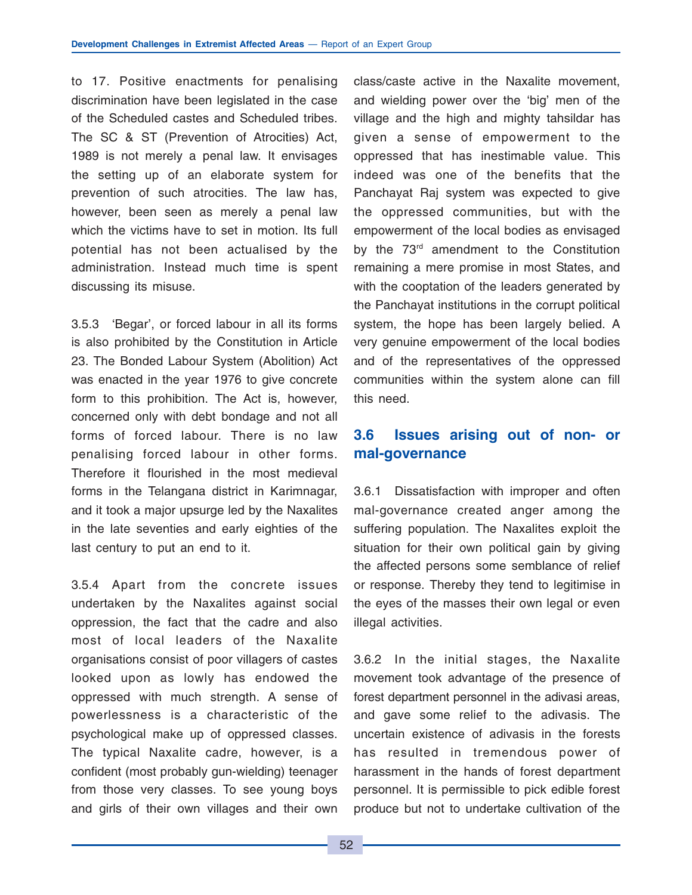to 17. Positive enactments for penalising discrimination have been legislated in the case of the Scheduled castes and Scheduled tribes. The SC & ST (Prevention of Atrocities) Act, 1989 is not merely a penal law. It envisages the setting up of an elaborate system for prevention of such atrocities. The law has, however, been seen as merely a penal law which the victims have to set in motion. Its full potential has not been actualised by the administration. Instead much time is spent discussing its misuse.

3.5.3 'Begar', or forced labour in all its forms is also prohibited by the Constitution in Article 23. The Bonded Labour System (Abolition) Act was enacted in the year 1976 to give concrete form to this prohibition. The Act is, however, concerned only with debt bondage and not all forms of forced labour. There is no law penalising forced labour in other forms. Therefore it flourished in the most medieval forms in the Telangana district in Karimnagar, and it took a major upsurge led by the Naxalites in the late seventies and early eighties of the last century to put an end to it.

3.5.4 Apart from the concrete issues undertaken by the Naxalites against social oppression, the fact that the cadre and also most of local leaders of the Naxalite organisations consist of poor villagers of castes looked upon as lowly has endowed the oppressed with much strength. A sense of powerlessness is a characteristic of the psychological make up of oppressed classes. The typical Naxalite cadre, however, is a confident (most probably gun-wielding) teenager from those very classes. To see young boys and girls of their own villages and their own class/caste active in the Naxalite movement, and wielding power over the 'big' men of the village and the high and mighty tahsildar has given a sense of empowerment to the oppressed that has inestimable value. This indeed was one of the benefits that the Panchayat Raj system was expected to give the oppressed communities, but with the empowerment of the local bodies as envisaged by the 73rd amendment to the Constitution remaining a mere promise in most States, and with the cooptation of the leaders generated by the Panchayat institutions in the corrupt political system, the hope has been largely belied. A very genuine empowerment of the local bodies and of the representatives of the oppressed communities within the system alone can fill this need.

## 3.6 Issues arising out of non- or mal-governance

3.6.1 Dissatisfaction with improper and often mal-governance created anger among the suffering population. The Naxalites exploit the situation for their own political gain by giving the affected persons some semblance of relief or response. Thereby they tend to legitimise in the eyes of the masses their own legal or even illegal activities.

3.6.2 In the initial stages, the Naxalite movement took advantage of the presence of forest department personnel in the adivasi areas, and gave some relief to the adivasis. The uncertain existence of adivasis in the forests has resulted in tremendous power of harassment in the hands of forest department personnel. It is permissible to pick edible forest produce but not to undertake cultivation of the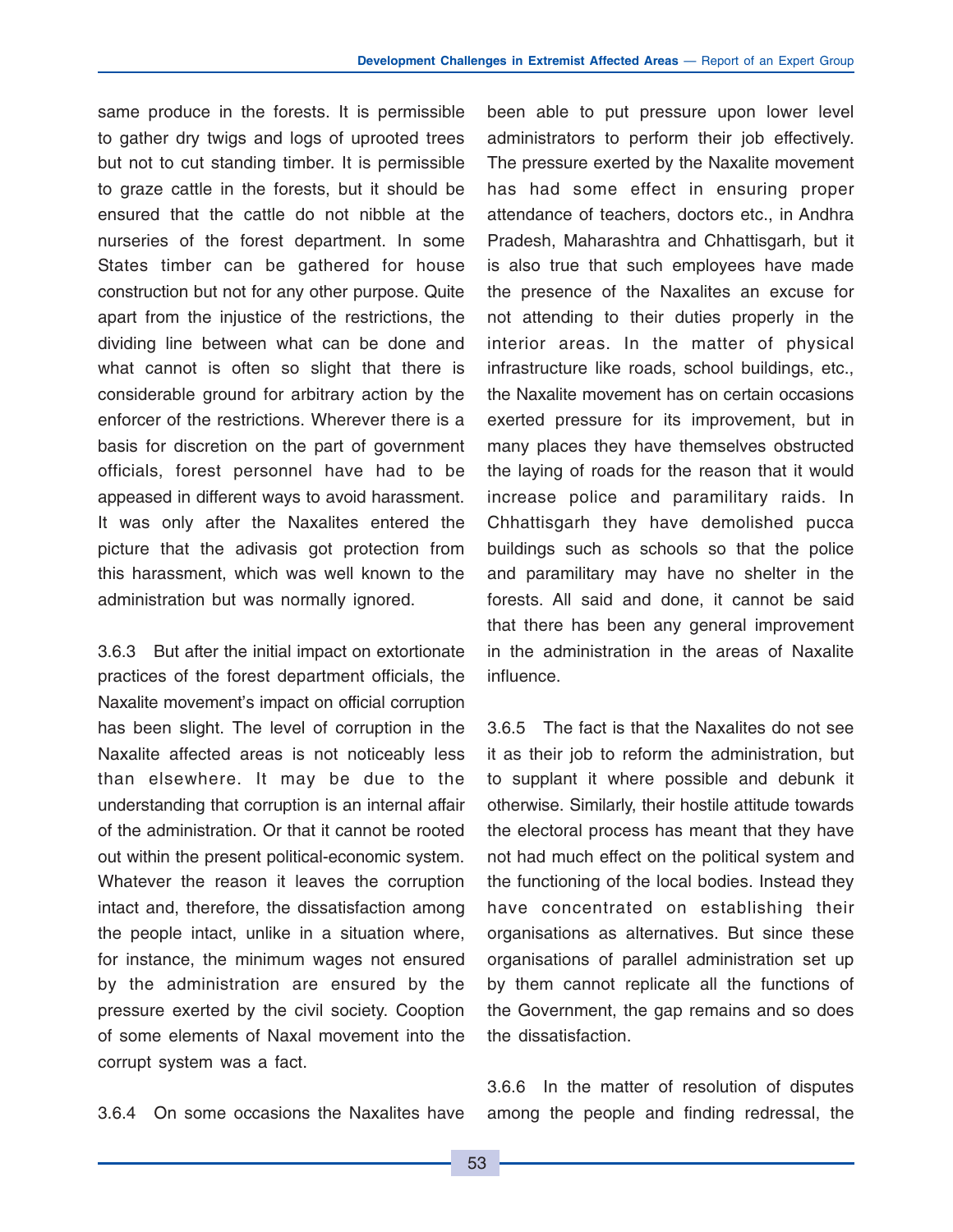same produce in the forests. It is permissible to gather dry twigs and logs of uprooted trees but not to cut standing timber. It is permissible to graze cattle in the forests, but it should be ensured that the cattle do not nibble at the nurseries of the forest department. In some States timber can be gathered for house construction but not for any other purpose. Quite apart from the injustice of the restrictions, the dividing line between what can be done and what cannot is often so slight that there is considerable ground for arbitrary action by the enforcer of the restrictions. Wherever there is a basis for discretion on the part of government officials, forest personnel have had to be appeased in different ways to avoid harassment. It was only after the Naxalites entered the picture that the adivasis got protection from this harassment, which was well known to the administration but was normally ignored.

3.6.3 But after the initial impact on extortionate practices of the forest department officials, the Naxalite movement's impact on official corruption has been slight. The level of corruption in the Naxalite affected areas is not noticeably less than elsewhere. It may be due to the understanding that corruption is an internal affair of the administration. Or that it cannot be rooted out within the present political-economic system. Whatever the reason it leaves the corruption intact and, therefore, the dissatisfaction among the people intact, unlike in a situation where, for instance, the minimum wages not ensured by the administration are ensured by the pressure exerted by the civil society. Cooption of some elements of Naxal movement into the corrupt system was a fact.

3.6.4 On some occasions the Naxalites have been able to put pressure upon lower level administrators to perform their job effectively. The pressure exerted by the Naxalite movement has had some effect in ensuring proper attendance of teachers, doctors etc., in Andhra Pradesh, Maharashtra and Chhattisgarh, but it is also true that such employees have made the presence of the Naxalites an excuse for not attending to their duties properly in the interior areas. In the matter of physical infrastructure like roads, school buildings, etc., the Naxalite movement has on certain occasions exerted pressure for its improvement, but in many places they have themselves obstructed the laying of roads for the reason that it would increase police and paramilitary raids. In Chhattisgarh they have demolished pucca buildings such as schools so that the police and paramilitary may have no shelter in the forests. All said and done, it cannot be said that there has been any general improvement in the administration in the areas of Naxalite influence.

3.6.5 The fact is that the Naxalites do not see it as their job to reform the administration, but to supplant it where possible and debunk it otherwise. Similarly, their hostile attitude towards the electoral process has meant that they have not had much effect on the political system and the functioning of the local bodies. Instead they have concentrated on establishing their organisations as alternatives. But since these organisations of parallel administration set up by them cannot replicate all the functions of the Government, the gap remains and so does the dissatisfaction.

3.6.6 In the matter of resolution of disputes among the people and finding redressal, the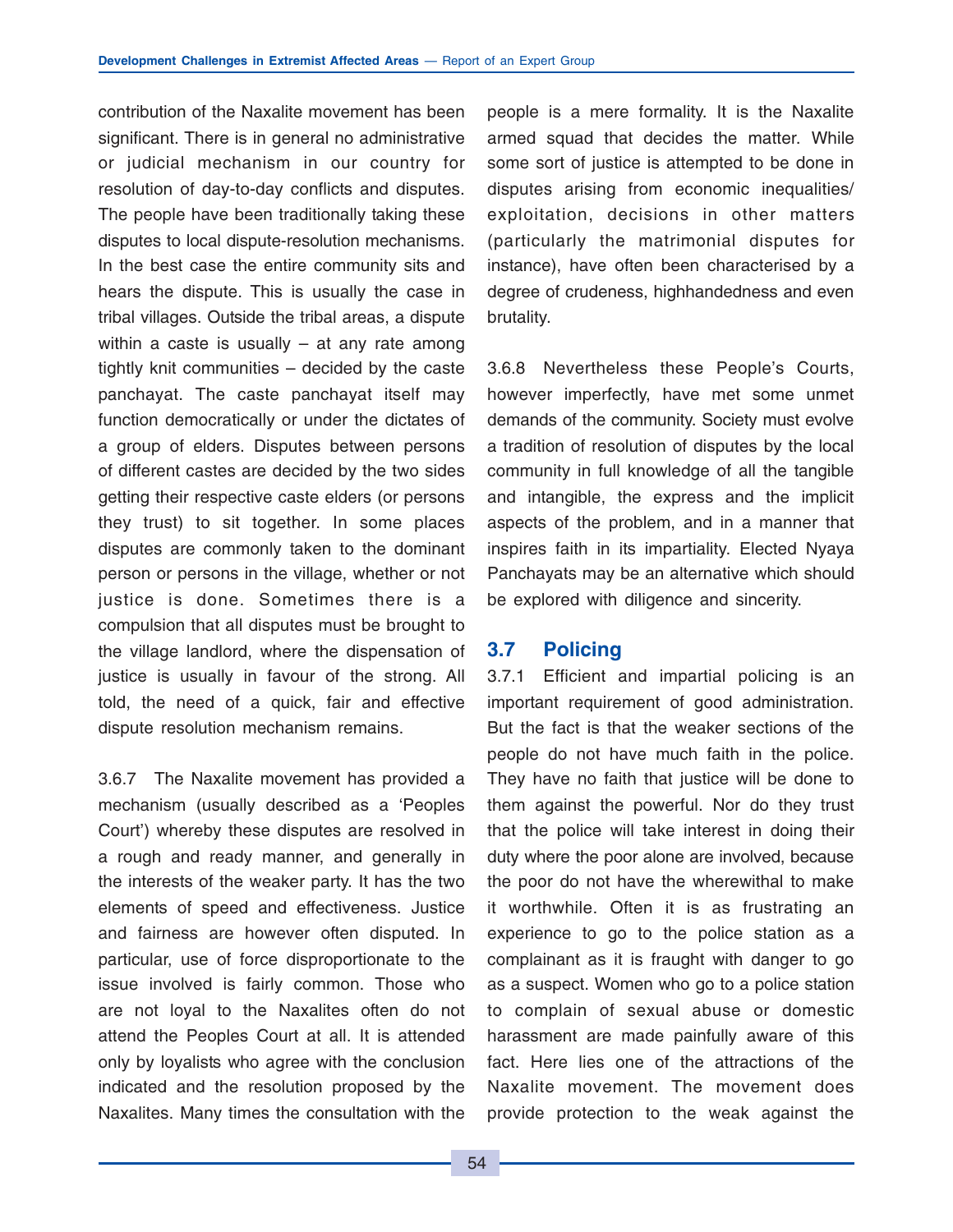contribution of the Naxalite movement has been significant. There is in general no administrative or judicial mechanism in our country for resolution of day-to-day conflicts and disputes. The people have been traditionally taking these disputes to local dispute-resolution mechanisms. In the best case the entire community sits and hears the dispute. This is usually the case in tribal villages. Outside the tribal areas, a dispute within a caste is usually – at any rate among tightly knit communities – decided by the caste panchayat. The caste panchayat itself may function democratically or under the dictates of a group of elders. Disputes between persons of different castes are decided by the two sides getting their respective caste elders (or persons they trust) to sit together. In some places disputes are commonly taken to the dominant person or persons in the village, whether or not justice is done. Sometimes there is a compulsion that all disputes must be brought to the village landlord, where the dispensation of justice is usually in favour of the strong. All told, the need of a quick, fair and effective dispute resolution mechanism remains.

3.6.7 The Naxalite movement has provided a mechanism (usually described as a 'Peoples Court') whereby these disputes are resolved in a rough and ready manner, and generally in the interests of the weaker party. It has the two elements of speed and effectiveness. Justice and fairness are however often disputed. In particular, use of force disproportionate to the issue involved is fairly common. Those who are not loyal to the Naxalites often do not attend the Peoples Court at all. It is attended only by loyalists who agree with the conclusion indicated and the resolution proposed by the Naxalites. Many times the consultation with the people is a mere formality. It is the Naxalite armed squad that decides the matter. While some sort of justice is attempted to be done in disputes arising from economic inequalities/ exploitation, decisions in other matters (particularly the matrimonial disputes for instance), have often been characterised by a degree of crudeness, highhandedness and even brutality.

3.6.8 Nevertheless these People's Courts, however imperfectly, have met some unmet demands of the community. Society must evolve a tradition of resolution of disputes by the local community in full knowledge of all the tangible and intangible, the express and the implicit aspects of the problem, and in a manner that inspires faith in its impartiality. Elected Nyaya Panchayats may be an alternative which should be explored with diligence and sincerity.

## 3.7 Policing

3.7.1 Efficient and impartial policing is an important requirement of good administration. But the fact is that the weaker sections of the people do not have much faith in the police. They have no faith that justice will be done to them against the powerful. Nor do they trust that the police will take interest in doing their duty where the poor alone are involved, because the poor do not have the wherewithal to make it worthwhile. Often it is as frustrating an experience to go to the police station as a complainant as it is fraught with danger to go as a suspect. Women who go to a police station to complain of sexual abuse or domestic harassment are made painfully aware of this fact. Here lies one of the attractions of the Naxalite movement. The movement does provide protection to the weak against the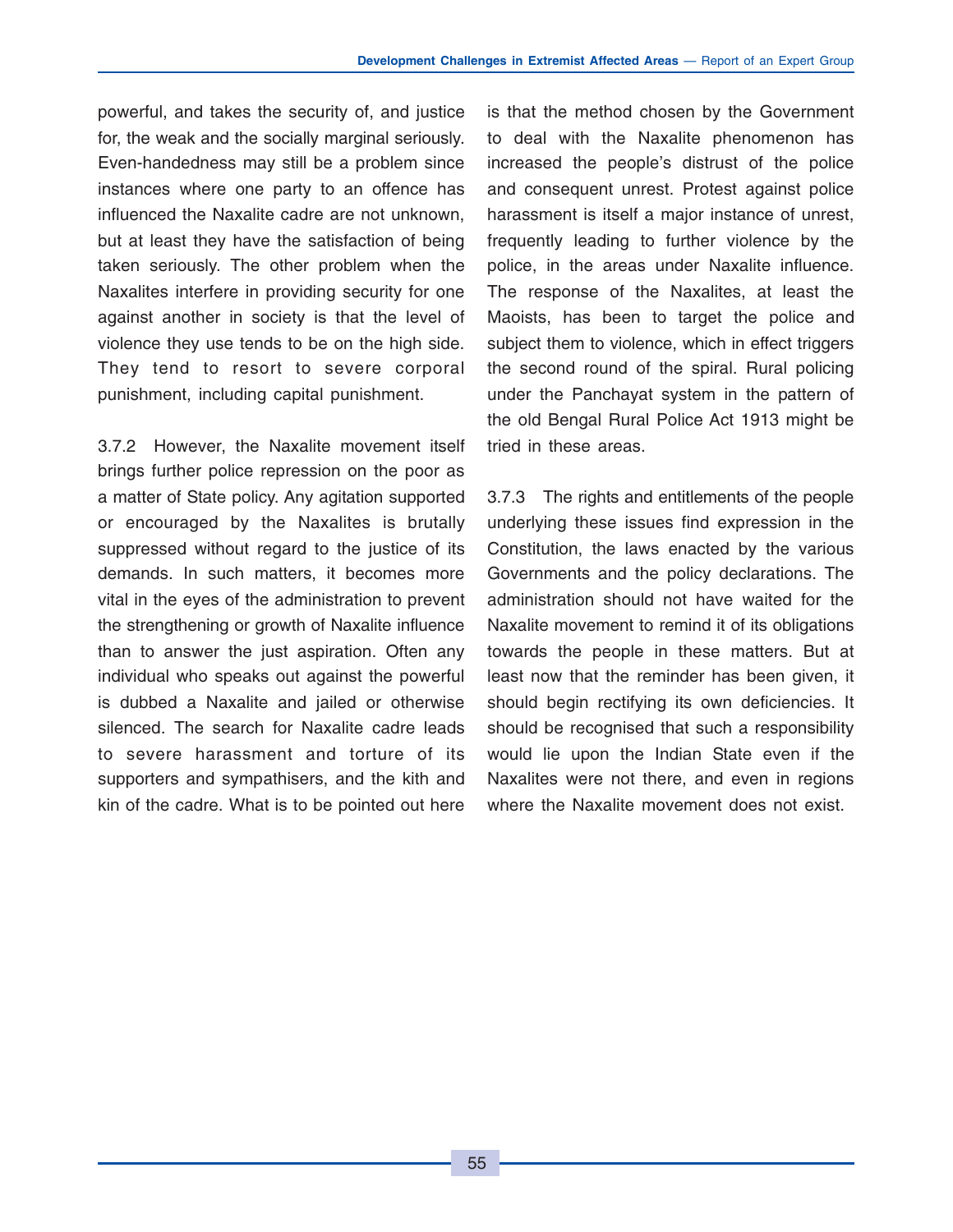powerful, and takes the security of, and justice for, the weak and the socially marginal seriously. Even-handedness may still be a problem since instances where one party to an offence has influenced the Naxalite cadre are not unknown, but at least they have the satisfaction of being taken seriously. The other problem when the Naxalites interfere in providing security for one against another in society is that the level of violence they use tends to be on the high side. They tend to resort to severe corporal punishment, including capital punishment.

3.7.2 However, the Naxalite movement itself brings further police repression on the poor as a matter of State policy. Any agitation supported or encouraged by the Naxalites is brutally suppressed without regard to the justice of its demands. In such matters, it becomes more vital in the eyes of the administration to prevent the strengthening or growth of Naxalite influence than to answer the just aspiration. Often any individual who speaks out against the powerful is dubbed a Naxalite and jailed or otherwise silenced. The search for Naxalite cadre leads to severe harassment and torture of its supporters and sympathisers, and the kith and kin of the cadre. What is to be pointed out here is that the method chosen by the Government to deal with the Naxalite phenomenon has increased the people's distrust of the police and consequent unrest. Protest against police harassment is itself a major instance of unrest, frequently leading to further violence by the police, in the areas under Naxalite influence. The response of the Naxalites, at least the Maoists, has been to target the police and subject them to violence, which in effect triggers the second round of the spiral. Rural policing under the Panchayat system in the pattern of the old Bengal Rural Police Act 1913 might be tried in these areas.

3.7.3 The rights and entitlements of the people underlying these issues find expression in the Constitution, the laws enacted by the various Governments and the policy declarations. The administration should not have waited for the Naxalite movement to remind it of its obligations towards the people in these matters. But at least now that the reminder has been given, it should begin rectifying its own deficiencies. It should be recognised that such a responsibility would lie upon the Indian State even if the Naxalites were not there, and even in regions where the Naxalite movement does not exist.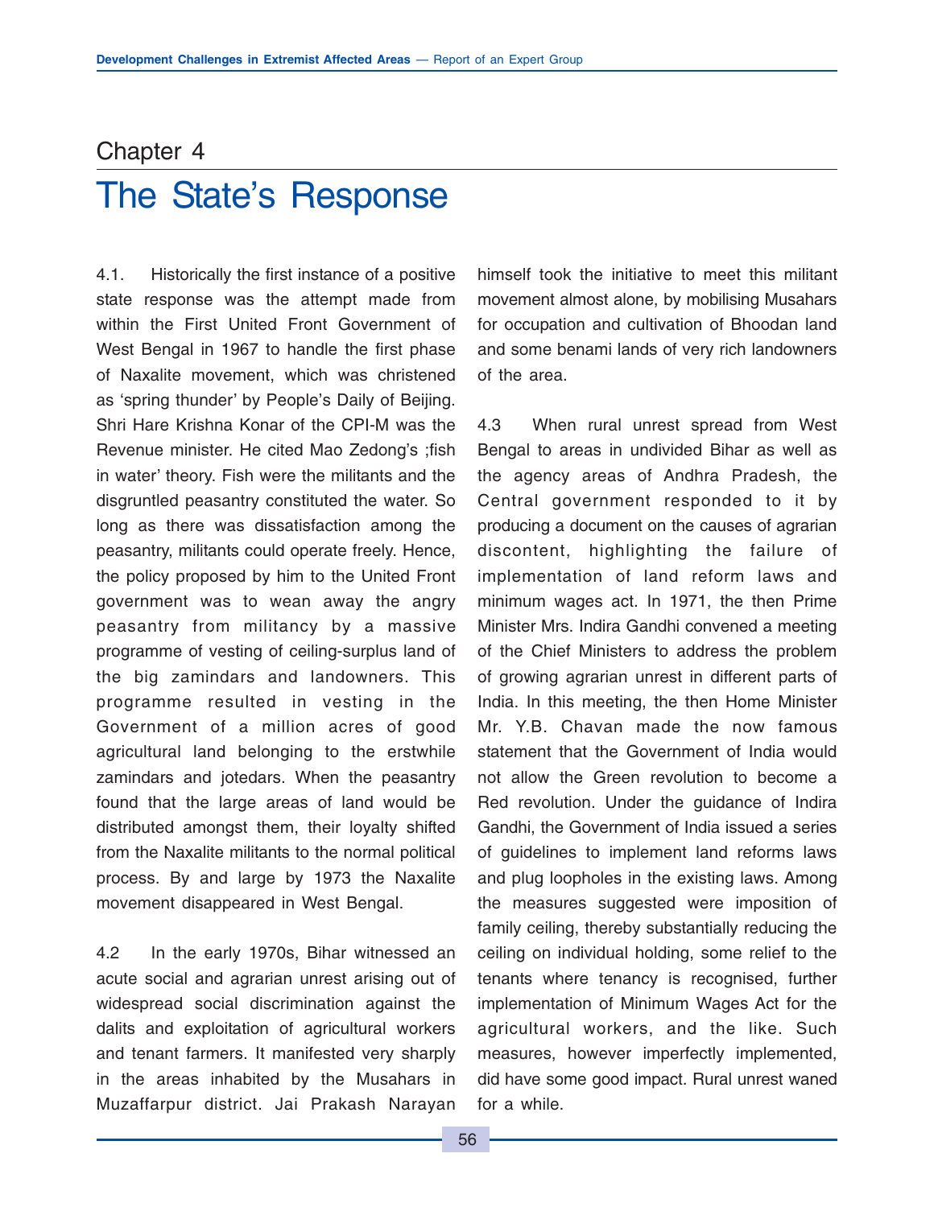# Chapter 4

# The State's Response

4.1. Historically the first instance of a positive state response was the attempt made from within the First United Front Government of West Bengal in 1967 to handle the first phase of Naxalite movement, which was christened as 'spring thunder' by People's Daily of Beijing. Shri Hare Krishna Konar of the CPI-M was the Revenue minister. He cited Mao Zedong's ;fish in water' theory. Fish were the militants and the disgruntled peasantry constituted the water. So long as there was dissatisfaction among the peasantry, militants could operate freely. Hence, the policy proposed by him to the United Front government was to wean away the angry peasantry from militancy by a massive programme of vesting of ceiling-surplus land of the big zamindars and landowners. This programme resulted in vesting in the Government of a million acres of good agricultural land belonging to the erstwhile zamindars and jotedars. When the peasantry found that the large areas of land would be distributed amongst them, their loyalty shifted from the Naxalite militants to the normal political process. By and large by 1973 the Naxalite movement disappeared in West Bengal.

4.2 In the early 1970s, Bihar witnessed an acute social and agrarian unrest arising out of widespread social discrimination against the dalits and exploitation of agricultural workers and tenant farmers. It manifested very sharply in the areas inhabited by the Musahars in Muzaffarpur district. Jai Prakash Narayan himself took the initiative to meet this militant movement almost alone, by mobilising Musahars for occupation and cultivation of Bhoodan land and some benami lands of very rich landowners of the area.

4.3 When rural unrest spread from West Bengal to areas in undivided Bihar as well as the agency areas of Andhra Pradesh, the Central government responded to it by producing a document on the causes of agrarian discontent, highlighting the failure of implementation of land reform laws and minimum wages act. In 1971, the then Prime Minister Mrs. Indira Gandhi convened a meeting of the Chief Ministers to address the problem of growing agrarian unrest in different parts of India. In this meeting, the then Home Minister Mr. Y.B. Chavan made the now famous statement that the Government of India would not allow the Green revolution to become a Red revolution. Under the guidance of Indira Gandhi, the Government of India issued a series of guidelines to implement land reforms laws and plug loopholes in the existing laws. Among the measures suggested were imposition of family ceiling, thereby substantially reducing the ceiling on individual holding, some relief to the tenants where tenancy is recognised, further implementation of Minimum Wages Act for the agricultural workers, and the like. Such measures, however imperfectly implemented, did have some good impact. Rural unrest waned for a while.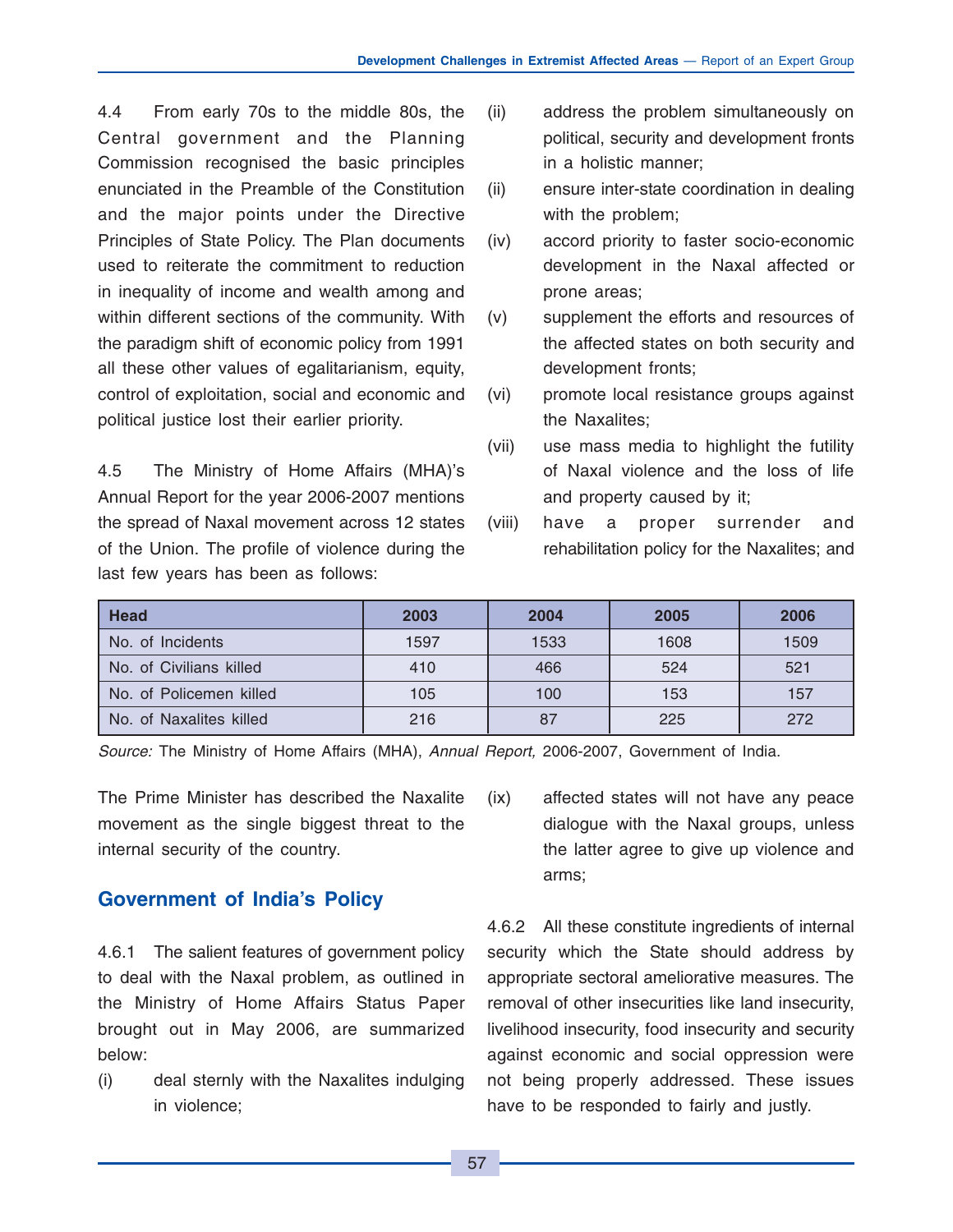4.4 From early 70s to the middle 80s, the Central government and the Planning Commission recognised the basic principles enunciated in the Preamble of the Constitution and the major points under the Directive Principles of State Policy. The Plan documents used to reiterate the commitment to reduction in inequality of income and wealth among and within different sections of the community. With the paradigm shift of economic policy from 1991 all these other values of egalitarianism, equity, control of exploitation, social and economic and political justice lost their earlier priority.

4.5 The Ministry of Home Affairs (MHA)'s Annual Report for the year 2006-2007 mentions the spread of Naxal movement across 12 states of the Union. The profile of violence during the last few years has been as follows:

| Head | 2003 | 2004 | 2005 | 2006 |
|---|---|---|---|---|
| No. of Incidents | 1597 | 1533 | 1608 | 1509 |
| No. of Civilians killed | 410 | 466 | 524 | 521 |
| No. of Policemen killed | 105 | 100 | 153 | 157 |
| No. of Naxalites killed | 216 | 87 | 225 | 272 |

*Source:* The Ministry of Home Affairs (MHA), *Annual Report,* 2006-2007, Government of India.

The Prime Minister has described the Naxalite movement as the single biggest threat to the internal security of the country.

## Government of India's Policy

4.6.1 The salient features of government policy to deal with the Naxal problem, as outlined in the Ministry of Home Affairs Status Paper brought out in May 2006, are summarized below:

(i) deal sternly with the Naxalites indulging in violence;

(ii) address the problem simultaneously on political, security and development fronts in a holistic manner;

(ii) ensure inter-state coordination in dealing with the problem;

(iv) accord priority to faster socio-economic development in the Naxal affected or prone areas;

(v) supplement the efforts and resources of the affected states on both security and development fronts;

(vi) promote local resistance groups against the Naxalites;

(vii) use mass media to highlight the futility of Naxal violence and the loss of life and property caused by it;

(viii) have a proper surrender and rehabilitation policy for the Naxalites; and

(ix) affected states will not have any peace dialogue with the Naxal groups, unless the latter agree to give up violence and arms;

4.6.2 All these constitute ingredients of internal security which the State should address by appropriate sectoral ameliorative measures. The removal of other insecurities like land insecurity, livelihood insecurity, food insecurity and security against economic and social oppression were not being properly addressed. These issues have to be responded to fairly and justly.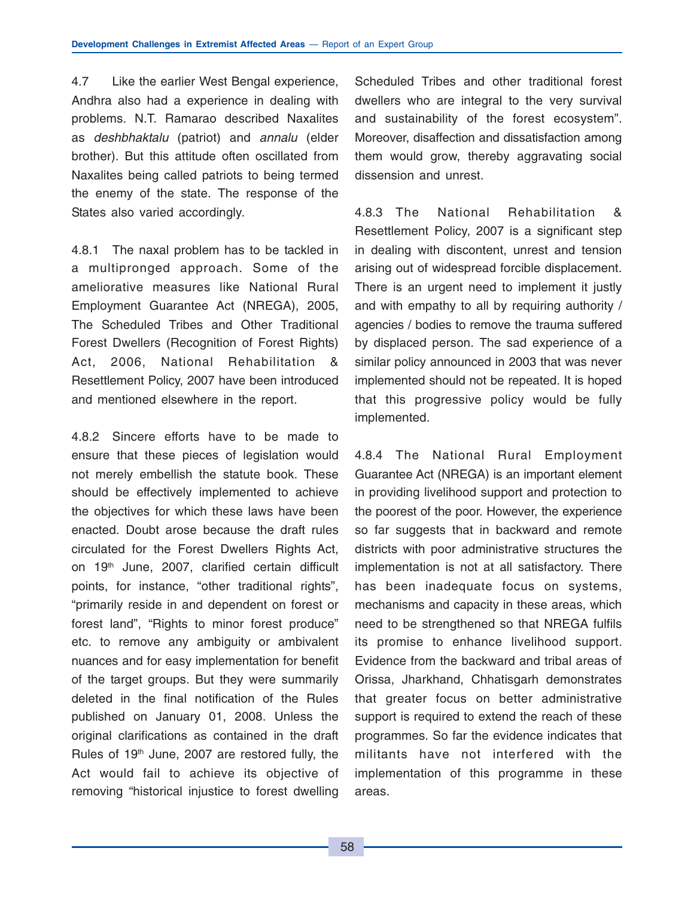4.7 Like the earlier West Bengal experience, Andhra also had a experience in dealing with problems. N.T. Ramarao described Naxalites as *deshbhaktalu* (patriot) and *annalu* (elder brother). But this attitude often oscillated from Naxalites being called patriots to being termed the enemy of the state. The response of the States also varied accordingly.

4.8.1 The naxal problem has to be tackled in a multipronged approach. Some of the ameliorative measures like National Rural Employment Guarantee Act (NREGA), 2005, The Scheduled Tribes and Other Traditional Forest Dwellers (Recognition of Forest Rights) Act, 2006, National Rehabilitation & Resettlement Policy, 2007 have been introduced and mentioned elsewhere in the report.

4.8.2 Sincere efforts have to be made to ensure that these pieces of legislation would not merely embellish the statute book. These should be effectively implemented to achieve the objectives for which these laws have been enacted. Doubt arose because the draft rules circulated for the Forest Dwellers Rights Act, on 19th June, 2007, clarified certain difficult points, for instance, "other traditional rights", "primarily reside in and dependent on forest or forest land", "Rights to minor forest produce" etc. to remove any ambiguity or ambivalent nuances and for easy implementation for benefit of the target groups. But they were summarily deleted in the final notification of the Rules published on January 01, 2008. Unless the original clarifications as contained in the draft Rules of 19th June, 2007 are restored fully, the Act would fail to achieve its objective of removing "historical injustice to forest dwelling Scheduled Tribes and other traditional forest dwellers who are integral to the very survival and sustainability of the forest ecosystem". Moreover, disaffection and dissatisfaction among them would grow, thereby aggravating social dissension and unrest.

4.8.3 The National Rehabilitation & Resettlement Policy, 2007 is a significant step in dealing with discontent, unrest and tension arising out of widespread forcible displacement. There is an urgent need to implement it justly and with empathy to all by requiring authority / agencies / bodies to remove the trauma suffered by displaced person. The sad experience of a similar policy announced in 2003 that was never implemented should not be repeated. It is hoped that this progressive policy would be fully implemented.

4.8.4 The National Rural Employment Guarantee Act (NREGA) is an important element in providing livelihood support and protection to the poorest of the poor. However, the experience so far suggests that in backward and remote districts with poor administrative structures the implementation is not at all satisfactory. There has been inadequate focus on systems, mechanisms and capacity in these areas, which need to be strengthened so that NREGA fulfils its promise to enhance livelihood support. Evidence from the backward and tribal areas of Orissa, Jharkhand, Chhatisgarh demonstrates that greater focus on better administrative support is required to extend the reach of these programmes. So far the evidence indicates that militants have not interfered with the implementation of this programme in these areas.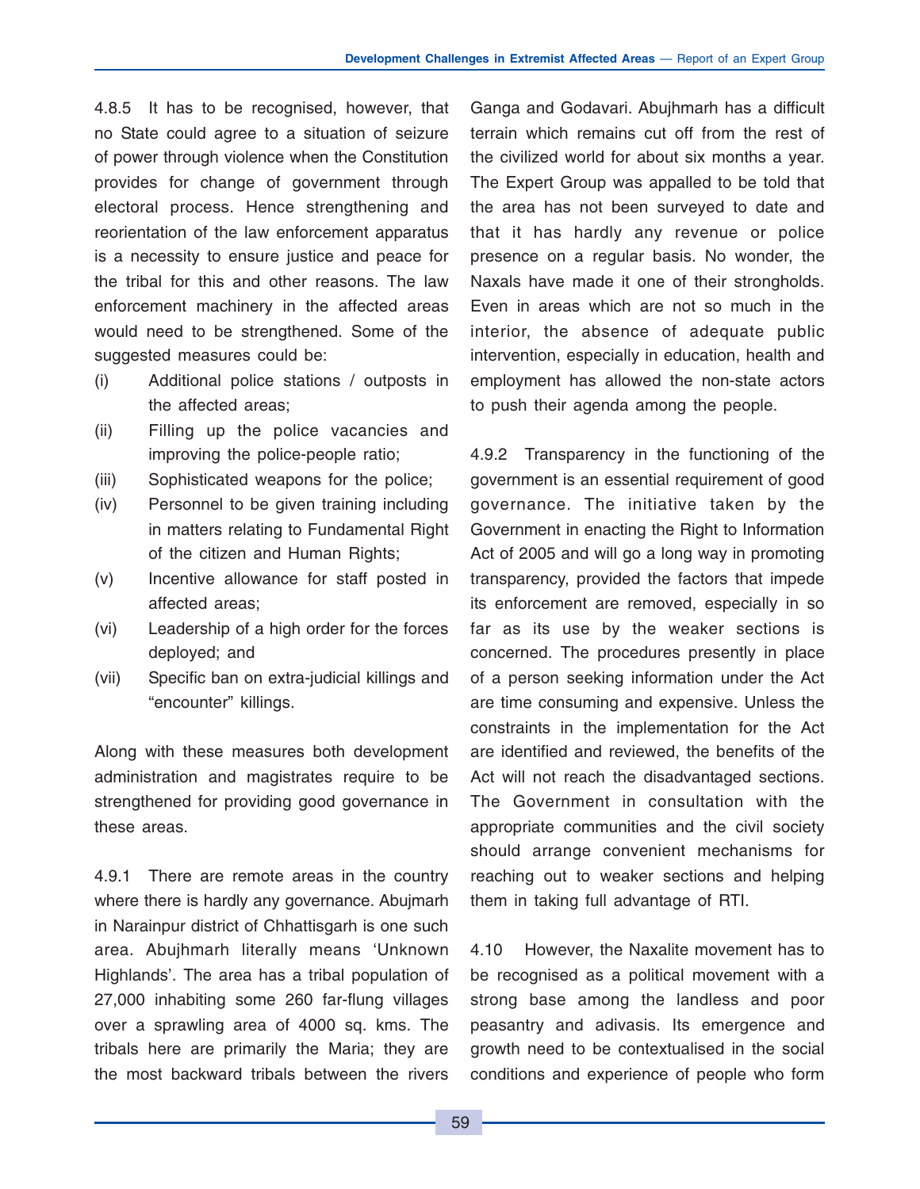4.8.5 It has to be recognised, however, that no State could agree to a situation of seizure of power through violence when the Constitution provides for change of government through electoral process. Hence strengthening and reorientation of the law enforcement apparatus is a necessity to ensure justice and peace for the tribal for this and other reasons. The law enforcement machinery in the affected areas would need to be strengthened. Some of the suggested measures could be:

(i) Additional police stations / outposts in the affected areas;

(ii) Filling up the police vacancies and improving the police-people ratio;

(iii) Sophisticated weapons for the police;

(iv) Personnel to be given training including in matters relating to Fundamental Right of the citizen and Human Rights;

(v) Incentive allowance for staff posted in affected areas;

(vi) Leadership of a high order for the forces deployed; and

(vii) Specific ban on extra-judicial killings and "encounter" killings.

Along with these measures both development administration and magistrates require to be strengthened for providing good governance in these areas.

4.9.1 There are remote areas in the country where there is hardly any governance. Abujmarh in Narainpur district of Chhattisgarh is one such area. Abujhmarh literally means 'Unknown Highlands'. The area has a tribal population of 27,000 inhabiting some 260 far-flung villages over a sprawling area of 4000 sq. kms. The tribals here are primarily the Maria; they are the most backward tribals between the rivers Ganga and Godavari. Abujhmarh has a difficult terrain which remains cut off from the rest of the civilized world for about six months a year. The Expert Group was appalled to be told that the area has not been surveyed to date and that it has hardly any revenue or police presence on a regular basis. No wonder, the Naxals have made it one of their strongholds. Even in areas which are not so much in the interior, the absence of adequate public intervention, especially in education, health and employment has allowed the non-state actors to push their agenda among the people.

4.9.2 Transparency in the functioning of the government is an essential requirement of good governance. The initiative taken by the Government in enacting the Right to Information Act of 2005 and will go a long way in promoting transparency, provided the factors that impede its enforcement are removed, especially in so far as its use by the weaker sections is concerned. The procedures presently in place of a person seeking information under the Act are time consuming and expensive. Unless the constraints in the implementation for the Act are identified and reviewed, the benefits of the Act will not reach the disadvantaged sections. The Government in consultation with the appropriate communities and the civil society should arrange convenient mechanisms for reaching out to weaker sections and helping them in taking full advantage of RTI.

4.10 However, the Naxalite movement has to be recognised as a political movement with a strong base among the landless and poor peasantry and adivasis. Its emergence and growth need to be contextualised in the social conditions and experience of people who form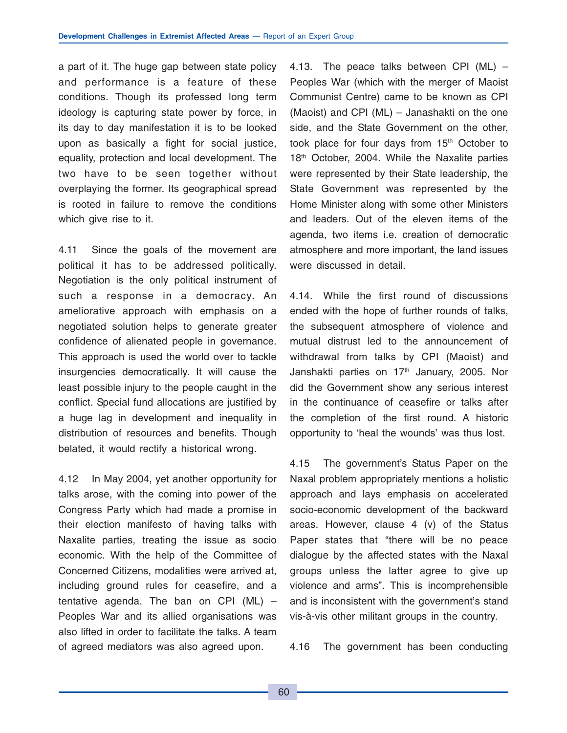a part of it. The huge gap between state policy and performance is a feature of these conditions. Though its professed long term ideology is capturing state power by force, in its day to day manifestation it is to be looked upon as basically a fight for social justice, equality, protection and local development. The two have to be seen together without overplaying the former. Its geographical spread is rooted in failure to remove the conditions which give rise to it.

4.11 Since the goals of the movement are political it has to be addressed politically. Negotiation is the only political instrument of such a response in a democracy. An ameliorative approach with emphasis on a negotiated solution helps to generate greater confidence of alienated people in governance. This approach is used the world over to tackle insurgencies democratically. It will cause the least possible injury to the people caught in the conflict. Special fund allocations are justified by a huge lag in development and inequality in distribution of resources and benefits. Though belated, it would rectify a historical wrong.

4.12 In May 2004, yet another opportunity for talks arose, with the coming into power of the Congress Party which had made a promise in their election manifesto of having talks with Naxalite parties, treating the issue as socio economic. With the help of the Committee of Concerned Citizens, modalities were arrived at, including ground rules for ceasefire, and a tentative agenda. The ban on CPI (ML) – Peoples War and its allied organisations was also lifted in order to facilitate the talks. A team of agreed mediators was also agreed upon.

4.13. The peace talks between CPI (ML) – Peoples War (which with the merger of Maoist Communist Centre) came to be known as CPI (Maoist) and CPI (ML) – Janashakti on the one side, and the State Government on the other, took place for four days from 15th October to 18th October, 2004. While the Naxalite parties were represented by their State leadership, the State Government was represented by the Home Minister along with some other Ministers and leaders. Out of the eleven items of the agenda, two items i.e. creation of democratic atmosphere and more important, the land issues were discussed in detail.

4.14. While the first round of discussions ended with the hope of further rounds of talks, the subsequent atmosphere of violence and mutual distrust led to the announcement of withdrawal from talks by CPI (Maoist) and Janshakti parties on 17th January, 2005. Nor did the Government show any serious interest in the continuance of ceasefire or talks after the completion of the first round. A historic opportunity to 'heal the wounds' was thus lost.

4.15 The government's Status Paper on the Naxal problem appropriately mentions a holistic approach and lays emphasis on accelerated socio-economic development of the backward areas. However, clause 4 (v) of the Status Paper states that "there will be no peace dialogue by the affected states with the Naxal groups unless the latter agree to give up violence and arms". This is incomprehensible and is inconsistent with the government's stand vis-à-vis other militant groups in the country.

4.16 The government has been conducting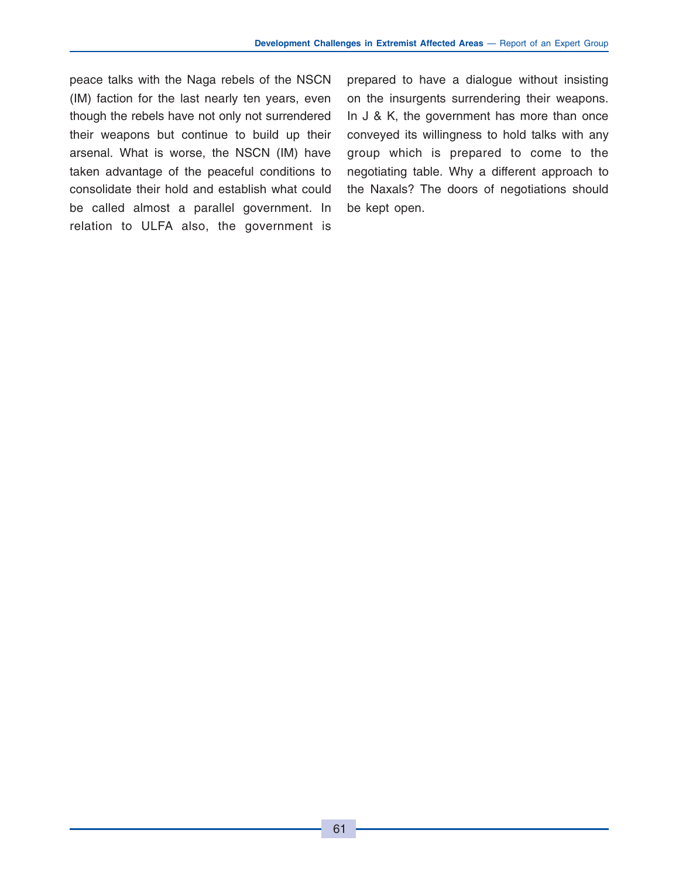peace talks with the Naga rebels of the NSCN (IM) faction for the last nearly ten years, even though the rebels have not only not surrendered their weapons but continue to build up their arsenal. What is worse, the NSCN (IM) have taken advantage of the peaceful conditions to consolidate their hold and establish what could be called almost a parallel government. In relation to ULFA also, the government is prepared to have a dialogue without insisting on the insurgents surrendering their weapons. In J & K, the government has more than once conveyed its willingness to hold talks with any group which is prepared to come to the negotiating table. Why a different approach to the Naxals? The doors of negotiations should be kept open.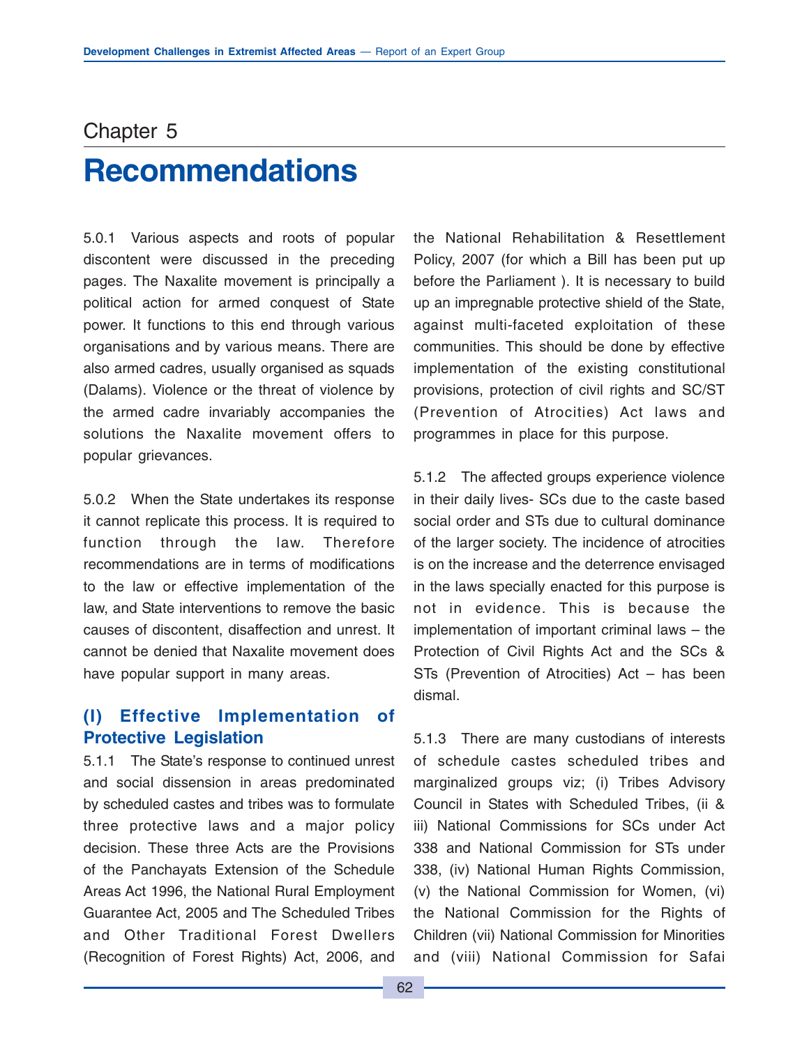# Chapter 5

# Recommendations

5.0.1 Various aspects and roots of popular discontent were discussed in the preceding pages. The Naxalite movement is principally a political action for armed conquest of State power. It functions to this end through various organisations and by various means. There are also armed cadres, usually organised as squads (Dalams). Violence or the threat of violence by the armed cadre invariably accompanies the solutions the Naxalite movement offers to popular grievances.

5.0.2 When the State undertakes its response it cannot replicate this process. It is required to function through the law. Therefore recommendations are in terms of modifications to the law or effective implementation of the law, and State interventions to remove the basic causes of discontent, disaffection and unrest. It cannot be denied that Naxalite movement does have popular support in many areas.

## (I) Effective Implementation of Protective Legislation

5.1.1 The State's response to continued unrest and social dissension in areas predominated by scheduled castes and tribes was to formulate three protective laws and a major policy decision. These three Acts are the Provisions of the Panchayats Extension of the Schedule Areas Act 1996, the National Rural Employment Guarantee Act, 2005 and The Scheduled Tribes and Other Traditional Forest Dwellers (Recognition of Forest Rights) Act, 2006, and the National Rehabilitation & Resettlement Policy, 2007 (for which a Bill has been put up before the Parliament ). It is necessary to build up an impregnable protective shield of the State, against multi-faceted exploitation of these communities. This should be done by effective implementation of the existing constitutional provisions, protection of civil rights and SC/ST (Prevention of Atrocities) Act laws and programmes in place for this purpose.

5.1.2 The affected groups experience violence in their daily lives- SCs due to the caste based social order and STs due to cultural dominance of the larger society. The incidence of atrocities is on the increase and the deterrence envisaged in the laws specially enacted for this purpose is not in evidence. This is because the implementation of important criminal laws – the Protection of Civil Rights Act and the SCs & STs (Prevention of Atrocities) Act – has been dismal.

5.1.3 There are many custodians of interests of schedule castes scheduled tribes and marginalized groups viz; (i) Tribes Advisory Council in States with Scheduled Tribes, (ii & iii) National Commissions for SCs under Act 338 and National Commission for STs under 338, (iv) National Human Rights Commission, (v) the National Commission for Women, (vi) the National Commission for the Rights of Children (vii) National Commission for Minorities and (viii) National Commission for Safai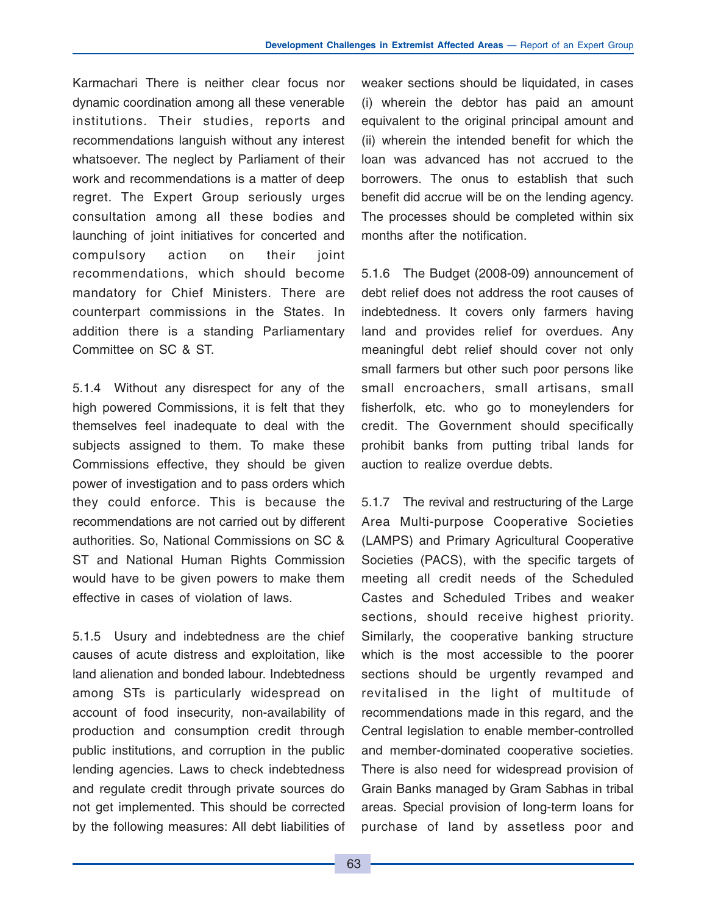Karmachari There is neither clear focus nor dynamic coordination among all these venerable institutions. Their studies, reports and recommendations languish without any interest whatsoever. The neglect by Parliament of their work and recommendations is a matter of deep regret. The Expert Group seriously urges consultation among all these bodies and launching of joint initiatives for concerted and compulsory action on their joint recommendations, which should become mandatory for Chief Ministers. There are counterpart commissions in the States. In addition there is a standing Parliamentary Committee on SC & ST.

5.1.4 Without any disrespect for any of the high powered Commissions, it is felt that they themselves feel inadequate to deal with the subjects assigned to them. To make these Commissions effective, they should be given power of investigation and to pass orders which they could enforce. This is because the recommendations are not carried out by different authorities. So, National Commissions on SC & ST and National Human Rights Commission would have to be given powers to make them effective in cases of violation of laws.

5.1.5 Usury and indebtedness are the chief causes of acute distress and exploitation, like land alienation and bonded labour. Indebtedness among STs is particularly widespread on account of food insecurity, non-availability of production and consumption credit through public institutions, and corruption in the public lending agencies. Laws to check indebtedness and regulate credit through private sources do not get implemented. This should be corrected by the following measures: All debt liabilities of weaker sections should be liquidated, in cases (i) wherein the debtor has paid an amount equivalent to the original principal amount and (ii) wherein the intended benefit for which the loan was advanced has not accrued to the borrowers. The onus to establish that such benefit did accrue will be on the lending agency. The processes should be completed within six months after the notification.

5.1.6 The Budget (2008-09) announcement of debt relief does not address the root causes of indebtedness. It covers only farmers having land and provides relief for overdues. Any meaningful debt relief should cover not only small farmers but other such poor persons like small encroachers, small artisans, small fisherfolk, etc. who go to moneylenders for credit. The Government should specifically prohibit banks from putting tribal lands for auction to realize overdue debts.

5.1.7 The revival and restructuring of the Large Area Multi-purpose Cooperative Societies (LAMPS) and Primary Agricultural Cooperative Societies (PACS), with the specific targets of meeting all credit needs of the Scheduled Castes and Scheduled Tribes and weaker sections, should receive highest priority. Similarly, the cooperative banking structure which is the most accessible to the poorer sections should be urgently revamped and revitalised in the light of multitude of recommendations made in this regard, and the Central legislation to enable member-controlled and member-dominated cooperative societies. There is also need for widespread provision of Grain Banks managed by Gram Sabhas in tribal areas. Special provision of long-term loans for purchase of land by assetless poor and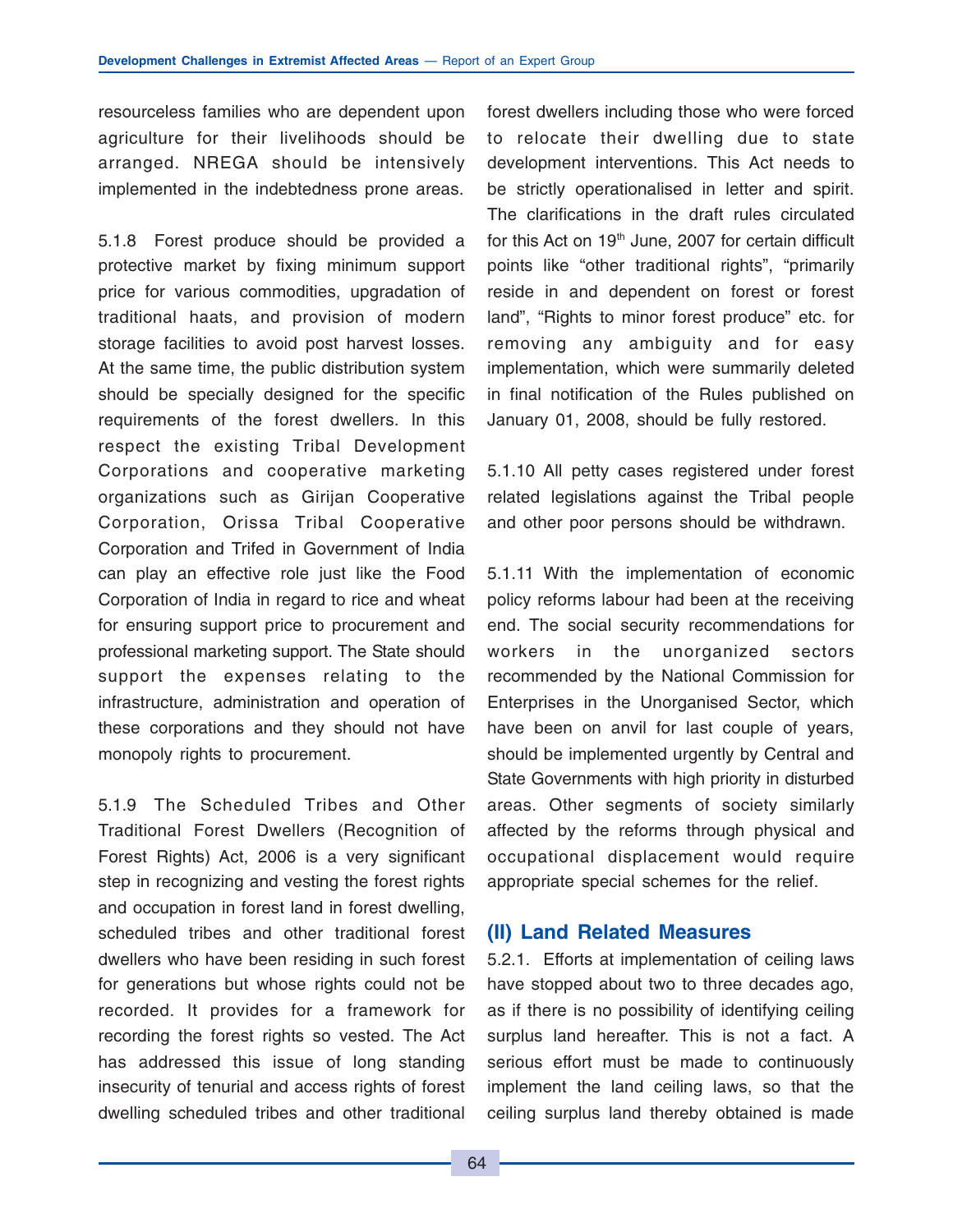resourceless families who are dependent upon agriculture for their livelihoods should be arranged. NREGA should be intensively implemented in the indebtedness prone areas.

5.1.8 Forest produce should be provided a protective market by fixing minimum support price for various commodities, upgradation of traditional haats, and provision of modern storage facilities to avoid post harvest losses. At the same time, the public distribution system should be specially designed for the specific requirements of the forest dwellers. In this respect the existing Tribal Development Corporations and cooperative marketing organizations such as Girijan Cooperative Corporation, Orissa Tribal Cooperative Corporation and Trifed in Government of India can play an effective role just like the Food Corporation of India in regard to rice and wheat for ensuring support price to procurement and professional marketing support. The State should support the expenses relating to the infrastructure, administration and operation of these corporations and they should not have monopoly rights to procurement.

5.1.9 The Scheduled Tribes and Other Traditional Forest Dwellers (Recognition of Forest Rights) Act, 2006 is a very significant step in recognizing and vesting the forest rights and occupation in forest land in forest dwelling, scheduled tribes and other traditional forest dwellers who have been residing in such forest for generations but whose rights could not be recorded. It provides for a framework for recording the forest rights so vested. The Act has addressed this issue of long standing insecurity of tenurial and access rights of forest dwelling scheduled tribes and other traditional forest dwellers including those who were forced to relocate their dwelling due to state development interventions. This Act needs to be strictly operationalised in letter and spirit. The clarifications in the draft rules circulated for this Act on 19th June, 2007 for certain difficult points like "other traditional rights", "primarily reside in and dependent on forest or forest land", "Rights to minor forest produce" etc. for removing any ambiguity and for easy implementation, which were summarily deleted in final notification of the Rules published on January 01, 2008, should be fully restored.

5.1.10 All petty cases registered under forest related legislations against the Tribal people and other poor persons should be withdrawn.

5.1.11 With the implementation of economic policy reforms labour had been at the receiving end. The social security recommendations for workers in the unorganized sectors recommended by the National Commission for Enterprises in the Unorganised Sector, which have been on anvil for last couple of years, should be implemented urgently by Central and State Governments with high priority in disturbed areas. Other segments of society similarly affected by the reforms through physical and occupational displacement would require appropriate special schemes for the relief.

## (II) Land Related Measures

5.2.1. Efforts at implementation of ceiling laws have stopped about two to three decades ago, as if there is no possibility of identifying ceiling surplus land hereafter. This is not a fact. A serious effort must be made to continuously implement the land ceiling laws, so that the ceiling surplus land thereby obtained is made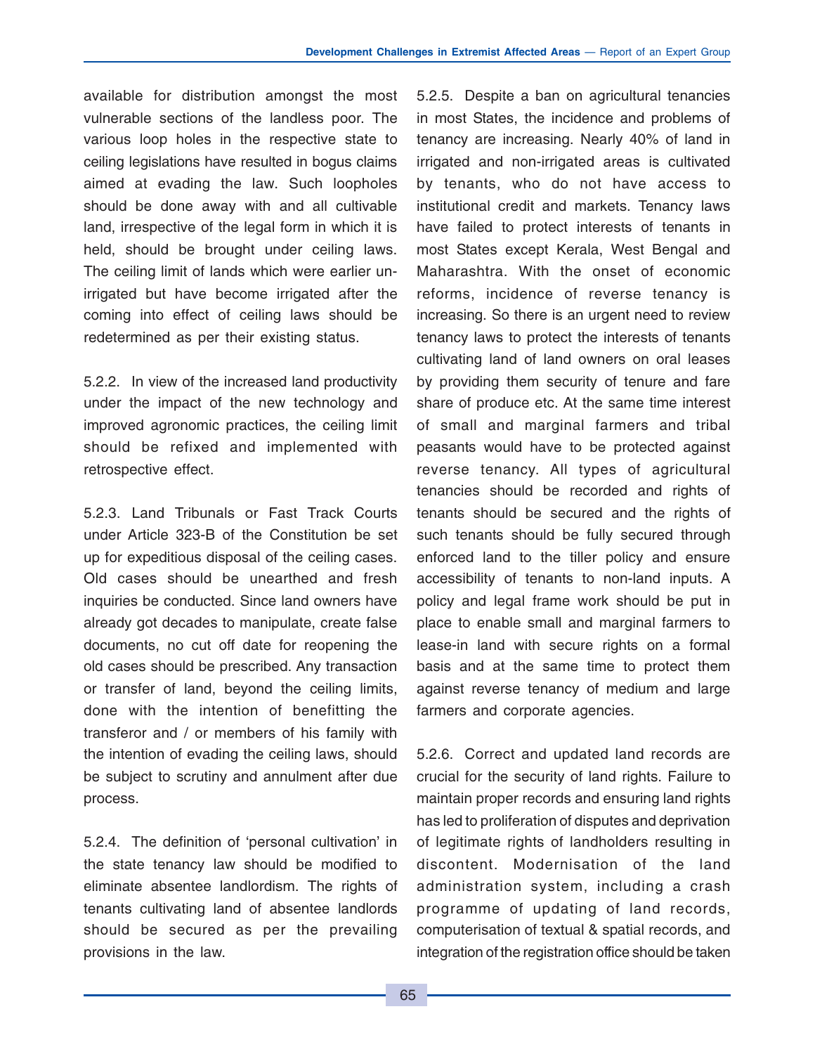available for distribution amongst the most vulnerable sections of the landless poor. The various loop holes in the respective state to ceiling legislations have resulted in bogus claims aimed at evading the law. Such loopholes should be done away with and all cultivable land, irrespective of the legal form in which it is held, should be brought under ceiling laws. The ceiling limit of lands which were earlier un-irrigated but have become irrigated after the coming into effect of ceiling laws should be redetermined as per their existing status.

5.2.2. In view of the increased land productivity under the impact of the new technology and improved agronomic practices, the ceiling limit should be refixed and implemented with retrospective effect.

5.2.3. Land Tribunals or Fast Track Courts under Article 323-B of the Constitution be set up for expeditious disposal of the ceiling cases. Old cases should be unearthed and fresh inquiries be conducted. Since land owners have already got decades to manipulate, create false documents, no cut off date for reopening the old cases should be prescribed. Any transaction or transfer of land, beyond the ceiling limits, done with the intention of benefitting the transferor and / or members of his family with the intention of evading the ceiling laws, should be subject to scrutiny and annulment after due process.

5.2.4. The definition of 'personal cultivation' in the state tenancy law should be modified to eliminate absentee landlordism. The rights of tenants cultivating land of absentee landlords should be secured as per the prevailing provisions in the law.

5.2.5. Despite a ban on agricultural tenancies in most States, the incidence and problems of tenancy are increasing. Nearly 40% of land in irrigated and non-irrigated areas is cultivated by tenants, who do not have access to institutional credit and markets. Tenancy laws have failed to protect interests of tenants in most States except Kerala, West Bengal and Maharashtra. With the onset of economic reforms, incidence of reverse tenancy is increasing. So there is an urgent need to review tenancy laws to protect the interests of tenants cultivating land of land owners on oral leases by providing them security of tenure and fare share of produce etc. At the same time interest of small and marginal farmers and tribal peasants would have to be protected against reverse tenancy. All types of agricultural tenancies should be recorded and rights of tenants should be secured and the rights of such tenants should be fully secured through enforced land to the tiller policy and ensure accessibility of tenants to non-land inputs. A policy and legal frame work should be put in place to enable small and marginal farmers to lease-in land with secure rights on a formal basis and at the same time to protect them against reverse tenancy of medium and large farmers and corporate agencies.

5.2.6. Correct and updated land records are crucial for the security of land rights. Failure to maintain proper records and ensuring land rights has led to proliferation of disputes and deprivation of legitimate rights of landholders resulting in discontent. Modernisation of the land administration system, including a crash programme of updating of land records, computerisation of textual & spatial records, and integration of the registration office should be taken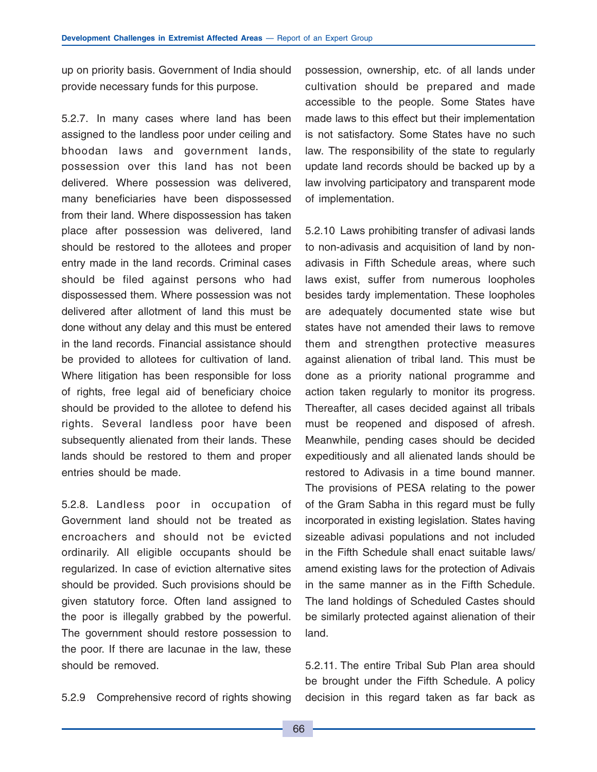up on priority basis. Government of India should provide necessary funds for this purpose.

5.2.7. In many cases where land has been assigned to the landless poor under ceiling and bhoodan laws and government lands, possession over this land has not been delivered. Where possession was delivered, many beneficiaries have been dispossessed from their land. Where dispossession has taken place after possession was delivered, land should be restored to the allotees and proper entry made in the land records. Criminal cases should be filed against persons who had dispossessed them. Where possession was not delivered after allotment of land this must be done without any delay and this must be entered in the land records. Financial assistance should be provided to allotees for cultivation of land. Where litigation has been responsible for loss of rights, free legal aid of beneficiary choice should be provided to the allotee to defend his rights. Several landless poor have been subsequently alienated from their lands. These lands should be restored to them and proper entries should be made.

5.2.8. Landless poor in occupation of Government land should not be treated as encroachers and should not be evicted ordinarily. All eligible occupants should be regularized. In case of eviction alternative sites should be provided. Such provisions should be given statutory force. Often land assigned to the poor is illegally grabbed by the powerful. The government should restore possession to the poor. If there are lacunae in the law, these should be removed.

5.2.9 Comprehensive record of rights showing possession, ownership, etc. of all lands under cultivation should be prepared and made accessible to the people. Some States have made laws to this effect but their implementation is not satisfactory. Some States have no such law. The responsibility of the state to regularly update land records should be backed up by a law involving participatory and transparent mode of implementation.

5.2.10 Laws prohibiting transfer of adivasi lands to non-adivasis and acquisition of land by non-adivasis in Fifth Schedule areas, where such laws exist, suffer from numerous loopholes besides tardy implementation. These loopholes are adequately documented state wise but states have not amended their laws to remove them and strengthen protective measures against alienation of tribal land. This must be done as a priority national programme and action taken regularly to monitor its progress. Thereafter, all cases decided against all tribals must be reopened and disposed of afresh. Meanwhile, pending cases should be decided expeditiously and all alienated lands should be restored to Adivasis in a time bound manner. The provisions of PESA relating to the power of the Gram Sabha in this regard must be fully incorporated in existing legislation. States having sizeable adivasi populations and not included in the Fifth Schedule shall enact suitable laws/ amend existing laws for the protection of Adivais in the same manner as in the Fifth Schedule. The land holdings of Scheduled Castes should be similarly protected against alienation of their land.

5.2.11. The entire Tribal Sub Plan area should be brought under the Fifth Schedule. A policy decision in this regard taken as far back as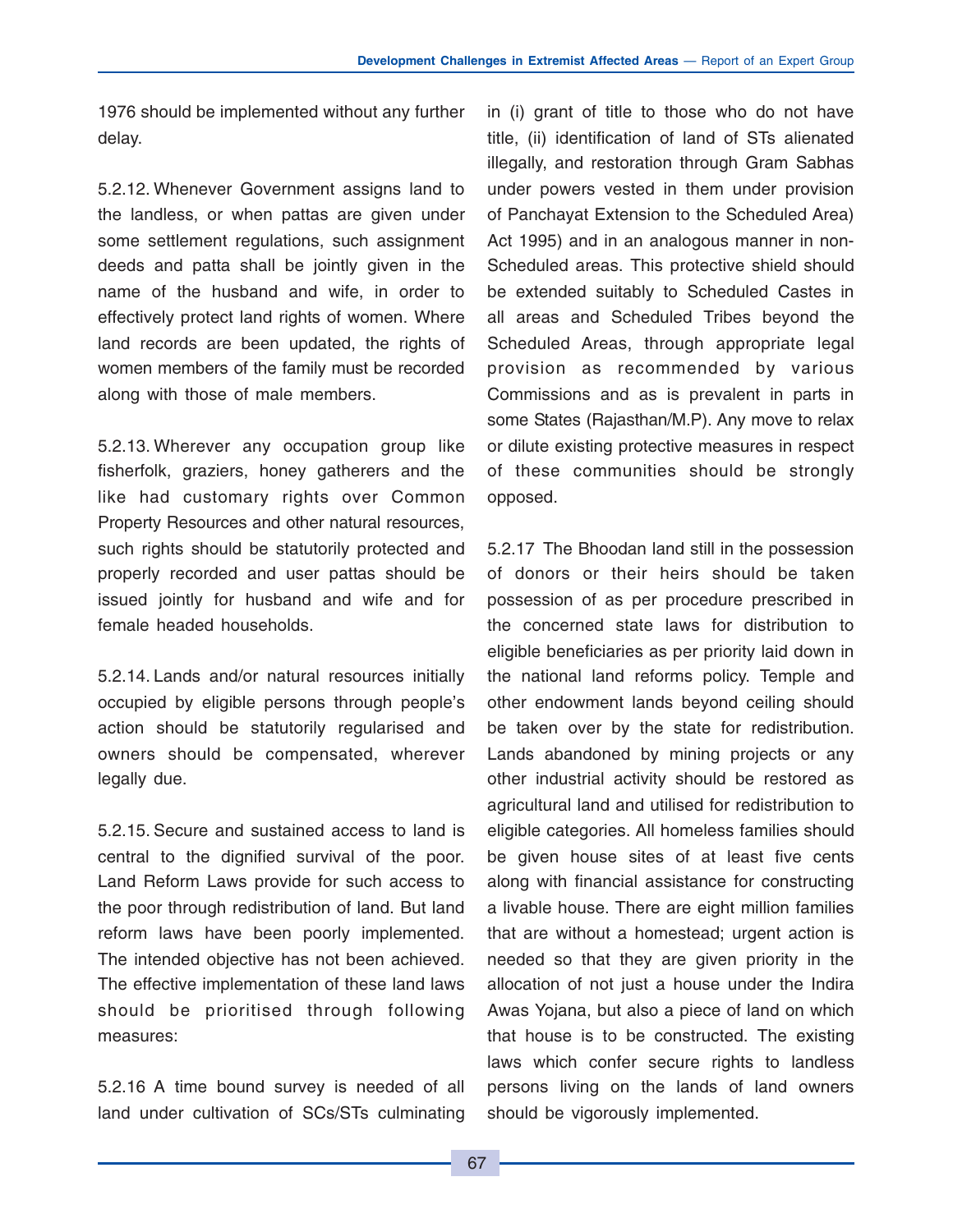1976 should be implemented without any further delay.

5.2.12. Whenever Government assigns land to the landless, or when pattas are given under some settlement regulations, such assignment deeds and patta shall be jointly given in the name of the husband and wife, in order to effectively protect land rights of women. Where land records are been updated, the rights of women members of the family must be recorded along with those of male members.

5.2.13. Wherever any occupation group like fisherfolk, graziers, honey gatherers and the like had customary rights over Common Property Resources and other natural resources, such rights should be statutorily protected and properly recorded and user pattas should be issued jointly for husband and wife and for female headed households.

5.2.14. Lands and/or natural resources initially occupied by eligible persons through people's action should be statutorily regularised and owners should be compensated, wherever legally due.

5.2.15. Secure and sustained access to land is central to the dignified survival of the poor. Land Reform Laws provide for such access to the poor through redistribution of land. But land reform laws have been poorly implemented. The intended objective has not been achieved. The effective implementation of these land laws should be prioritised through following measures:

5.2.16 A time bound survey is needed of all land under cultivation of SCs/STs culminating in (i) grant of title to those who do not have title, (ii) identification of land of STs alienated illegally, and restoration through Gram Sabhas under powers vested in them under provision of Panchayat Extension to the Scheduled Area) Act 1995) and in an analogous manner in non-Scheduled areas. This protective shield should be extended suitably to Scheduled Castes in all areas and Scheduled Tribes beyond the Scheduled Areas, through appropriate legal provision as recommended by various Commissions and as is prevalent in parts in some States (Rajasthan/M.P). Any move to relax or dilute existing protective measures in respect of these communities should be strongly opposed.

5.2.17 The Bhoodan land still in the possession of donors or their heirs should be taken possession of as per procedure prescribed in the concerned state laws for distribution to eligible beneficiaries as per priority laid down in the national land reforms policy. Temple and other endowment lands beyond ceiling should be taken over by the state for redistribution. Lands abandoned by mining projects or any other industrial activity should be restored as agricultural land and utilised for redistribution to eligible categories. All homeless families should be given house sites of at least five cents along with financial assistance for constructing a livable house. There are eight million families that are without a homestead; urgent action is needed so that they are given priority in the allocation of not just a house under the Indira Awas Yojana, but also a piece of land on which that house is to be constructed. The existing laws which confer secure rights to landless persons living on the lands of land owners should be vigorously implemented.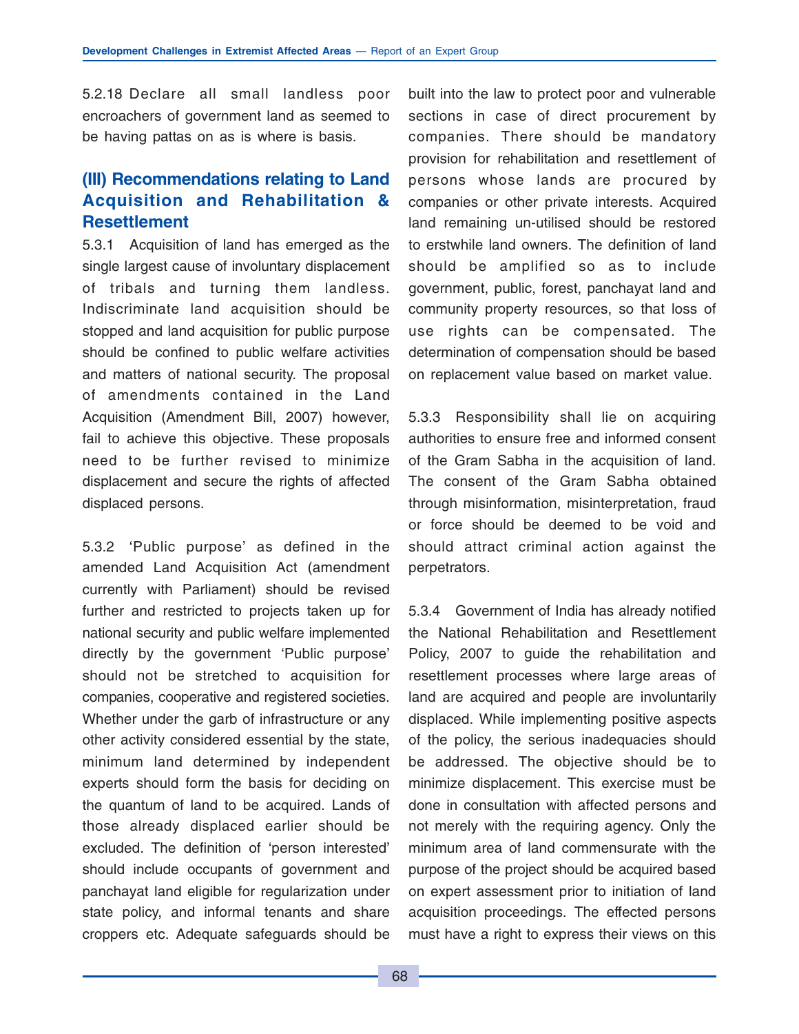5.2.18 Declare all small landless poor encroachers of government land as seemed to be having pattas on as is where is basis.

## (III) Recommendations relating to Land Acquisition and Rehabilitation & Resettlement

5.3.1 Acquisition of land has emerged as the single largest cause of involuntary displacement of tribals and turning them landless. Indiscriminate land acquisition should be stopped and land acquisition for public purpose should be confined to public welfare activities and matters of national security. The proposal of amendments contained in the Land Acquisition (Amendment Bill, 2007) however, fail to achieve this objective. These proposals need to be further revised to minimize displacement and secure the rights of affected displaced persons.

5.3.2 'Public purpose' as defined in the amended Land Acquisition Act (amendment currently with Parliament) should be revised further and restricted to projects taken up for national security and public welfare implemented directly by the government 'Public purpose' should not be stretched to acquisition for companies, cooperative and registered societies. Whether under the garb of infrastructure or any other activity considered essential by the state, minimum land determined by independent experts should form the basis for deciding on the quantum of land to be acquired. Lands of those already displaced earlier should be excluded. The definition of 'person interested' should include occupants of government and panchayat land eligible for regularization under state policy, and informal tenants and share croppers etc. Adequate safeguards should be built into the law to protect poor and vulnerable sections in case of direct procurement by companies. There should be mandatory provision for rehabilitation and resettlement of persons whose lands are procured by companies or other private interests. Acquired land remaining un-utilised should be restored to erstwhile land owners. The definition of land should be amplified so as to include government, public, forest, panchayat land and community property resources, so that loss of use rights can be compensated. The determination of compensation should be based on replacement value based on market value.

5.3.3 Responsibility shall lie on acquiring authorities to ensure free and informed consent of the Gram Sabha in the acquisition of land. The consent of the Gram Sabha obtained through misinformation, misinterpretation, fraud or force should be deemed to be void and should attract criminal action against the perpetrators.

5.3.4 Government of India has already notified the National Rehabilitation and Resettlement Policy, 2007 to guide the rehabilitation and resettlement processes where large areas of land are acquired and people are involuntarily displaced. While implementing positive aspects of the policy, the serious inadequacies should be addressed. The objective should be to minimize displacement. This exercise must be done in consultation with affected persons and not merely with the requiring agency. Only the minimum area of land commensurate with the purpose of the project should be acquired based on expert assessment prior to initiation of land acquisition proceedings. The effected persons must have a right to express their views on this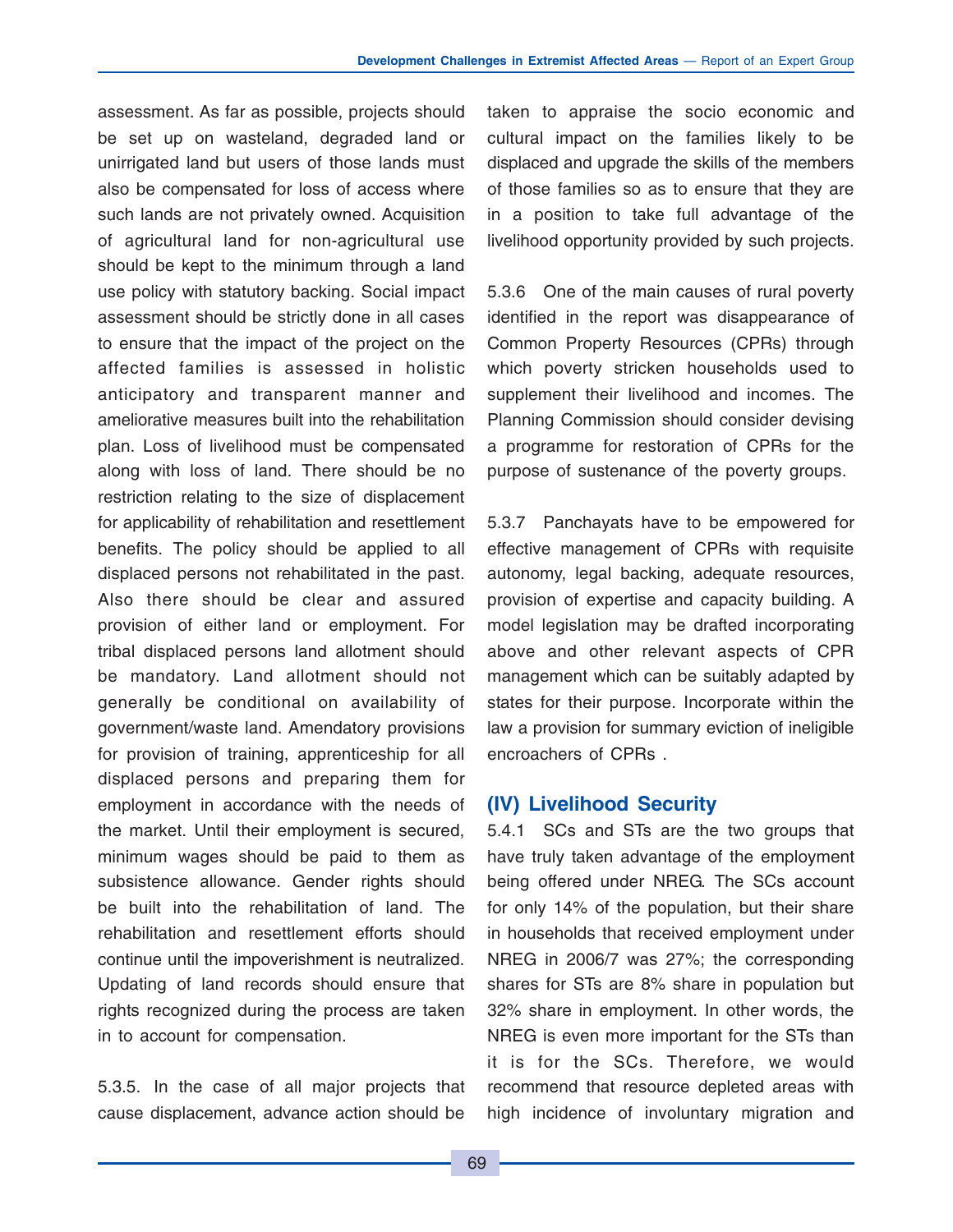assessment. As far as possible, projects should be set up on wasteland, degraded land or unirrigated land but users of those lands must also be compensated for loss of access where such lands are not privately owned. Acquisition of agricultural land for non-agricultural use should be kept to the minimum through a land use policy with statutory backing. Social impact assessment should be strictly done in all cases to ensure that the impact of the project on the affected families is assessed in holistic anticipatory and transparent manner and ameliorative measures built into the rehabilitation plan. Loss of livelihood must be compensated along with loss of land. There should be no restriction relating to the size of displacement for applicability of rehabilitation and resettlement benefits. The policy should be applied to all displaced persons not rehabilitated in the past. Also there should be clear and assured provision of either land or employment. For tribal displaced persons land allotment should be mandatory. Land allotment should not generally be conditional on availability of government/waste land. Amendatory provisions for provision of training, apprenticeship for all displaced persons and preparing them for employment in accordance with the needs of the market. Until their employment is secured, minimum wages should be paid to them as subsistence allowance. Gender rights should be built into the rehabilitation of land. The rehabilitation and resettlement efforts should continue until the impoverishment is neutralized. Updating of land records should ensure that rights recognized during the process are taken in to account for compensation.

5.3.5. In the case of all major projects that cause displacement, advance action should be taken to appraise the socio economic and cultural impact on the families likely to be displaced and upgrade the skills of the members of those families so as to ensure that they are in a position to take full advantage of the livelihood opportunity provided by such projects.

5.3.6 One of the main causes of rural poverty identified in the report was disappearance of Common Property Resources (CPRs) through which poverty stricken households used to supplement their livelihood and incomes. The Planning Commission should consider devising a programme for restoration of CPRs for the purpose of sustenance of the poverty groups.

5.3.7 Panchayats have to be empowered for effective management of CPRs with requisite autonomy, legal backing, adequate resources, provision of expertise and capacity building. A model legislation may be drafted incorporating above and other relevant aspects of CPR management which can be suitably adapted by states for their purpose. Incorporate within the law a provision for summary eviction of ineligible encroachers of CPRs .

## (IV) Livelihood Security

5.4.1 SCs and STs are the two groups that have truly taken advantage of the employment being offered under NREG. The SCs account for only 14% of the population, but their share in households that received employment under NREG in 2006/7 was 27%; the corresponding shares for STs are 8% share in population but 32% share in employment. In other words, the NREG is even more important for the STs than it is for the SCs. Therefore, we would recommend that resource depleted areas with high incidence of involuntary migration and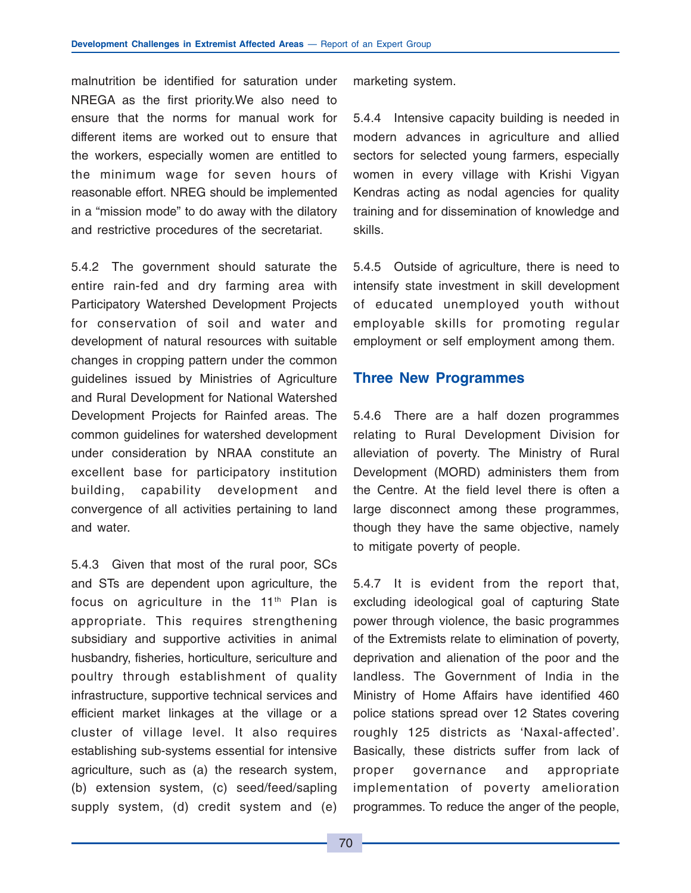malnutrition be identified for saturation under NREGA as the first priority.We also need to ensure that the norms for manual work for different items are worked out to ensure that the workers, especially women are entitled to the minimum wage for seven hours of reasonable effort. NREG should be implemented in a "mission mode" to do away with the dilatory and restrictive procedures of the secretariat.

5.4.2 The government should saturate the entire rain-fed and dry farming area with Participatory Watershed Development Projects for conservation of soil and water and development of natural resources with suitable changes in cropping pattern under the common guidelines issued by Ministries of Agriculture and Rural Development for National Watershed Development Projects for Rainfed areas. The common guidelines for watershed development under consideration by NRAA constitute an excellent base for participatory institution building, capability development and convergence of all activities pertaining to land and water.

5.4.3 Given that most of the rural poor, SCs and STs are dependent upon agriculture, the focus on agriculture in the 11th Plan is appropriate. This requires strengthening subsidiary and supportive activities in animal husbandry, fisheries, horticulture, sericulture and poultry through establishment of quality infrastructure, supportive technical services and efficient market linkages at the village or a cluster of village level. It also requires establishing sub-systems essential for intensive agriculture, such as (a) the research system, (b) extension system, (c) seed/feed/sapling supply system, (d) credit system and (e) marketing system.

5.4.4 Intensive capacity building is needed in modern advances in agriculture and allied sectors for selected young farmers, especially women in every village with Krishi Vigyan Kendras acting as nodal agencies for quality training and for dissemination of knowledge and skills.

5.4.5 Outside of agriculture, there is need to intensify state investment in skill development of educated unemployed youth without employable skills for promoting regular employment or self employment among them.

## Three New Programmes

5.4.6 There are a half dozen programmes relating to Rural Development Division for alleviation of poverty. The Ministry of Rural Development (MORD) administers them from the Centre. At the field level there is often a large disconnect among these programmes, though they have the same objective, namely to mitigate poverty of people.

5.4.7 It is evident from the report that, excluding ideological goal of capturing State power through violence, the basic programmes of the Extremists relate to elimination of poverty, deprivation and alienation of the poor and the landless. The Government of India in the Ministry of Home Affairs have identified 460 police stations spread over 12 States covering roughly 125 districts as 'Naxal-affected'. Basically, these districts suffer from lack of proper governance and appropriate implementation of poverty amelioration programmes. To reduce the anger of the people,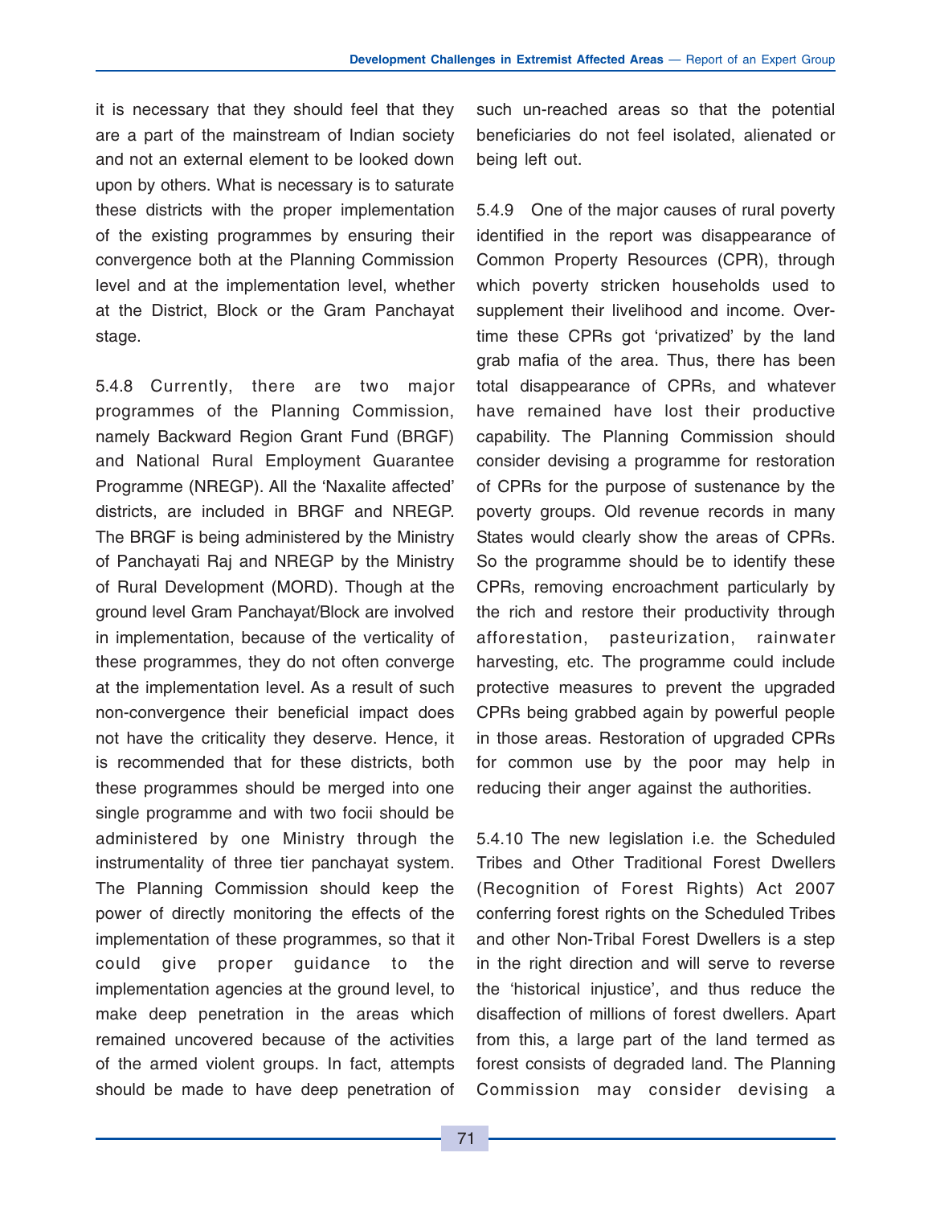it is necessary that they should feel that they are a part of the mainstream of Indian society and not an external element to be looked down upon by others. What is necessary is to saturate these districts with the proper implementation of the existing programmes by ensuring their convergence both at the Planning Commission level and at the implementation level, whether at the District, Block or the Gram Panchayat stage.

5.4.8 Currently, there are two major programmes of the Planning Commission, namely Backward Region Grant Fund (BRGF) and National Rural Employment Guarantee Programme (NREGP). All the 'Naxalite affected' districts, are included in BRGF and NREGP. The BRGF is being administered by the Ministry of Panchayati Raj and NREGP by the Ministry of Rural Development (MORD). Though at the ground level Gram Panchayat/Block are involved in implementation, because of the verticality of these programmes, they do not often converge at the implementation level. As a result of such non-convergence their beneficial impact does not have the criticality they deserve. Hence, it is recommended that for these districts, both these programmes should be merged into one single programme and with two focii should be administered by one Ministry through the instrumentality of three tier panchayat system. The Planning Commission should keep the power of directly monitoring the effects of the implementation of these programmes, so that it could give proper guidance to the implementation agencies at the ground level, to make deep penetration in the areas which remained uncovered because of the activities of the armed violent groups. In fact, attempts should be made to have deep penetration of such un-reached areas so that the potential beneficiaries do not feel isolated, alienated or being left out.

5.4.9 One of the major causes of rural poverty identified in the report was disappearance of Common Property Resources (CPR), through which poverty stricken households used to supplement their livelihood and income. Over-time these CPRs got 'privatized' by the land grab mafia of the area. Thus, there has been total disappearance of CPRs, and whatever have remained have lost their productive capability. The Planning Commission should consider devising a programme for restoration of CPRs for the purpose of sustenance by the poverty groups. Old revenue records in many States would clearly show the areas of CPRs. So the programme should be to identify these CPRs, removing encroachment particularly by the rich and restore their productivity through afforestation, pasteurization, rainwater harvesting, etc. The programme could include protective measures to prevent the upgraded CPRs being grabbed again by powerful people in those areas. Restoration of upgraded CPRs for common use by the poor may help in reducing their anger against the authorities.

5.4.10 The new legislation i.e. the Scheduled Tribes and Other Traditional Forest Dwellers (Recognition of Forest Rights) Act 2007 conferring forest rights on the Scheduled Tribes and other Non-Tribal Forest Dwellers is a step in the right direction and will serve to reverse the 'historical injustice', and thus reduce the disaffection of millions of forest dwellers. Apart from this, a large part of the land termed as forest consists of degraded land. The Planning Commission may consider devising a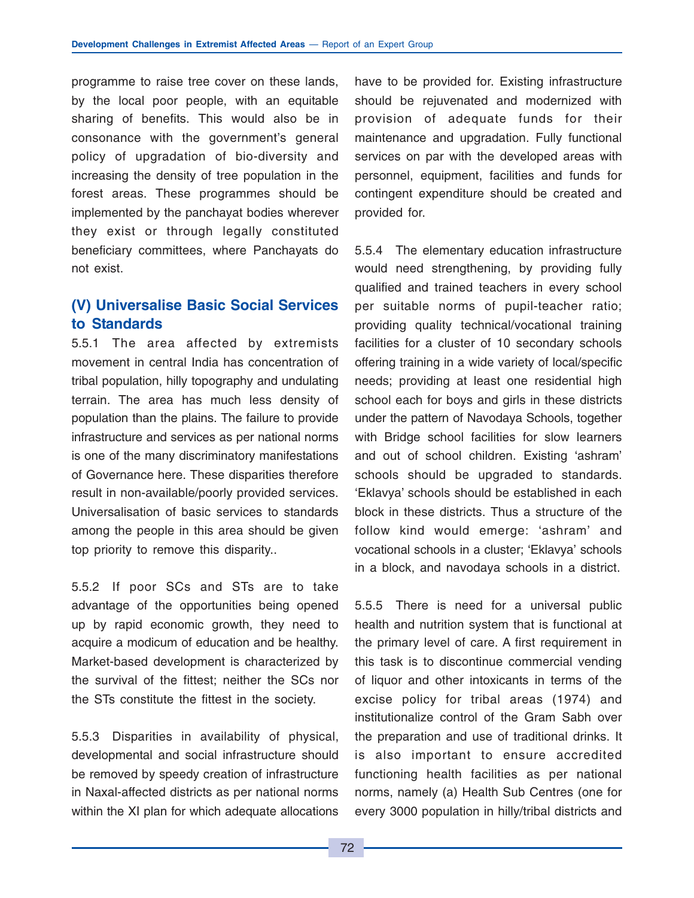programme to raise tree cover on these lands, by the local poor people, with an equitable sharing of benefits. This would also be in consonance with the government's general policy of upgradation of bio-diversity and increasing the density of tree population in the forest areas. These programmes should be implemented by the panchayat bodies wherever they exist or through legally constituted beneficiary committees, where Panchayats do not exist.

## (V) Universalise Basic Social Services to Standards

5.5.1 The area affected by extremists movement in central India has concentration of tribal population, hilly topography and undulating terrain. The area has much less density of population than the plains. The failure to provide infrastructure and services as per national norms is one of the many discriminatory manifestations of Governance here. These disparities therefore result in non-available/poorly provided services. Universalisation of basic services to standards among the people in this area should be given top priority to remove this disparity..

5.5.2 If poor SCs and STs are to take advantage of the opportunities being opened up by rapid economic growth, they need to acquire a modicum of education and be healthy. Market-based development is characterized by the survival of the fittest; neither the SCs nor the STs constitute the fittest in the society.

5.5.3 Disparities in availability of physical, developmental and social infrastructure should be removed by speedy creation of infrastructure in Naxal-affected districts as per national norms within the XI plan for which adequate allocations have to be provided for. Existing infrastructure should be rejuvenated and modernized with provision of adequate funds for their maintenance and upgradation. Fully functional services on par with the developed areas with personnel, equipment, facilities and funds for contingent expenditure should be created and provided for.

5.5.4 The elementary education infrastructure would need strengthening, by providing fully qualified and trained teachers in every school per suitable norms of pupil-teacher ratio; providing quality technical/vocational training facilities for a cluster of 10 secondary schools offering training in a wide variety of local/specific needs; providing at least one residential high school each for boys and girls in these districts under the pattern of Navodaya Schools, together with Bridge school facilities for slow learners and out of school children. Existing 'ashram' schools should be upgraded to standards. 'Eklavya' schools should be established in each block in these districts. Thus a structure of the follow kind would emerge: 'ashram' and vocational schools in a cluster; 'Eklavya' schools in a block, and navodaya schools in a district.

5.5.5 There is need for a universal public health and nutrition system that is functional at the primary level of care. A first requirement in this task is to discontinue commercial vending of liquor and other intoxicants in terms of the excise policy for tribal areas (1974) and institutionalize control of the Gram Sabh over the preparation and use of traditional drinks. It is also important to ensure accredited functioning health facilities as per national norms, namely (a) Health Sub Centres (one for every 3000 population in hilly/tribal districts and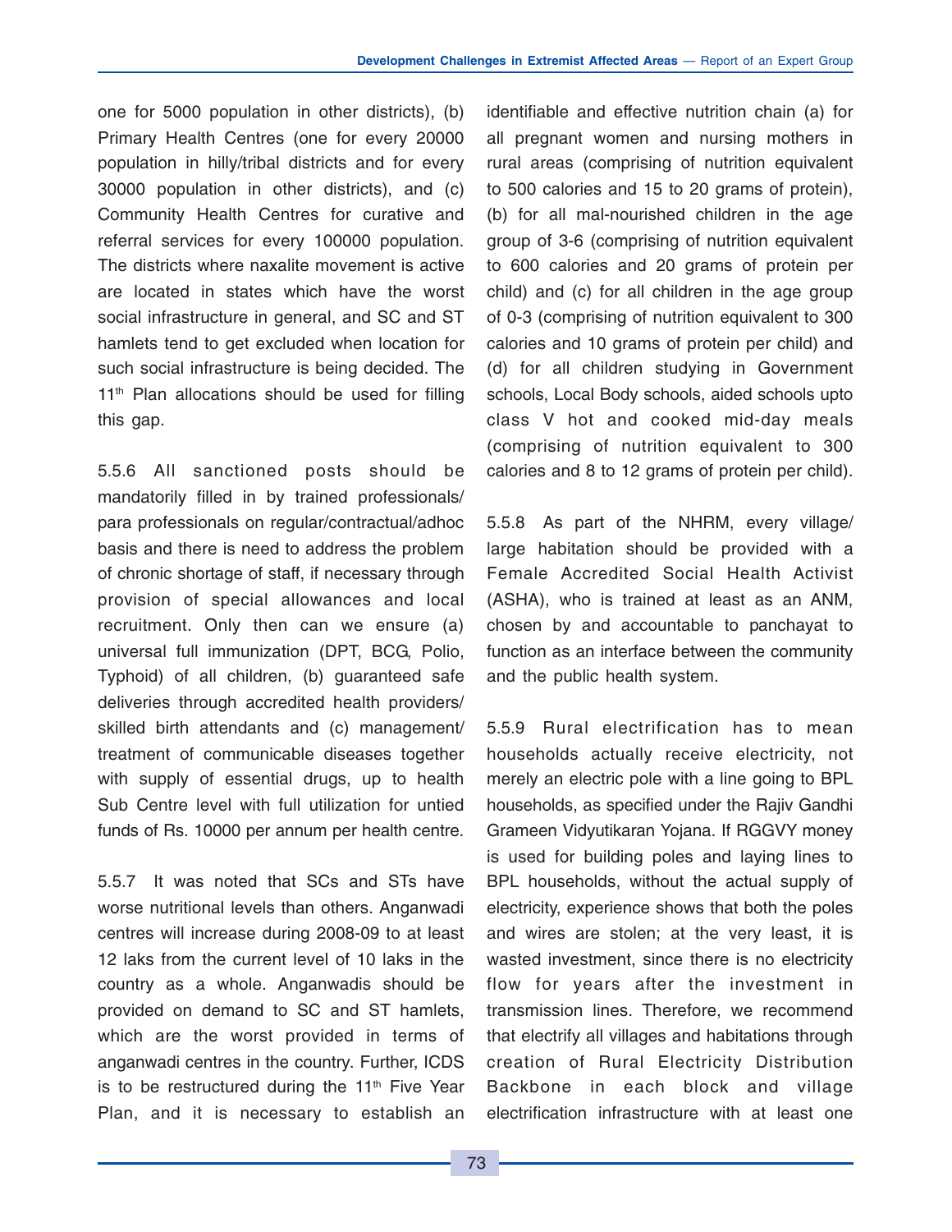one for 5000 population in other districts), (b) Primary Health Centres (one for every 20000 population in hilly/tribal districts and for every 30000 population in other districts), and (c) Community Health Centres for curative and referral services for every 100000 population. The districts where naxalite movement is active are located in states which have the worst social infrastructure in general, and SC and ST hamlets tend to get excluded when location for such social infrastructure is being decided. The 11th Plan allocations should be used for filling this gap.

5.5.6 All sanctioned posts should be mandatorily filled in by trained professionals/ para professionals on regular/contractual/adhoc basis and there is need to address the problem of chronic shortage of staff, if necessary through provision of special allowances and local recruitment. Only then can we ensure (a) universal full immunization (DPT, BCG, Polio, Typhoid) of all children, (b) guaranteed safe deliveries through accredited health providers/ skilled birth attendants and (c) management/ treatment of communicable diseases together with supply of essential drugs, up to health Sub Centre level with full utilization for untied funds of Rs. 10000 per annum per health centre.

5.5.7 It was noted that SCs and STs have worse nutritional levels than others. Anganwadi centres will increase during 2008-09 to at least 12 laks from the current level of 10 laks in the country as a whole. Anganwadis should be provided on demand to SC and ST hamlets, which are the worst provided in terms of anganwadi centres in the country. Further, ICDS is to be restructured during the 11th Five Year Plan, and it is necessary to establish an identifiable and effective nutrition chain (a) for all pregnant women and nursing mothers in rural areas (comprising of nutrition equivalent to 500 calories and 15 to 20 grams of protein), (b) for all mal-nourished children in the age group of 3-6 (comprising of nutrition equivalent to 600 calories and 20 grams of protein per child) and (c) for all children in the age group of 0-3 (comprising of nutrition equivalent to 300 calories and 10 grams of protein per child) and (d) for all children studying in Government schools, Local Body schools, aided schools upto class V hot and cooked mid-day meals (comprising of nutrition equivalent to 300 calories and 8 to 12 grams of protein per child).

5.5.8 As part of the NHRM, every village/ large habitation should be provided with a Female Accredited Social Health Activist (ASHA), who is trained at least as an ANM, chosen by and accountable to panchayat to function as an interface between the community and the public health system.

5.5.9 Rural electrification has to mean households actually receive electricity, not merely an electric pole with a line going to BPL households, as specified under the Rajiv Gandhi Grameen Vidyutikaran Yojana. If RGGVY money is used for building poles and laying lines to BPL households, without the actual supply of electricity, experience shows that both the poles and wires are stolen; at the very least, it is wasted investment, since there is no electricity flow for years after the investment in transmission lines. Therefore, we recommend that electrify all villages and habitations through creation of Rural Electricity Distribution Backbone in each block and village electrification infrastructure with at least one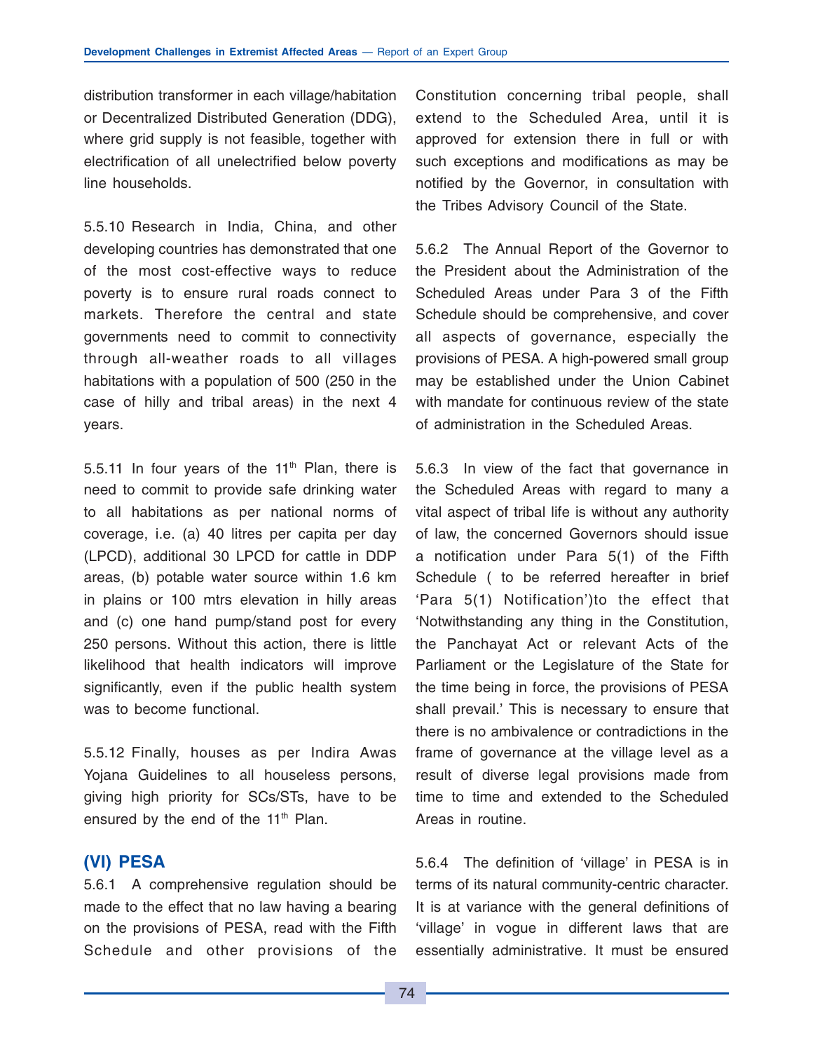distribution transformer in each village/habitation or Decentralized Distributed Generation (DDG), where grid supply is not feasible, together with electrification of all unelectrified below poverty line households.

5.5.10 Research in India, China, and other developing countries has demonstrated that one of the most cost-effective ways to reduce poverty is to ensure rural roads connect to markets. Therefore the central and state governments need to commit to connectivity through all-weather roads to all villages habitations with a population of 500 (250 in the case of hilly and tribal areas) in the next 4 years.

5.5.11 In four years of the 11th Plan, there is need to commit to provide safe drinking water to all habitations as per national norms of coverage, i.e. (a) 40 litres per capita per day (LPCD), additional 30 LPCD for cattle in DDP areas, (b) potable water source within 1.6 km in plains or 100 mtrs elevation in hilly areas and (c) one hand pump/stand post for every 250 persons. Without this action, there is little likelihood that health indicators will improve significantly, even if the public health system was to become functional.

5.5.12 Finally, houses as per Indira Awas Yojana Guidelines to all houseless persons, giving high priority for SCs/STs, have to be ensured by the end of the 11th Plan.

## (VI) PESA

5.6.1 A comprehensive regulation should be made to the effect that no law having a bearing on the provisions of PESA, read with the Fifth Schedule and other provisions of the Constitution concerning tribal people, shall extend to the Scheduled Area, until it is approved for extension there in full or with such exceptions and modifications as may be notified by the Governor, in consultation with the Tribes Advisory Council of the State.

5.6.2 The Annual Report of the Governor to the President about the Administration of the Scheduled Areas under Para 3 of the Fifth Schedule should be comprehensive, and cover all aspects of governance, especially the provisions of PESA. A high-powered small group may be established under the Union Cabinet with mandate for continuous review of the state of administration in the Scheduled Areas.

5.6.3 In view of the fact that governance in the Scheduled Areas with regard to many a vital aspect of tribal life is without any authority of law, the concerned Governors should issue a notification under Para 5(1) of the Fifth Schedule ( to be referred hereafter in brief 'Para 5(1) Notification')to the effect that 'Notwithstanding any thing in the Constitution, the Panchayat Act or relevant Acts of the Parliament or the Legislature of the State for the time being in force, the provisions of PESA shall prevail.' This is necessary to ensure that there is no ambivalence or contradictions in the frame of governance at the village level as a result of diverse legal provisions made from time to time and extended to the Scheduled Areas in routine.

5.6.4 The definition of 'village' in PESA is in terms of its natural community-centric character. It is at variance with the general definitions of 'village' in vogue in different laws that are essentially administrative. It must be ensured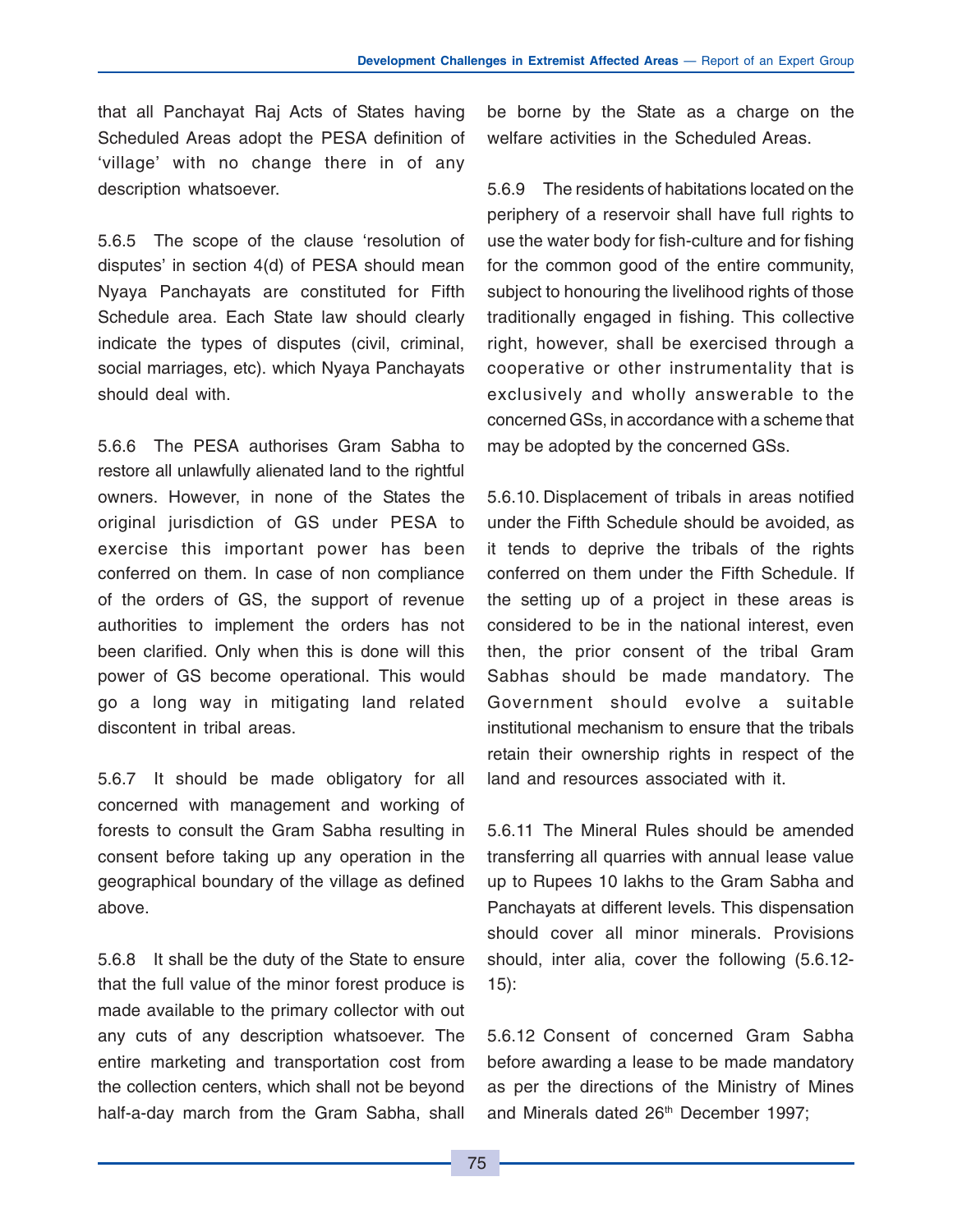that all Panchayat Raj Acts of States having Scheduled Areas adopt the PESA definition of 'village' with no change there in of any description whatsoever.

5.6.5 The scope of the clause 'resolution of disputes' in section 4(d) of PESA should mean Nyaya Panchayats are constituted for Fifth Schedule area. Each State law should clearly indicate the types of disputes (civil, criminal, social marriages, etc). which Nyaya Panchayats should deal with.

5.6.6 The PESA authorises Gram Sabha to restore all unlawfully alienated land to the rightful owners. However, in none of the States the original jurisdiction of GS under PESA to exercise this important power has been conferred on them. In case of non compliance of the orders of GS, the support of revenue authorities to implement the orders has not been clarified. Only when this is done will this power of GS become operational. This would go a long way in mitigating land related discontent in tribal areas.

5.6.7 It should be made obligatory for all concerned with management and working of forests to consult the Gram Sabha resulting in consent before taking up any operation in the geographical boundary of the village as defined above.

5.6.8 It shall be the duty of the State to ensure that the full value of the minor forest produce is made available to the primary collector with out any cuts of any description whatsoever. The entire marketing and transportation cost from the collection centers, which shall not be beyond half-a-day march from the Gram Sabha, shall be borne by the State as a charge on the welfare activities in the Scheduled Areas.

5.6.9 The residents of habitations located on the periphery of a reservoir shall have full rights to use the water body for fish-culture and for fishing for the common good of the entire community, subject to honouring the livelihood rights of those traditionally engaged in fishing. This collective right, however, shall be exercised through a cooperative or other instrumentality that is exclusively and wholly answerable to the concerned GSs, in accordance with a scheme that may be adopted by the concerned GSs.

5.6.10. Displacement of tribals in areas notified under the Fifth Schedule should be avoided, as it tends to deprive the tribals of the rights conferred on them under the Fifth Schedule. If the setting up of a project in these areas is considered to be in the national interest, even then, the prior consent of the tribal Gram Sabhas should be made mandatory. The Government should evolve a suitable institutional mechanism to ensure that the tribals retain their ownership rights in respect of the land and resources associated with it.

5.6.11 The Mineral Rules should be amended transferring all quarries with annual lease value up to Rupees 10 lakhs to the Gram Sabha and Panchayats at different levels. This dispensation should cover all minor minerals. Provisions should, inter alia, cover the following (5.6.12-15):

5.6.12 Consent of concerned Gram Sabha before awarding a lease to be made mandatory as per the directions of the Ministry of Mines and Minerals dated 26th December 1997;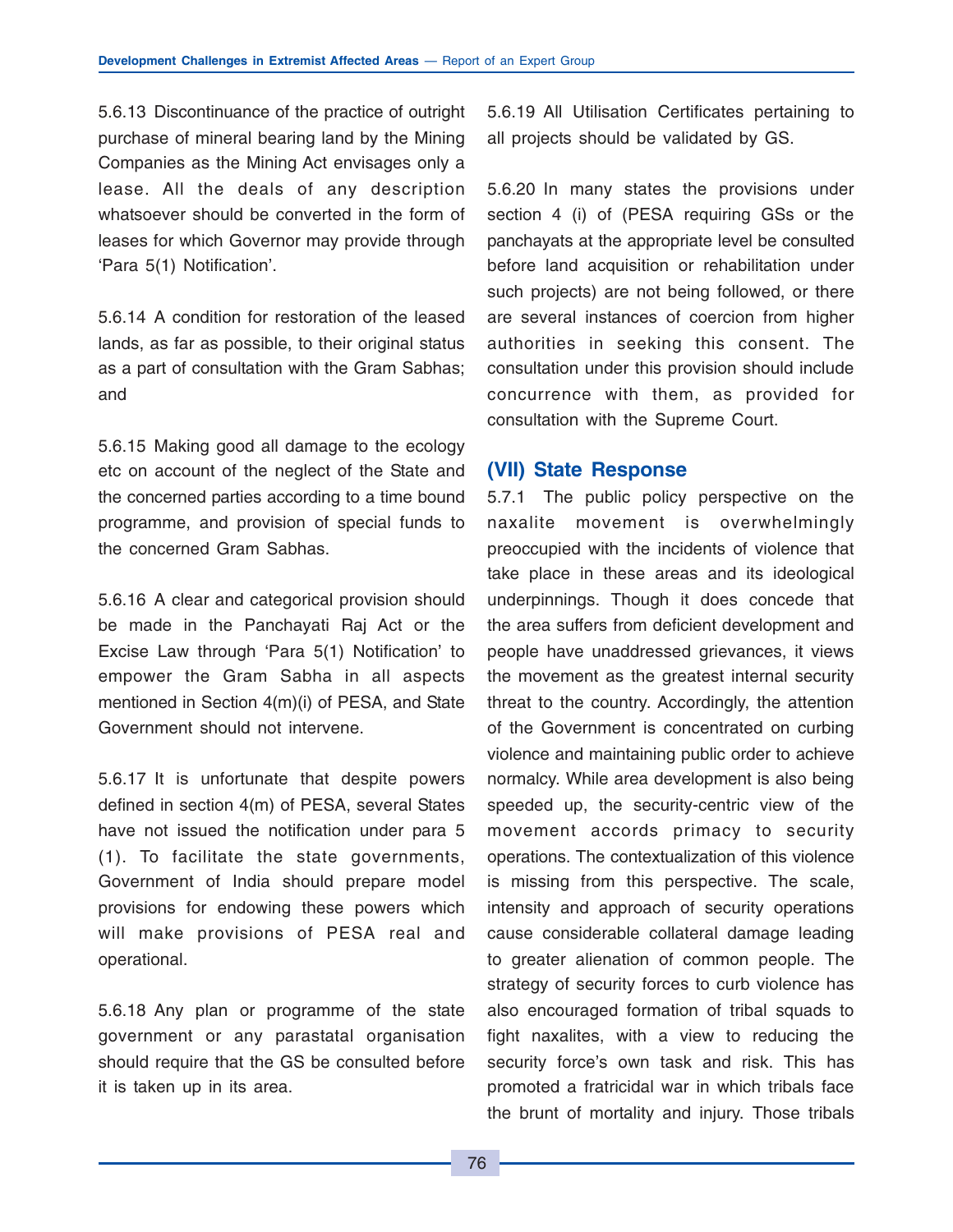5.6.13 Discontinuance of the practice of outright purchase of mineral bearing land by the Mining Companies as the Mining Act envisages only a lease. All the deals of any description whatsoever should be converted in the form of leases for which Governor may provide through 'Para 5(1) Notification'.

5.6.14 A condition for restoration of the leased lands, as far as possible, to their original status as a part of consultation with the Gram Sabhas; and

5.6.15 Making good all damage to the ecology etc on account of the neglect of the State and the concerned parties according to a time bound programme, and provision of special funds to the concerned Gram Sabhas.

5.6.16 A clear and categorical provision should be made in the Panchayati Raj Act or the Excise Law through 'Para 5(1) Notification' to empower the Gram Sabha in all aspects mentioned in Section 4(m)(i) of PESA, and State Government should not intervene.

5.6.17 It is unfortunate that despite powers defined in section 4(m) of PESA, several States have not issued the notification under para 5 (1). To facilitate the state governments, Government of India should prepare model provisions for endowing these powers which will make provisions of PESA real and operational.

5.6.18 Any plan or programme of the state government or any parastatal organisation should require that the GS be consulted before it is taken up in its area.

5.6.19 All Utilisation Certificates pertaining to all projects should be validated by GS.

5.6.20 In many states the provisions under section 4 (i) of (PESA requiring GSs or the panchayats at the appropriate level be consulted before land acquisition or rehabilitation under such projects) are not being followed, or there are several instances of coercion from higher authorities in seeking this consent. The consultation under this provision should include concurrence with them, as provided for consultation with the Supreme Court.

## (VII) State Response

5.7.1 The public policy perspective on the naxalite movement is overwhelmingly preoccupied with the incidents of violence that take place in these areas and its ideological underpinnings. Though it does concede that the area suffers from deficient development and people have unaddressed grievances, it views the movement as the greatest internal security threat to the country. Accordingly, the attention of the Government is concentrated on curbing violence and maintaining public order to achieve normalcy. While area development is also being speeded up, the security-centric view of the movement accords primacy to security operations. The contextualization of this violence is missing from this perspective. The scale, intensity and approach of security operations cause considerable collateral damage leading to greater alienation of common people. The strategy of security forces to curb violence has also encouraged formation of tribal squads to fight naxalites, with a view to reducing the security force's own task and risk. This has promoted a fratricidal war in which tribals face the brunt of mortality and injury. Those tribals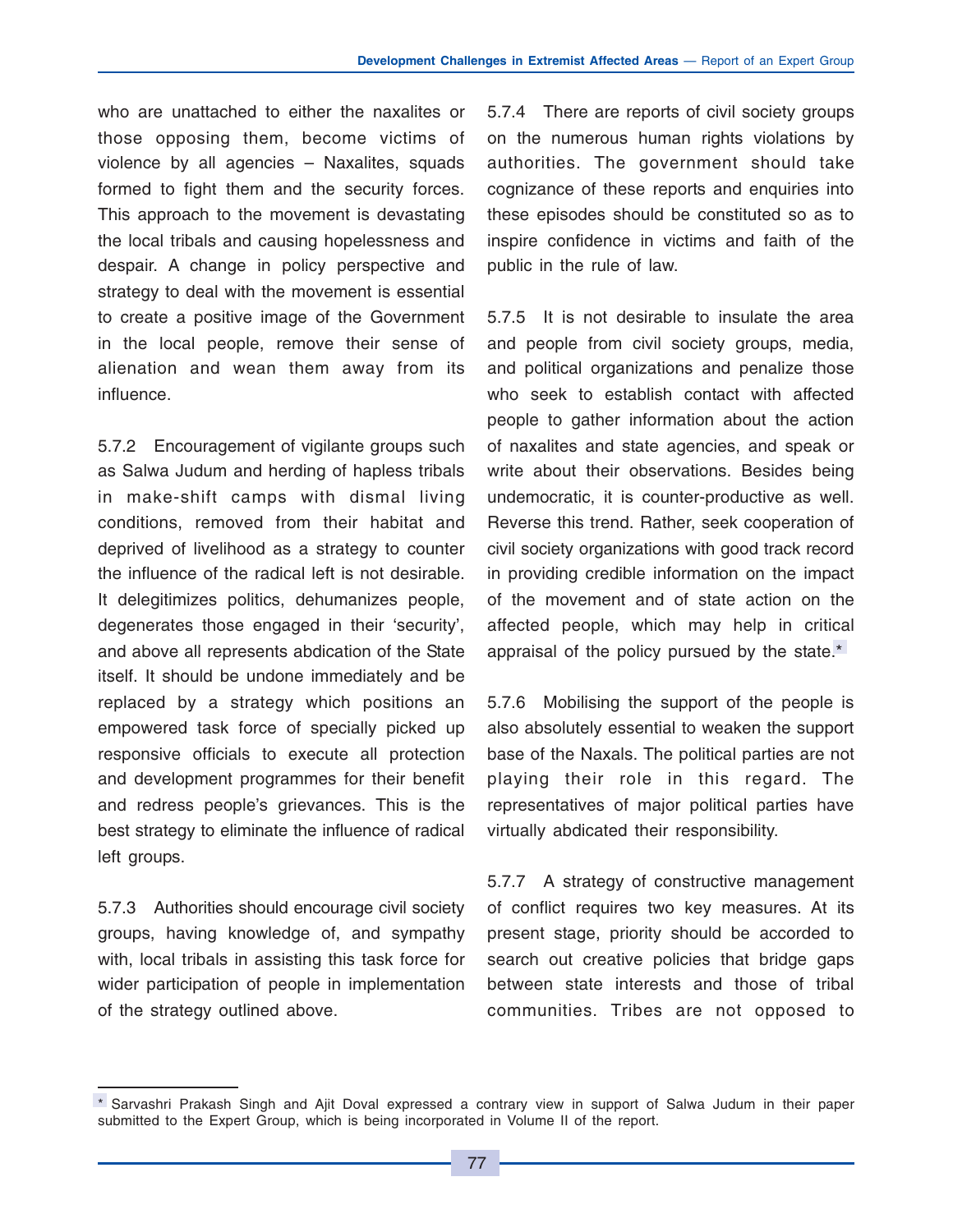who are unattached to either the naxalites or those opposing them, become victims of violence by all agencies – Naxalites, squads formed to fight them and the security forces. This approach to the movement is devastating the local tribals and causing hopelessness and despair. A change in policy perspective and strategy to deal with the movement is essential to create a positive image of the Government in the local people, remove their sense of alienation and wean them away from its influence.

5.7.2 Encouragement of vigilante groups such as Salwa Judum and herding of hapless tribals in make-shift camps with dismal living conditions, removed from their habitat and deprived of livelihood as a strategy to counter the influence of the radical left is not desirable. It delegitimizes politics, dehumanizes people, degenerates those engaged in their 'security', and above all represents abdication of the State itself. It should be undone immediately and be replaced by a strategy which positions an empowered task force of specially picked up responsive officials to execute all protection and development programmes for their benefit and redress people's grievances. This is the best strategy to eliminate the influence of radical left groups.

5.7.3 Authorities should encourage civil society groups, having knowledge of, and sympathy with, local tribals in assisting this task force for wider participation of people in implementation of the strategy outlined above.

5.7.4 There are reports of civil society groups on the numerous human rights violations by authorities. The government should take cognizance of these reports and enquiries into these episodes should be constituted so as to inspire confidence in victims and faith of the public in the rule of law.

5.7.5 It is not desirable to insulate the area and people from civil society groups, media, and political organizations and penalize those who seek to establish contact with affected people to gather information about the action of naxalites and state agencies, and speak or write about their observations. Besides being undemocratic, it is counter-productive as well. Reverse this trend. Rather, seek cooperation of civil society organizations with good track record in providing credible information on the impact of the movement and of state action on the affected people, which may help in critical appraisal of the policy pursued by the state.*

5.7.6 Mobilising the support of the people is also absolutely essential to weaken the support base of the Naxals. The political parties are not playing their role in this regard. The representatives of major political parties have virtually abdicated their responsibility.

5.7.7 A strategy of constructive management of conflict requires two key measures. At its present stage, priority should be accorded to search out creative policies that bridge gaps between state interests and those of tribal communities. Tribes are not opposed to

* Sarvashri Prakash Singh and Ajit Doval expressed a contrary view in support of Salwa Judum in their paper submitted to the Expert Group, which is being incorporated in Volume II of the report.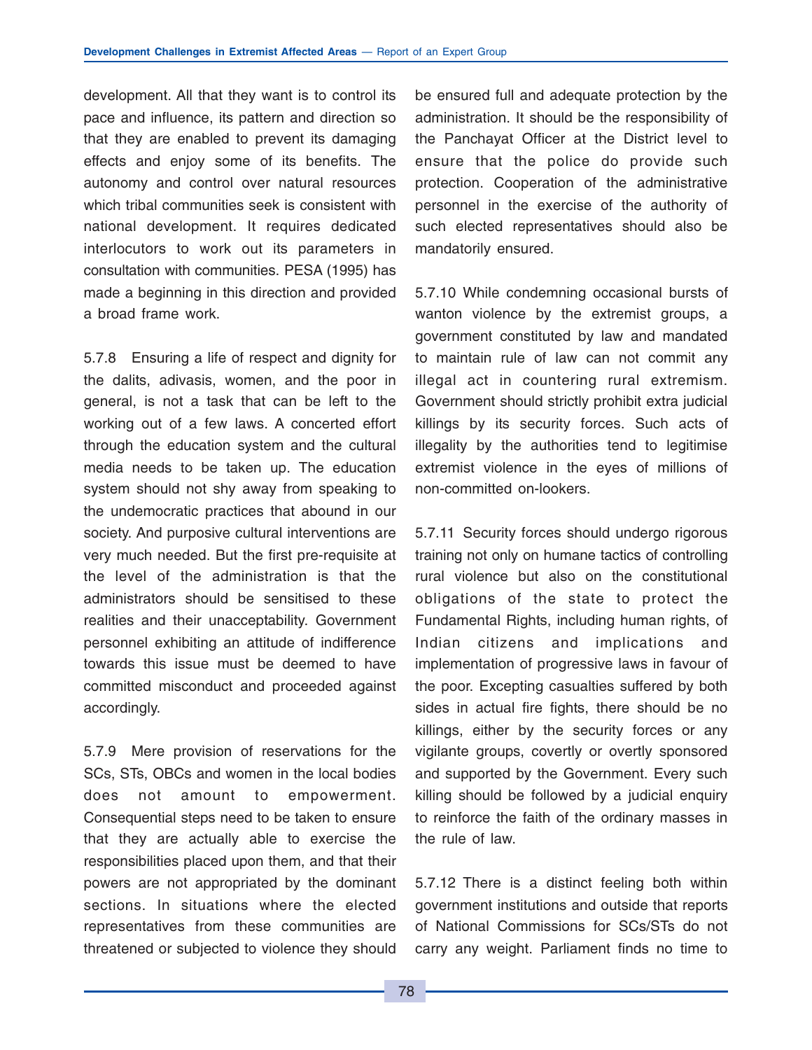development. All that they want is to control its pace and influence, its pattern and direction so that they are enabled to prevent its damaging effects and enjoy some of its benefits. The autonomy and control over natural resources which tribal communities seek is consistent with national development. It requires dedicated interlocutors to work out its parameters in consultation with communities. PESA (1995) has made a beginning in this direction and provided a broad frame work.

5.7.8 Ensuring a life of respect and dignity for the dalits, adivasis, women, and the poor in general, is not a task that can be left to the working out of a few laws. A concerted effort through the education system and the cultural media needs to be taken up. The education system should not shy away from speaking to the undemocratic practices that abound in our society. And purposive cultural interventions are very much needed. But the first pre-requisite at the level of the administration is that the administrators should be sensitised to these realities and their unacceptability. Government personnel exhibiting an attitude of indifference towards this issue must be deemed to have committed misconduct and proceeded against accordingly.

5.7.9 Mere provision of reservations for the SCs, STs, OBCs and women in the local bodies does not amount to empowerment. Consequential steps need to be taken to ensure that they are actually able to exercise the responsibilities placed upon them, and that their powers are not appropriated by the dominant sections. In situations where the elected representatives from these communities are threatened or subjected to violence they should be ensured full and adequate protection by the administration. It should be the responsibility of the Panchayat Officer at the District level to ensure that the police do provide such protection. Cooperation of the administrative personnel in the exercise of the authority of such elected representatives should also be mandatorily ensured.

5.7.10 While condemning occasional bursts of wanton violence by the extremist groups, a government constituted by law and mandated to maintain rule of law can not commit any illegal act in countering rural extremism. Government should strictly prohibit extra judicial killings by its security forces. Such acts of illegality by the authorities tend to legitimise extremist violence in the eyes of millions of non-committed on-lookers.

5.7.11 Security forces should undergo rigorous training not only on humane tactics of controlling rural violence but also on the constitutional obligations of the state to protect the Fundamental Rights, including human rights, of Indian citizens and implications and implementation of progressive laws in favour of the poor. Excepting casualties suffered by both sides in actual fire fights, there should be no killings, either by the security forces or any vigilante groups, covertly or overtly sponsored and supported by the Government. Every such killing should be followed by a judicial enquiry to reinforce the faith of the ordinary masses in the rule of law.

5.7.12 There is a distinct feeling both within government institutions and outside that reports of National Commissions for SCs/STs do not carry any weight. Parliament finds no time to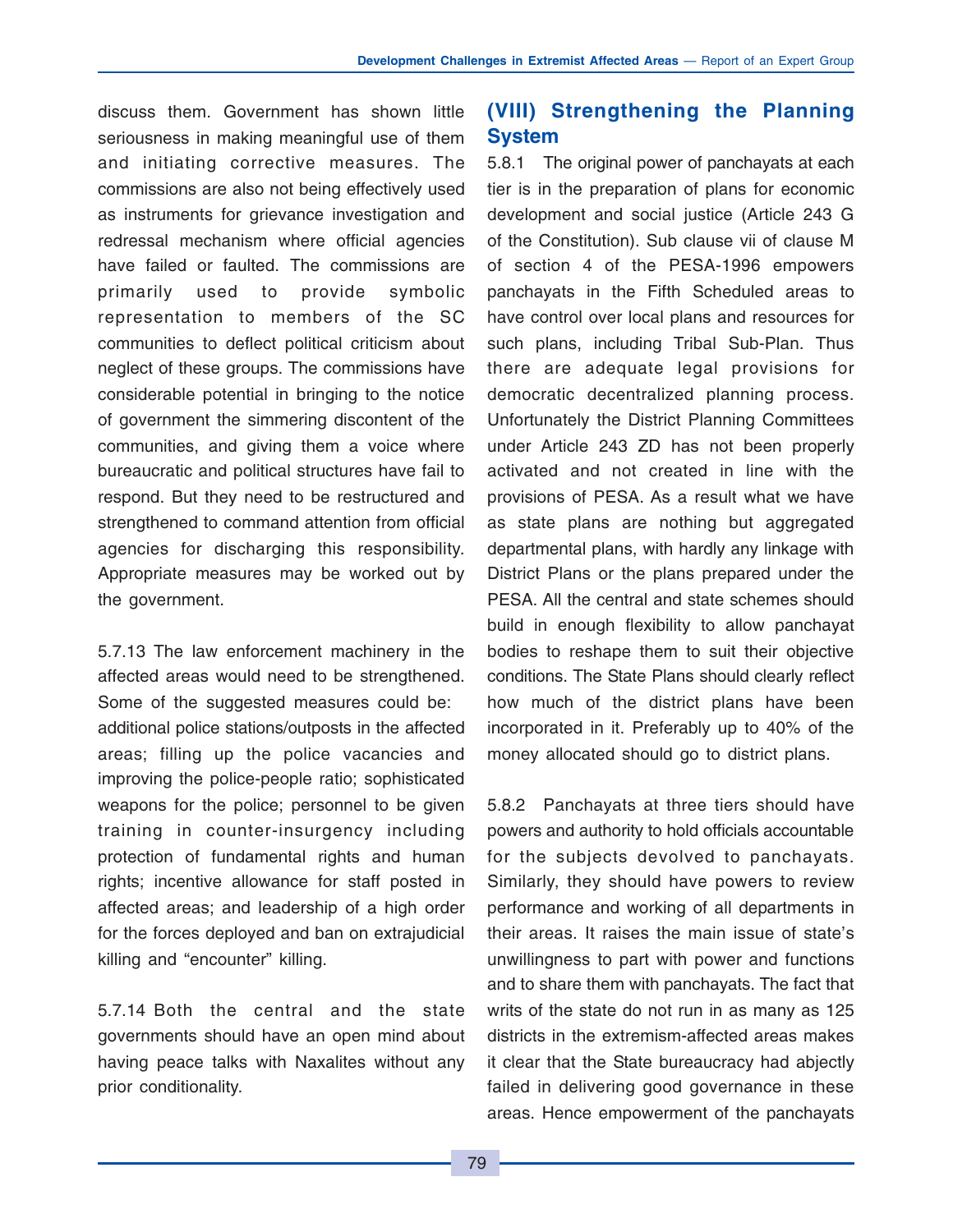discuss them. Government has shown little seriousness in making meaningful use of them and initiating corrective measures. The commissions are also not being effectively used as instruments for grievance investigation and redressal mechanism where official agencies have failed or faulted. The commissions are primarily used to provide symbolic representation to members of the SC communities to deflect political criticism about neglect of these groups. The commissions have considerable potential in bringing to the notice of government the simmering discontent of the communities, and giving them a voice where bureaucratic and political structures have fail to respond. But they need to be restructured and strengthened to command attention from official agencies for discharging this responsibility. Appropriate measures may be worked out by the government.

5.7.13 The law enforcement machinery in the affected areas would need to be strengthened. Some of the suggested measures could be: additional police stations/outposts in the affected areas; filling up the police vacancies and improving the police-people ratio; sophisticated weapons for the police; personnel to be given training in counter-insurgency including protection of fundamental rights and human rights; incentive allowance for staff posted in affected areas; and leadership of a high order for the forces deployed and ban on extrajudicial killing and "encounter" killing.

5.7.14 Both the central and the state governments should have an open mind about having peace talks with Naxalites without any prior conditionality.

## (VIII) Strengthening the Planning System

5.8.1 The original power of panchayats at each tier is in the preparation of plans for economic development and social justice (Article 243 G of the Constitution). Sub clause vii of clause M of section 4 of the PESA-1996 empowers panchayats in the Fifth Scheduled areas to have control over local plans and resources for such plans, including Tribal Sub-Plan. Thus there are adequate legal provisions for democratic decentralized planning process. Unfortunately the District Planning Committees under Article 243 ZD has not been properly activated and not created in line with the provisions of PESA. As a result what we have as state plans are nothing but aggregated departmental plans, with hardly any linkage with District Plans or the plans prepared under the PESA. All the central and state schemes should build in enough flexibility to allow panchayat bodies to reshape them to suit their objective conditions. The State Plans should clearly reflect how much of the district plans have been incorporated in it. Preferably up to 40% of the money allocated should go to district plans.

5.8.2 Panchayats at three tiers should have powers and authority to hold officials accountable for the subjects devolved to panchayats. Similarly, they should have powers to review performance and working of all departments in their areas. It raises the main issue of state's unwillingness to part with power and functions and to share them with panchayats. The fact that writs of the state do not run in as many as 125 districts in the extremism-affected areas makes it clear that the State bureaucracy had abjectly failed in delivering good governance in these areas. Hence empowerment of the panchayats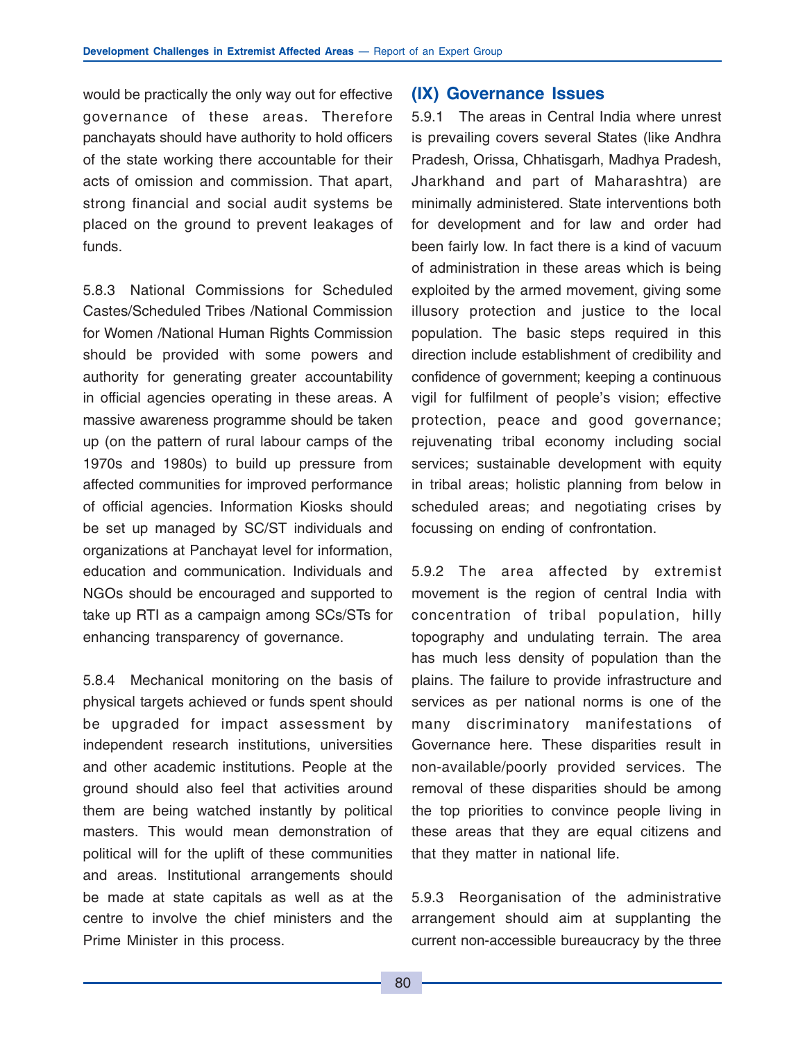would be practically the only way out for effective governance of these areas. Therefore panchayats should have authority to hold officers of the state working there accountable for their acts of omission and commission. That apart, strong financial and social audit systems be placed on the ground to prevent leakages of funds.

5.8.3 National Commissions for Scheduled Castes/Scheduled Tribes /National Commission for Women /National Human Rights Commission should be provided with some powers and authority for generating greater accountability in official agencies operating in these areas. A massive awareness programme should be taken up (on the pattern of rural labour camps of the 1970s and 1980s) to build up pressure from affected communities for improved performance of official agencies. Information Kiosks should be set up managed by SC/ST individuals and organizations at Panchayat level for information, education and communication. Individuals and NGOs should be encouraged and supported to take up RTI as a campaign among SCs/STs for enhancing transparency of governance.

5.8.4 Mechanical monitoring on the basis of physical targets achieved or funds spent should be upgraded for impact assessment by independent research institutions, universities and other academic institutions. People at the ground should also feel that activities around them are being watched instantly by political masters. This would mean demonstration of political will for the uplift of these communities and areas. Institutional arrangements should be made at state capitals as well as at the centre to involve the chief ministers and the Prime Minister in this process.

## (IX) Governance Issues

5.9.1 The areas in Central India where unrest is prevailing covers several States (like Andhra Pradesh, Orissa, Chhatisgarh, Madhya Pradesh, Jharkhand and part of Maharashtra) are minimally administered. State interventions both for development and for law and order had been fairly low. In fact there is a kind of vacuum of administration in these areas which is being exploited by the armed movement, giving some illusory protection and justice to the local population. The basic steps required in this direction include establishment of credibility and confidence of government; keeping a continuous vigil for fulfilment of people's vision; effective protection, peace and good governance; rejuvenating tribal economy including social services; sustainable development with equity in tribal areas; holistic planning from below in scheduled areas; and negotiating crises by focussing on ending of confrontation.

5.9.2 The area affected by extremist movement is the region of central India with concentration of tribal population, hilly topography and undulating terrain. The area has much less density of population than the plains. The failure to provide infrastructure and services as per national norms is one of the many discriminatory manifestations of Governance here. These disparities result in non-available/poorly provided services. The removal of these disparities should be among the top priorities to convince people living in these areas that they are equal citizens and that they matter in national life.

5.9.3 Reorganisation of the administrative arrangement should aim at supplanting the current non-accessible bureaucracy by the three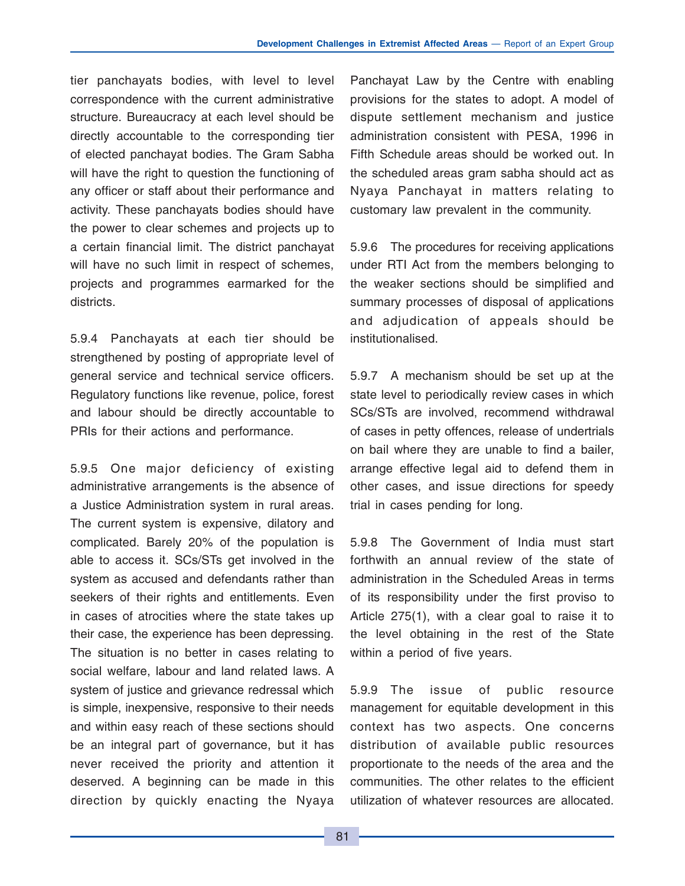tier panchayats bodies, with level to level correspondence with the current administrative structure. Bureaucracy at each level should be directly accountable to the corresponding tier of elected panchayat bodies. The Gram Sabha will have the right to question the functioning of any officer or staff about their performance and activity. These panchayats bodies should have the power to clear schemes and projects up to a certain financial limit. The district panchayat will have no such limit in respect of schemes, projects and programmes earmarked for the districts.

5.9.4 Panchayats at each tier should be strengthened by posting of appropriate level of general service and technical service officers. Regulatory functions like revenue, police, forest and labour should be directly accountable to PRIs for their actions and performance.

5.9.5 One major deficiency of existing administrative arrangements is the absence of a Justice Administration system in rural areas. The current system is expensive, dilatory and complicated. Barely 20% of the population is able to access it. SCs/STs get involved in the system as accused and defendants rather than seekers of their rights and entitlements. Even in cases of atrocities where the state takes up their case, the experience has been depressing. The situation is no better in cases relating to social welfare, labour and land related laws. A system of justice and grievance redressal which is simple, inexpensive, responsive to their needs and within easy reach of these sections should be an integral part of governance, but it has never received the priority and attention it deserved. A beginning can be made in this direction by quickly enacting the Nyaya Panchayat Law by the Centre with enabling provisions for the states to adopt. A model of dispute settlement mechanism and justice administration consistent with PESA, 1996 in Fifth Schedule areas should be worked out. In the scheduled areas gram sabha should act as Nyaya Panchayat in matters relating to customary law prevalent in the community.

5.9.6 The procedures for receiving applications under RTI Act from the members belonging to the weaker sections should be simplified and summary processes of disposal of applications and adjudication of appeals should be institutionalised.

5.9.7 A mechanism should be set up at the state level to periodically review cases in which SCs/STs are involved, recommend withdrawal of cases in petty offences, release of undertrials on bail where they are unable to find a bailer, arrange effective legal aid to defend them in other cases, and issue directions for speedy trial in cases pending for long.

5.9.8 The Government of India must start forthwith an annual review of the state of administration in the Scheduled Areas in terms of its responsibility under the first proviso to Article 275(1), with a clear goal to raise it to the level obtaining in the rest of the State within a period of five years.

5.9.9 The issue of public resource management for equitable development in this context has two aspects. One concerns distribution of available public resources proportionate to the needs of the area and the communities. The other relates to the efficient utilization of whatever resources are allocated.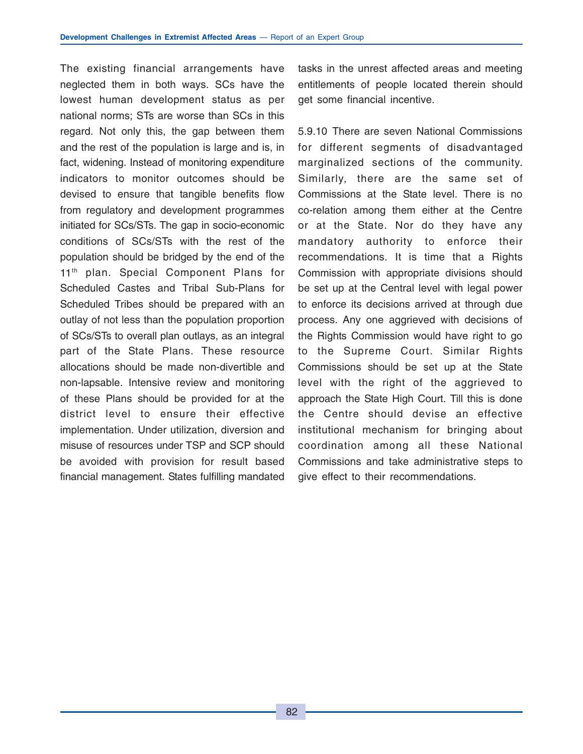The existing financial arrangements have neglected them in both ways. SCs have the lowest human development status as per national norms; STs are worse than SCs in this regard. Not only this, the gap between them and the rest of the population is large and is, in fact, widening. Instead of monitoring expenditure indicators to monitor outcomes should be devised to ensure that tangible benefits flow from regulatory and development programmes initiated for SCs/STs. The gap in socio-economic conditions of SCs/STs with the rest of the population should be bridged by the end of the 11th plan. Special Component Plans for Scheduled Castes and Tribal Sub-Plans for Scheduled Tribes should be prepared with an outlay of not less than the population proportion of SCs/STs to overall plan outlays, as an integral part of the State Plans. These resource allocations should be made non-divertible and non-lapsable. Intensive review and monitoring of these Plans should be provided for at the district level to ensure their effective implementation. Under utilization, diversion and misuse of resources under TSP and SCP should be avoided with provision for result based financial management. States fulfilling mandated tasks in the unrest affected areas and meeting entitlements of people located therein should get some financial incentive.

5.9.10 There are seven National Commissions for different segments of disadvantaged marginalized sections of the community. Similarly, there are the same set of Commissions at the State level. There is no co-relation among them either at the Centre or at the State. Nor do they have any mandatory authority to enforce their recommendations. It is time that a Rights Commission with appropriate divisions should be set up at the Central level with legal power to enforce its decisions arrived at through due process. Any one aggrieved with decisions of the Rights Commission would have right to go to the Supreme Court. Similar Rights Commissions should be set up at the State level with the right of the aggrieved to approach the State High Court. Till this is done the Centre should devise an effective institutional mechanism for bringing about coordination among all these National Commissions and take administrative steps to give effect to their recommendations.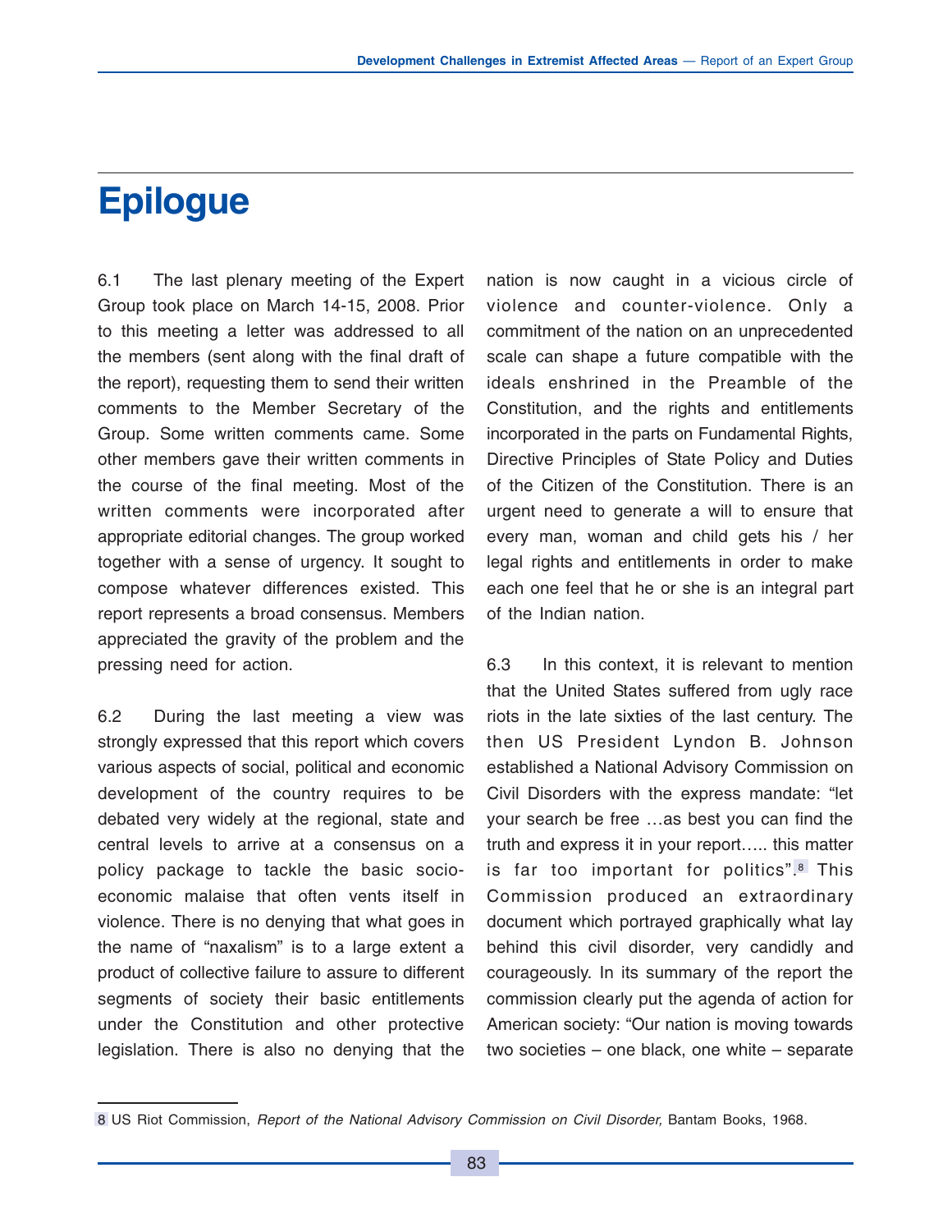# Epilogue

6.1 The last plenary meeting of the Expert Group took place on March 14-15, 2008. Prior to this meeting a letter was addressed to all the members (sent along with the final draft of the report), requesting them to send their written comments to the Member Secretary of the Group. Some written comments came. Some other members gave their written comments in the course of the final meeting. Most of the written comments were incorporated after appropriate editorial changes. The group worked together with a sense of urgency. It sought to compose whatever differences existed. This report represents a broad consensus. Members appreciated the gravity of the problem and the pressing need for action.

6.2 During the last meeting a view was strongly expressed that this report which covers various aspects of social, political and economic development of the country requires to be debated very widely at the regional, state and central levels to arrive at a consensus on a policy package to tackle the basic socio-economic malaise that often vents itself in violence. There is no denying that what goes in the name of "naxalism" is to a large extent a product of collective failure to assure to different segments of society their basic entitlements under the Constitution and other protective legislation. There is also no denying that the nation is now caught in a vicious circle of violence and counter-violence. Only a commitment of the nation on an unprecedented scale can shape a future compatible with the ideals enshrined in the Preamble of the Constitution, and the rights and entitlements incorporated in the parts on Fundamental Rights, Directive Principles of State Policy and Duties of the Citizen of the Constitution. There is an urgent need to generate a will to ensure that every man, woman and child gets his / her legal rights and entitlements in order to make each one feel that he or she is an integral part of the Indian nation.

6.3 In this context, it is relevant to mention that the United States suffered from ugly race riots in the late sixties of the last century. The then US President Lyndon B. Johnson established a National Advisory Commission on Civil Disorders with the express mandate: "let your search be free …as best you can find the truth and express it in your report….. this matter is far too important for politics".[8] This Commission produced an extraordinary document which portrayed graphically what lay behind this civil disorder, very candidly and courageously. In its summary of the report the commission clearly put the agenda of action for American society: "Our nation is moving towards two societies – one black, one white – separate

---

8 US Riot Commission, *Report of the National Advisory Commission on Civil Disorder,* Bantam Books, 1968.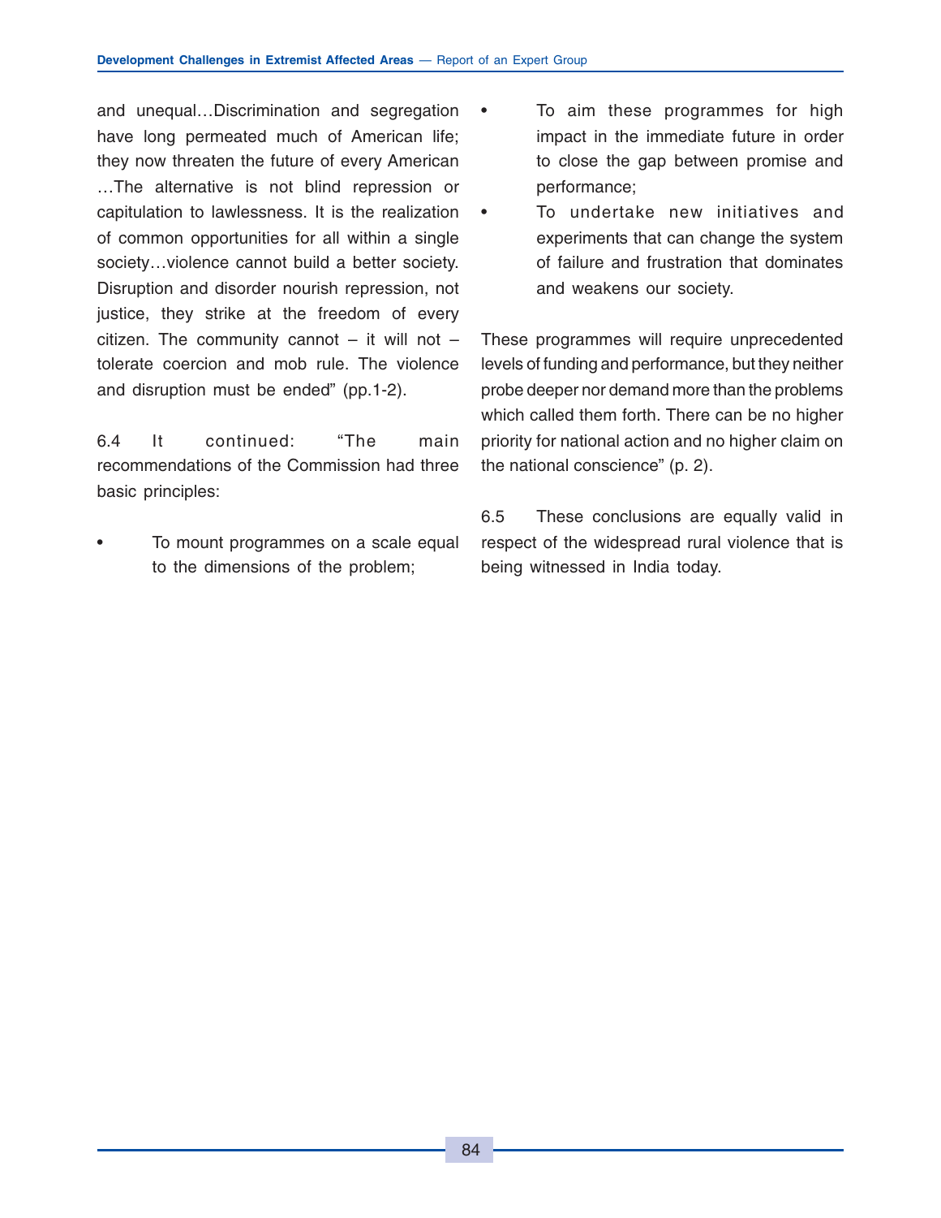and unequal…Discrimination and segregation have long permeated much of American life; they now threaten the future of every American …The alternative is not blind repression or capitulation to lawlessness. It is the realization of common opportunities for all within a single society…violence cannot build a better society. Disruption and disorder nourish repression, not justice, they strike at the freedom of every citizen. The community cannot – it will not – tolerate coercion and mob rule. The violence and disruption must be ended" (pp.1-2).

6.4 It continued: "The main recommendations of the Commission had three basic principles:

- To mount programmes on a scale equal to the dimensions of the problem;
- To aim these programmes for high impact in the immediate future in order to close the gap between promise and performance;
- To undertake new initiatives and experiments that can change the system of failure and frustration that dominates and weakens our society.

These programmes will require unprecedented levels of funding and performance, but they neither probe deeper nor demand more than the problems which called them forth. There can be no higher priority for national action and no higher claim on the national conscience" (p. 2).

6.5 These conclusions are equally valid in respect of the widespread rural violence that is being witnessed in India today.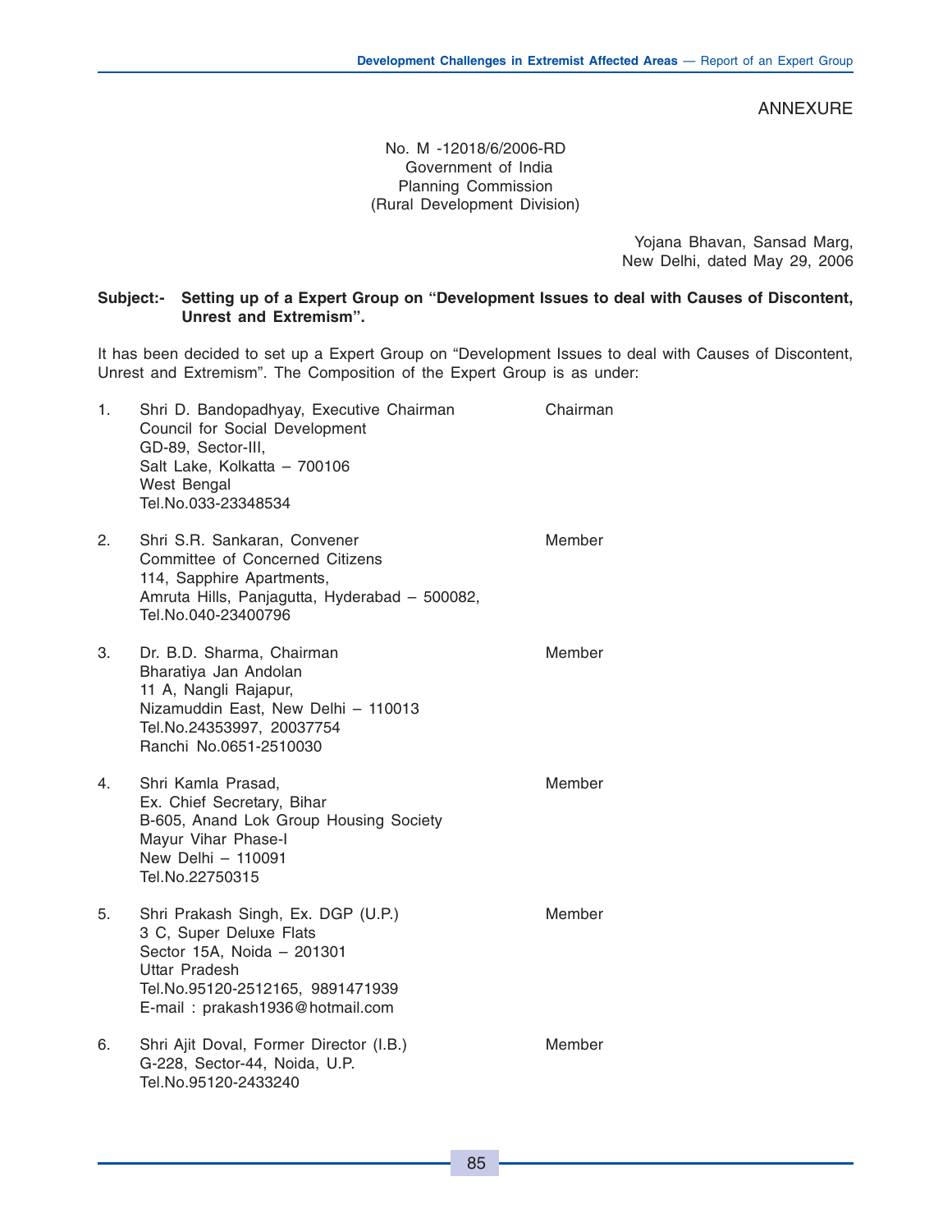ANNEXURE

No. M -12018/6/2006-RD
Government of India
Planning Commission
(Rural Development Division)

Yojana Bhavan, Sansad Marg,
New Delhi, dated May 29, 2006

**Subject:- Setting up of a Expert Group on "Development Issues to deal with Causes of Discontent, Unrest and Extremism".**

It has been decided to set up a Expert Group on "Development Issues to deal with Causes of Discontent, Unrest and Extremism". The Composition of the Expert Group is as under:

1. Shri D. Bandopadhyay, Executive Chairman
   Council for Social Development
   GD-89, Sector-III,
   Salt Lake, Kolkatta – 700106
   West Bengal
   Tel.No.033-23348534
   — Chairman

2. Shri S.R. Sankaran, Convener
   Committee of Concerned Citizens
   114, Sapphire Apartments,
   Amruta Hills, Panjagutta, Hyderabad – 500082,
   Tel.No.040-23400796
   — Member

3. Dr. B.D. Sharma, Chairman
   Bharatiya Jan Andolan
   11 A, Nangli Rajapur,
   Nizamuddin East, New Delhi – 110013
   Tel.No.24353997, 20037754
   Ranchi No.0651-2510030
   — Member

4. Shri Kamla Prasad,
   Ex. Chief Secretary, Bihar
   B-605, Anand Lok Group Housing Society
   Mayur Vihar Phase-I
   New Delhi – 110091
   Tel.No.22750315
   — Member

5. Shri Prakash Singh, Ex. DGP (U.P.)
   3 C, Super Deluxe Flats
   Sector 15A, Noida – 201301
   Uttar Pradesh
   Tel.No.95120-2512165, 9891471939
   E-mail : prakash1936@hotmail.com
   — Member

6. Shri Ajit Doval, Former Director (I.B.)
   G-228, Sector-44, Noida, U.P.
   Tel.No.95120-2433240
   — Member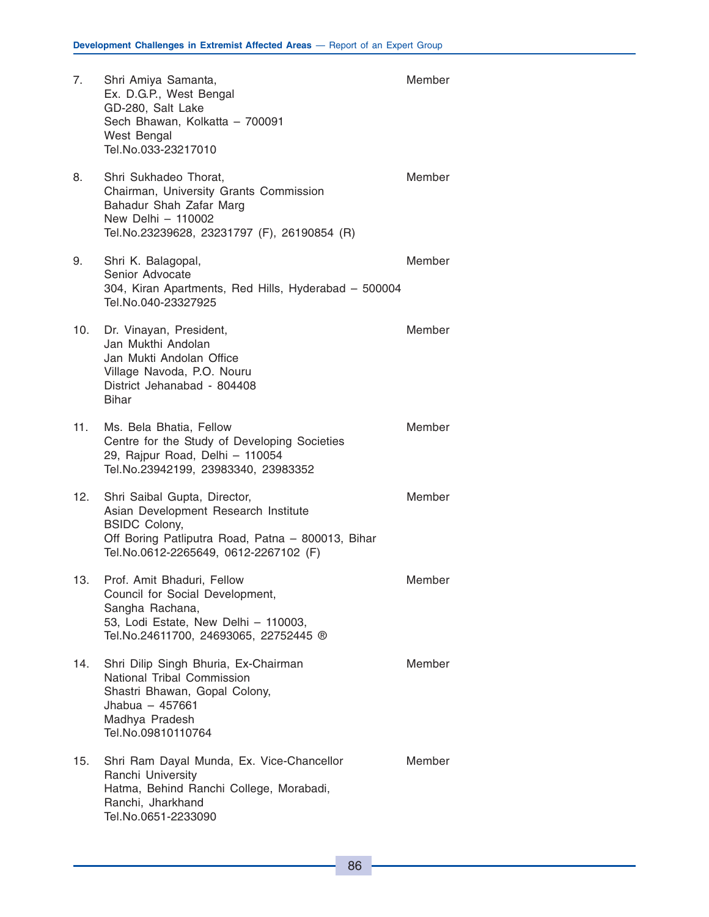7. Shri Amiya Samanta, Member
   Ex. D.G.P., West Bengal
   GD-280, Salt Lake
   Sech Bhawan, Kolkatta – 700091
   West Bengal
   Tel.No.033-23217010

8. Shri Sukhadeo Thorat, Member
   Chairman, University Grants Commission
   Bahadur Shah Zafar Marg
   New Delhi – 110002
   Tel.No.23239628, 23231797 (F), 26190854 (R)

9. Shri K. Balagopal, Member
   Senior Advocate
   304, Kiran Apartments, Red Hills, Hyderabad – 500004
   Tel.No.040-23327925

10. Dr. Vinayan, President, Member
    Jan Mukthi Andolan
    Jan Mukti Andolan Office
    Village Navoda, P.O. Nouru
    District Jehanabad - 804408
    Bihar

11. Ms. Bela Bhatia, Fellow Member
    Centre for the Study of Developing Societies
    29, Rajpur Road, Delhi – 110054
    Tel.No.23942199, 23983340, 23983352

12. Shri Saibal Gupta, Director, Member
    Asian Development Research Institute
    BSIDC Colony,
    Off Boring Patliputra Road, Patna – 800013, Bihar
    Tel.No.0612-2265649, 0612-2267102 (F)

13. Prof. Amit Bhaduri, Fellow Member
    Council for Social Development,
    Sangha Rachana,
    53, Lodi Estate, New Delhi – 110003,
    Tel.No.24611700, 24693065, 22752445 ®

14. Shri Dilip Singh Bhuria, Ex-Chairman Member
    National Tribal Commission
    Shastri Bhawan, Gopal Colony,
    Jhabua – 457661
    Madhya Pradesh
    Tel.No.09810110764

15. Shri Ram Dayal Munda, Ex. Vice-Chancellor Member
    Ranchi University
    Hatma, Behind Ranchi College, Morabadi,
    Ranchi, Jharkhand
    Tel.No.0651-2233090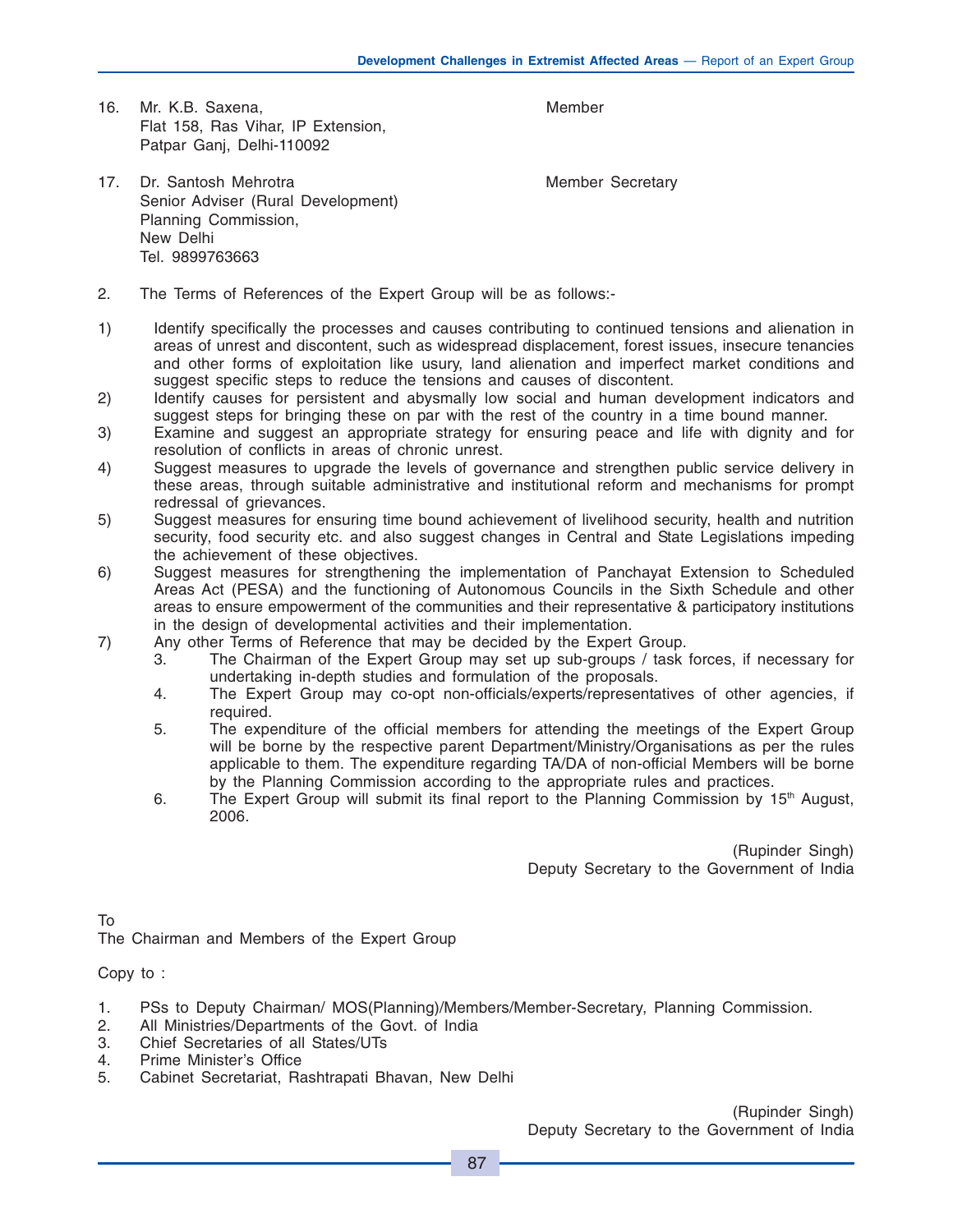16. Mr. K.B. Saxena, Member
    Flat 158, Ras Vihar, IP Extension,
    Patpar Ganj, Delhi-110092

17. Dr. Santosh Mehrotra Member Secretary
    Senior Adviser (Rural Development)
    Planning Commission,
    New Delhi
    Tel. 9899763663

2. The Terms of References of the Expert Group will be as follows:-

1) Identify specifically the processes and causes contributing to continued tensions and alienation in areas of unrest and discontent, such as widespread displacement, forest issues, insecure tenancies and other forms of exploitation like usury, land alienation and imperfect market conditions and suggest specific steps to reduce the tensions and causes of discontent.
2) Identify causes for persistent and abysmally low social and human development indicators and suggest steps for bringing these on par with the rest of the country in a time bound manner.
3) Examine and suggest an appropriate strategy for ensuring peace and life with dignity and for resolution of conflicts in areas of chronic unrest.
4) Suggest measures to upgrade the levels of governance and strengthen public service delivery in these areas, through suitable administrative and institutional reform and mechanisms for prompt redressal of grievances.
5) Suggest measures for ensuring time bound achievement of livelihood security, health and nutrition security, food security etc. and also suggest changes in Central and State Legislations impeding the achievement of these objectives.
6) Suggest measures for strengthening the implementation of Panchayat Extension to Scheduled Areas Act (PESA) and the functioning of Autonomous Councils in the Sixth Schedule and other areas to ensure empowerment of the communities and their representative & participatory institutions in the design of developmental activities and their implementation.
7) Any other Terms of Reference that may be decided by the Expert Group.

   3. The Chairman of the Expert Group may set up sub-groups / task forces, if necessary for undertaking in-depth studies and formulation of the proposals.
   4. The Expert Group may co-opt non-officials/experts/representatives of other agencies, if required.
   5. The expenditure of the official members for attending the meetings of the Expert Group will be borne by the respective parent Department/Ministry/Organisations as per the rules applicable to them. The expenditure regarding TA/DA of non-official Members will be borne by the Planning Commission according to the appropriate rules and practices.
   6. The Expert Group will submit its final report to the Planning Commission by 15th August, 2006.

(Rupinder Singh)
Deputy Secretary to the Government of India

To
The Chairman and Members of the Expert Group

Copy to :

1. PSs to Deputy Chairman/ MOS(Planning)/Members/Member-Secretary, Planning Commission.
2. All Ministries/Departments of the Govt. of India
3. Chief Secretaries of all States/UTs
4. Prime Minister's Office
5. Cabinet Secretariat, Rashtrapati Bhavan, New Delhi

(Rupinder Singh)
Deputy Secretary to the Government of India